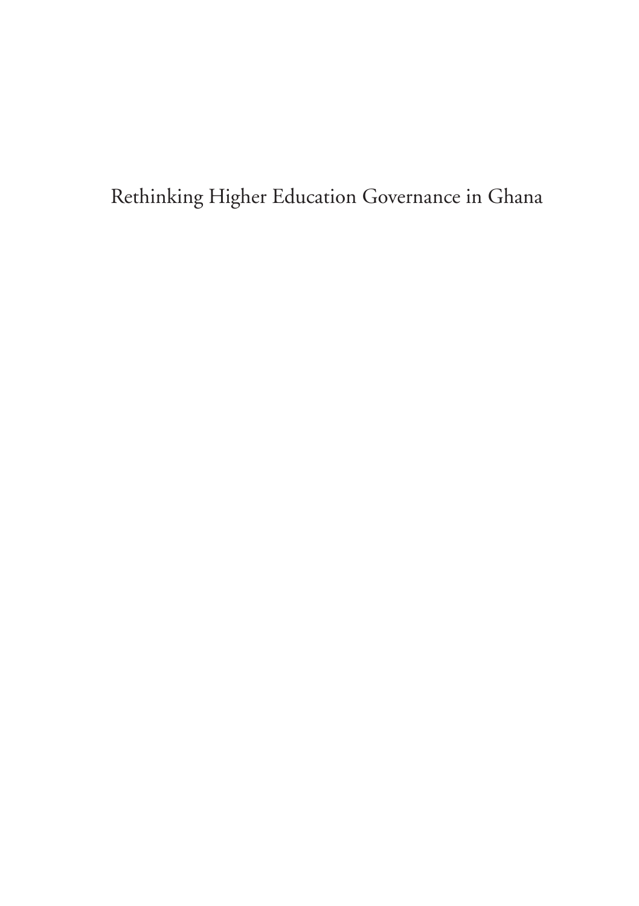# Rethinking Higher Education Governance in Ghana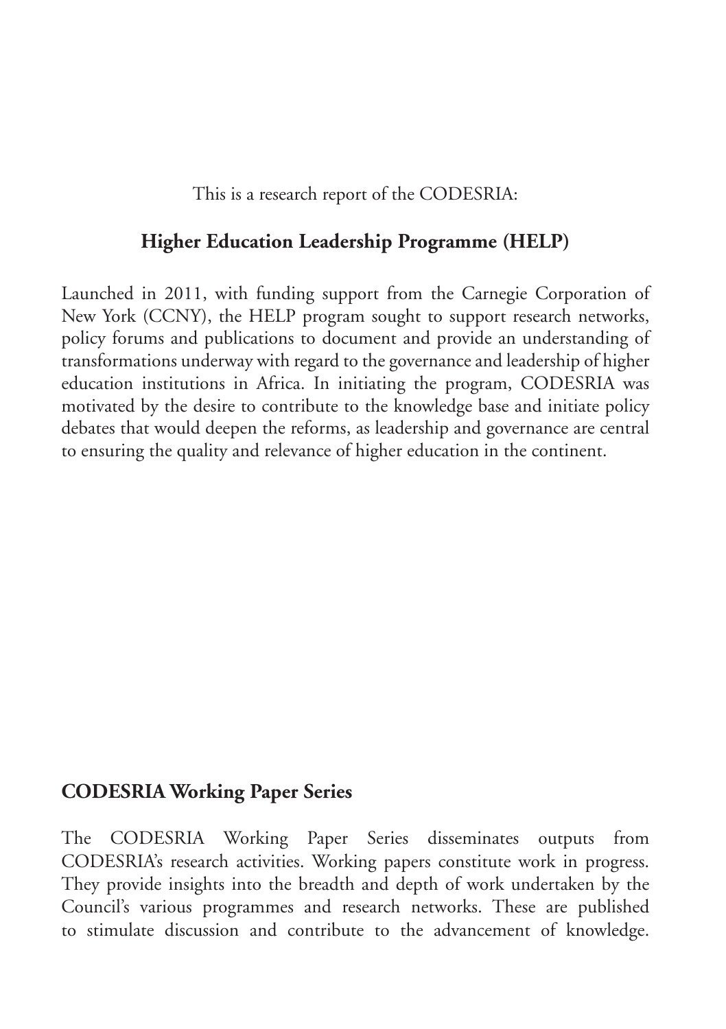This is a research report of the CODESRIA:

## Higher Education Leadership Programme (HELP)

Launched in 2011, with funding support from the Carnegie Corporation of New York (CCNY), the HELP program sought to support research networks, policy forums and publications to document and provide an understanding of transformations underway with regard to the governance and leadership of higher education institutions in Africa. In initiating the program, CODESRIA was motivated by the desire to contribute to the knowledge base and initiate policy debates that would deepen the reforms, as leadership and governance are central to ensuring the quality and relevance of higher education in the continent.

## CODESRIA Working Paper Series

The CODESRIA Working Paper Series disseminates outputs from CODESRIA's research activities. Working papers constitute work in progress. They provide insights into the breadth and depth of work undertaken by the Council's various programmes and research networks. These are published to stimulate discussion and contribute to the advancement of knowledge.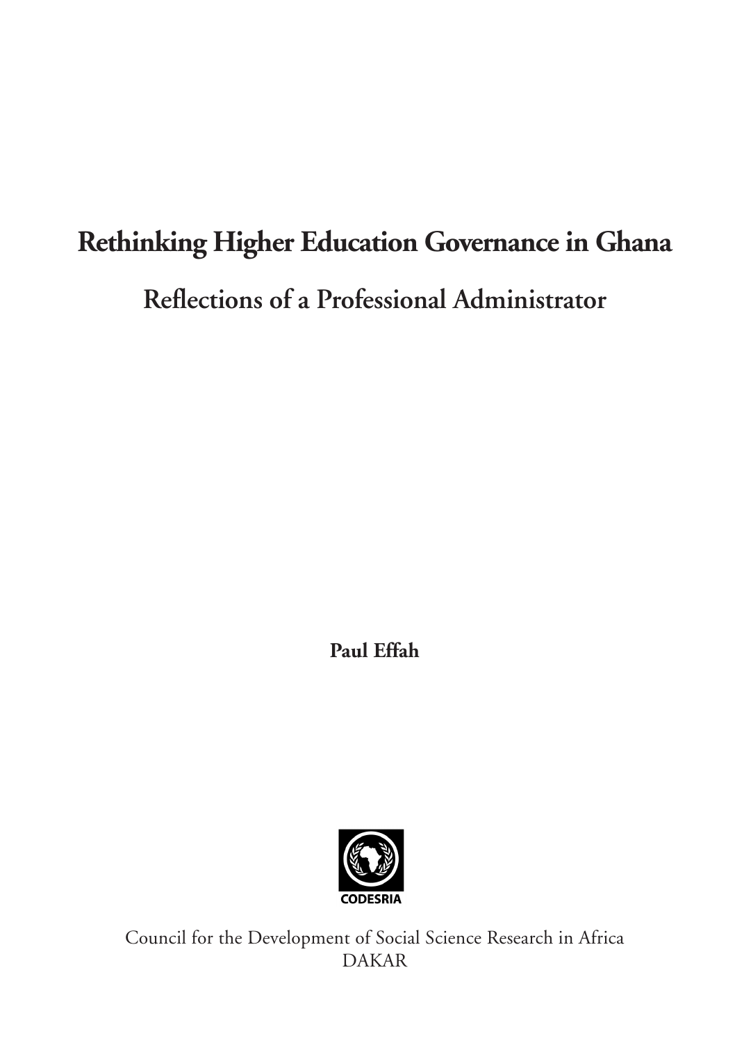# Rethinking Higher Education Governance in Ghana

## Reflections of a Professional Administrator

**Paul Effah**

CODESRIA

Council for the Development of Social Science Research in Africa
DAKAR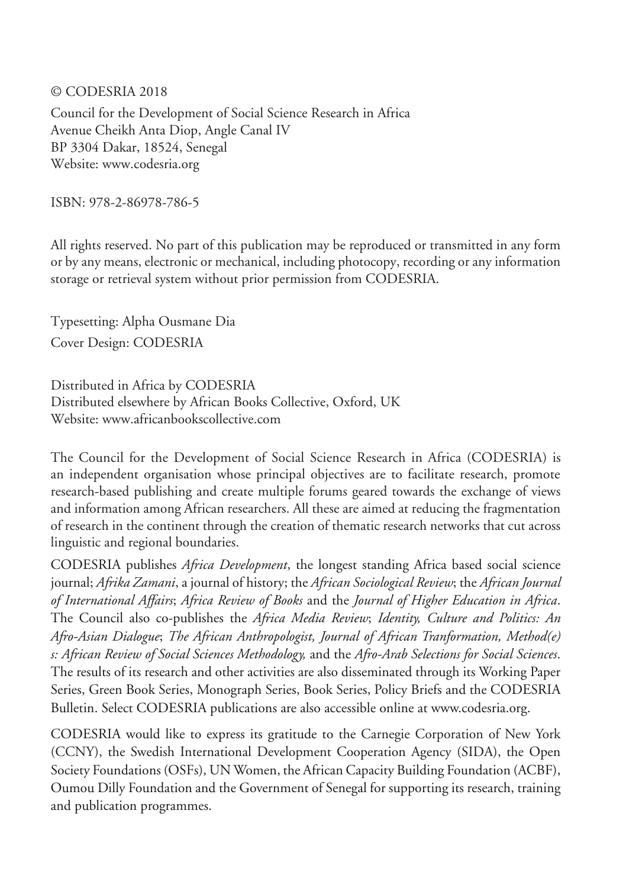© CODESRIA 2018

Council for the Development of Social Science Research in Africa
Avenue Cheikh Anta Diop, Angle Canal IV
BP 3304 Dakar, 18524, Senegal
Website: www.codesria.org

ISBN: 978-2-86978-786-5

All rights reserved. No part of this publication may be reproduced or transmitted in any form or by any means, electronic or mechanical, including photocopy, recording or any information storage or retrieval system without prior permission from CODESRIA.

Typesetting: Alpha Ousmane Dia
Cover Design: CODESRIA

Distributed in Africa by CODESRIA
Distributed elsewhere by African Books Collective, Oxford, UK
Website: www.africanbookscollective.com

The Council for the Development of Social Science Research in Africa (CODESRIA) is an independent organisation whose principal objectives are to facilitate research, promote research-based publishing and create multiple forums geared towards the exchange of views and information among African researchers. All these are aimed at reducing the fragmentation of research in the continent through the creation of thematic research networks that cut across linguistic and regional boundaries.

CODESRIA publishes *Africa Development*, the longest standing Africa based social science journal; *Afrika Zamani*, a journal of history; the *African Sociological Review*; the *African Journal of International Affairs*; *Africa Review of Books* and the *Journal of Higher Education in Africa*. The Council also co-publishes the *Africa Media Review*; *Identity, Culture and Politics: An Afro-Asian Dialogue*; *The African Anthropologist, Journal of African Tranformation, Method(e) s: African Review of Social Sciences Methodology,* and the *Afro-Arab Selections for Social Sciences*. The results of its research and other activities are also disseminated through its Working Paper Series, Green Book Series, Monograph Series, Book Series, Policy Briefs and the CODESRIA Bulletin. Select CODESRIA publications are also accessible online at www.codesria.org.

CODESRIA would like to express its gratitude to the Carnegie Corporation of New York (CCNY), the Swedish International Development Cooperation Agency (SIDA), the Open Society Foundations (OSFs), UN Women, the African Capacity Building Foundation (ACBF), Oumou Dilly Foundation and the Government of Senegal for supporting its research, training and publication programmes.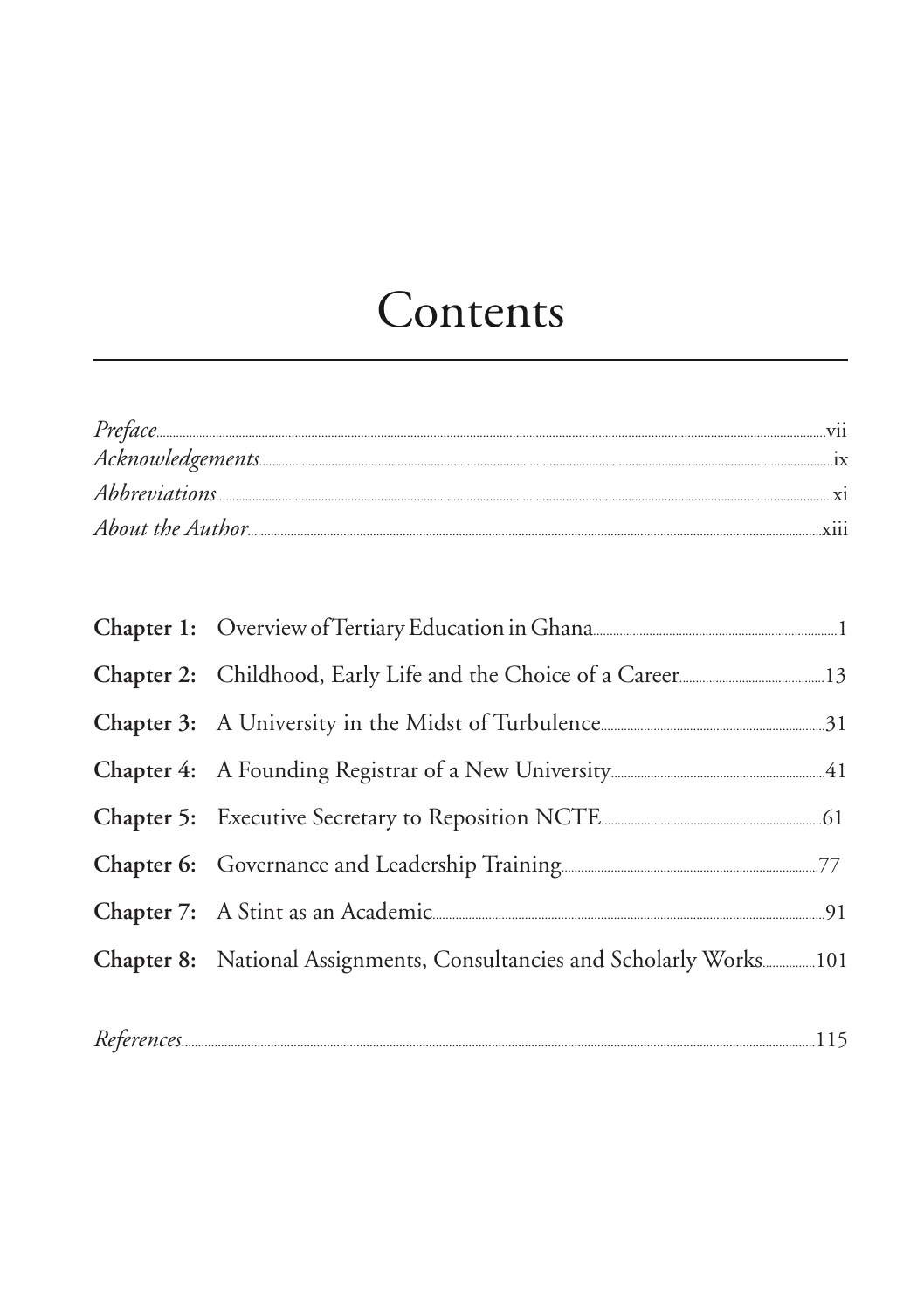# Contents

*Preface* ........ vii
*Acknowledgements* ........ ix
*Abbreviations* ........ xi
*About the Author* ........ xiii

**Chapter 1:** Overview of Tertiary Education in Ghana ........ 1
**Chapter 2:** Childhood, Early Life and the Choice of a Career ........ 13
**Chapter 3:** A University in the Midst of Turbulence ........ 31
**Chapter 4:** A Founding Registrar of a New University ........ 41
**Chapter 5:** Executive Secretary to Reposition NCTE ........ 61
**Chapter 6:** Governance and Leadership Training ........ 77
**Chapter 7:** A Stint as an Academic ........ 91
**Chapter 8:** National Assignments, Consultancies and Scholarly Works ........ 101

*References* ........ 115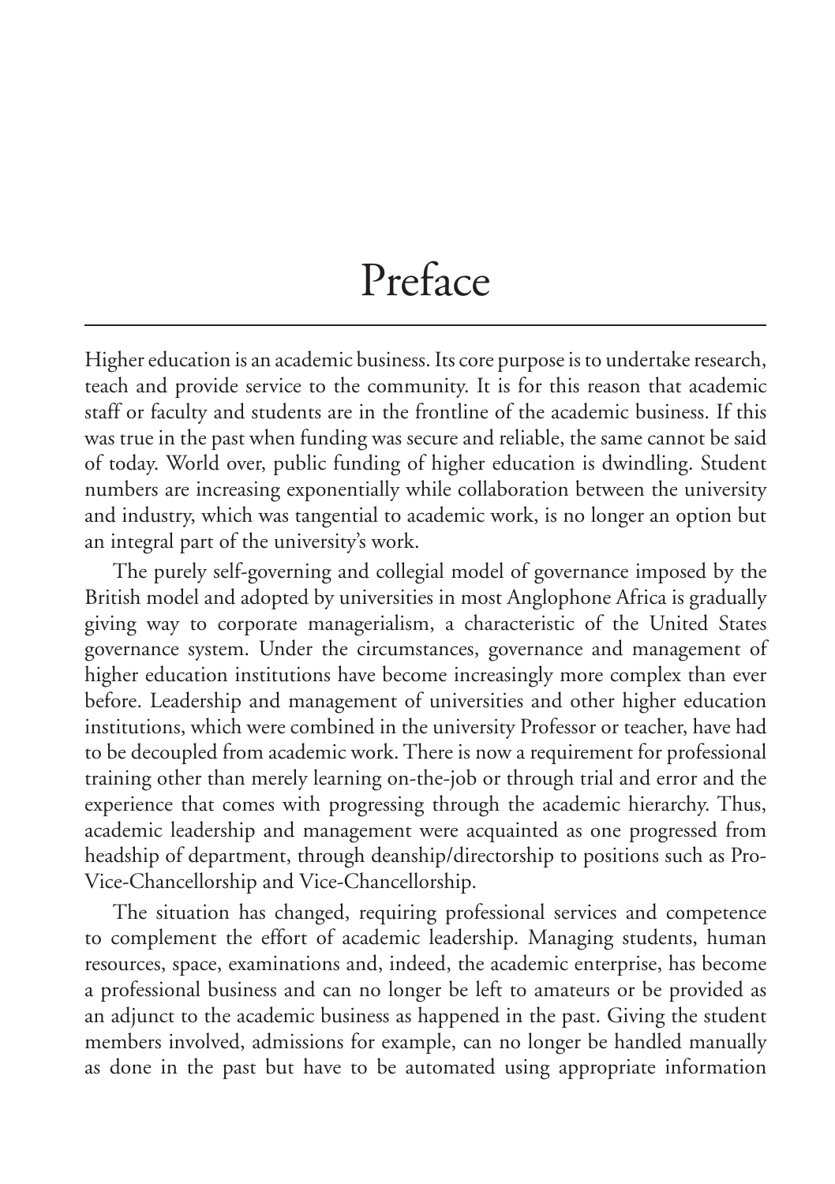# Preface

Higher education is an academic business. Its core purpose is to undertake research, teach and provide service to the community. It is for this reason that academic staff or faculty and students are in the frontline of the academic business. If this was true in the past when funding was secure and reliable, the same cannot be said of today. World over, public funding of higher education is dwindling. Student numbers are increasing exponentially while collaboration between the university and industry, which was tangential to academic work, is no longer an option but an integral part of the university's work.

The purely self-governing and collegial model of governance imposed by the British model and adopted by universities in most Anglophone Africa is gradually giving way to corporate managerialism, a characteristic of the United States governance system. Under the circumstances, governance and management of higher education institutions have become increasingly more complex than ever before. Leadership and management of universities and other higher education institutions, which were combined in the university Professor or teacher, have had to be decoupled from academic work. There is now a requirement for professional training other than merely learning on-the-job or through trial and error and the experience that comes with progressing through the academic hierarchy. Thus, academic leadership and management were acquainted as one progressed from headship of department, through deanship/directorship to positions such as Pro-Vice-Chancellorship and Vice-Chancellorship.

The situation has changed, requiring professional services and competence to complement the effort of academic leadership. Managing students, human resources, space, examinations and, indeed, the academic enterprise, has become a professional business and can no longer be left to amateurs or be provided as an adjunct to the academic business as happened in the past. Giving the student members involved, admissions for example, can no longer be handled manually as done in the past but have to be automated using appropriate information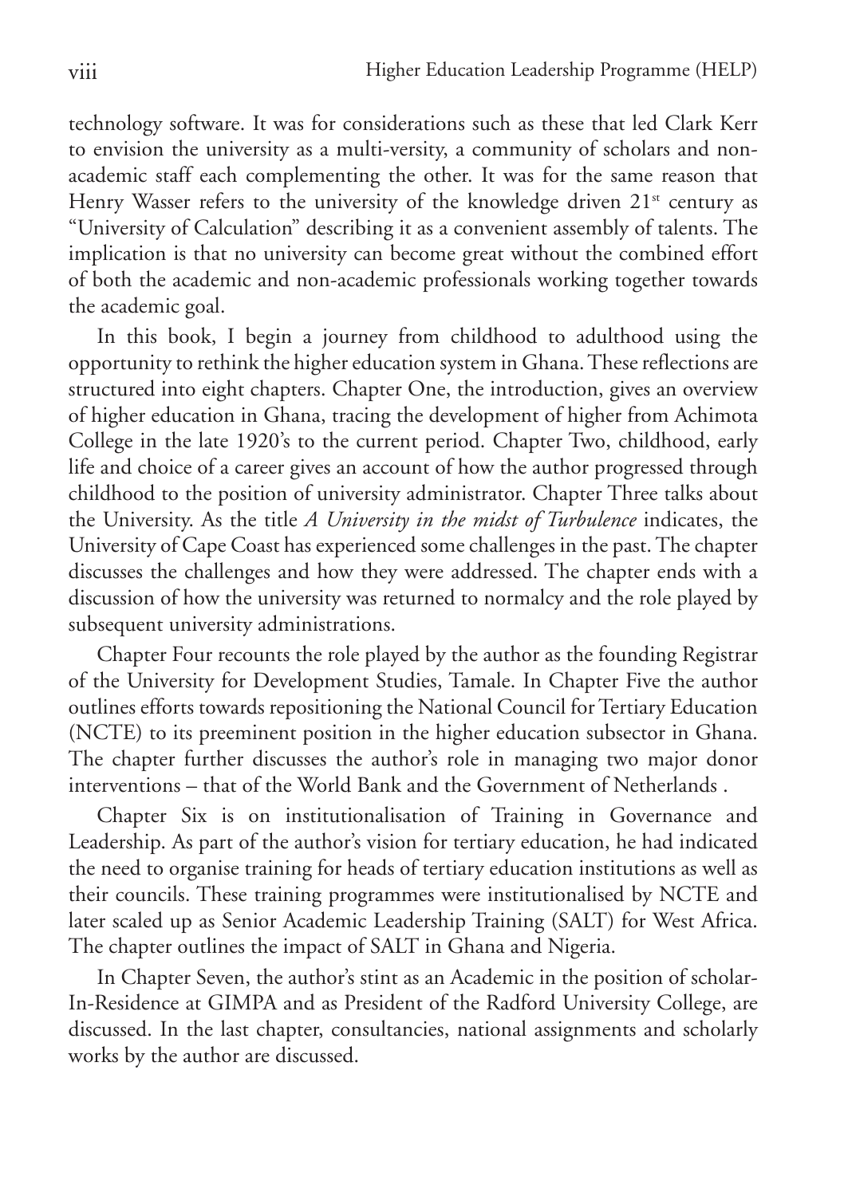technology software. It was for considerations such as these that led Clark Kerr to envision the university as a multi-versity, a community of scholars and non-academic staff each complementing the other. It was for the same reason that Henry Wasser refers to the university of the knowledge driven 21st century as "University of Calculation" describing it as a convenient assembly of talents. The implication is that no university can become great without the combined effort of both the academic and non-academic professionals working together towards the academic goal.

In this book, I begin a journey from childhood to adulthood using the opportunity to rethink the higher education system in Ghana. These reflections are structured into eight chapters. Chapter One, the introduction, gives an overview of higher education in Ghana, tracing the development of higher from Achimota College in the late 1920's to the current period. Chapter Two, childhood, early life and choice of a career gives an account of how the author progressed through childhood to the position of university administrator. Chapter Three talks about the University. As the title *A University in the midst of Turbulence* indicates, the University of Cape Coast has experienced some challenges in the past. The chapter discusses the challenges and how they were addressed. The chapter ends with a discussion of how the university was returned to normalcy and the role played by subsequent university administrations.

Chapter Four recounts the role played by the author as the founding Registrar of the University for Development Studies, Tamale. In Chapter Five the author outlines efforts towards repositioning the National Council for Tertiary Education (NCTE) to its preeminent position in the higher education subsector in Ghana. The chapter further discusses the author's role in managing two major donor interventions – that of the World Bank and the Government of Netherlands .

Chapter Six is on institutionalisation of Training in Governance and Leadership. As part of the author's vision for tertiary education, he had indicated the need to organise training for heads of tertiary education institutions as well as their councils. These training programmes were institutionalised by NCTE and later scaled up as Senior Academic Leadership Training (SALT) for West Africa. The chapter outlines the impact of SALT in Ghana and Nigeria.

In Chapter Seven, the author's stint as an Academic in the position of scholar-In-Residence at GIMPA and as President of the Radford University College, are discussed. In the last chapter, consultancies, national assignments and scholarly works by the author are discussed.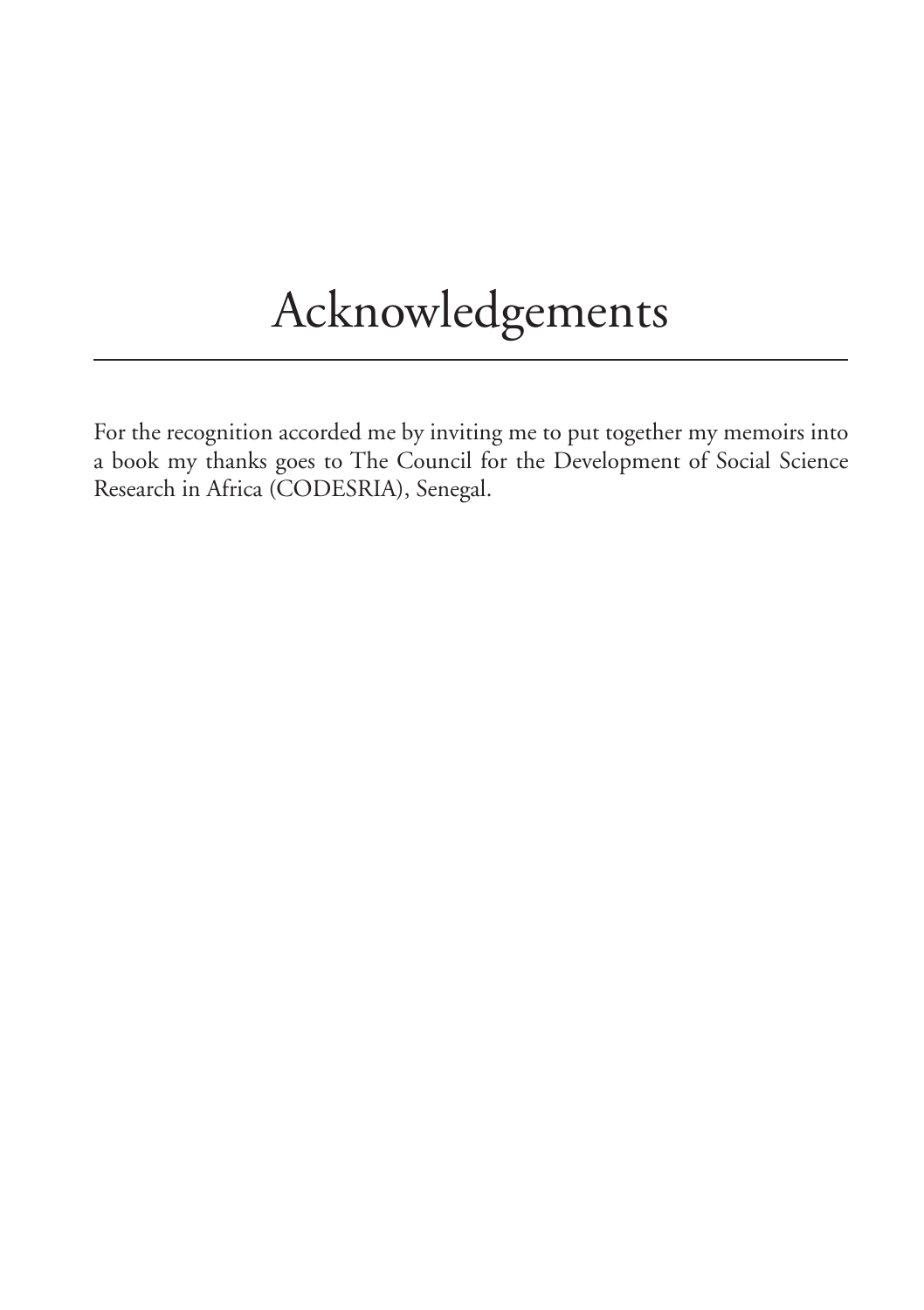# Acknowledgements

For the recognition accorded me by inviting me to put together my memoirs into a book my thanks goes to The Council for the Development of Social Science Research in Africa (CODESRIA), Senegal.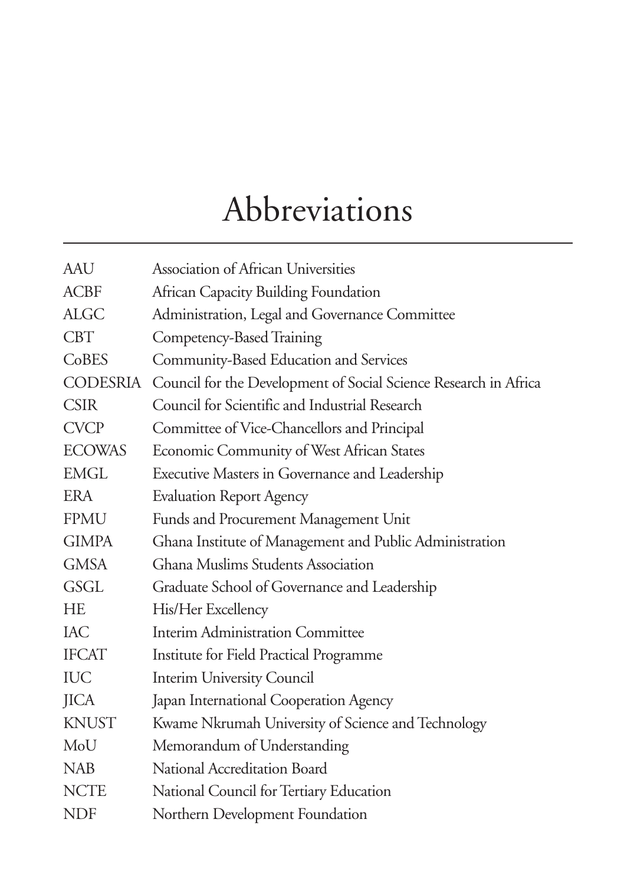# Abbreviations

| | |
|---|---|
| AAU | Association of African Universities |
| ACBF | African Capacity Building Foundation |
| ALGC | Administration, Legal and Governance Committee |
| CBT | Competency-Based Training |
| CoBES | Community-Based Education and Services |
| CODESRIA | Council for the Development of Social Science Research in Africa |
| CSIR | Council for Scientific and Industrial Research |
| CVCP | Committee of Vice-Chancellors and Principal |
| ECOWAS | Economic Community of West African States |
| EMGL | Executive Masters in Governance and Leadership |
| ERA | Evaluation Report Agency |
| FPMU | Funds and Procurement Management Unit |
| GIMPA | Ghana Institute of Management and Public Administration |
| GMSA | Ghana Muslims Students Association |
| GSGL | Graduate School of Governance and Leadership |
| HE | His/Her Excellency |
| IAC | Interim Administration Committee |
| IFCAT | Institute for Field Practical Programme |
| IUC | Interim University Council |
| JICA | Japan International Cooperation Agency |
| KNUST | Kwame Nkrumah University of Science and Technology |
| MoU | Memorandum of Understanding |
| NAB | National Accreditation Board |
| NCTE | National Council for Tertiary Education |
| NDF | Northern Development Foundation |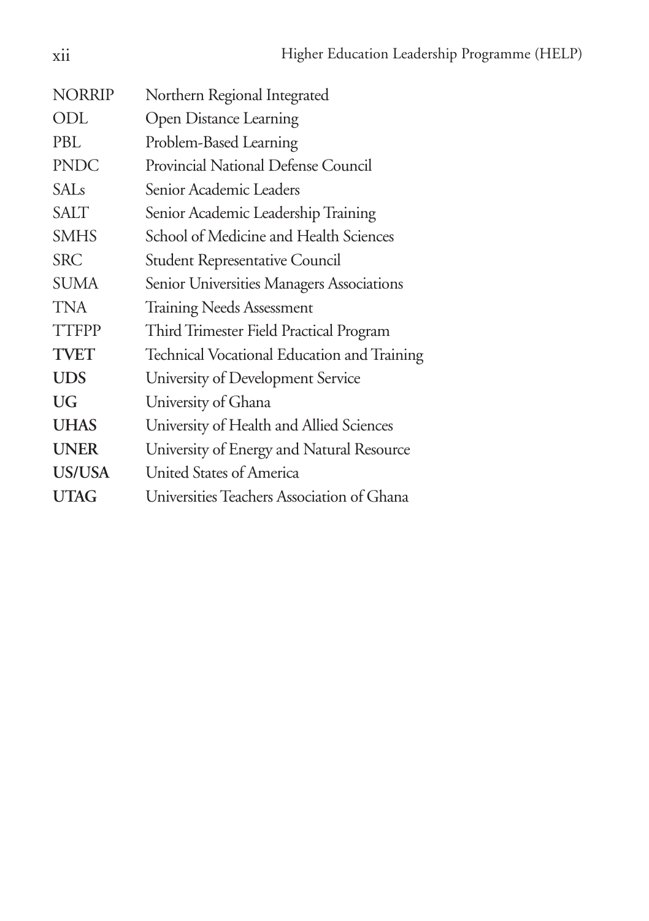| | |
|---|---|
| NORRIP | Northern Regional Integrated |
| ODL | Open Distance Learning |
| PBL | Problem-Based Learning |
| PNDC | Provincial National Defense Council |
| SALs | Senior Academic Leaders |
| SALT | Senior Academic Leadership Training |
| SMHS | School of Medicine and Health Sciences |
| SRC | Student Representative Council |
| SUMA | Senior Universities Managers Associations |
| TNA | Training Needs Assessment |
| TTFPP | Third Trimester Field Practical Program |
| **TVET** | Technical Vocational Education and Training |
| **UDS** | University of Development Service |
| **UG** | University of Ghana |
| **UHAS** | University of Health and Allied Sciences |
| **UNER** | University of Energy and Natural Resource |
| **US/USA** | United States of America |
| **UTAG** | Universities Teachers Association of Ghana |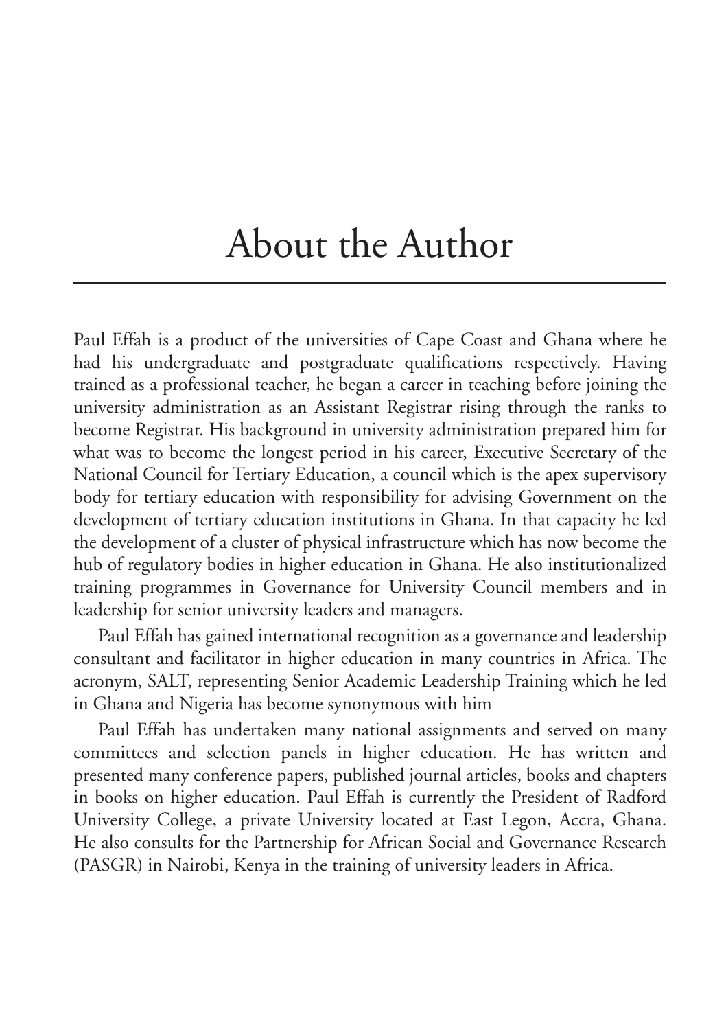# About the Author

Paul Effah is a product of the universities of Cape Coast and Ghana where he had his undergraduate and postgraduate qualifications respectively. Having trained as a professional teacher, he began a career in teaching before joining the university administration as an Assistant Registrar rising through the ranks to become Registrar. His background in university administration prepared him for what was to become the longest period in his career, Executive Secretary of the National Council for Tertiary Education, a council which is the apex supervisory body for tertiary education with responsibility for advising Government on the development of tertiary education institutions in Ghana. In that capacity he led the development of a cluster of physical infrastructure which has now become the hub of regulatory bodies in higher education in Ghana. He also institutionalized training programmes in Governance for University Council members and in leadership for senior university leaders and managers.

Paul Effah has gained international recognition as a governance and leadership consultant and facilitator in higher education in many countries in Africa. The acronym, SALT, representing Senior Academic Leadership Training which he led in Ghana and Nigeria has become synonymous with him

Paul Effah has undertaken many national assignments and served on many committees and selection panels in higher education. He has written and presented many conference papers, published journal articles, books and chapters in books on higher education. Paul Effah is currently the President of Radford University College, a private University located at East Legon, Accra, Ghana. He also consults for the Partnership for African Social and Governance Research (PASGR) in Nairobi, Kenya in the training of university leaders in Africa.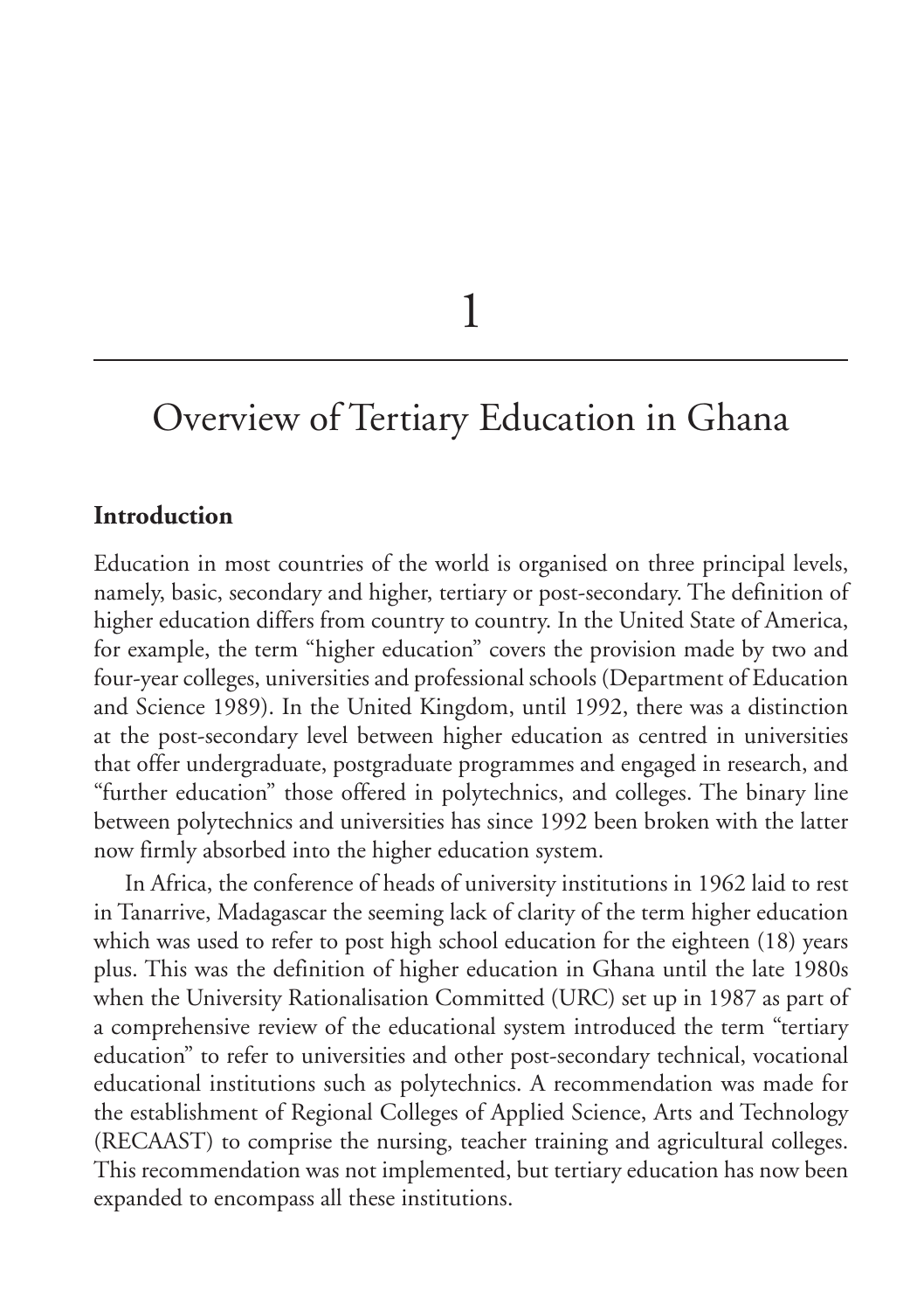# 1

# Overview of Tertiary Education in Ghana

## Introduction

Education in most countries of the world is organised on three principal levels, namely, basic, secondary and higher, tertiary or post-secondary. The definition of higher education differs from country to country. In the United State of America, for example, the term "higher education" covers the provision made by two and four-year colleges, universities and professional schools (Department of Education and Science 1989). In the United Kingdom, until 1992, there was a distinction at the post-secondary level between higher education as centred in universities that offer undergraduate, postgraduate programmes and engaged in research, and "further education" those offered in polytechnics, and colleges. The binary line between polytechnics and universities has since 1992 been broken with the latter now firmly absorbed into the higher education system.

In Africa, the conference of heads of university institutions in 1962 laid to rest in Tanarrive, Madagascar the seeming lack of clarity of the term higher education which was used to refer to post high school education for the eighteen (18) years plus. This was the definition of higher education in Ghana until the late 1980s when the University Rationalisation Committed (URC) set up in 1987 as part of a comprehensive review of the educational system introduced the term "tertiary education" to refer to universities and other post-secondary technical, vocational educational institutions such as polytechnics. A recommendation was made for the establishment of Regional Colleges of Applied Science, Arts and Technology (RECAAST) to comprise the nursing, teacher training and agricultural colleges. This recommendation was not implemented, but tertiary education has now been expanded to encompass all these institutions.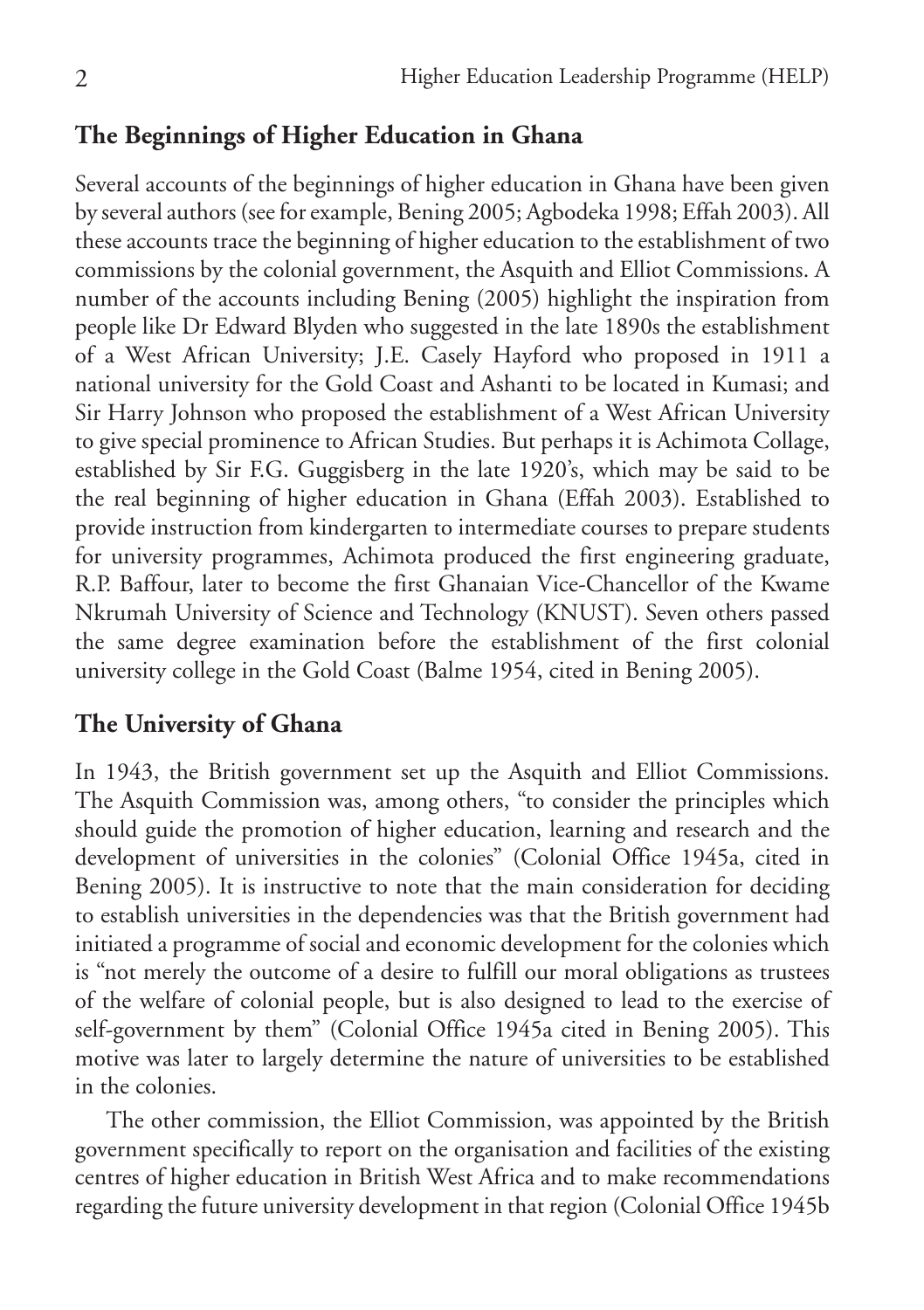## The Beginnings of Higher Education in Ghana

Several accounts of the beginnings of higher education in Ghana have been given by several authors (see for example, Bening 2005; Agbodeka 1998; Effah 2003). All these accounts trace the beginning of higher education to the establishment of two commissions by the colonial government, the Asquith and Elliot Commissions. A number of the accounts including Bening (2005) highlight the inspiration from people like Dr Edward Blyden who suggested in the late 1890s the establishment of a West African University; J.E. Casely Hayford who proposed in 1911 a national university for the Gold Coast and Ashanti to be located in Kumasi; and Sir Harry Johnson who proposed the establishment of a West African University to give special prominence to African Studies. But perhaps it is Achimota Collage, established by Sir F.G. Guggisberg in the late 1920's, which may be said to be the real beginning of higher education in Ghana (Effah 2003). Established to provide instruction from kindergarten to intermediate courses to prepare students for university programmes, Achimota produced the first engineering graduate, R.P. Baffour, later to become the first Ghanaian Vice-Chancellor of the Kwame Nkrumah University of Science and Technology (KNUST). Seven others passed the same degree examination before the establishment of the first colonial university college in the Gold Coast (Balme 1954, cited in Bening 2005).

## The University of Ghana

In 1943, the British government set up the Asquith and Elliot Commissions. The Asquith Commission was, among others, "to consider the principles which should guide the promotion of higher education, learning and research and the development of universities in the colonies" (Colonial Office 1945a, cited in Bening 2005). It is instructive to note that the main consideration for deciding to establish universities in the dependencies was that the British government had initiated a programme of social and economic development for the colonies which is "not merely the outcome of a desire to fulfill our moral obligations as trustees of the welfare of colonial people, but is also designed to lead to the exercise of self-government by them" (Colonial Office 1945a cited in Bening 2005). This motive was later to largely determine the nature of universities to be established in the colonies.

The other commission, the Elliot Commission, was appointed by the British government specifically to report on the organisation and facilities of the existing centres of higher education in British West Africa and to make recommendations regarding the future university development in that region (Colonial Office 1945b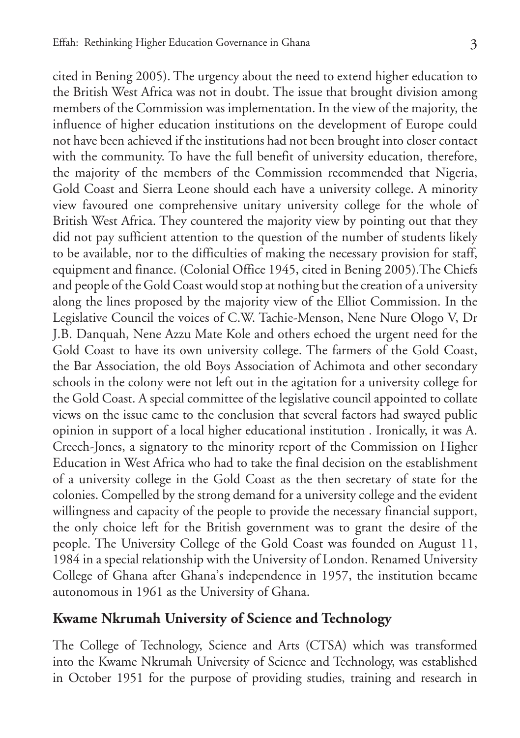cited in Bening 2005). The urgency about the need to extend higher education to the British West Africa was not in doubt. The issue that brought division among members of the Commission was implementation. In the view of the majority, the influence of higher education institutions on the development of Europe could not have been achieved if the institutions had not been brought into closer contact with the community. To have the full benefit of university education, therefore, the majority of the members of the Commission recommended that Nigeria, Gold Coast and Sierra Leone should each have a university college. A minority view favoured one comprehensive unitary university college for the whole of British West Africa. They countered the majority view by pointing out that they did not pay sufficient attention to the question of the number of students likely to be available, nor to the difficulties of making the necessary provision for staff, equipment and finance. (Colonial Office 1945, cited in Bening 2005).The Chiefs and people of the Gold Coast would stop at nothing but the creation of a university along the lines proposed by the majority view of the Elliot Commission. In the Legislative Council the voices of C.W. Tachie-Menson, Nene Nure Ologo V, Dr J.B. Danquah, Nene Azzu Mate Kole and others echoed the urgent need for the Gold Coast to have its own university college. The farmers of the Gold Coast, the Bar Association, the old Boys Association of Achimota and other secondary schools in the colony were not left out in the agitation for a university college for the Gold Coast. A special committee of the legislative council appointed to collate views on the issue came to the conclusion that several factors had swayed public opinion in support of a local higher educational institution . Ironically, it was A. Creech-Jones, a signatory to the minority report of the Commission on Higher Education in West Africa who had to take the final decision on the establishment of a university college in the Gold Coast as the then secretary of state for the colonies. Compelled by the strong demand for a university college and the evident willingness and capacity of the people to provide the necessary financial support, the only choice left for the British government was to grant the desire of the people. The University College of the Gold Coast was founded on August 11, 1984 in a special relationship with the University of London. Renamed University College of Ghana after Ghana's independence in 1957, the institution became autonomous in 1961 as the University of Ghana.

## Kwame Nkrumah University of Science and Technology

The College of Technology, Science and Arts (CTSA) which was transformed into the Kwame Nkrumah University of Science and Technology, was established in October 1951 for the purpose of providing studies, training and research in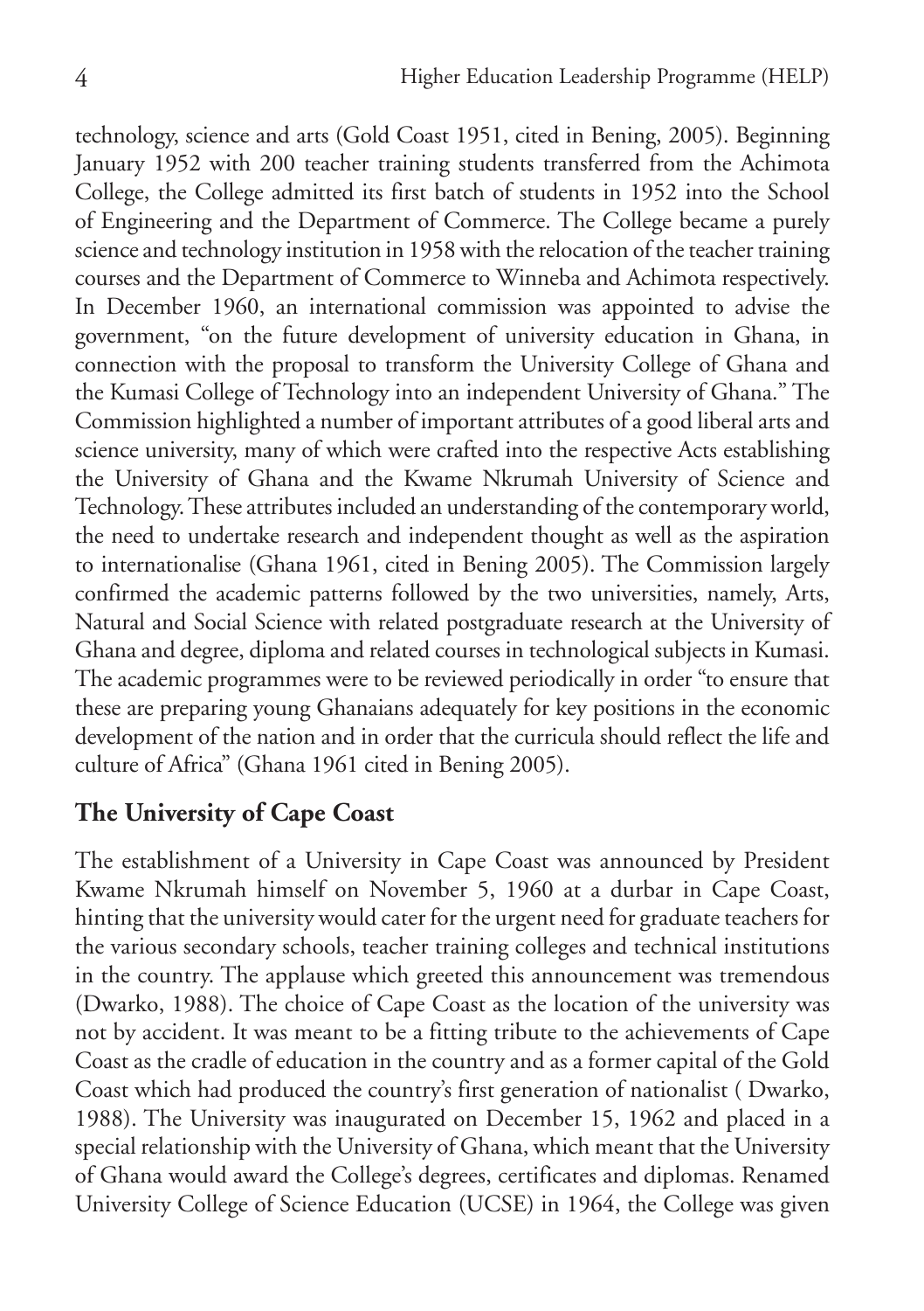technology, science and arts (Gold Coast 1951, cited in Bening, 2005). Beginning January 1952 with 200 teacher training students transferred from the Achimota College, the College admitted its first batch of students in 1952 into the School of Engineering and the Department of Commerce. The College became a purely science and technology institution in 1958 with the relocation of the teacher training courses and the Department of Commerce to Winneba and Achimota respectively. In December 1960, an international commission was appointed to advise the government, "on the future development of university education in Ghana, in connection with the proposal to transform the University College of Ghana and the Kumasi College of Technology into an independent University of Ghana." The Commission highlighted a number of important attributes of a good liberal arts and science university, many of which were crafted into the respective Acts establishing the University of Ghana and the Kwame Nkrumah University of Science and Technology. These attributes included an understanding of the contemporary world, the need to undertake research and independent thought as well as the aspiration to internationalise (Ghana 1961, cited in Bening 2005). The Commission largely confirmed the academic patterns followed by the two universities, namely, Arts, Natural and Social Science with related postgraduate research at the University of Ghana and degree, diploma and related courses in technological subjects in Kumasi. The academic programmes were to be reviewed periodically in order "to ensure that these are preparing young Ghanaians adequately for key positions in the economic development of the nation and in order that the curricula should reflect the life and culture of Africa" (Ghana 1961 cited in Bening 2005).

## The University of Cape Coast

The establishment of a University in Cape Coast was announced by President Kwame Nkrumah himself on November 5, 1960 at a durbar in Cape Coast, hinting that the university would cater for the urgent need for graduate teachers for the various secondary schools, teacher training colleges and technical institutions in the country. The applause which greeted this announcement was tremendous (Dwarko, 1988). The choice of Cape Coast as the location of the university was not by accident. It was meant to be a fitting tribute to the achievements of Cape Coast as the cradle of education in the country and as a former capital of the Gold Coast which had produced the country's first generation of nationalist ( Dwarko, 1988). The University was inaugurated on December 15, 1962 and placed in a special relationship with the University of Ghana, which meant that the University of Ghana would award the College's degrees, certificates and diplomas. Renamed University College of Science Education (UCSE) in 1964, the College was given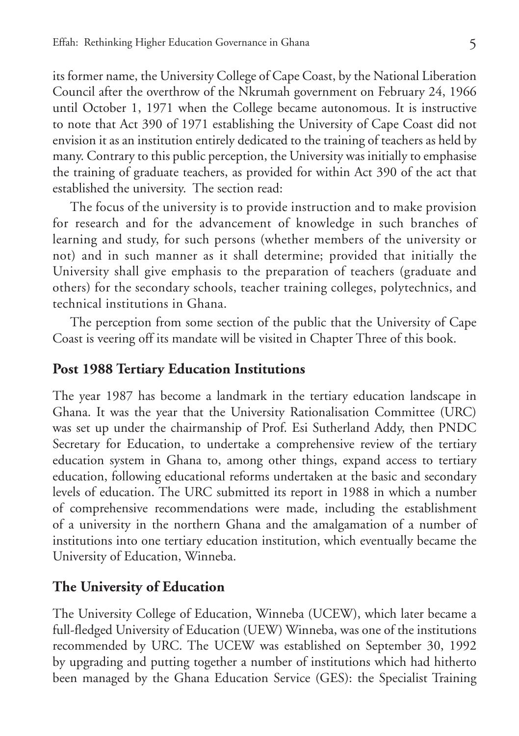its former name, the University College of Cape Coast, by the National Liberation Council after the overthrow of the Nkrumah government on February 24, 1966 until October 1, 1971 when the College became autonomous. It is instructive to note that Act 390 of 1971 establishing the University of Cape Coast did not envision it as an institution entirely dedicated to the training of teachers as held by many. Contrary to this public perception, the University was initially to emphasise the training of graduate teachers, as provided for within Act 390 of the act that established the university. The section read:

The focus of the university is to provide instruction and to make provision for research and for the advancement of knowledge in such branches of learning and study, for such persons (whether members of the university or not) and in such manner as it shall determine; provided that initially the University shall give emphasis to the preparation of teachers (graduate and others) for the secondary schools, teacher training colleges, polytechnics, and technical institutions in Ghana.

The perception from some section of the public that the University of Cape Coast is veering off its mandate will be visited in Chapter Three of this book.

## Post 1988 Tertiary Education Institutions

The year 1987 has become a landmark in the tertiary education landscape in Ghana. It was the year that the University Rationalisation Committee (URC) was set up under the chairmanship of Prof. Esi Sutherland Addy, then PNDC Secretary for Education, to undertake a comprehensive review of the tertiary education system in Ghana to, among other things, expand access to tertiary education, following educational reforms undertaken at the basic and secondary levels of education. The URC submitted its report in 1988 in which a number of comprehensive recommendations were made, including the establishment of a university in the northern Ghana and the amalgamation of a number of institutions into one tertiary education institution, which eventually became the University of Education, Winneba.

## The University of Education

The University College of Education, Winneba (UCEW), which later became a full-fledged University of Education (UEW) Winneba, was one of the institutions recommended by URC. The UCEW was established on September 30, 1992 by upgrading and putting together a number of institutions which had hitherto been managed by the Ghana Education Service (GES): the Specialist Training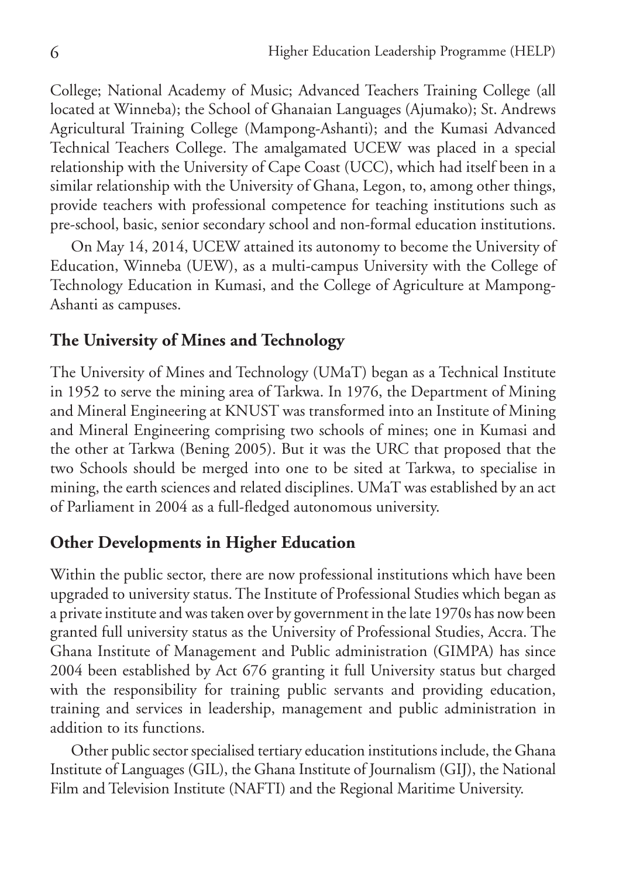College; National Academy of Music; Advanced Teachers Training College (all located at Winneba); the School of Ghanaian Languages (Ajumako); St. Andrews Agricultural Training College (Mampong-Ashanti); and the Kumasi Advanced Technical Teachers College. The amalgamated UCEW was placed in a special relationship with the University of Cape Coast (UCC), which had itself been in a similar relationship with the University of Ghana, Legon, to, among other things, provide teachers with professional competence for teaching institutions such as pre-school, basic, senior secondary school and non-formal education institutions.

On May 14, 2014, UCEW attained its autonomy to become the University of Education, Winneba (UEW), as a multi-campus University with the College of Technology Education in Kumasi, and the College of Agriculture at Mampong-Ashanti as campuses.

## The University of Mines and Technology

The University of Mines and Technology (UMaT) began as a Technical Institute in 1952 to serve the mining area of Tarkwa. In 1976, the Department of Mining and Mineral Engineering at KNUST was transformed into an Institute of Mining and Mineral Engineering comprising two schools of mines; one in Kumasi and the other at Tarkwa (Bening 2005). But it was the URC that proposed that the two Schools should be merged into one to be sited at Tarkwa, to specialise in mining, the earth sciences and related disciplines. UMaT was established by an act of Parliament in 2004 as a full-fledged autonomous university.

## Other Developments in Higher Education

Within the public sector, there are now professional institutions which have been upgraded to university status. The Institute of Professional Studies which began as a private institute and was taken over by government in the late 1970s has now been granted full university status as the University of Professional Studies, Accra. The Ghana Institute of Management and Public administration (GIMPA) has since 2004 been established by Act 676 granting it full University status but charged with the responsibility for training public servants and providing education, training and services in leadership, management and public administration in addition to its functions.

Other public sector specialised tertiary education institutions include, the Ghana Institute of Languages (GIL), the Ghana Institute of Journalism (GIJ), the National Film and Television Institute (NAFTI) and the Regional Maritime University.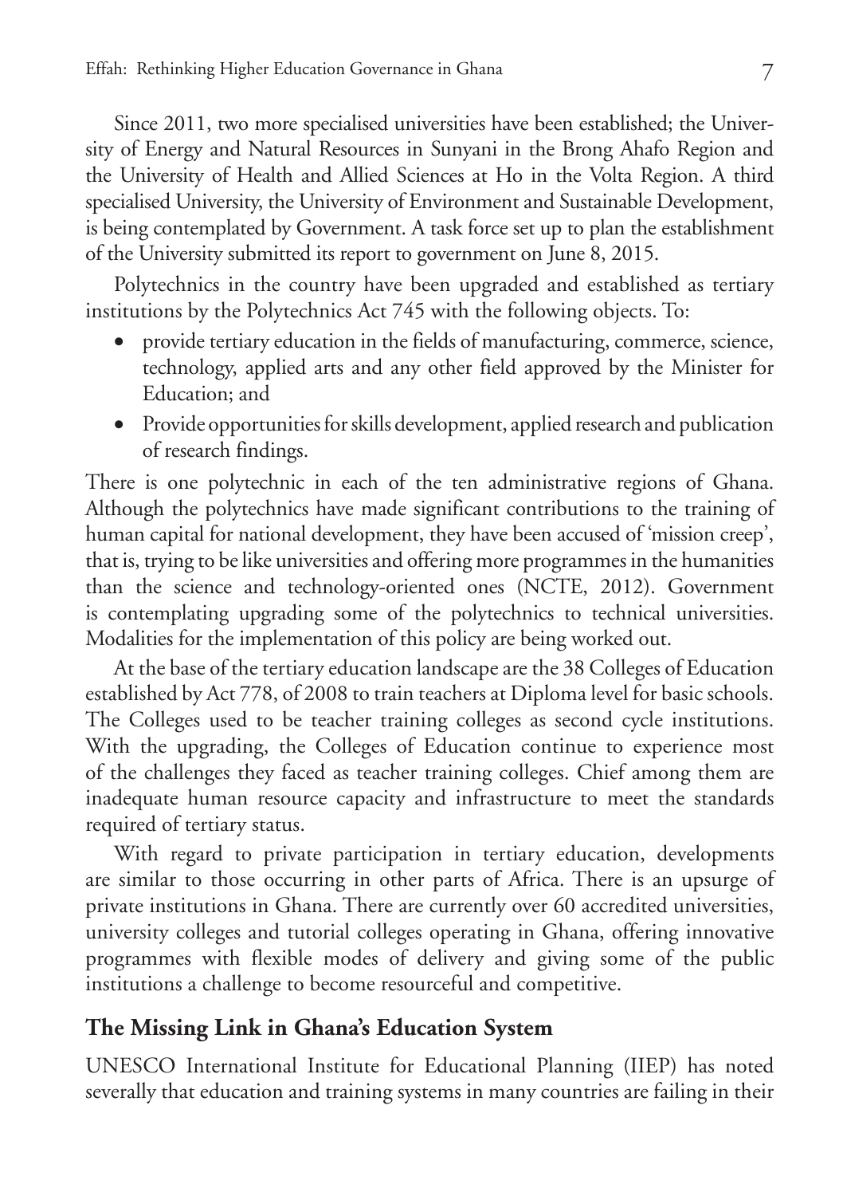Since 2011, two more specialised universities have been established; the University of Energy and Natural Resources in Sunyani in the Brong Ahafo Region and the University of Health and Allied Sciences at Ho in the Volta Region. A third specialised University, the University of Environment and Sustainable Development, is being contemplated by Government. A task force set up to plan the establishment of the University submitted its report to government on June 8, 2015.

Polytechnics in the country have been upgraded and established as tertiary institutions by the Polytechnics Act 745 with the following objects. To:

- provide tertiary education in the fields of manufacturing, commerce, science, technology, applied arts and any other field approved by the Minister for Education; and
- Provide opportunities for skills development, applied research and publication of research findings.

There is one polytechnic in each of the ten administrative regions of Ghana. Although the polytechnics have made significant contributions to the training of human capital for national development, they have been accused of 'mission creep', that is, trying to be like universities and offering more programmes in the humanities than the science and technology-oriented ones (NCTE, 2012). Government is contemplating upgrading some of the polytechnics to technical universities. Modalities for the implementation of this policy are being worked out.

At the base of the tertiary education landscape are the 38 Colleges of Education established by Act 778, of 2008 to train teachers at Diploma level for basic schools. The Colleges used to be teacher training colleges as second cycle institutions. With the upgrading, the Colleges of Education continue to experience most of the challenges they faced as teacher training colleges. Chief among them are inadequate human resource capacity and infrastructure to meet the standards required of tertiary status.

With regard to private participation in tertiary education, developments are similar to those occurring in other parts of Africa. There is an upsurge of private institutions in Ghana. There are currently over 60 accredited universities, university colleges and tutorial colleges operating in Ghana, offering innovative programmes with flexible modes of delivery and giving some of the public institutions a challenge to become resourceful and competitive.

## The Missing Link in Ghana's Education System

UNESCO International Institute for Educational Planning (IIEP) has noted severally that education and training systems in many countries are failing in their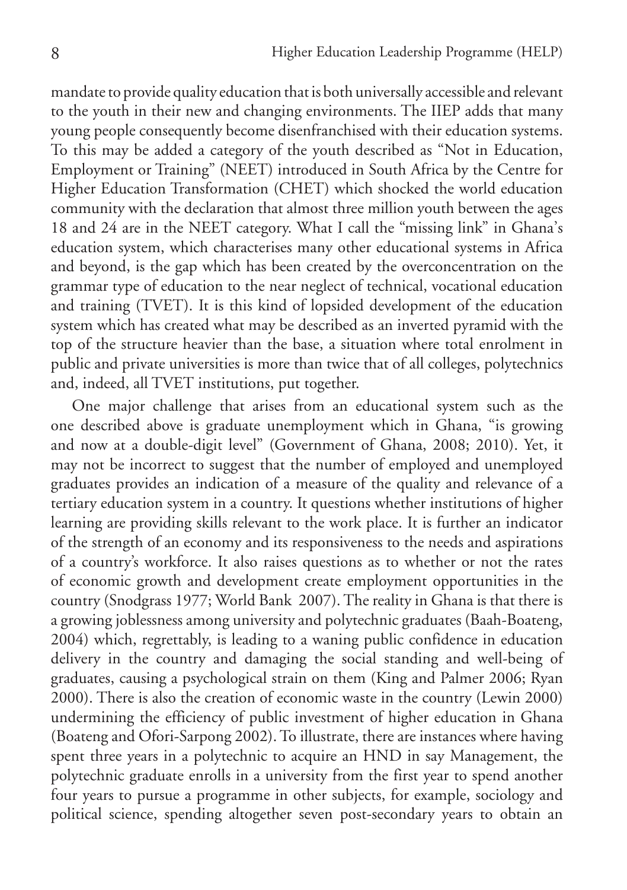mandate to provide quality education that is both universally accessible and relevant to the youth in their new and changing environments. The IIEP adds that many young people consequently become disenfranchised with their education systems. To this may be added a category of the youth described as "Not in Education, Employment or Training" (NEET) introduced in South Africa by the Centre for Higher Education Transformation (CHET) which shocked the world education community with the declaration that almost three million youth between the ages 18 and 24 are in the NEET category. What I call the "missing link" in Ghana's education system, which characterises many other educational systems in Africa and beyond, is the gap which has been created by the overconcentration on the grammar type of education to the near neglect of technical, vocational education and training (TVET). It is this kind of lopsided development of the education system which has created what may be described as an inverted pyramid with the top of the structure heavier than the base, a situation where total enrolment in public and private universities is more than twice that of all colleges, polytechnics and, indeed, all TVET institutions, put together.

One major challenge that arises from an educational system such as the one described above is graduate unemployment which in Ghana, "is growing and now at a double-digit level" (Government of Ghana, 2008; 2010). Yet, it may not be incorrect to suggest that the number of employed and unemployed graduates provides an indication of a measure of the quality and relevance of a tertiary education system in a country. It questions whether institutions of higher learning are providing skills relevant to the work place. It is further an indicator of the strength of an economy and its responsiveness to the needs and aspirations of a country's workforce. It also raises questions as to whether or not the rates of economic growth and development create employment opportunities in the country (Snodgrass 1977; World Bank 2007). The reality in Ghana is that there is a growing joblessness among university and polytechnic graduates (Baah-Boateng, 2004) which, regrettably, is leading to a waning public confidence in education delivery in the country and damaging the social standing and well-being of graduates, causing a psychological strain on them (King and Palmer 2006; Ryan 2000). There is also the creation of economic waste in the country (Lewin 2000) undermining the efficiency of public investment of higher education in Ghana (Boateng and Ofori-Sarpong 2002). To illustrate, there are instances where having spent three years in a polytechnic to acquire an HND in say Management, the polytechnic graduate enrolls in a university from the first year to spend another four years to pursue a programme in other subjects, for example, sociology and political science, spending altogether seven post-secondary years to obtain an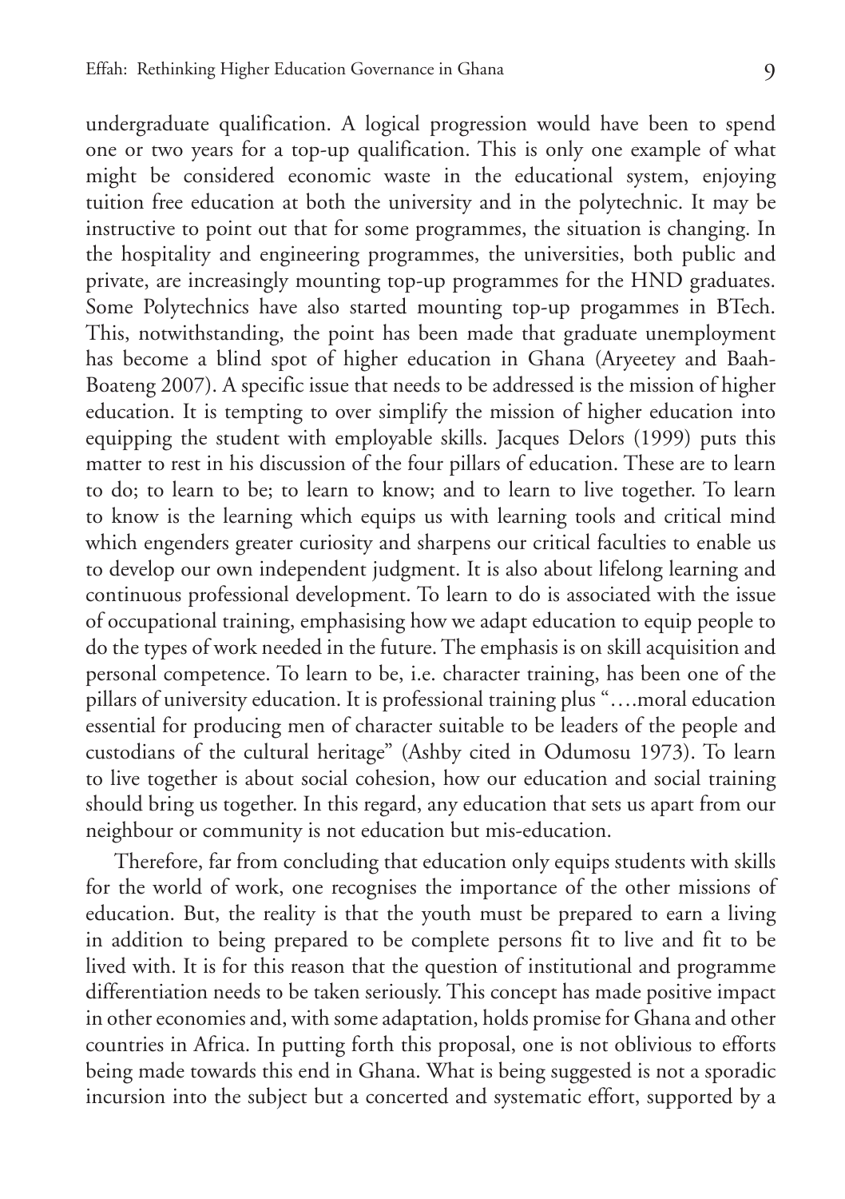undergraduate qualification. A logical progression would have been to spend one or two years for a top-up qualification. This is only one example of what might be considered economic waste in the educational system, enjoying tuition free education at both the university and in the polytechnic. It may be instructive to point out that for some programmes, the situation is changing. In the hospitality and engineering programmes, the universities, both public and private, are increasingly mounting top-up programmes for the HND graduates. Some Polytechnics have also started mounting top-up progammes in BTech. This, notwithstanding, the point has been made that graduate unemployment has become a blind spot of higher education in Ghana (Aryeetey and Baah-Boateng 2007). A specific issue that needs to be addressed is the mission of higher education. It is tempting to over simplify the mission of higher education into equipping the student with employable skills. Jacques Delors (1999) puts this matter to rest in his discussion of the four pillars of education. These are to learn to do; to learn to be; to learn to know; and to learn to live together. To learn to know is the learning which equips us with learning tools and critical mind which engenders greater curiosity and sharpens our critical faculties to enable us to develop our own independent judgment. It is also about lifelong learning and continuous professional development. To learn to do is associated with the issue of occupational training, emphasising how we adapt education to equip people to do the types of work needed in the future. The emphasis is on skill acquisition and personal competence. To learn to be, i.e. character training, has been one of the pillars of university education. It is professional training plus "….moral education essential for producing men of character suitable to be leaders of the people and custodians of the cultural heritage" (Ashby cited in Odumosu 1973). To learn to live together is about social cohesion, how our education and social training should bring us together. In this regard, any education that sets us apart from our neighbour or community is not education but mis-education.

Therefore, far from concluding that education only equips students with skills for the world of work, one recognises the importance of the other missions of education. But, the reality is that the youth must be prepared to earn a living in addition to being prepared to be complete persons fit to live and fit to be lived with. It is for this reason that the question of institutional and programme differentiation needs to be taken seriously. This concept has made positive impact in other economies and, with some adaptation, holds promise for Ghana and other countries in Africa. In putting forth this proposal, one is not oblivious to efforts being made towards this end in Ghana. What is being suggested is not a sporadic incursion into the subject but a concerted and systematic effort, supported by a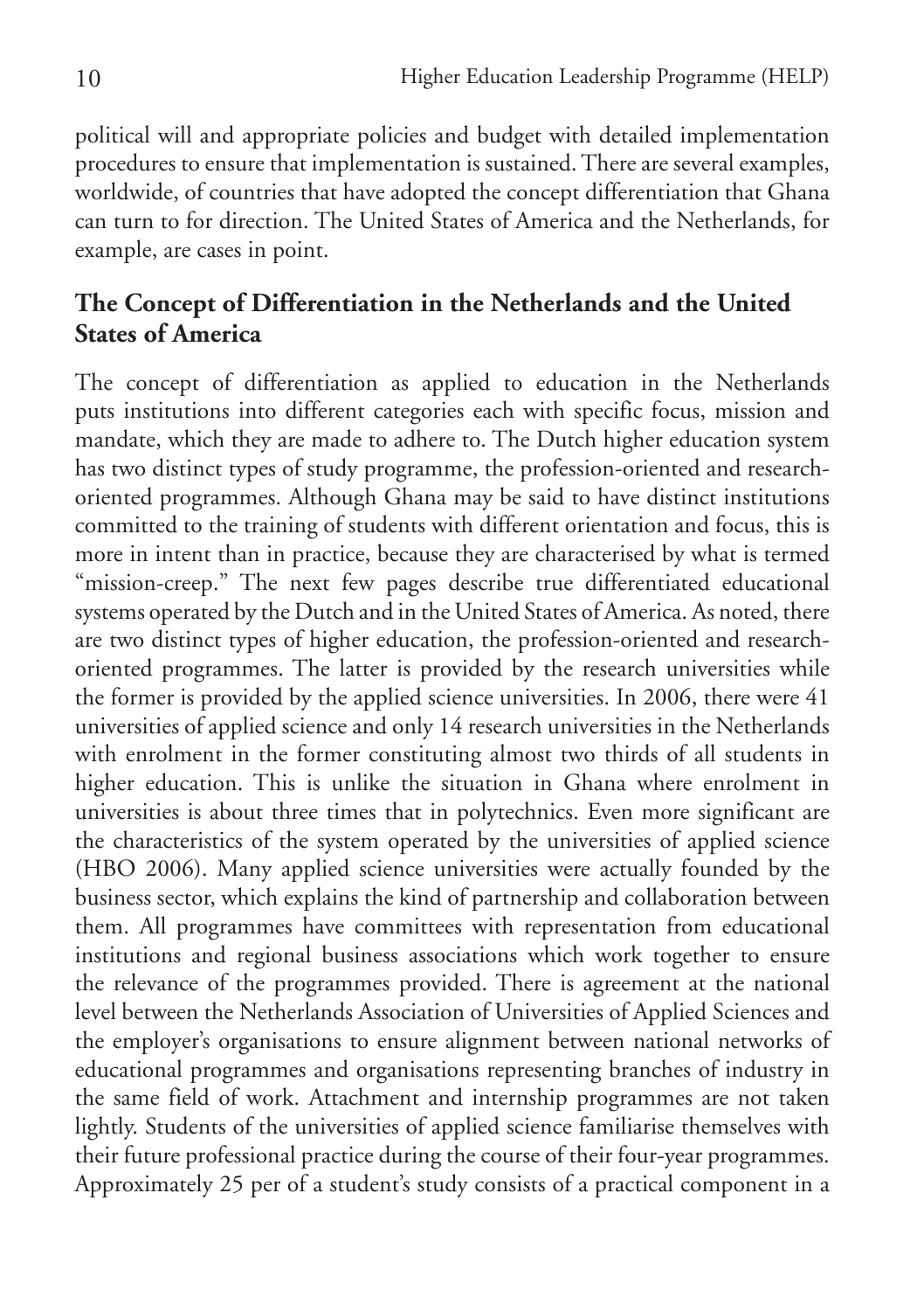political will and appropriate policies and budget with detailed implementation procedures to ensure that implementation is sustained. There are several examples, worldwide, of countries that have adopted the concept differentiation that Ghana can turn to for direction. The United States of America and the Netherlands, for example, are cases in point.

## The Concept of Differentiation in the Netherlands and the United States of America

The concept of differentiation as applied to education in the Netherlands puts institutions into different categories each with specific focus, mission and mandate, which they are made to adhere to. The Dutch higher education system has two distinct types of study programme, the profession-oriented and research-oriented programmes. Although Ghana may be said to have distinct institutions committed to the training of students with different orientation and focus, this is more in intent than in practice, because they are characterised by what is termed "mission-creep." The next few pages describe true differentiated educational systems operated by the Dutch and in the United States of America. As noted, there are two distinct types of higher education, the profession-oriented and research-oriented programmes. The latter is provided by the research universities while the former is provided by the applied science universities. In 2006, there were 41 universities of applied science and only 14 research universities in the Netherlands with enrolment in the former constituting almost two thirds of all students in higher education. This is unlike the situation in Ghana where enrolment in universities is about three times that in polytechnics. Even more significant are the characteristics of the system operated by the universities of applied science (HBO 2006). Many applied science universities were actually founded by the business sector, which explains the kind of partnership and collaboration between them. All programmes have committees with representation from educational institutions and regional business associations which work together to ensure the relevance of the programmes provided. There is agreement at the national level between the Netherlands Association of Universities of Applied Sciences and the employer's organisations to ensure alignment between national networks of educational programmes and organisations representing branches of industry in the same field of work. Attachment and internship programmes are not taken lightly. Students of the universities of applied science familiarise themselves with their future professional practice during the course of their four-year programmes. Approximately 25 per of a student's study consists of a practical component in a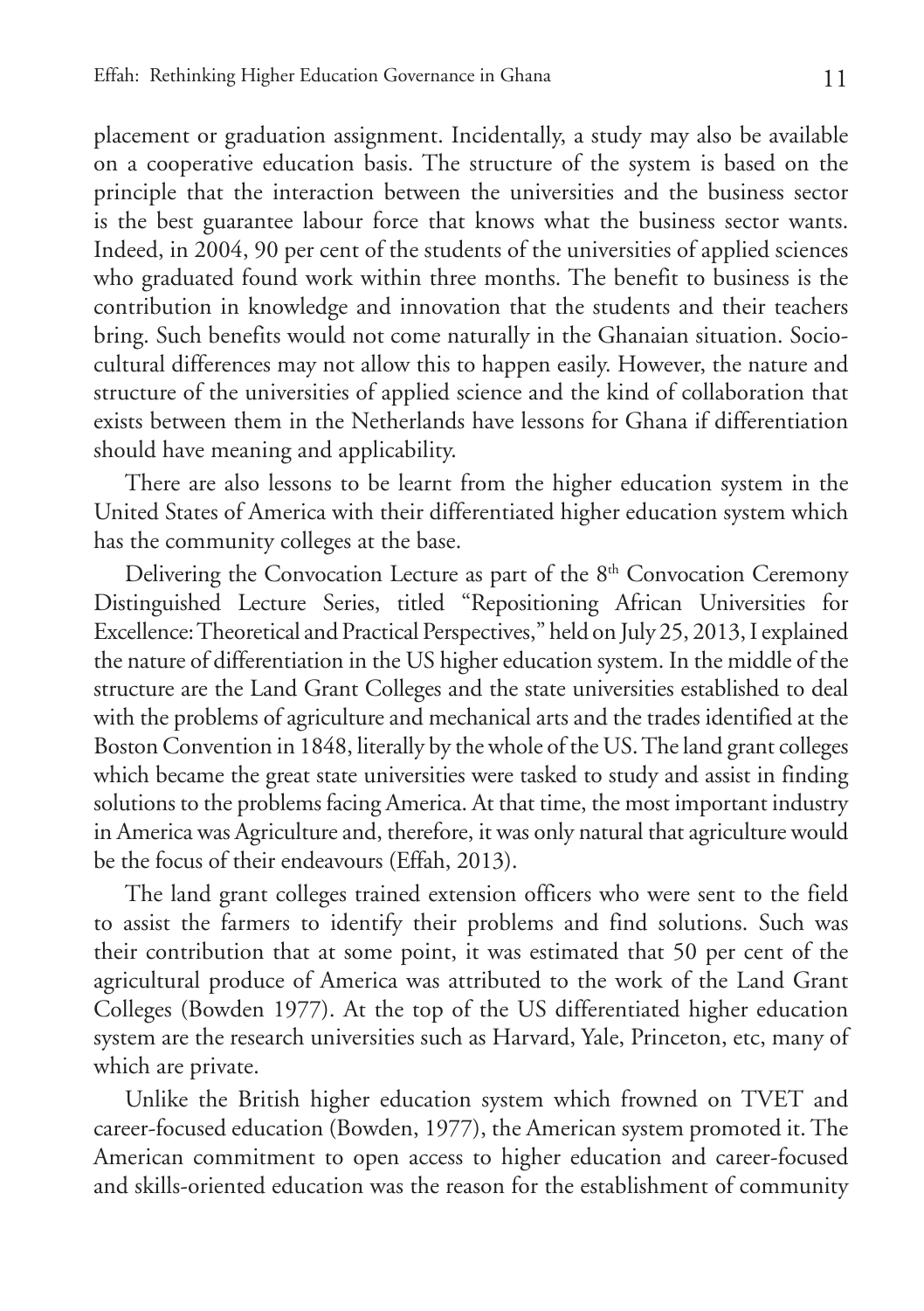placement or graduation assignment. Incidentally, a study may also be available on a cooperative education basis. The structure of the system is based on the principle that the interaction between the universities and the business sector is the best guarantee labour force that knows what the business sector wants. Indeed, in 2004, 90 per cent of the students of the universities of applied sciences who graduated found work within three months. The benefit to business is the contribution in knowledge and innovation that the students and their teachers bring. Such benefits would not come naturally in the Ghanaian situation. Socio-cultural differences may not allow this to happen easily. However, the nature and structure of the universities of applied science and the kind of collaboration that exists between them in the Netherlands have lessons for Ghana if differentiation should have meaning and applicability.

There are also lessons to be learnt from the higher education system in the United States of America with their differentiated higher education system which has the community colleges at the base.

Delivering the Convocation Lecture as part of the 8th Convocation Ceremony Distinguished Lecture Series, titled "Repositioning African Universities for Excellence: Theoretical and Practical Perspectives," held on July 25, 2013, I explained the nature of differentiation in the US higher education system. In the middle of the structure are the Land Grant Colleges and the state universities established to deal with the problems of agriculture and mechanical arts and the trades identified at the Boston Convention in 1848, literally by the whole of the US. The land grant colleges which became the great state universities were tasked to study and assist in finding solutions to the problems facing America. At that time, the most important industry in America was Agriculture and, therefore, it was only natural that agriculture would be the focus of their endeavours (Effah, 2013).

The land grant colleges trained extension officers who were sent to the field to assist the farmers to identify their problems and find solutions. Such was their contribution that at some point, it was estimated that 50 per cent of the agricultural produce of America was attributed to the work of the Land Grant Colleges (Bowden 1977). At the top of the US differentiated higher education system are the research universities such as Harvard, Yale, Princeton, etc, many of which are private.

Unlike the British higher education system which frowned on TVET and career-focused education (Bowden, 1977), the American system promoted it. The American commitment to open access to higher education and career-focused and skills-oriented education was the reason for the establishment of community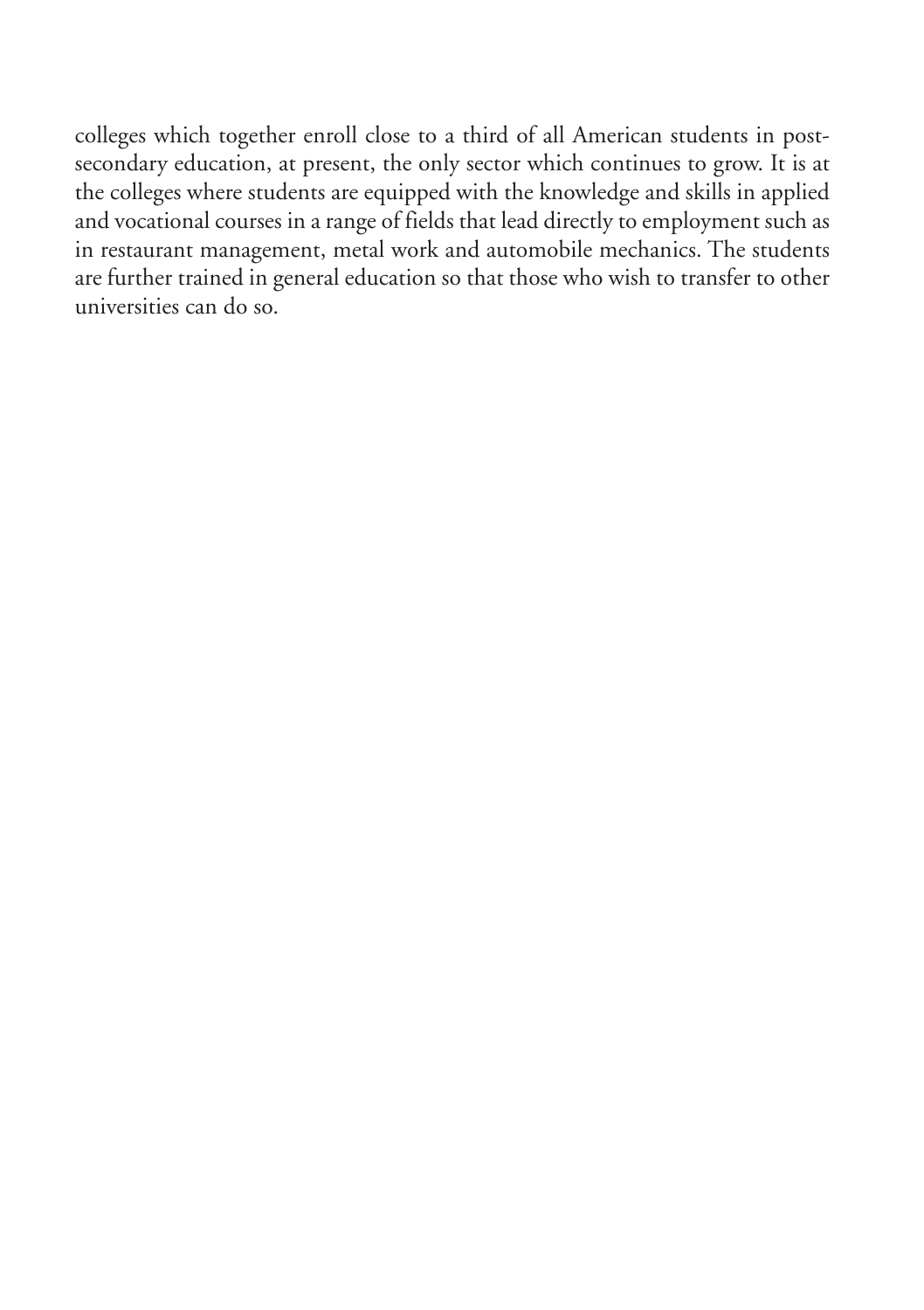colleges which together enroll close to a third of all American students in post-secondary education, at present, the only sector which continues to grow. It is at the colleges where students are equipped with the knowledge and skills in applied and vocational courses in a range of fields that lead directly to employment such as in restaurant management, metal work and automobile mechanics. The students are further trained in general education so that those who wish to transfer to other universities can do so.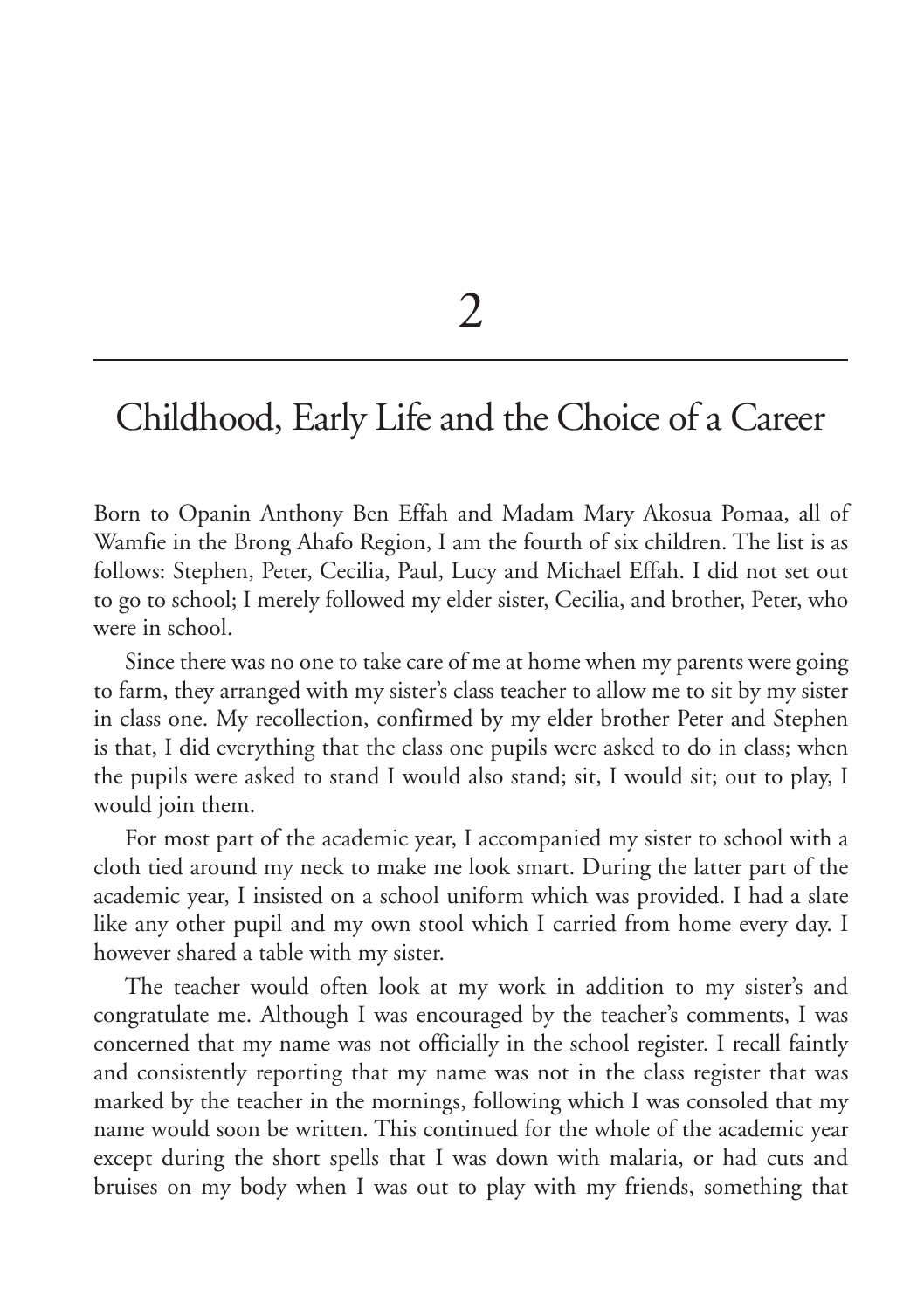# 2

## Childhood, Early Life and the Choice of a Career

Born to Opanin Anthony Ben Effah and Madam Mary Akosua Pomaa, all of Wamfie in the Brong Ahafo Region, I am the fourth of six children. The list is as follows: Stephen, Peter, Cecilia, Paul, Lucy and Michael Effah. I did not set out to go to school; I merely followed my elder sister, Cecilia, and brother, Peter, who were in school.

Since there was no one to take care of me at home when my parents were going to farm, they arranged with my sister's class teacher to allow me to sit by my sister in class one. My recollection, confirmed by my elder brother Peter and Stephen is that, I did everything that the class one pupils were asked to do in class; when the pupils were asked to stand I would also stand; sit, I would sit; out to play, I would join them.

For most part of the academic year, I accompanied my sister to school with a cloth tied around my neck to make me look smart. During the latter part of the academic year, I insisted on a school uniform which was provided. I had a slate like any other pupil and my own stool which I carried from home every day. I however shared a table with my sister.

The teacher would often look at my work in addition to my sister's and congratulate me. Although I was encouraged by the teacher's comments, I was concerned that my name was not officially in the school register. I recall faintly and consistently reporting that my name was not in the class register that was marked by the teacher in the mornings, following which I was consoled that my name would soon be written. This continued for the whole of the academic year except during the short spells that I was down with malaria, or had cuts and bruises on my body when I was out to play with my friends, something that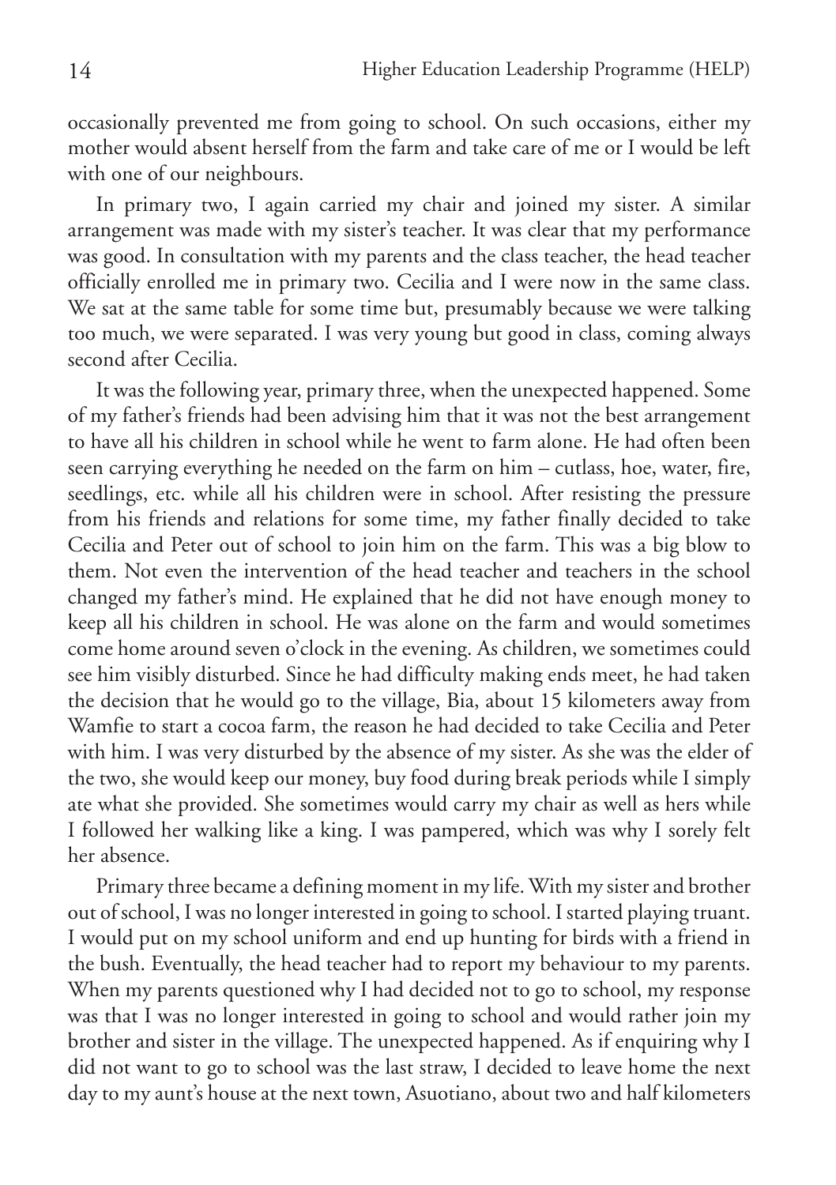occasionally prevented me from going to school. On such occasions, either my mother would absent herself from the farm and take care of me or I would be left with one of our neighbours.

In primary two, I again carried my chair and joined my sister. A similar arrangement was made with my sister's teacher. It was clear that my performance was good. In consultation with my parents and the class teacher, the head teacher officially enrolled me in primary two. Cecilia and I were now in the same class. We sat at the same table for some time but, presumably because we were talking too much, we were separated. I was very young but good in class, coming always second after Cecilia.

It was the following year, primary three, when the unexpected happened. Some of my father's friends had been advising him that it was not the best arrangement to have all his children in school while he went to farm alone. He had often been seen carrying everything he needed on the farm on him – cutlass, hoe, water, fire, seedlings, etc. while all his children were in school. After resisting the pressure from his friends and relations for some time, my father finally decided to take Cecilia and Peter out of school to join him on the farm. This was a big blow to them. Not even the intervention of the head teacher and teachers in the school changed my father's mind. He explained that he did not have enough money to keep all his children in school. He was alone on the farm and would sometimes come home around seven o'clock in the evening. As children, we sometimes could see him visibly disturbed. Since he had difficulty making ends meet, he had taken the decision that he would go to the village, Bia, about 15 kilometers away from Wamfie to start a cocoa farm, the reason he had decided to take Cecilia and Peter with him. I was very disturbed by the absence of my sister. As she was the elder of the two, she would keep our money, buy food during break periods while I simply ate what she provided. She sometimes would carry my chair as well as hers while I followed her walking like a king. I was pampered, which was why I sorely felt her absence.

Primary three became a defining moment in my life. With my sister and brother out of school, I was no longer interested in going to school. I started playing truant. I would put on my school uniform and end up hunting for birds with a friend in the bush. Eventually, the head teacher had to report my behaviour to my parents. When my parents questioned why I had decided not to go to school, my response was that I was no longer interested in going to school and would rather join my brother and sister in the village. The unexpected happened. As if enquiring why I did not want to go to school was the last straw, I decided to leave home the next day to my aunt's house at the next town, Asuotiano, about two and half kilometers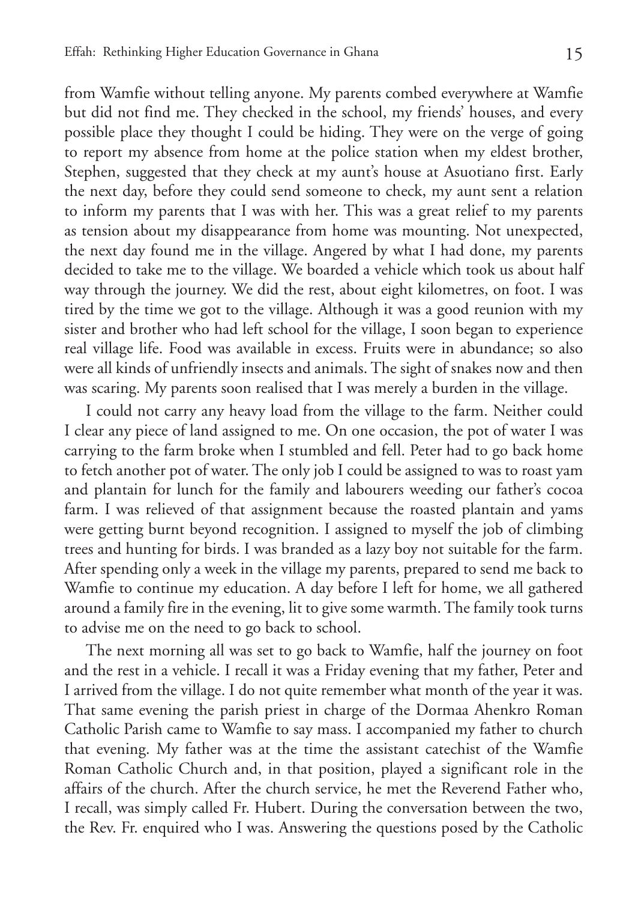from Wamfie without telling anyone. My parents combed everywhere at Wamfie but did not find me. They checked in the school, my friends' houses, and every possible place they thought I could be hiding. They were on the verge of going to report my absence from home at the police station when my eldest brother, Stephen, suggested that they check at my aunt's house at Asuotiano first. Early the next day, before they could send someone to check, my aunt sent a relation to inform my parents that I was with her. This was a great relief to my parents as tension about my disappearance from home was mounting. Not unexpected, the next day found me in the village. Angered by what I had done, my parents decided to take me to the village. We boarded a vehicle which took us about half way through the journey. We did the rest, about eight kilometres, on foot. I was tired by the time we got to the village. Although it was a good reunion with my sister and brother who had left school for the village, I soon began to experience real village life. Food was available in excess. Fruits were in abundance; so also were all kinds of unfriendly insects and animals. The sight of snakes now and then was scaring. My parents soon realised that I was merely a burden in the village.

I could not carry any heavy load from the village to the farm. Neither could I clear any piece of land assigned to me. On one occasion, the pot of water I was carrying to the farm broke when I stumbled and fell. Peter had to go back home to fetch another pot of water. The only job I could be assigned to was to roast yam and plantain for lunch for the family and labourers weeding our father's cocoa farm. I was relieved of that assignment because the roasted plantain and yams were getting burnt beyond recognition. I assigned to myself the job of climbing trees and hunting for birds. I was branded as a lazy boy not suitable for the farm. After spending only a week in the village my parents, prepared to send me back to Wamfie to continue my education. A day before I left for home, we all gathered around a family fire in the evening, lit to give some warmth. The family took turns to advise me on the need to go back to school.

The next morning all was set to go back to Wamfie, half the journey on foot and the rest in a vehicle. I recall it was a Friday evening that my father, Peter and I arrived from the village. I do not quite remember what month of the year it was. That same evening the parish priest in charge of the Dormaa Ahenkro Roman Catholic Parish came to Wamfie to say mass. I accompanied my father to church that evening. My father was at the time the assistant catechist of the Wamfie Roman Catholic Church and, in that position, played a significant role in the affairs of the church. After the church service, he met the Reverend Father who, I recall, was simply called Fr. Hubert. During the conversation between the two, the Rev. Fr. enquired who I was. Answering the questions posed by the Catholic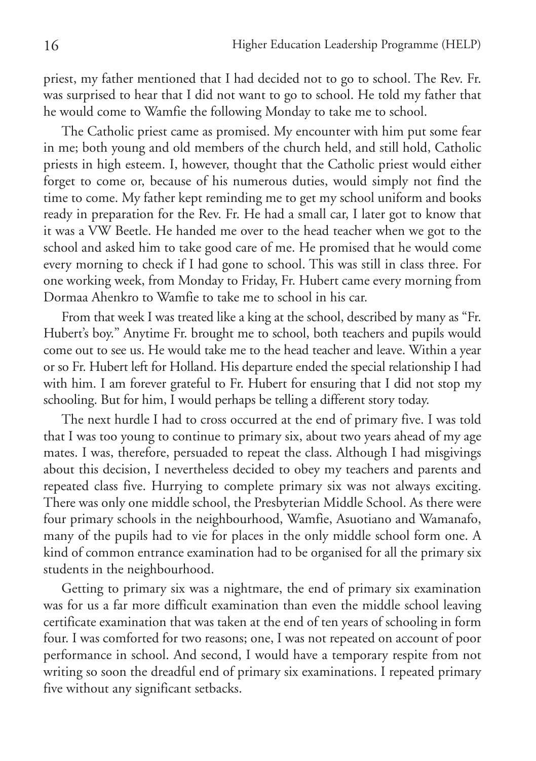priest, my father mentioned that I had decided not to go to school. The Rev. Fr. was surprised to hear that I did not want to go to school. He told my father that he would come to Wamfie the following Monday to take me to school.

The Catholic priest came as promised. My encounter with him put some fear in me; both young and old members of the church held, and still hold, Catholic priests in high esteem. I, however, thought that the Catholic priest would either forget to come or, because of his numerous duties, would simply not find the time to come. My father kept reminding me to get my school uniform and books ready in preparation for the Rev. Fr. He had a small car, I later got to know that it was a VW Beetle. He handed me over to the head teacher when we got to the school and asked him to take good care of me. He promised that he would come every morning to check if I had gone to school. This was still in class three. For one working week, from Monday to Friday, Fr. Hubert came every morning from Dormaa Ahenkro to Wamfie to take me to school in his car.

From that week I was treated like a king at the school, described by many as "Fr. Hubert's boy." Anytime Fr. brought me to school, both teachers and pupils would come out to see us. He would take me to the head teacher and leave. Within a year or so Fr. Hubert left for Holland. His departure ended the special relationship I had with him. I am forever grateful to Fr. Hubert for ensuring that I did not stop my schooling. But for him, I would perhaps be telling a different story today.

The next hurdle I had to cross occurred at the end of primary five. I was told that I was too young to continue to primary six, about two years ahead of my age mates. I was, therefore, persuaded to repeat the class. Although I had misgivings about this decision, I nevertheless decided to obey my teachers and parents and repeated class five. Hurrying to complete primary six was not always exciting. There was only one middle school, the Presbyterian Middle School. As there were four primary schools in the neighbourhood, Wamfie, Asuotiano and Wamanafo, many of the pupils had to vie for places in the only middle school form one. A kind of common entrance examination had to be organised for all the primary six students in the neighbourhood.

Getting to primary six was a nightmare, the end of primary six examination was for us a far more difficult examination than even the middle school leaving certificate examination that was taken at the end of ten years of schooling in form four. I was comforted for two reasons; one, I was not repeated on account of poor performance in school. And second, I would have a temporary respite from not writing so soon the dreadful end of primary six examinations. I repeated primary five without any significant setbacks.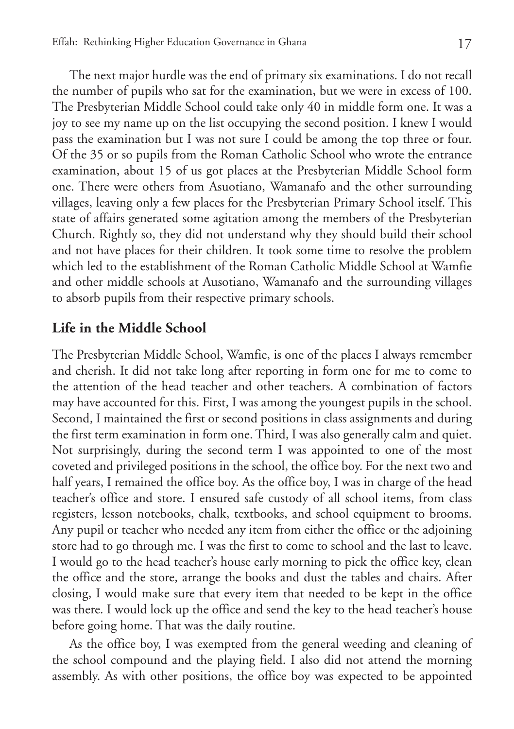The next major hurdle was the end of primary six examinations. I do not recall the number of pupils who sat for the examination, but we were in excess of 100. The Presbyterian Middle School could take only 40 in middle form one. It was a joy to see my name up on the list occupying the second position. I knew I would pass the examination but I was not sure I could be among the top three or four. Of the 35 or so pupils from the Roman Catholic School who wrote the entrance examination, about 15 of us got places at the Presbyterian Middle School form one. There were others from Asuotiano, Wamanafo and the other surrounding villages, leaving only a few places for the Presbyterian Primary School itself. This state of affairs generated some agitation among the members of the Presbyterian Church. Rightly so, they did not understand why they should build their school and not have places for their children. It took some time to resolve the problem which led to the establishment of the Roman Catholic Middle School at Wamfie and other middle schools at Ausotiano, Wamanafo and the surrounding villages to absorb pupils from their respective primary schools.

## Life in the Middle School

The Presbyterian Middle School, Wamfie, is one of the places I always remember and cherish. It did not take long after reporting in form one for me to come to the attention of the head teacher and other teachers. A combination of factors may have accounted for this. First, I was among the youngest pupils in the school. Second, I maintained the first or second positions in class assignments and during the first term examination in form one. Third, I was also generally calm and quiet. Not surprisingly, during the second term I was appointed to one of the most coveted and privileged positions in the school, the office boy. For the next two and half years, I remained the office boy. As the office boy, I was in charge of the head teacher's office and store. I ensured safe custody of all school items, from class registers, lesson notebooks, chalk, textbooks, and school equipment to brooms. Any pupil or teacher who needed any item from either the office or the adjoining store had to go through me. I was the first to come to school and the last to leave. I would go to the head teacher's house early morning to pick the office key, clean the office and the store, arrange the books and dust the tables and chairs. After closing, I would make sure that every item that needed to be kept in the office was there. I would lock up the office and send the key to the head teacher's house before going home. That was the daily routine.

As the office boy, I was exempted from the general weeding and cleaning of the school compound and the playing field. I also did not attend the morning assembly. As with other positions, the office boy was expected to be appointed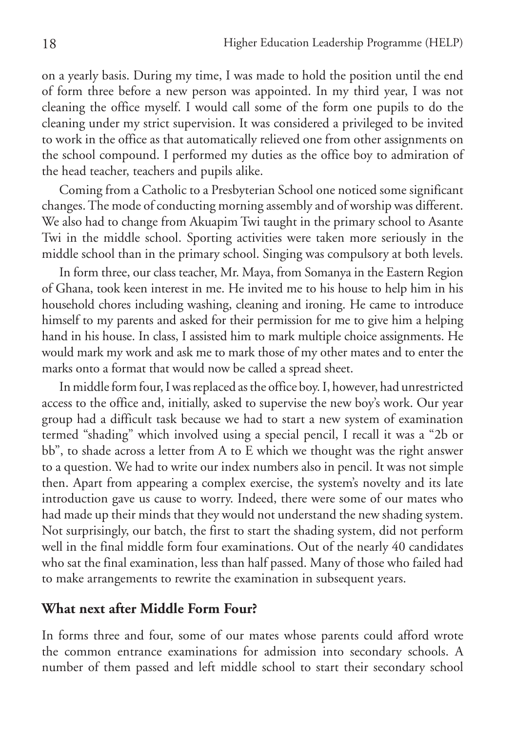on a yearly basis. During my time, I was made to hold the position until the end of form three before a new person was appointed. In my third year, I was not cleaning the office myself. I would call some of the form one pupils to do the cleaning under my strict supervision. It was considered a privileged to be invited to work in the office as that automatically relieved one from other assignments on the school compound. I performed my duties as the office boy to admiration of the head teacher, teachers and pupils alike.

Coming from a Catholic to a Presbyterian School one noticed some significant changes. The mode of conducting morning assembly and of worship was different. We also had to change from Akuapim Twi taught in the primary school to Asante Twi in the middle school. Sporting activities were taken more seriously in the middle school than in the primary school. Singing was compulsory at both levels.

In form three, our class teacher, Mr. Maya, from Somanya in the Eastern Region of Ghana, took keen interest in me. He invited me to his house to help him in his household chores including washing, cleaning and ironing. He came to introduce himself to my parents and asked for their permission for me to give him a helping hand in his house. In class, I assisted him to mark multiple choice assignments. He would mark my work and ask me to mark those of my other mates and to enter the marks onto a format that would now be called a spread sheet.

In middle form four, I was replaced as the office boy. I, however, had unrestricted access to the office and, initially, asked to supervise the new boy's work. Our year group had a difficult task because we had to start a new system of examination termed "shading" which involved using a special pencil, I recall it was a "2b or bb", to shade across a letter from A to E which we thought was the right answer to a question. We had to write our index numbers also in pencil. It was not simple then. Apart from appearing a complex exercise, the system's novelty and its late introduction gave us cause to worry. Indeed, there were some of our mates who had made up their minds that they would not understand the new shading system. Not surprisingly, our batch, the first to start the shading system, did not perform well in the final middle form four examinations. Out of the nearly 40 candidates who sat the final examination, less than half passed. Many of those who failed had to make arrangements to rewrite the examination in subsequent years.

## What next after Middle Form Four?

In forms three and four, some of our mates whose parents could afford wrote the common entrance examinations for admission into secondary schools. A number of them passed and left middle school to start their secondary school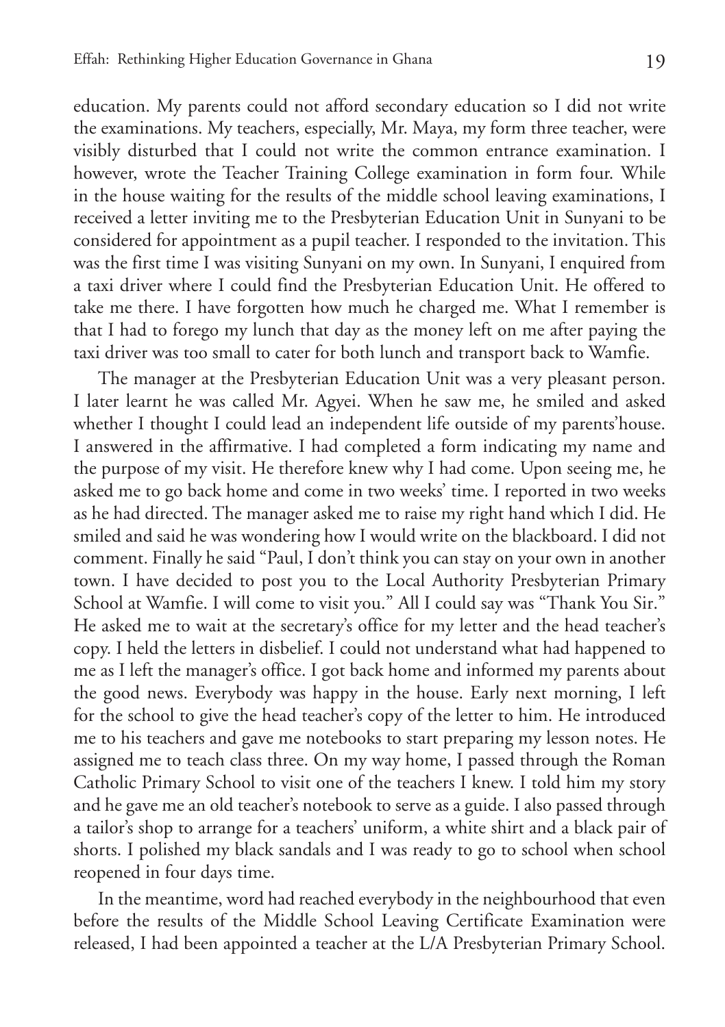education. My parents could not afford secondary education so I did not write the examinations. My teachers, especially, Mr. Maya, my form three teacher, were visibly disturbed that I could not write the common entrance examination. I however, wrote the Teacher Training College examination in form four. While in the house waiting for the results of the middle school leaving examinations, I received a letter inviting me to the Presbyterian Education Unit in Sunyani to be considered for appointment as a pupil teacher. I responded to the invitation. This was the first time I was visiting Sunyani on my own. In Sunyani, I enquired from a taxi driver where I could find the Presbyterian Education Unit. He offered to take me there. I have forgotten how much he charged me. What I remember is that I had to forego my lunch that day as the money left on me after paying the taxi driver was too small to cater for both lunch and transport back to Wamfie.

The manager at the Presbyterian Education Unit was a very pleasant person. I later learnt he was called Mr. Agyei. When he saw me, he smiled and asked whether I thought I could lead an independent life outside of my parents'house. I answered in the affirmative. I had completed a form indicating my name and the purpose of my visit. He therefore knew why I had come. Upon seeing me, he asked me to go back home and come in two weeks' time. I reported in two weeks as he had directed. The manager asked me to raise my right hand which I did. He smiled and said he was wondering how I would write on the blackboard. I did not comment. Finally he said "Paul, I don't think you can stay on your own in another town. I have decided to post you to the Local Authority Presbyterian Primary School at Wamfie. I will come to visit you." All I could say was "Thank You Sir." He asked me to wait at the secretary's office for my letter and the head teacher's copy. I held the letters in disbelief. I could not understand what had happened to me as I left the manager's office. I got back home and informed my parents about the good news. Everybody was happy in the house. Early next morning, I left for the school to give the head teacher's copy of the letter to him. He introduced me to his teachers and gave me notebooks to start preparing my lesson notes. He assigned me to teach class three. On my way home, I passed through the Roman Catholic Primary School to visit one of the teachers I knew. I told him my story and he gave me an old teacher's notebook to serve as a guide. I also passed through a tailor's shop to arrange for a teachers' uniform, a white shirt and a black pair of shorts. I polished my black sandals and I was ready to go to school when school reopened in four days time.

In the meantime, word had reached everybody in the neighbourhood that even before the results of the Middle School Leaving Certificate Examination were released, I had been appointed a teacher at the L/A Presbyterian Primary School.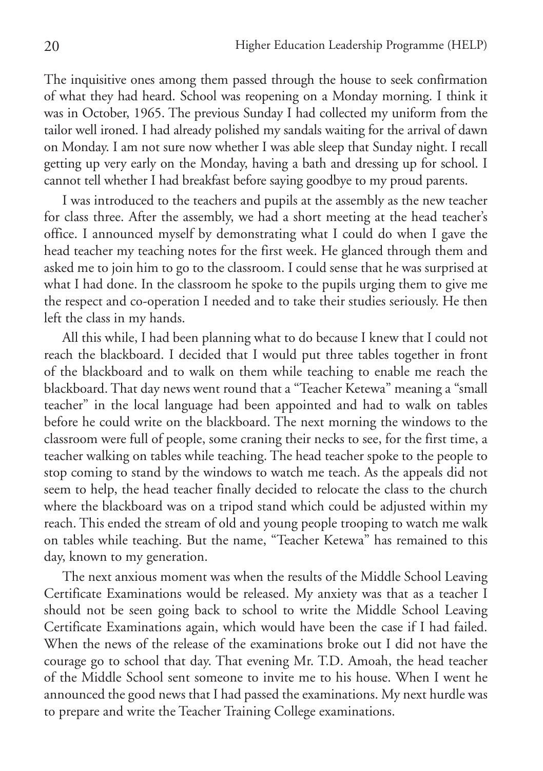The inquisitive ones among them passed through the house to seek confirmation of what they had heard. School was reopening on a Monday morning. I think it was in October, 1965. The previous Sunday I had collected my uniform from the tailor well ironed. I had already polished my sandals waiting for the arrival of dawn on Monday. I am not sure now whether I was able sleep that Sunday night. I recall getting up very early on the Monday, having a bath and dressing up for school. I cannot tell whether I had breakfast before saying goodbye to my proud parents.

I was introduced to the teachers and pupils at the assembly as the new teacher for class three. After the assembly, we had a short meeting at the head teacher's office. I announced myself by demonstrating what I could do when I gave the head teacher my teaching notes for the first week. He glanced through them and asked me to join him to go to the classroom. I could sense that he was surprised at what I had done. In the classroom he spoke to the pupils urging them to give me the respect and co-operation I needed and to take their studies seriously. He then left the class in my hands.

All this while, I had been planning what to do because I knew that I could not reach the blackboard. I decided that I would put three tables together in front of the blackboard and to walk on them while teaching to enable me reach the blackboard. That day news went round that a "Teacher Ketewa" meaning a "small teacher" in the local language had been appointed and had to walk on tables before he could write on the blackboard. The next morning the windows to the classroom were full of people, some craning their necks to see, for the first time, a teacher walking on tables while teaching. The head teacher spoke to the people to stop coming to stand by the windows to watch me teach. As the appeals did not seem to help, the head teacher finally decided to relocate the class to the church where the blackboard was on a tripod stand which could be adjusted within my reach. This ended the stream of old and young people trooping to watch me walk on tables while teaching. But the name, "Teacher Ketewa" has remained to this day, known to my generation.

The next anxious moment was when the results of the Middle School Leaving Certificate Examinations would be released. My anxiety was that as a teacher I should not be seen going back to school to write the Middle School Leaving Certificate Examinations again, which would have been the case if I had failed. When the news of the release of the examinations broke out I did not have the courage go to school that day. That evening Mr. T.D. Amoah, the head teacher of the Middle School sent someone to invite me to his house. When I went he announced the good news that I had passed the examinations. My next hurdle was to prepare and write the Teacher Training College examinations.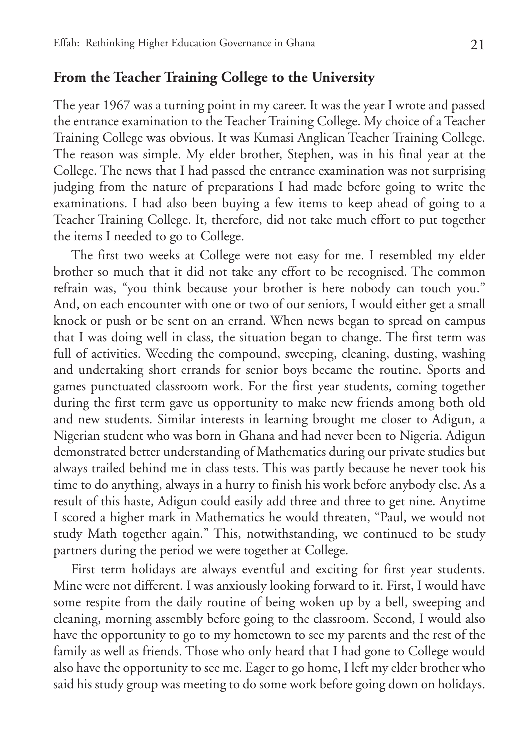## From the Teacher Training College to the University

The year 1967 was a turning point in my career. It was the year I wrote and passed the entrance examination to the Teacher Training College. My choice of a Teacher Training College was obvious. It was Kumasi Anglican Teacher Training College. The reason was simple. My elder brother, Stephen, was in his final year at the College. The news that I had passed the entrance examination was not surprising judging from the nature of preparations I had made before going to write the examinations. I had also been buying a few items to keep ahead of going to a Teacher Training College. It, therefore, did not take much effort to put together the items I needed to go to College.

The first two weeks at College were not easy for me. I resembled my elder brother so much that it did not take any effort to be recognised. The common refrain was, "you think because your brother is here nobody can touch you." And, on each encounter with one or two of our seniors, I would either get a small knock or push or be sent on an errand. When news began to spread on campus that I was doing well in class, the situation began to change. The first term was full of activities. Weeding the compound, sweeping, cleaning, dusting, washing and undertaking short errands for senior boys became the routine. Sports and games punctuated classroom work. For the first year students, coming together during the first term gave us opportunity to make new friends among both old and new students. Similar interests in learning brought me closer to Adigun, a Nigerian student who was born in Ghana and had never been to Nigeria. Adigun demonstrated better understanding of Mathematics during our private studies but always trailed behind me in class tests. This was partly because he never took his time to do anything, always in a hurry to finish his work before anybody else. As a result of this haste, Adigun could easily add three and three to get nine. Anytime I scored a higher mark in Mathematics he would threaten, "Paul, we would not study Math together again." This, notwithstanding, we continued to be study partners during the period we were together at College.

First term holidays are always eventful and exciting for first year students. Mine were not different. I was anxiously looking forward to it. First, I would have some respite from the daily routine of being woken up by a bell, sweeping and cleaning, morning assembly before going to the classroom. Second, I would also have the opportunity to go to my hometown to see my parents and the rest of the family as well as friends. Those who only heard that I had gone to College would also have the opportunity to see me. Eager to go home, I left my elder brother who said his study group was meeting to do some work before going down on holidays.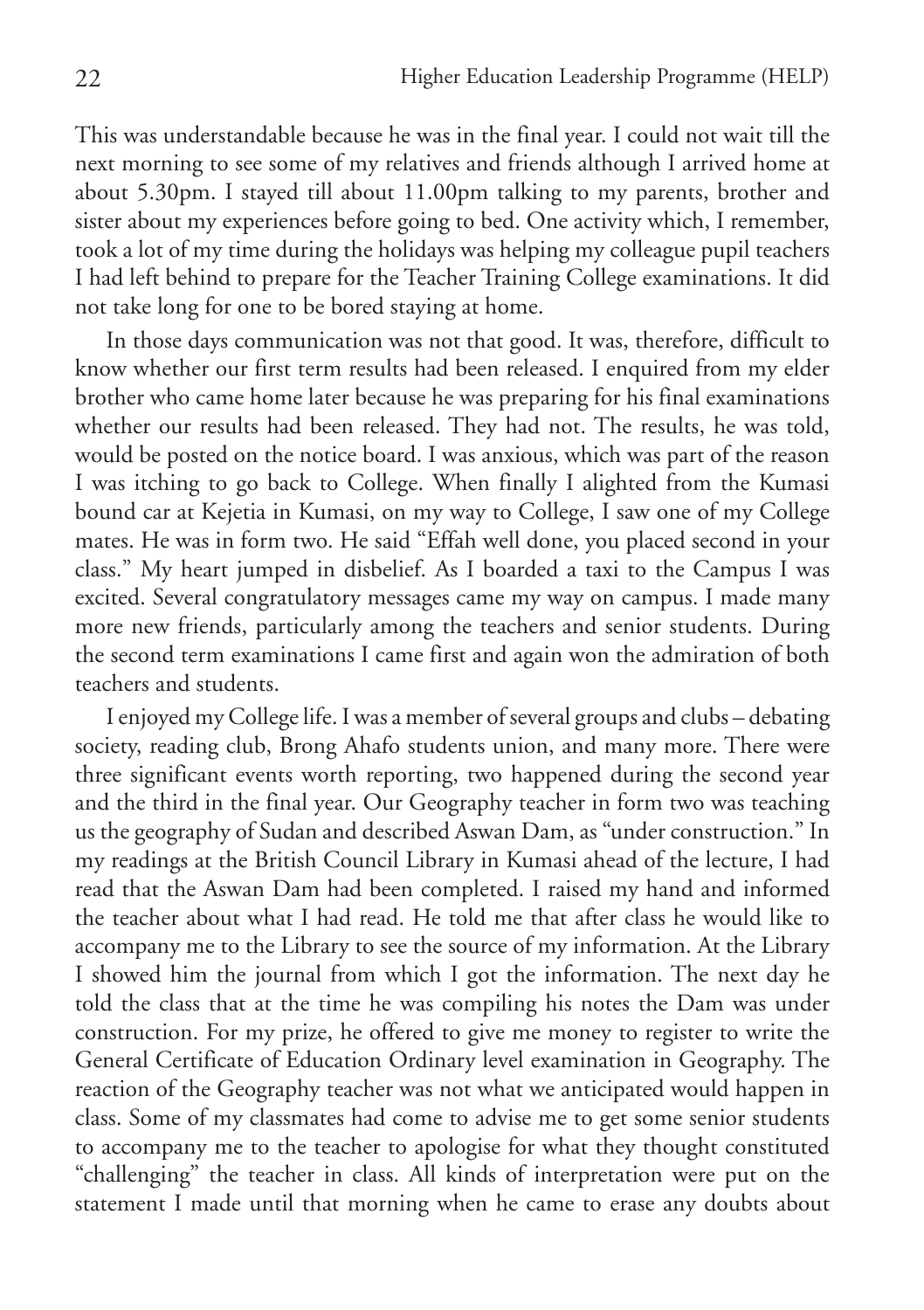This was understandable because he was in the final year. I could not wait till the next morning to see some of my relatives and friends although I arrived home at about 5.30pm. I stayed till about 11.00pm talking to my parents, brother and sister about my experiences before going to bed. One activity which, I remember, took a lot of my time during the holidays was helping my colleague pupil teachers I had left behind to prepare for the Teacher Training College examinations. It did not take long for one to be bored staying at home.

In those days communication was not that good. It was, therefore, difficult to know whether our first term results had been released. I enquired from my elder brother who came home later because he was preparing for his final examinations whether our results had been released. They had not. The results, he was told, would be posted on the notice board. I was anxious, which was part of the reason I was itching to go back to College. When finally I alighted from the Kumasi bound car at Kejetia in Kumasi, on my way to College, I saw one of my College mates. He was in form two. He said "Effah well done, you placed second in your class." My heart jumped in disbelief. As I boarded a taxi to the Campus I was excited. Several congratulatory messages came my way on campus. I made many more new friends, particularly among the teachers and senior students. During the second term examinations I came first and again won the admiration of both teachers and students.

I enjoyed my College life. I was a member of several groups and clubs – debating society, reading club, Brong Ahafo students union, and many more. There were three significant events worth reporting, two happened during the second year and the third in the final year. Our Geography teacher in form two was teaching us the geography of Sudan and described Aswan Dam, as "under construction." In my readings at the British Council Library in Kumasi ahead of the lecture, I had read that the Aswan Dam had been completed. I raised my hand and informed the teacher about what I had read. He told me that after class he would like to accompany me to the Library to see the source of my information. At the Library I showed him the journal from which I got the information. The next day he told the class that at the time he was compiling his notes the Dam was under construction. For my prize, he offered to give me money to register to write the General Certificate of Education Ordinary level examination in Geography. The reaction of the Geography teacher was not what we anticipated would happen in class. Some of my classmates had come to advise me to get some senior students to accompany me to the teacher to apologise for what they thought constituted "challenging" the teacher in class. All kinds of interpretation were put on the statement I made until that morning when he came to erase any doubts about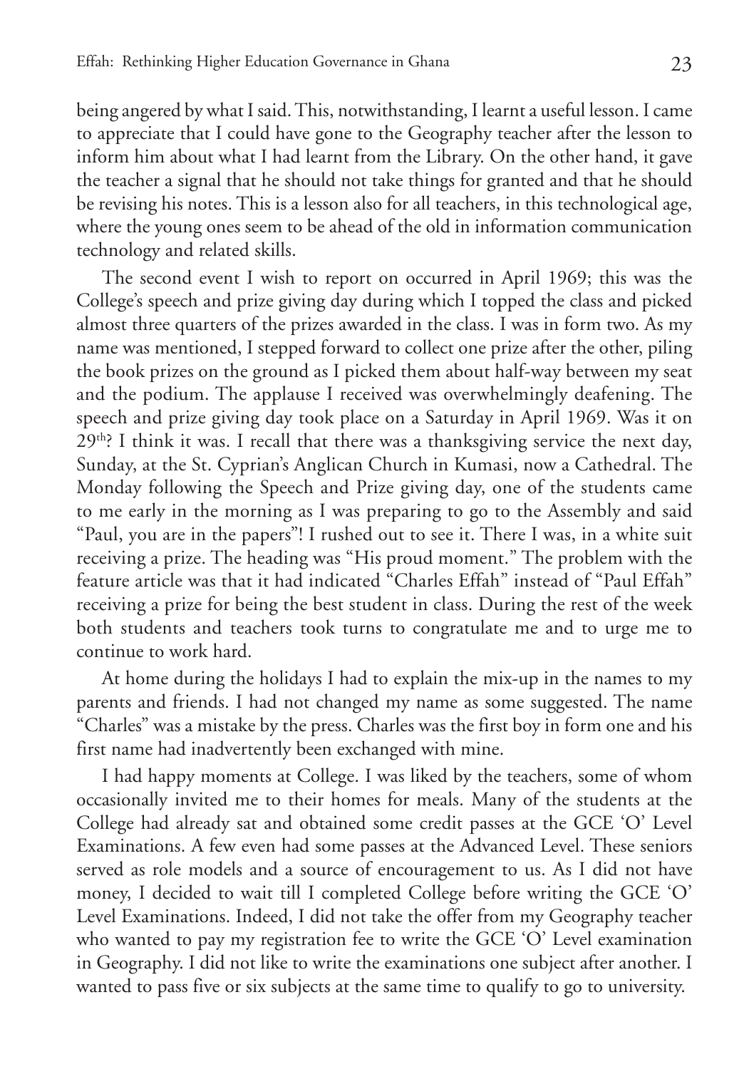being angered by what I said. This, notwithstanding, I learnt a useful lesson. I came to appreciate that I could have gone to the Geography teacher after the lesson to inform him about what I had learnt from the Library. On the other hand, it gave the teacher a signal that he should not take things for granted and that he should be revising his notes. This is a lesson also for all teachers, in this technological age, where the young ones seem to be ahead of the old in information communication technology and related skills.

The second event I wish to report on occurred in April 1969; this was the College's speech and prize giving day during which I topped the class and picked almost three quarters of the prizes awarded in the class. I was in form two. As my name was mentioned, I stepped forward to collect one prize after the other, piling the book prizes on the ground as I picked them about half-way between my seat and the podium. The applause I received was overwhelmingly deafening. The speech and prize giving day took place on a Saturday in April 1969. Was it on 29th? I think it was. I recall that there was a thanksgiving service the next day, Sunday, at the St. Cyprian's Anglican Church in Kumasi, now a Cathedral. The Monday following the Speech and Prize giving day, one of the students came to me early in the morning as I was preparing to go to the Assembly and said "Paul, you are in the papers"! I rushed out to see it. There I was, in a white suit receiving a prize. The heading was "His proud moment." The problem with the feature article was that it had indicated "Charles Effah" instead of "Paul Effah" receiving a prize for being the best student in class. During the rest of the week both students and teachers took turns to congratulate me and to urge me to continue to work hard.

At home during the holidays I had to explain the mix-up in the names to my parents and friends. I had not changed my name as some suggested. The name "Charles" was a mistake by the press. Charles was the first boy in form one and his first name had inadvertently been exchanged with mine.

I had happy moments at College. I was liked by the teachers, some of whom occasionally invited me to their homes for meals. Many of the students at the College had already sat and obtained some credit passes at the GCE 'O' Level Examinations. A few even had some passes at the Advanced Level. These seniors served as role models and a source of encouragement to us. As I did not have money, I decided to wait till I completed College before writing the GCE 'O' Level Examinations. Indeed, I did not take the offer from my Geography teacher who wanted to pay my registration fee to write the GCE 'O' Level examination in Geography. I did not like to write the examinations one subject after another. I wanted to pass five or six subjects at the same time to qualify to go to university.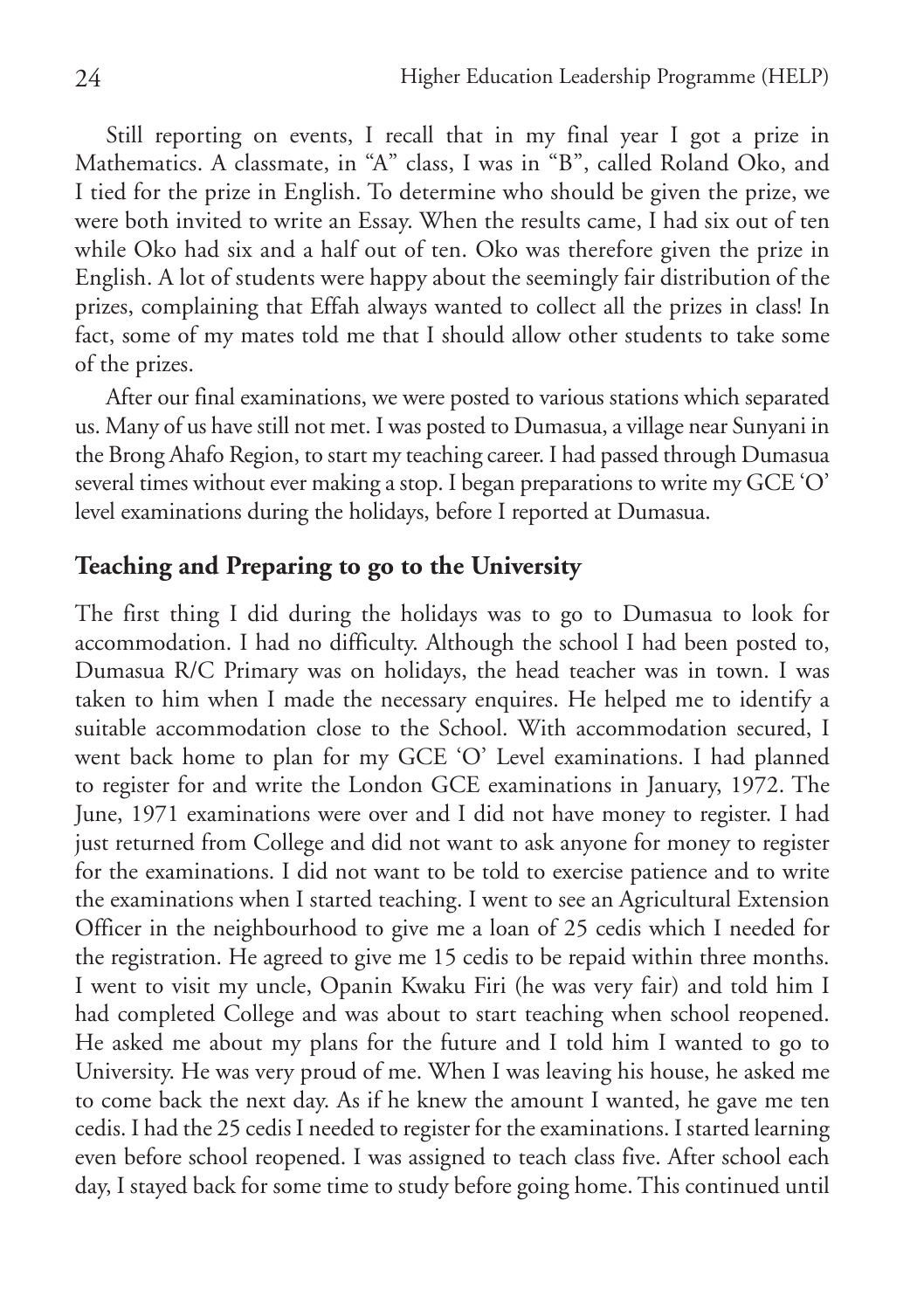Still reporting on events, I recall that in my final year I got a prize in Mathematics. A classmate, in "A" class, I was in "B", called Roland Oko, and I tied for the prize in English. To determine who should be given the prize, we were both invited to write an Essay. When the results came, I had six out of ten while Oko had six and a half out of ten. Oko was therefore given the prize in English. A lot of students were happy about the seemingly fair distribution of the prizes, complaining that Effah always wanted to collect all the prizes in class! In fact, some of my mates told me that I should allow other students to take some of the prizes.

After our final examinations, we were posted to various stations which separated us. Many of us have still not met. I was posted to Dumasua, a village near Sunyani in the Brong Ahafo Region, to start my teaching career. I had passed through Dumasua several times without ever making a stop. I began preparations to write my GCE 'O' level examinations during the holidays, before I reported at Dumasua.

## Teaching and Preparing to go to the University

The first thing I did during the holidays was to go to Dumasua to look for accommodation. I had no difficulty. Although the school I had been posted to, Dumasua R/C Primary was on holidays, the head teacher was in town. I was taken to him when I made the necessary enquires. He helped me to identify a suitable accommodation close to the School. With accommodation secured, I went back home to plan for my GCE 'O' Level examinations. I had planned to register for and write the London GCE examinations in January, 1972. The June, 1971 examinations were over and I did not have money to register. I had just returned from College and did not want to ask anyone for money to register for the examinations. I did not want to be told to exercise patience and to write the examinations when I started teaching. I went to see an Agricultural Extension Officer in the neighbourhood to give me a loan of 25 cedis which I needed for the registration. He agreed to give me 15 cedis to be repaid within three months. I went to visit my uncle, Opanin Kwaku Firi (he was very fair) and told him I had completed College and was about to start teaching when school reopened. He asked me about my plans for the future and I told him I wanted to go to University. He was very proud of me. When I was leaving his house, he asked me to come back the next day. As if he knew the amount I wanted, he gave me ten cedis. I had the 25 cedis I needed to register for the examinations. I started learning even before school reopened. I was assigned to teach class five. After school each day, I stayed back for some time to study before going home. This continued until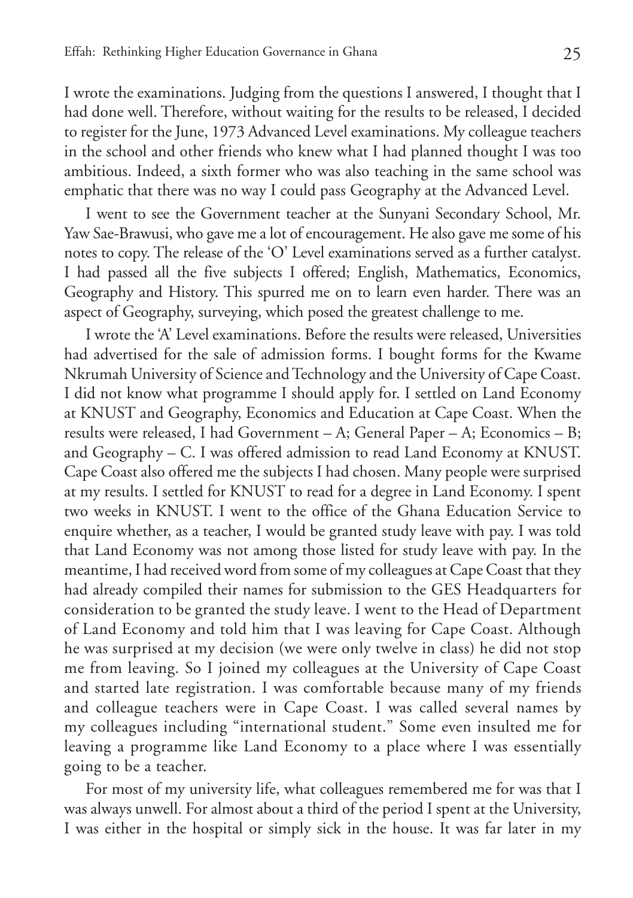I wrote the examinations. Judging from the questions I answered, I thought that I had done well. Therefore, without waiting for the results to be released, I decided to register for the June, 1973 Advanced Level examinations. My colleague teachers in the school and other friends who knew what I had planned thought I was too ambitious. Indeed, a sixth former who was also teaching in the same school was emphatic that there was no way I could pass Geography at the Advanced Level.

I went to see the Government teacher at the Sunyani Secondary School, Mr. Yaw Sae-Brawusi, who gave me a lot of encouragement. He also gave me some of his notes to copy. The release of the 'O' Level examinations served as a further catalyst. I had passed all the five subjects I offered; English, Mathematics, Economics, Geography and History. This spurred me on to learn even harder. There was an aspect of Geography, surveying, which posed the greatest challenge to me.

I wrote the 'A' Level examinations. Before the results were released, Universities had advertised for the sale of admission forms. I bought forms for the Kwame Nkrumah University of Science and Technology and the University of Cape Coast. I did not know what programme I should apply for. I settled on Land Economy at KNUST and Geography, Economics and Education at Cape Coast. When the results were released, I had Government – A; General Paper – A; Economics – B; and Geography – C. I was offered admission to read Land Economy at KNUST. Cape Coast also offered me the subjects I had chosen. Many people were surprised at my results. I settled for KNUST to read for a degree in Land Economy. I spent two weeks in KNUST. I went to the office of the Ghana Education Service to enquire whether, as a teacher, I would be granted study leave with pay. I was told that Land Economy was not among those listed for study leave with pay. In the meantime, I had received word from some of my colleagues at Cape Coast that they had already compiled their names for submission to the GES Headquarters for consideration to be granted the study leave. I went to the Head of Department of Land Economy and told him that I was leaving for Cape Coast. Although he was surprised at my decision (we were only twelve in class) he did not stop me from leaving. So I joined my colleagues at the University of Cape Coast and started late registration. I was comfortable because many of my friends and colleague teachers were in Cape Coast. I was called several names by my colleagues including "international student." Some even insulted me for leaving a programme like Land Economy to a place where I was essentially going to be a teacher.

For most of my university life, what colleagues remembered me for was that I was always unwell. For almost about a third of the period I spent at the University, I was either in the hospital or simply sick in the house. It was far later in my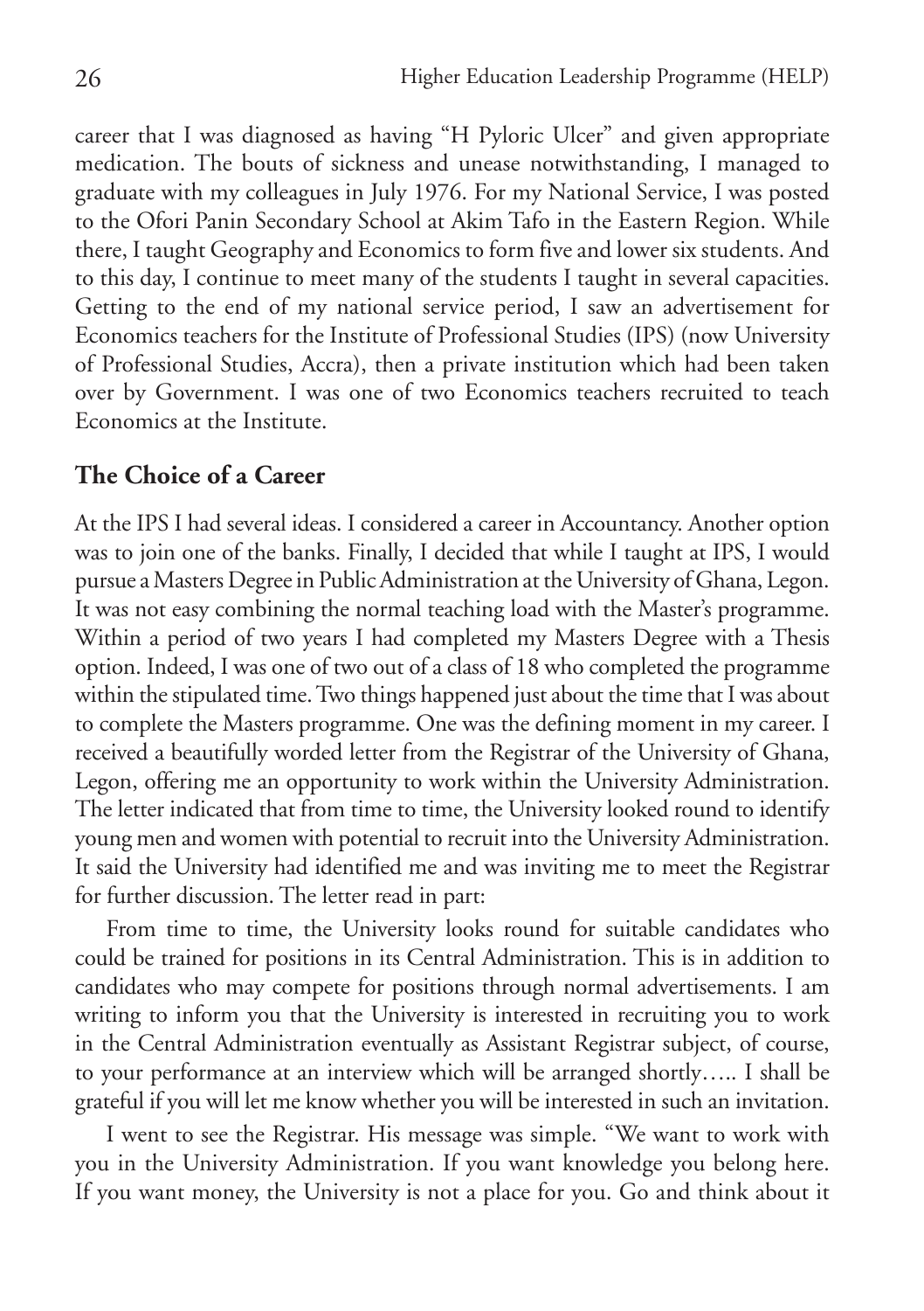career that I was diagnosed as having "H Pyloric Ulcer" and given appropriate medication. The bouts of sickness and unease notwithstanding, I managed to graduate with my colleagues in July 1976. For my National Service, I was posted to the Ofori Panin Secondary School at Akim Tafo in the Eastern Region. While there, I taught Geography and Economics to form five and lower six students. And to this day, I continue to meet many of the students I taught in several capacities. Getting to the end of my national service period, I saw an advertisement for Economics teachers for the Institute of Professional Studies (IPS) (now University of Professional Studies, Accra), then a private institution which had been taken over by Government. I was one of two Economics teachers recruited to teach Economics at the Institute.

## The Choice of a Career

At the IPS I had several ideas. I considered a career in Accountancy. Another option was to join one of the banks. Finally, I decided that while I taught at IPS, I would pursue a Masters Degree in Public Administration at the University of Ghana, Legon. It was not easy combining the normal teaching load with the Master's programme. Within a period of two years I had completed my Masters Degree with a Thesis option. Indeed, I was one of two out of a class of 18 who completed the programme within the stipulated time. Two things happened just about the time that I was about to complete the Masters programme. One was the defining moment in my career. I received a beautifully worded letter from the Registrar of the University of Ghana, Legon, offering me an opportunity to work within the University Administration. The letter indicated that from time to time, the University looked round to identify young men and women with potential to recruit into the University Administration. It said the University had identified me and was inviting me to meet the Registrar for further discussion. The letter read in part:

From time to time, the University looks round for suitable candidates who could be trained for positions in its Central Administration. This is in addition to candidates who may compete for positions through normal advertisements. I am writing to inform you that the University is interested in recruiting you to work in the Central Administration eventually as Assistant Registrar subject, of course, to your performance at an interview which will be arranged shortly….. I shall be grateful if you will let me know whether you will be interested in such an invitation.

I went to see the Registrar. His message was simple. "We want to work with you in the University Administration. If you want knowledge you belong here. If you want money, the University is not a place for you. Go and think about it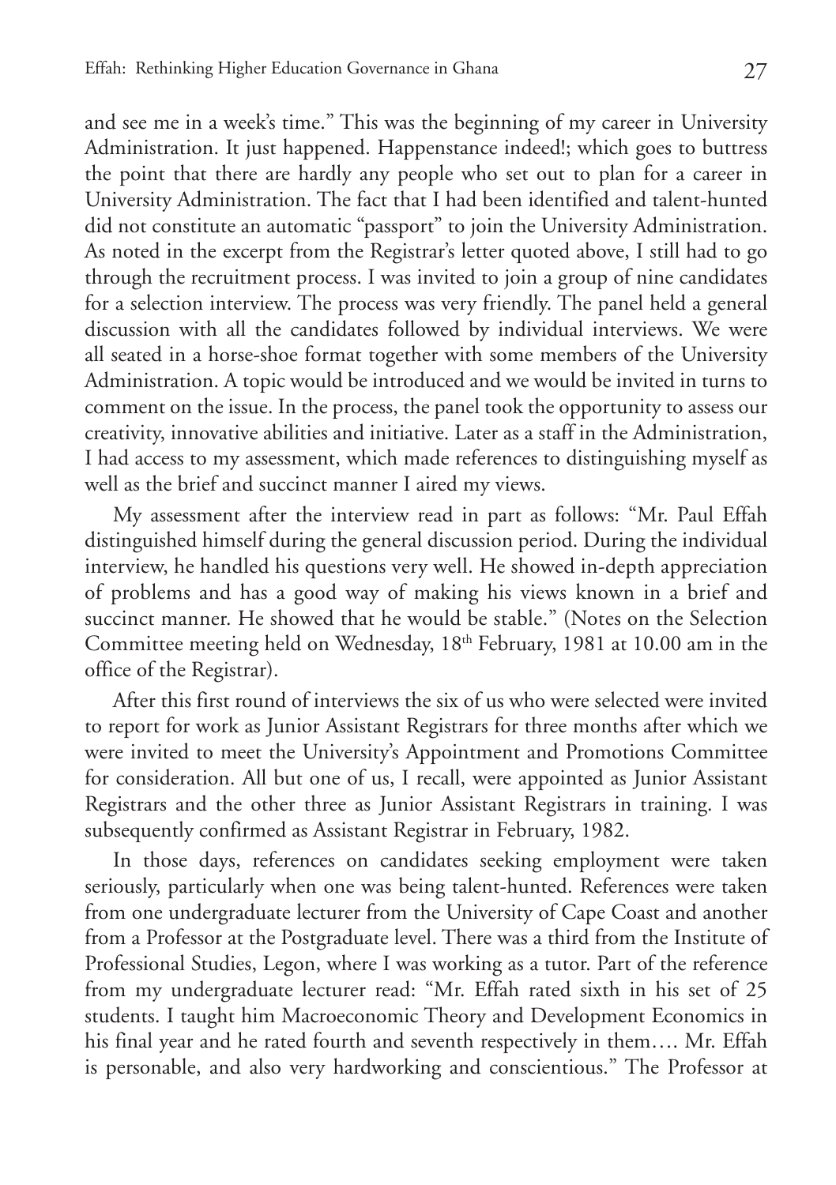and see me in a week's time." This was the beginning of my career in University Administration. It just happened. Happenstance indeed!; which goes to buttress the point that there are hardly any people who set out to plan for a career in University Administration. The fact that I had been identified and talent-hunted did not constitute an automatic "passport" to join the University Administration. As noted in the excerpt from the Registrar's letter quoted above, I still had to go through the recruitment process. I was invited to join a group of nine candidates for a selection interview. The process was very friendly. The panel held a general discussion with all the candidates followed by individual interviews. We were all seated in a horse-shoe format together with some members of the University Administration. A topic would be introduced and we would be invited in turns to comment on the issue. In the process, the panel took the opportunity to assess our creativity, innovative abilities and initiative. Later as a staff in the Administration, I had access to my assessment, which made references to distinguishing myself as well as the brief and succinct manner I aired my views.

My assessment after the interview read in part as follows: "Mr. Paul Effah distinguished himself during the general discussion period. During the individual interview, he handled his questions very well. He showed in-depth appreciation of problems and has a good way of making his views known in a brief and succinct manner. He showed that he would be stable." (Notes on the Selection Committee meeting held on Wednesday, 18th February, 1981 at 10.00 am in the office of the Registrar).

After this first round of interviews the six of us who were selected were invited to report for work as Junior Assistant Registrars for three months after which we were invited to meet the University's Appointment and Promotions Committee for consideration. All but one of us, I recall, were appointed as Junior Assistant Registrars and the other three as Junior Assistant Registrars in training. I was subsequently confirmed as Assistant Registrar in February, 1982.

In those days, references on candidates seeking employment were taken seriously, particularly when one was being talent-hunted. References were taken from one undergraduate lecturer from the University of Cape Coast and another from a Professor at the Postgraduate level. There was a third from the Institute of Professional Studies, Legon, where I was working as a tutor. Part of the reference from my undergraduate lecturer read: "Mr. Effah rated sixth in his set of 25 students. I taught him Macroeconomic Theory and Development Economics in his final year and he rated fourth and seventh respectively in them…. Mr. Effah is personable, and also very hardworking and conscientious." The Professor at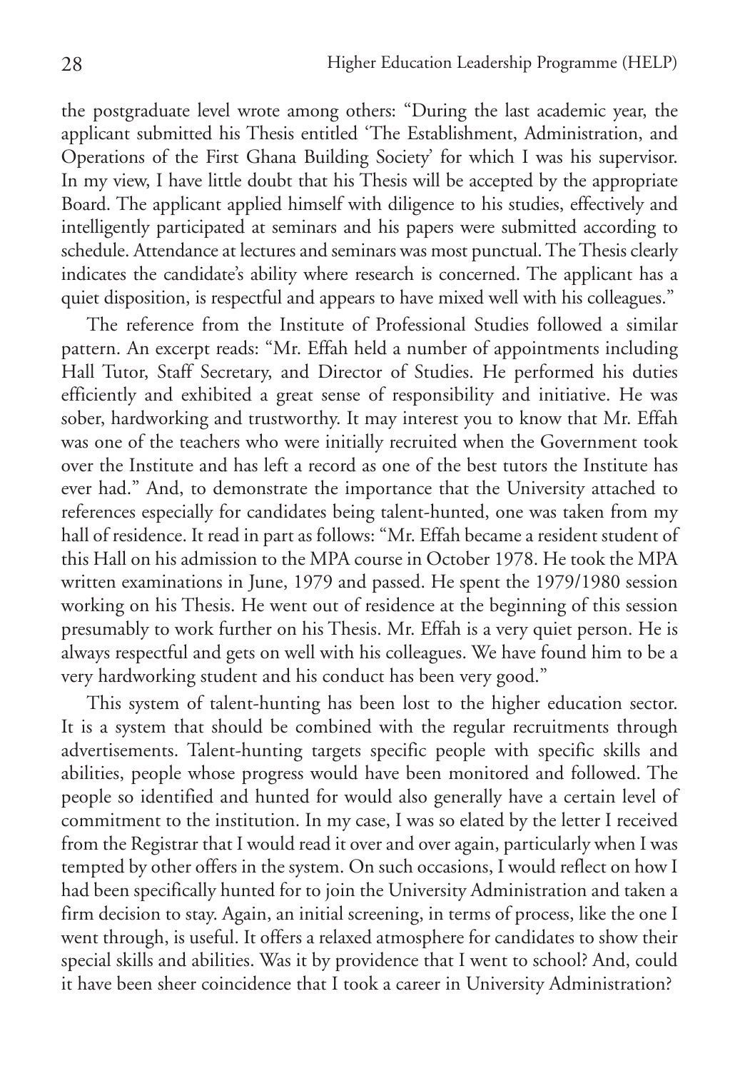the postgraduate level wrote among others: "During the last academic year, the applicant submitted his Thesis entitled 'The Establishment, Administration, and Operations of the First Ghana Building Society' for which I was his supervisor. In my view, I have little doubt that his Thesis will be accepted by the appropriate Board. The applicant applied himself with diligence to his studies, effectively and intelligently participated at seminars and his papers were submitted according to schedule. Attendance at lectures and seminars was most punctual. The Thesis clearly indicates the candidate's ability where research is concerned. The applicant has a quiet disposition, is respectful and appears to have mixed well with his colleagues."

The reference from the Institute of Professional Studies followed a similar pattern. An excerpt reads: "Mr. Effah held a number of appointments including Hall Tutor, Staff Secretary, and Director of Studies. He performed his duties efficiently and exhibited a great sense of responsibility and initiative. He was sober, hardworking and trustworthy. It may interest you to know that Mr. Effah was one of the teachers who were initially recruited when the Government took over the Institute and has left a record as one of the best tutors the Institute has ever had." And, to demonstrate the importance that the University attached to references especially for candidates being talent-hunted, one was taken from my hall of residence. It read in part as follows: "Mr. Effah became a resident student of this Hall on his admission to the MPA course in October 1978. He took the MPA written examinations in June, 1979 and passed. He spent the 1979/1980 session working on his Thesis. He went out of residence at the beginning of this session presumably to work further on his Thesis. Mr. Effah is a very quiet person. He is always respectful and gets on well with his colleagues. We have found him to be a very hardworking student and his conduct has been very good."

This system of talent-hunting has been lost to the higher education sector. It is a system that should be combined with the regular recruitments through advertisements. Talent-hunting targets specific people with specific skills and abilities, people whose progress would have been monitored and followed. The people so identified and hunted for would also generally have a certain level of commitment to the institution. In my case, I was so elated by the letter I received from the Registrar that I would read it over and over again, particularly when I was tempted by other offers in the system. On such occasions, I would reflect on how I had been specifically hunted for to join the University Administration and taken a firm decision to stay. Again, an initial screening, in terms of process, like the one I went through, is useful. It offers a relaxed atmosphere for candidates to show their special skills and abilities. Was it by providence that I went to school? And, could it have been sheer coincidence that I took a career in University Administration?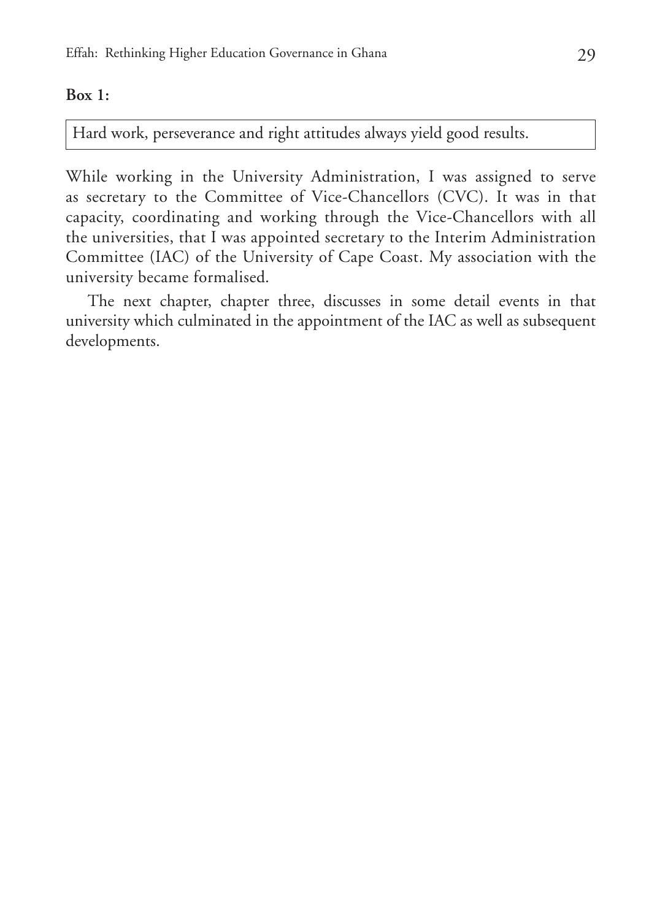**Box 1:**

> Hard work, perseverance and right attitudes always yield good results.

While working in the University Administration, I was assigned to serve as secretary to the Committee of Vice-Chancellors (CVC). It was in that capacity, coordinating and working through the Vice-Chancellors with all the universities, that I was appointed secretary to the Interim Administration Committee (IAC) of the University of Cape Coast. My association with the university became formalised.

The next chapter, chapter three, discusses in some detail events in that university which culminated in the appointment of the IAC as well as subsequent developments.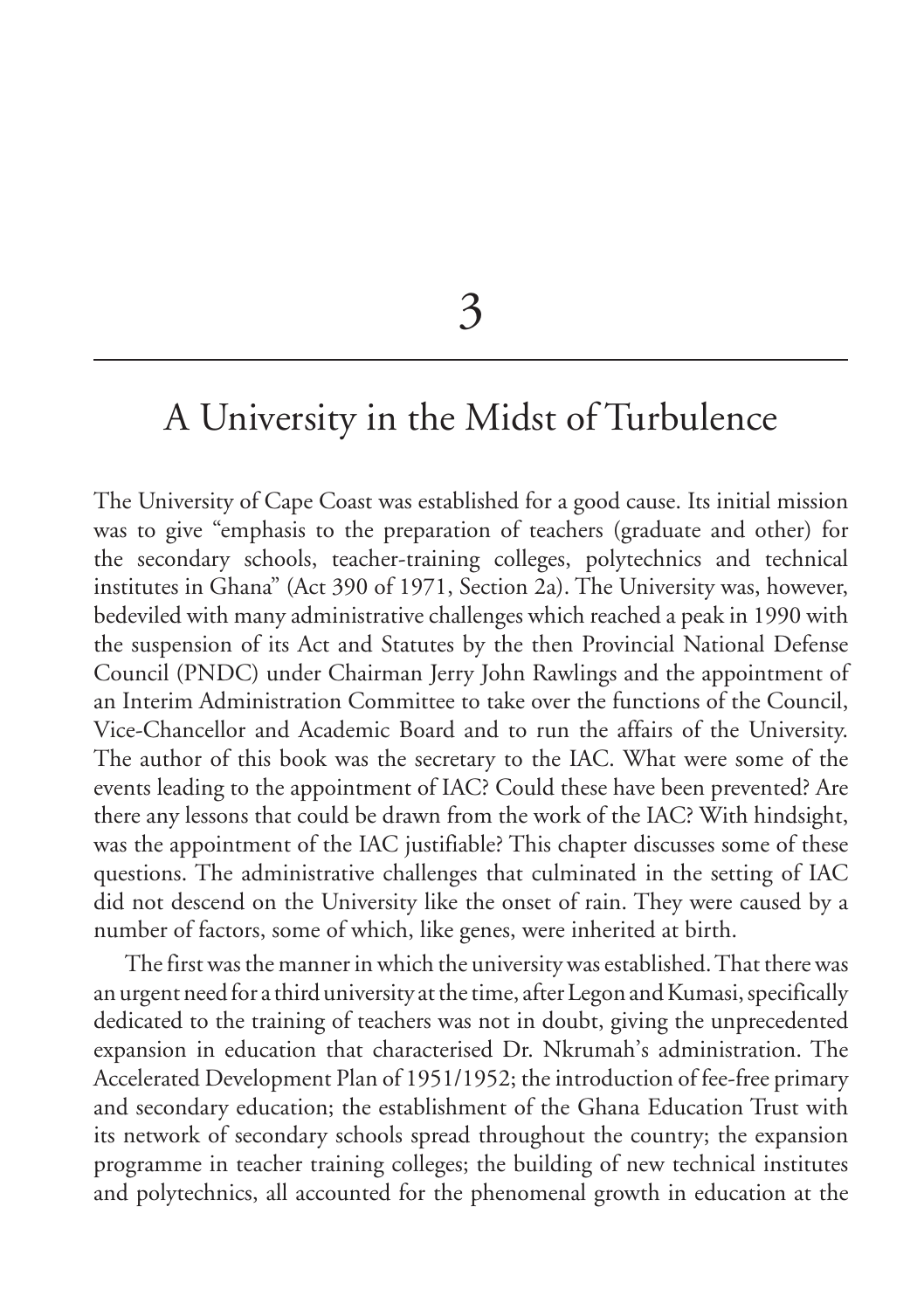# 3

## A University in the Midst of Turbulence

The University of Cape Coast was established for a good cause. Its initial mission was to give "emphasis to the preparation of teachers (graduate and other) for the secondary schools, teacher-training colleges, polytechnics and technical institutes in Ghana" (Act 390 of 1971, Section 2a). The University was, however, bedeviled with many administrative challenges which reached a peak in 1990 with the suspension of its Act and Statutes by the then Provincial National Defense Council (PNDC) under Chairman Jerry John Rawlings and the appointment of an Interim Administration Committee to take over the functions of the Council, Vice-Chancellor and Academic Board and to run the affairs of the University. The author of this book was the secretary to the IAC. What were some of the events leading to the appointment of IAC? Could these have been prevented? Are there any lessons that could be drawn from the work of the IAC? With hindsight, was the appointment of the IAC justifiable? This chapter discusses some of these questions. The administrative challenges that culminated in the setting of IAC did not descend on the University like the onset of rain. They were caused by a number of factors, some of which, like genes, were inherited at birth.

The first was the manner in which the university was established. That there was an urgent need for a third university at the time, after Legon and Kumasi, specifically dedicated to the training of teachers was not in doubt, giving the unprecedented expansion in education that characterised Dr. Nkrumah's administration. The Accelerated Development Plan of 1951/1952; the introduction of fee-free primary and secondary education; the establishment of the Ghana Education Trust with its network of secondary schools spread throughout the country; the expansion programme in teacher training colleges; the building of new technical institutes and polytechnics, all accounted for the phenomenal growth in education at the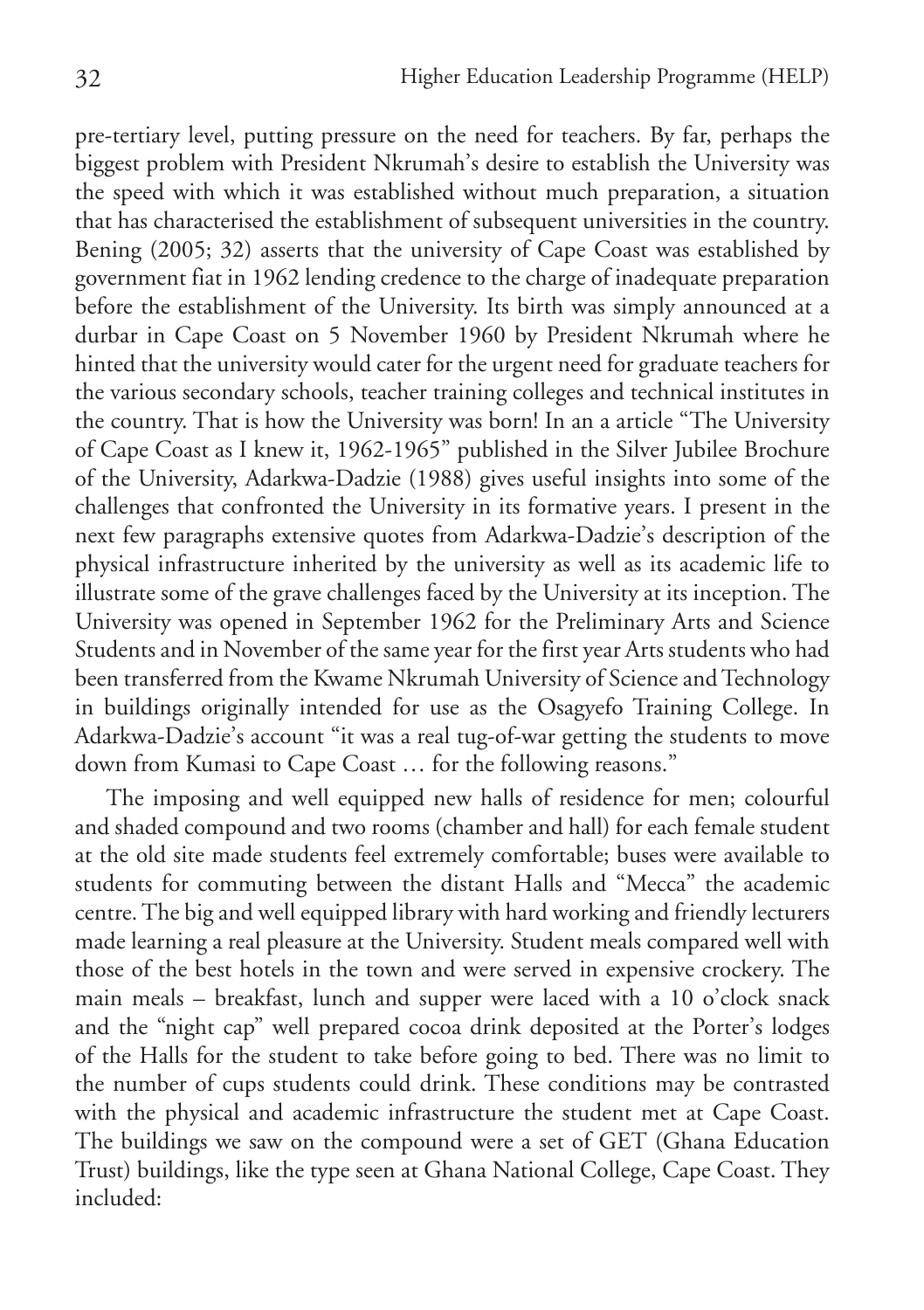pre-tertiary level, putting pressure on the need for teachers. By far, perhaps the biggest problem with President Nkrumah's desire to establish the University was the speed with which it was established without much preparation, a situation that has characterised the establishment of subsequent universities in the country. Bening (2005; 32) asserts that the university of Cape Coast was established by government fiat in 1962 lending credence to the charge of inadequate preparation before the establishment of the University. Its birth was simply announced at a durbar in Cape Coast on 5 November 1960 by President Nkrumah where he hinted that the university would cater for the urgent need for graduate teachers for the various secondary schools, teacher training colleges and technical institutes in the country. That is how the University was born! In an a article "The University of Cape Coast as I knew it, 1962-1965" published in the Silver Jubilee Brochure of the University, Adarkwa-Dadzie (1988) gives useful insights into some of the challenges that confronted the University in its formative years. I present in the next few paragraphs extensive quotes from Adarkwa-Dadzie's description of the physical infrastructure inherited by the university as well as its academic life to illustrate some of the grave challenges faced by the University at its inception. The University was opened in September 1962 for the Preliminary Arts and Science Students and in November of the same year for the first year Arts students who had been transferred from the Kwame Nkrumah University of Science and Technology in buildings originally intended for use as the Osagyefo Training College. In Adarkwa-Dadzie's account "it was a real tug-of-war getting the students to move down from Kumasi to Cape Coast … for the following reasons."

The imposing and well equipped new halls of residence for men; colourful and shaded compound and two rooms (chamber and hall) for each female student at the old site made students feel extremely comfortable; buses were available to students for commuting between the distant Halls and "Mecca" the academic centre. The big and well equipped library with hard working and friendly lecturers made learning a real pleasure at the University. Student meals compared well with those of the best hotels in the town and were served in expensive crockery. The main meals – breakfast, lunch and supper were laced with a 10 o'clock snack and the "night cap" well prepared cocoa drink deposited at the Porter's lodges of the Halls for the student to take before going to bed. There was no limit to the number of cups students could drink. These conditions may be contrasted with the physical and academic infrastructure the student met at Cape Coast. The buildings we saw on the compound were a set of GET (Ghana Education Trust) buildings, like the type seen at Ghana National College, Cape Coast. They included: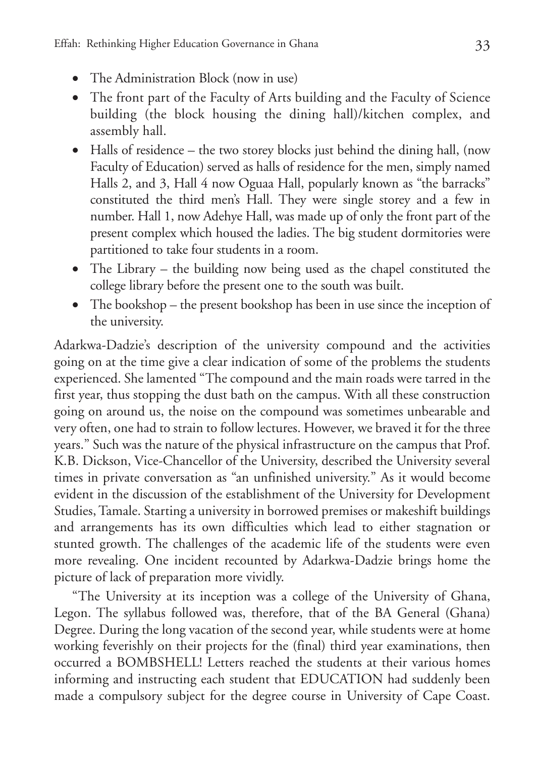- The Administration Block (now in use)
- The front part of the Faculty of Arts building and the Faculty of Science building (the block housing the dining hall)/kitchen complex, and assembly hall.
- Halls of residence – the two storey blocks just behind the dining hall, (now Faculty of Education) served as halls of residence for the men, simply named Halls 2, and 3, Hall 4 now Oguaa Hall, popularly known as "the barracks" constituted the third men's Hall. They were single storey and a few in number. Hall 1, now Adehye Hall, was made up of only the front part of the present complex which housed the ladies. The big student dormitories were partitioned to take four students in a room.
- The Library – the building now being used as the chapel constituted the college library before the present one to the south was built.
- The bookshop – the present bookshop has been in use since the inception of the university.

Adarkwa-Dadzie's description of the university compound and the activities going on at the time give a clear indication of some of the problems the students experienced. She lamented "The compound and the main roads were tarred in the first year, thus stopping the dust bath on the campus. With all these construction going on around us, the noise on the compound was sometimes unbearable and very often, one had to strain to follow lectures. However, we braved it for the three years." Such was the nature of the physical infrastructure on the campus that Prof. K.B. Dickson, Vice-Chancellor of the University, described the University several times in private conversation as "an unfinished university." As it would become evident in the discussion of the establishment of the University for Development Studies, Tamale. Starting a university in borrowed premises or makeshift buildings and arrangements has its own difficulties which lead to either stagnation or stunted growth. The challenges of the academic life of the students were even more revealing. One incident recounted by Adarkwa-Dadzie brings home the picture of lack of preparation more vividly.

"The University at its inception was a college of the University of Ghana, Legon. The syllabus followed was, therefore, that of the BA General (Ghana) Degree. During the long vacation of the second year, while students were at home working feverishly on their projects for the (final) third year examinations, then occurred a BOMBSHELL! Letters reached the students at their various homes informing and instructing each student that EDUCATION had suddenly been made a compulsory subject for the degree course in University of Cape Coast.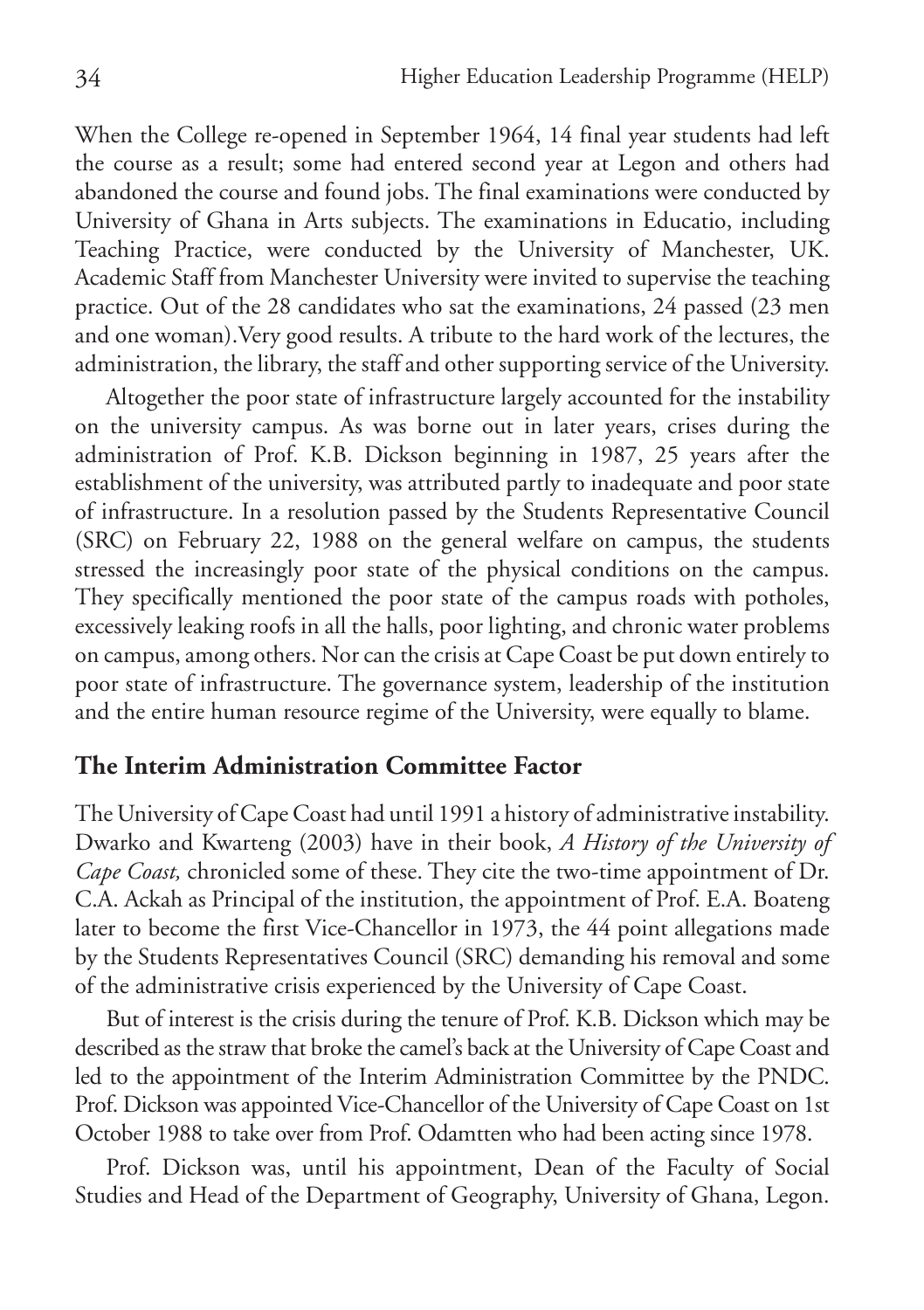When the College re-opened in September 1964, 14 final year students had left the course as a result; some had entered second year at Legon and others had abandoned the course and found jobs. The final examinations were conducted by University of Ghana in Arts subjects. The examinations in Educatio, including Teaching Practice, were conducted by the University of Manchester, UK. Academic Staff from Manchester University were invited to supervise the teaching practice. Out of the 28 candidates who sat the examinations, 24 passed (23 men and one woman).Very good results. A tribute to the hard work of the lectures, the administration, the library, the staff and other supporting service of the University.

Altogether the poor state of infrastructure largely accounted for the instability on the university campus. As was borne out in later years, crises during the administration of Prof. K.B. Dickson beginning in 1987, 25 years after the establishment of the university, was attributed partly to inadequate and poor state of infrastructure. In a resolution passed by the Students Representative Council (SRC) on February 22, 1988 on the general welfare on campus, the students stressed the increasingly poor state of the physical conditions on the campus. They specifically mentioned the poor state of the campus roads with potholes, excessively leaking roofs in all the halls, poor lighting, and chronic water problems on campus, among others. Nor can the crisis at Cape Coast be put down entirely to poor state of infrastructure. The governance system, leadership of the institution and the entire human resource regime of the University, were equally to blame.

## The Interim Administration Committee Factor

The University of Cape Coast had until 1991 a history of administrative instability. Dwarko and Kwarteng (2003) have in their book, *A History of the University of Cape Coast,* chronicled some of these. They cite the two-time appointment of Dr. C.A. Ackah as Principal of the institution, the appointment of Prof. E.A. Boateng later to become the first Vice-Chancellor in 1973, the 44 point allegations made by the Students Representatives Council (SRC) demanding his removal and some of the administrative crisis experienced by the University of Cape Coast.

But of interest is the crisis during the tenure of Prof. K.B. Dickson which may be described as the straw that broke the camel's back at the University of Cape Coast and led to the appointment of the Interim Administration Committee by the PNDC. Prof. Dickson was appointed Vice-Chancellor of the University of Cape Coast on 1st October 1988 to take over from Prof. Odamtten who had been acting since 1978.

Prof. Dickson was, until his appointment, Dean of the Faculty of Social Studies and Head of the Department of Geography, University of Ghana, Legon.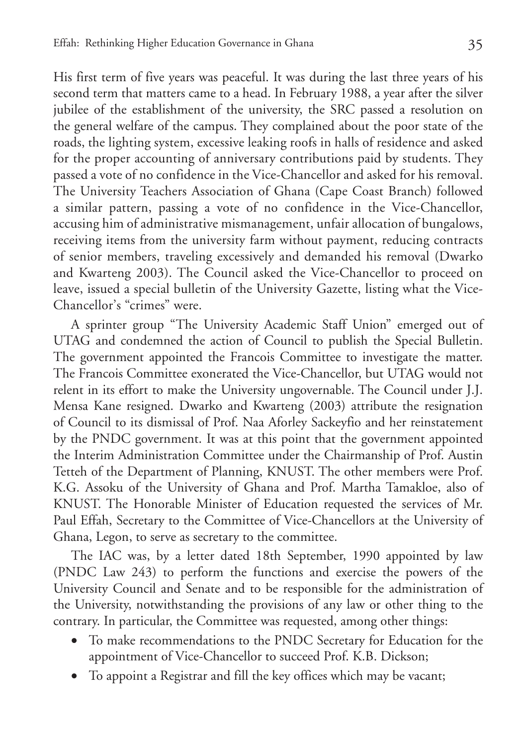His first term of five years was peaceful. It was during the last three years of his second term that matters came to a head. In February 1988, a year after the silver jubilee of the establishment of the university, the SRC passed a resolution on the general welfare of the campus. They complained about the poor state of the roads, the lighting system, excessive leaking roofs in halls of residence and asked for the proper accounting of anniversary contributions paid by students. They passed a vote of no confidence in the Vice-Chancellor and asked for his removal. The University Teachers Association of Ghana (Cape Coast Branch) followed a similar pattern, passing a vote of no confidence in the Vice-Chancellor, accusing him of administrative mismanagement, unfair allocation of bungalows, receiving items from the university farm without payment, reducing contracts of senior members, traveling excessively and demanded his removal (Dwarko and Kwarteng 2003). The Council asked the Vice-Chancellor to proceed on leave, issued a special bulletin of the University Gazette, listing what the Vice-Chancellor's "crimes" were.

A sprinter group "The University Academic Staff Union" emerged out of UTAG and condemned the action of Council to publish the Special Bulletin. The government appointed the Francois Committee to investigate the matter. The Francois Committee exonerated the Vice-Chancellor, but UTAG would not relent in its effort to make the University ungovernable. The Council under J.J. Mensa Kane resigned. Dwarko and Kwarteng (2003) attribute the resignation of Council to its dismissal of Prof. Naa Aforley Sackeyfio and her reinstatement by the PNDC government. It was at this point that the government appointed the Interim Administration Committee under the Chairmanship of Prof. Austin Tetteh of the Department of Planning, KNUST. The other members were Prof. K.G. Assoku of the University of Ghana and Prof. Martha Tamakloe, also of KNUST. The Honorable Minister of Education requested the services of Mr. Paul Effah, Secretary to the Committee of Vice-Chancellors at the University of Ghana, Legon, to serve as secretary to the committee.

The IAC was, by a letter dated 18th September, 1990 appointed by law (PNDC Law 243) to perform the functions and exercise the powers of the University Council and Senate and to be responsible for the administration of the University, notwithstanding the provisions of any law or other thing to the contrary. In particular, the Committee was requested, among other things:

- To make recommendations to the PNDC Secretary for Education for the appointment of Vice-Chancellor to succeed Prof. K.B. Dickson;
- To appoint a Registrar and fill the key offices which may be vacant;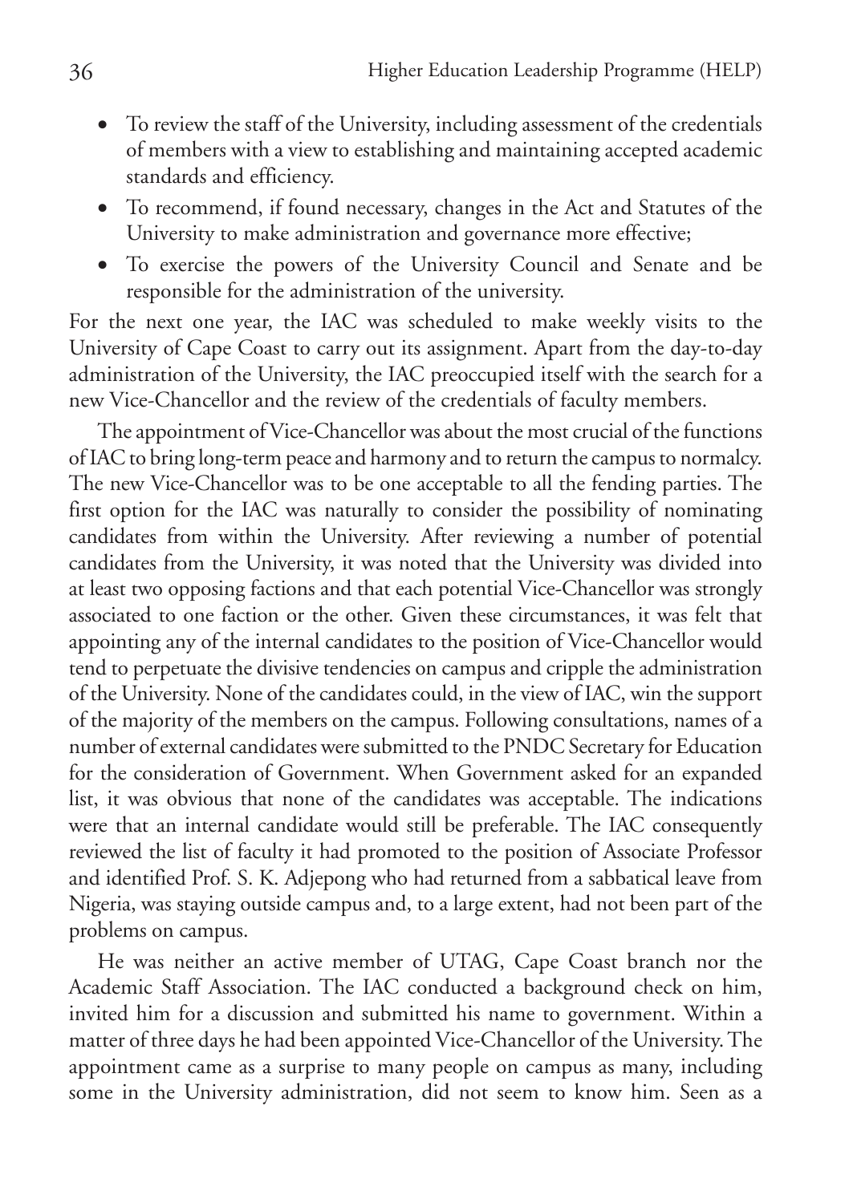- To review the staff of the University, including assessment of the credentials of members with a view to establishing and maintaining accepted academic standards and efficiency.
- To recommend, if found necessary, changes in the Act and Statutes of the University to make administration and governance more effective;
- To exercise the powers of the University Council and Senate and be responsible for the administration of the university.

For the next one year, the IAC was scheduled to make weekly visits to the University of Cape Coast to carry out its assignment. Apart from the day-to-day administration of the University, the IAC preoccupied itself with the search for a new Vice-Chancellor and the review of the credentials of faculty members.

The appointment of Vice-Chancellor was about the most crucial of the functions of IAC to bring long-term peace and harmony and to return the campus to normalcy. The new Vice-Chancellor was to be one acceptable to all the fending parties. The first option for the IAC was naturally to consider the possibility of nominating candidates from within the University. After reviewing a number of potential candidates from the University, it was noted that the University was divided into at least two opposing factions and that each potential Vice-Chancellor was strongly associated to one faction or the other. Given these circumstances, it was felt that appointing any of the internal candidates to the position of Vice-Chancellor would tend to perpetuate the divisive tendencies on campus and cripple the administration of the University. None of the candidates could, in the view of IAC, win the support of the majority of the members on the campus. Following consultations, names of a number of external candidates were submitted to the PNDC Secretary for Education for the consideration of Government. When Government asked for an expanded list, it was obvious that none of the candidates was acceptable. The indications were that an internal candidate would still be preferable. The IAC consequently reviewed the list of faculty it had promoted to the position of Associate Professor and identified Prof. S. K. Adjepong who had returned from a sabbatical leave from Nigeria, was staying outside campus and, to a large extent, had not been part of the problems on campus.

He was neither an active member of UTAG, Cape Coast branch nor the Academic Staff Association. The IAC conducted a background check on him, invited him for a discussion and submitted his name to government. Within a matter of three days he had been appointed Vice-Chancellor of the University. The appointment came as a surprise to many people on campus as many, including some in the University administration, did not seem to know him. Seen as a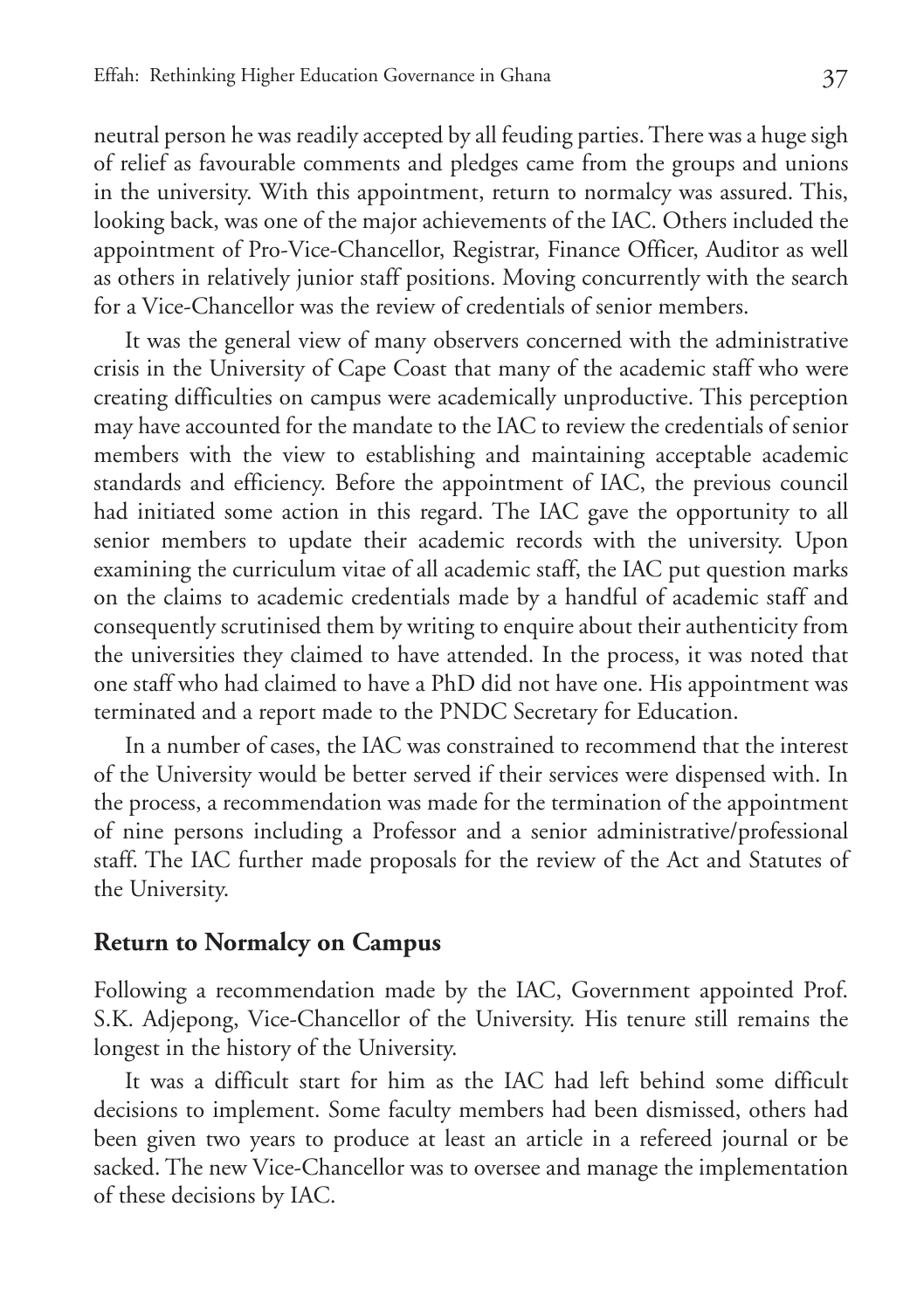neutral person he was readily accepted by all feuding parties. There was a huge sigh of relief as favourable comments and pledges came from the groups and unions in the university. With this appointment, return to normalcy was assured. This, looking back, was one of the major achievements of the IAC. Others included the appointment of Pro-Vice-Chancellor, Registrar, Finance Officer, Auditor as well as others in relatively junior staff positions. Moving concurrently with the search for a Vice-Chancellor was the review of credentials of senior members.

It was the general view of many observers concerned with the administrative crisis in the University of Cape Coast that many of the academic staff who were creating difficulties on campus were academically unproductive. This perception may have accounted for the mandate to the IAC to review the credentials of senior members with the view to establishing and maintaining acceptable academic standards and efficiency. Before the appointment of IAC, the previous council had initiated some action in this regard. The IAC gave the opportunity to all senior members to update their academic records with the university. Upon examining the curriculum vitae of all academic staff, the IAC put question marks on the claims to academic credentials made by a handful of academic staff and consequently scrutinised them by writing to enquire about their authenticity from the universities they claimed to have attended. In the process, it was noted that one staff who had claimed to have a PhD did not have one. His appointment was terminated and a report made to the PNDC Secretary for Education.

In a number of cases, the IAC was constrained to recommend that the interest of the University would be better served if their services were dispensed with. In the process, a recommendation was made for the termination of the appointment of nine persons including a Professor and a senior administrative/professional staff. The IAC further made proposals for the review of the Act and Statutes of the University.

## Return to Normalcy on Campus

Following a recommendation made by the IAC, Government appointed Prof. S.K. Adjepong, Vice-Chancellor of the University. His tenure still remains the longest in the history of the University.

It was a difficult start for him as the IAC had left behind some difficult decisions to implement. Some faculty members had been dismissed, others had been given two years to produce at least an article in a refereed journal or be sacked. The new Vice-Chancellor was to oversee and manage the implementation of these decisions by IAC.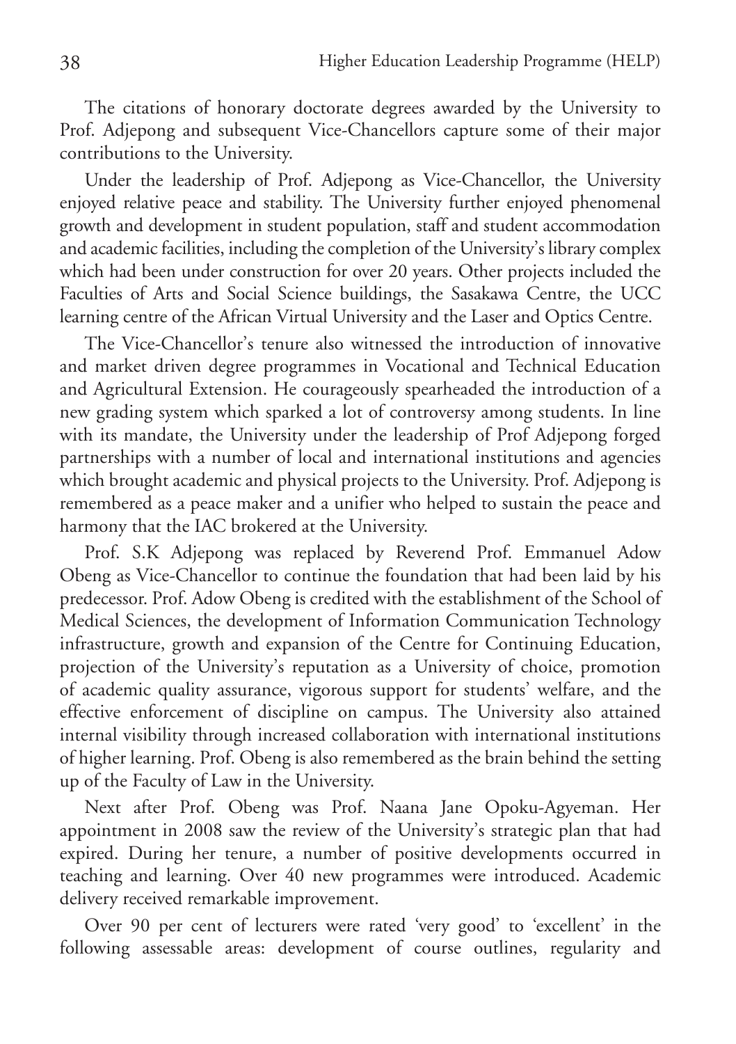The citations of honorary doctorate degrees awarded by the University to Prof. Adjepong and subsequent Vice-Chancellors capture some of their major contributions to the University.

Under the leadership of Prof. Adjepong as Vice-Chancellor, the University enjoyed relative peace and stability. The University further enjoyed phenomenal growth and development in student population, staff and student accommodation and academic facilities, including the completion of the University's library complex which had been under construction for over 20 years. Other projects included the Faculties of Arts and Social Science buildings, the Sasakawa Centre, the UCC learning centre of the African Virtual University and the Laser and Optics Centre.

The Vice-Chancellor's tenure also witnessed the introduction of innovative and market driven degree programmes in Vocational and Technical Education and Agricultural Extension. He courageously spearheaded the introduction of a new grading system which sparked a lot of controversy among students. In line with its mandate, the University under the leadership of Prof Adjepong forged partnerships with a number of local and international institutions and agencies which brought academic and physical projects to the University. Prof. Adjepong is remembered as a peace maker and a unifier who helped to sustain the peace and harmony that the IAC brokered at the University.

Prof. S.K Adjepong was replaced by Reverend Prof. Emmanuel Adow Obeng as Vice-Chancellor to continue the foundation that had been laid by his predecessor. Prof. Adow Obeng is credited with the establishment of the School of Medical Sciences, the development of Information Communication Technology infrastructure, growth and expansion of the Centre for Continuing Education, projection of the University's reputation as a University of choice, promotion of academic quality assurance, vigorous support for students' welfare, and the effective enforcement of discipline on campus. The University also attained internal visibility through increased collaboration with international institutions of higher learning. Prof. Obeng is also remembered as the brain behind the setting up of the Faculty of Law in the University.

Next after Prof. Obeng was Prof. Naana Jane Opoku-Agyeman. Her appointment in 2008 saw the review of the University's strategic plan that had expired. During her tenure, a number of positive developments occurred in teaching and learning. Over 40 new programmes were introduced. Academic delivery received remarkable improvement.

Over 90 per cent of lecturers were rated 'very good' to 'excellent' in the following assessable areas: development of course outlines, regularity and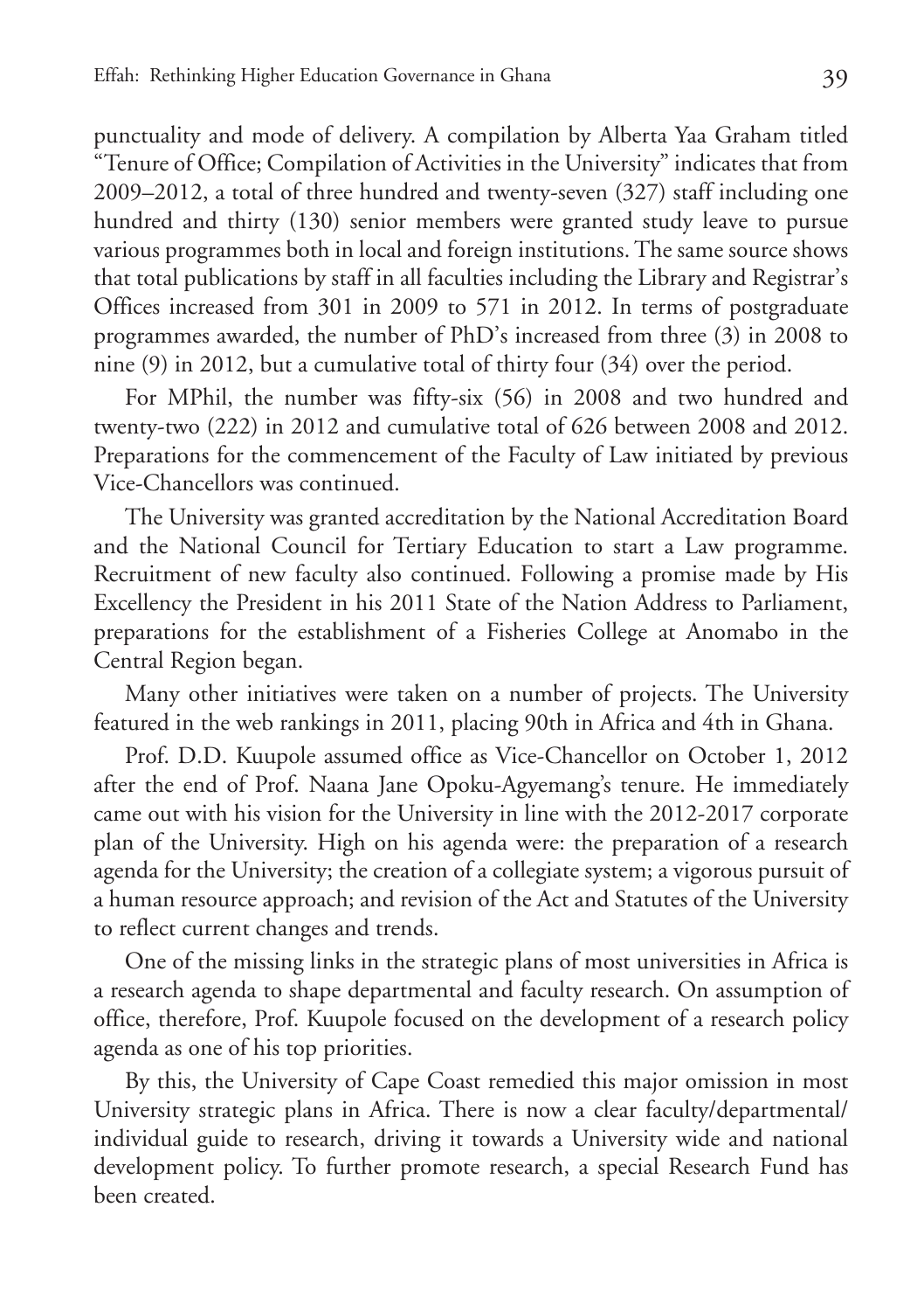punctuality and mode of delivery. A compilation by Alberta Yaa Graham titled "Tenure of Office; Compilation of Activities in the University" indicates that from 2009–2012, a total of three hundred and twenty-seven (327) staff including one hundred and thirty (130) senior members were granted study leave to pursue various programmes both in local and foreign institutions. The same source shows that total publications by staff in all faculties including the Library and Registrar's Offices increased from 301 in 2009 to 571 in 2012. In terms of postgraduate programmes awarded, the number of PhD's increased from three (3) in 2008 to nine (9) in 2012, but a cumulative total of thirty four (34) over the period.

For MPhil, the number was fifty-six (56) in 2008 and two hundred and twenty-two (222) in 2012 and cumulative total of 626 between 2008 and 2012. Preparations for the commencement of the Faculty of Law initiated by previous Vice-Chancellors was continued.

The University was granted accreditation by the National Accreditation Board and the National Council for Tertiary Education to start a Law programme. Recruitment of new faculty also continued. Following a promise made by His Excellency the President in his 2011 State of the Nation Address to Parliament, preparations for the establishment of a Fisheries College at Anomabo in the Central Region began.

Many other initiatives were taken on a number of projects. The University featured in the web rankings in 2011, placing 90th in Africa and 4th in Ghana.

Prof. D.D. Kuupole assumed office as Vice-Chancellor on October 1, 2012 after the end of Prof. Naana Jane Opoku-Agyemang's tenure. He immediately came out with his vision for the University in line with the 2012-2017 corporate plan of the University. High on his agenda were: the preparation of a research agenda for the University; the creation of a collegiate system; a vigorous pursuit of a human resource approach; and revision of the Act and Statutes of the University to reflect current changes and trends.

One of the missing links in the strategic plans of most universities in Africa is a research agenda to shape departmental and faculty research. On assumption of office, therefore, Prof. Kuupole focused on the development of a research policy agenda as one of his top priorities.

By this, the University of Cape Coast remedied this major omission in most University strategic plans in Africa. There is now a clear faculty/departmental/individual guide to research, driving it towards a University wide and national development policy. To further promote research, a special Research Fund has been created.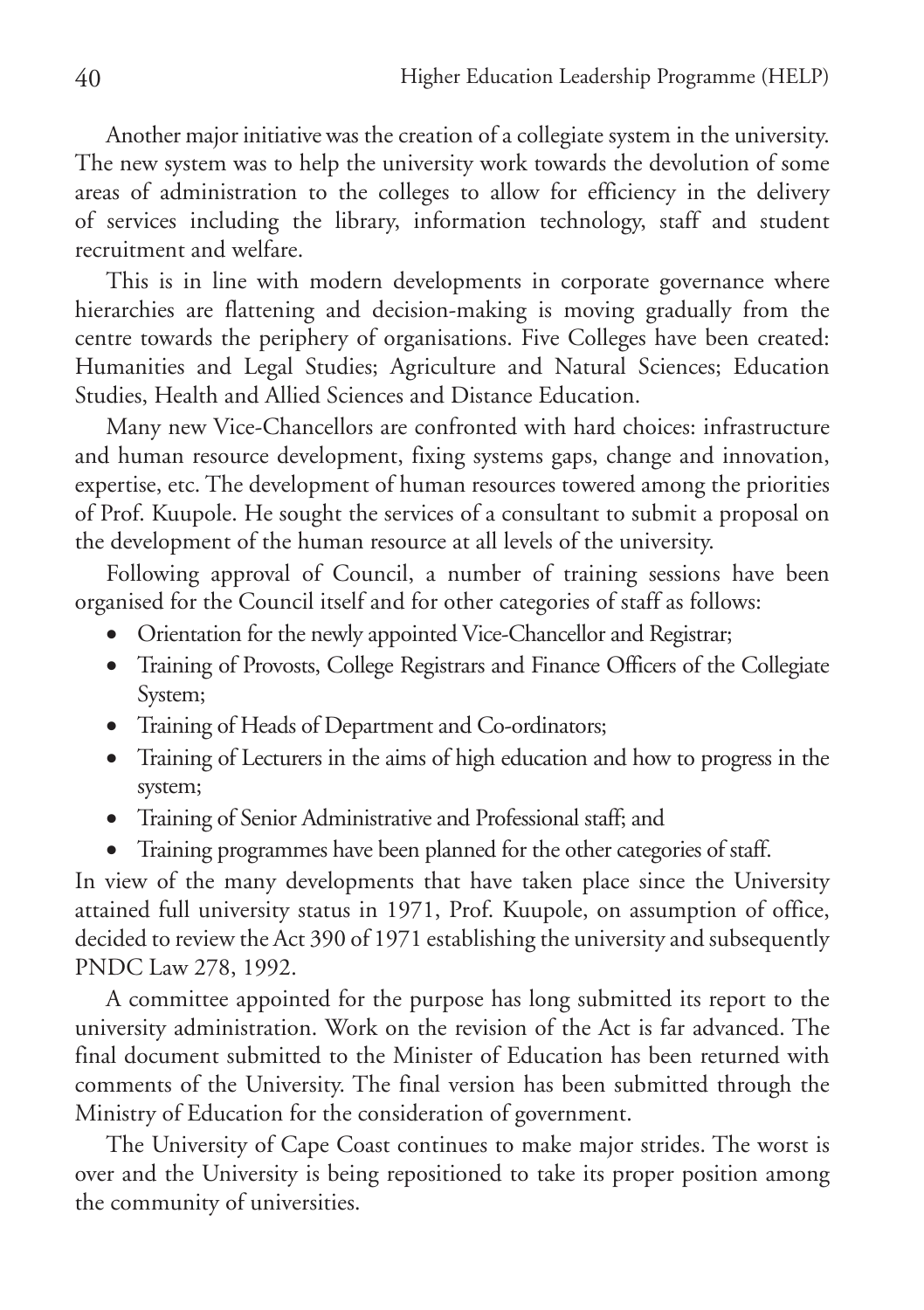Another major initiative was the creation of a collegiate system in the university. The new system was to help the university work towards the devolution of some areas of administration to the colleges to allow for efficiency in the delivery of services including the library, information technology, staff and student recruitment and welfare.

This is in line with modern developments in corporate governance where hierarchies are flattening and decision-making is moving gradually from the centre towards the periphery of organisations. Five Colleges have been created: Humanities and Legal Studies; Agriculture and Natural Sciences; Education Studies, Health and Allied Sciences and Distance Education.

Many new Vice-Chancellors are confronted with hard choices: infrastructure and human resource development, fixing systems gaps, change and innovation, expertise, etc. The development of human resources towered among the priorities of Prof. Kuupole. He sought the services of a consultant to submit a proposal on the development of the human resource at all levels of the university.

Following approval of Council, a number of training sessions have been organised for the Council itself and for other categories of staff as follows:

- Orientation for the newly appointed Vice-Chancellor and Registrar;
- Training of Provosts, College Registrars and Finance Officers of the Collegiate System;
- Training of Heads of Department and Co-ordinators;
- Training of Lecturers in the aims of high education and how to progress in the system;
- Training of Senior Administrative and Professional staff; and
- Training programmes have been planned for the other categories of staff.

In view of the many developments that have taken place since the University attained full university status in 1971, Prof. Kuupole, on assumption of office, decided to review the Act 390 of 1971 establishing the university and subsequently PNDC Law 278, 1992.

A committee appointed for the purpose has long submitted its report to the university administration. Work on the revision of the Act is far advanced. The final document submitted to the Minister of Education has been returned with comments of the University. The final version has been submitted through the Ministry of Education for the consideration of government.

The University of Cape Coast continues to make major strides. The worst is over and the University is being repositioned to take its proper position among the community of universities.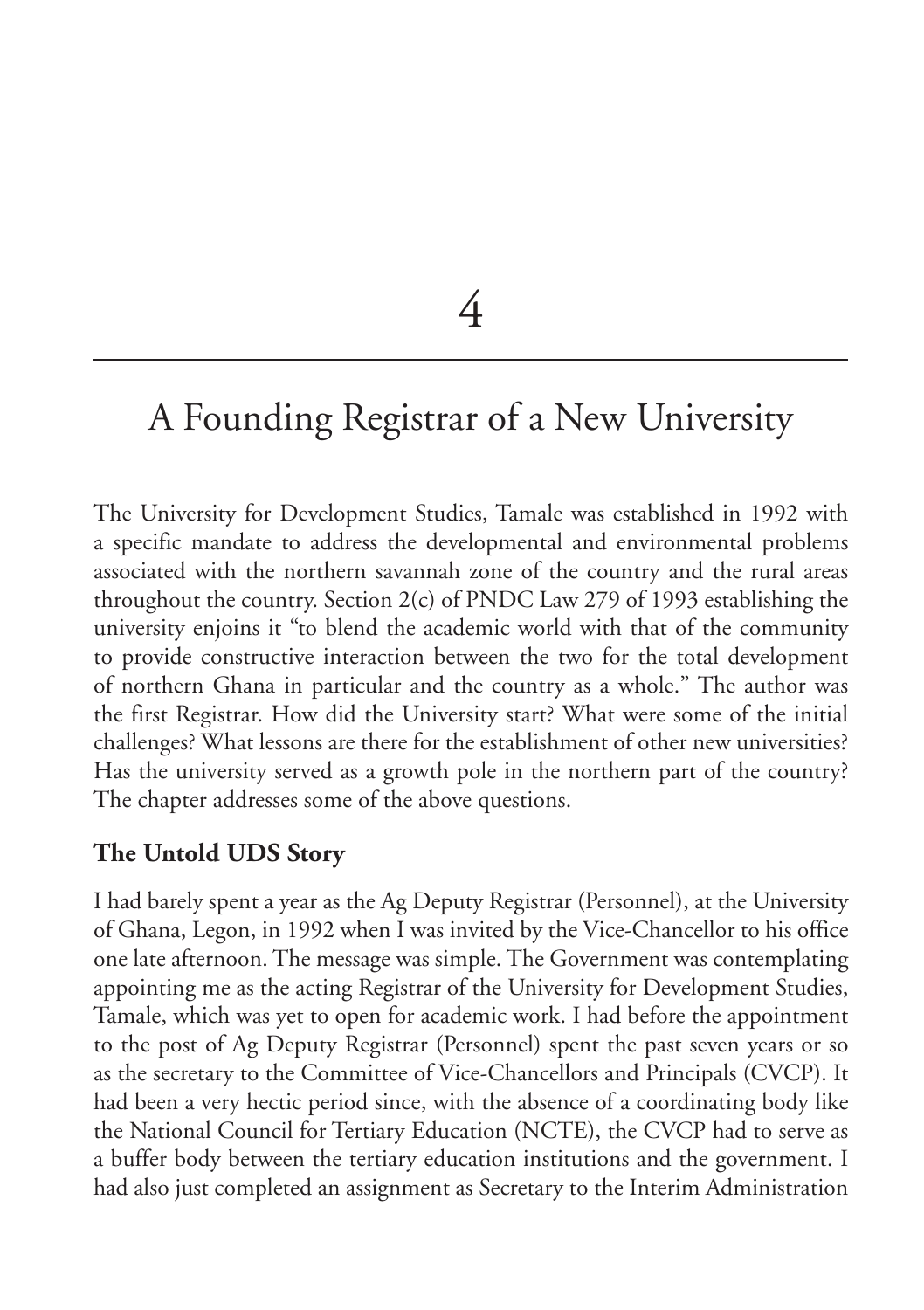# 4

# A Founding Registrar of a New University

The University for Development Studies, Tamale was established in 1992 with a specific mandate to address the developmental and environmental problems associated with the northern savannah zone of the country and the rural areas throughout the country. Section 2(c) of PNDC Law 279 of 1993 establishing the university enjoins it "to blend the academic world with that of the community to provide constructive interaction between the two for the total development of northern Ghana in particular and the country as a whole." The author was the first Registrar. How did the University start? What were some of the initial challenges? What lessons are there for the establishment of other new universities? Has the university served as a growth pole in the northern part of the country? The chapter addresses some of the above questions.

## The Untold UDS Story

I had barely spent a year as the Ag Deputy Registrar (Personnel), at the University of Ghana, Legon, in 1992 when I was invited by the Vice-Chancellor to his office one late afternoon. The message was simple. The Government was contemplating appointing me as the acting Registrar of the University for Development Studies, Tamale, which was yet to open for academic work. I had before the appointment to the post of Ag Deputy Registrar (Personnel) spent the past seven years or so as the secretary to the Committee of Vice-Chancellors and Principals (CVCP). It had been a very hectic period since, with the absence of a coordinating body like the National Council for Tertiary Education (NCTE), the CVCP had to serve as a buffer body between the tertiary education institutions and the government. I had also just completed an assignment as Secretary to the Interim Administration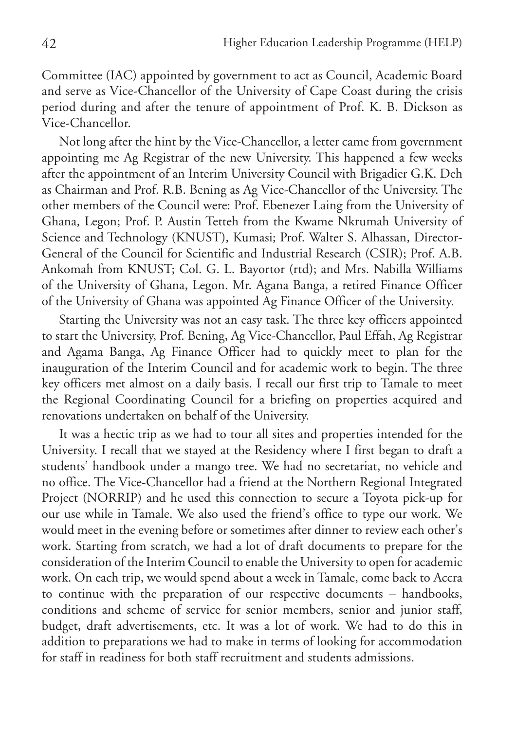Committee (IAC) appointed by government to act as Council, Academic Board and serve as Vice-Chancellor of the University of Cape Coast during the crisis period during and after the tenure of appointment of Prof. K. B. Dickson as Vice-Chancellor.

Not long after the hint by the Vice-Chancellor, a letter came from government appointing me Ag Registrar of the new University. This happened a few weeks after the appointment of an Interim University Council with Brigadier G.K. Deh as Chairman and Prof. R.B. Bening as Ag Vice-Chancellor of the University. The other members of the Council were: Prof. Ebenezer Laing from the University of Ghana, Legon; Prof. P. Austin Tetteh from the Kwame Nkrumah University of Science and Technology (KNUST), Kumasi; Prof. Walter S. Alhassan, Director-General of the Council for Scientific and Industrial Research (CSIR); Prof. A.B. Ankomah from KNUST; Col. G. L. Bayortor (rtd); and Mrs. Nabilla Williams of the University of Ghana, Legon. Mr. Agana Banga, a retired Finance Officer of the University of Ghana was appointed Ag Finance Officer of the University.

Starting the University was not an easy task. The three key officers appointed to start the University, Prof. Bening, Ag Vice-Chancellor, Paul Effah, Ag Registrar and Agama Banga, Ag Finance Officer had to quickly meet to plan for the inauguration of the Interim Council and for academic work to begin. The three key officers met almost on a daily basis. I recall our first trip to Tamale to meet the Regional Coordinating Council for a briefing on properties acquired and renovations undertaken on behalf of the University.

It was a hectic trip as we had to tour all sites and properties intended for the University. I recall that we stayed at the Residency where I first began to draft a students' handbook under a mango tree. We had no secretariat, no vehicle and no office. The Vice-Chancellor had a friend at the Northern Regional Integrated Project (NORRIP) and he used this connection to secure a Toyota pick-up for our use while in Tamale. We also used the friend's office to type our work. We would meet in the evening before or sometimes after dinner to review each other's work. Starting from scratch, we had a lot of draft documents to prepare for the consideration of the Interim Council to enable the University to open for academic work. On each trip, we would spend about a week in Tamale, come back to Accra to continue with the preparation of our respective documents – handbooks, conditions and scheme of service for senior members, senior and junior staff, budget, draft advertisements, etc. It was a lot of work. We had to do this in addition to preparations we had to make in terms of looking for accommodation for staff in readiness for both staff recruitment and students admissions.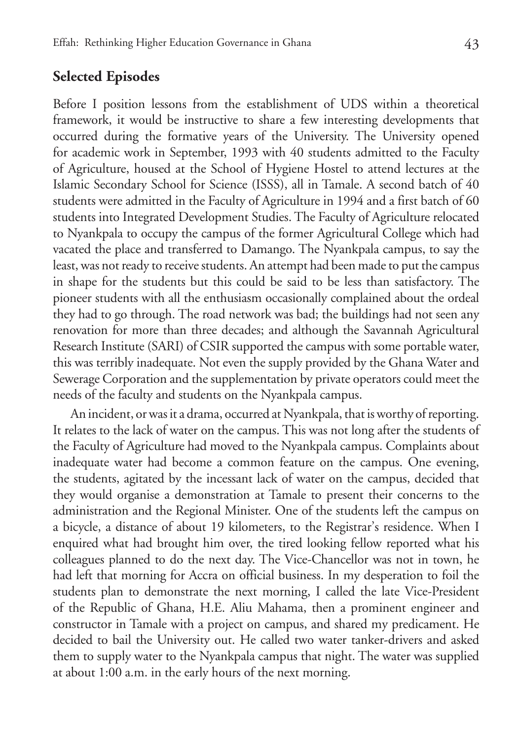## Selected Episodes

Before I position lessons from the establishment of UDS within a theoretical framework, it would be instructive to share a few interesting developments that occurred during the formative years of the University. The University opened for academic work in September, 1993 with 40 students admitted to the Faculty of Agriculture, housed at the School of Hygiene Hostel to attend lectures at the Islamic Secondary School for Science (ISSS), all in Tamale. A second batch of 40 students were admitted in the Faculty of Agriculture in 1994 and a first batch of 60 students into Integrated Development Studies. The Faculty of Agriculture relocated to Nyankpala to occupy the campus of the former Agricultural College which had vacated the place and transferred to Damango. The Nyankpala campus, to say the least, was not ready to receive students. An attempt had been made to put the campus in shape for the students but this could be said to be less than satisfactory. The pioneer students with all the enthusiasm occasionally complained about the ordeal they had to go through. The road network was bad; the buildings had not seen any renovation for more than three decades; and although the Savannah Agricultural Research Institute (SARI) of CSIR supported the campus with some portable water, this was terribly inadequate. Not even the supply provided by the Ghana Water and Sewerage Corporation and the supplementation by private operators could meet the needs of the faculty and students on the Nyankpala campus.

An incident, or was it a drama, occurred at Nyankpala, that is worthy of reporting. It relates to the lack of water on the campus. This was not long after the students of the Faculty of Agriculture had moved to the Nyankpala campus. Complaints about inadequate water had become a common feature on the campus. One evening, the students, agitated by the incessant lack of water on the campus, decided that they would organise a demonstration at Tamale to present their concerns to the administration and the Regional Minister. One of the students left the campus on a bicycle, a distance of about 19 kilometers, to the Registrar's residence. When I enquired what had brought him over, the tired looking fellow reported what his colleagues planned to do the next day. The Vice-Chancellor was not in town, he had left that morning for Accra on official business. In my desperation to foil the students plan to demonstrate the next morning, I called the late Vice-President of the Republic of Ghana, H.E. Aliu Mahama, then a prominent engineer and constructor in Tamale with a project on campus, and shared my predicament. He decided to bail the University out. He called two water tanker-drivers and asked them to supply water to the Nyankpala campus that night. The water was supplied at about 1:00 a.m. in the early hours of the next morning.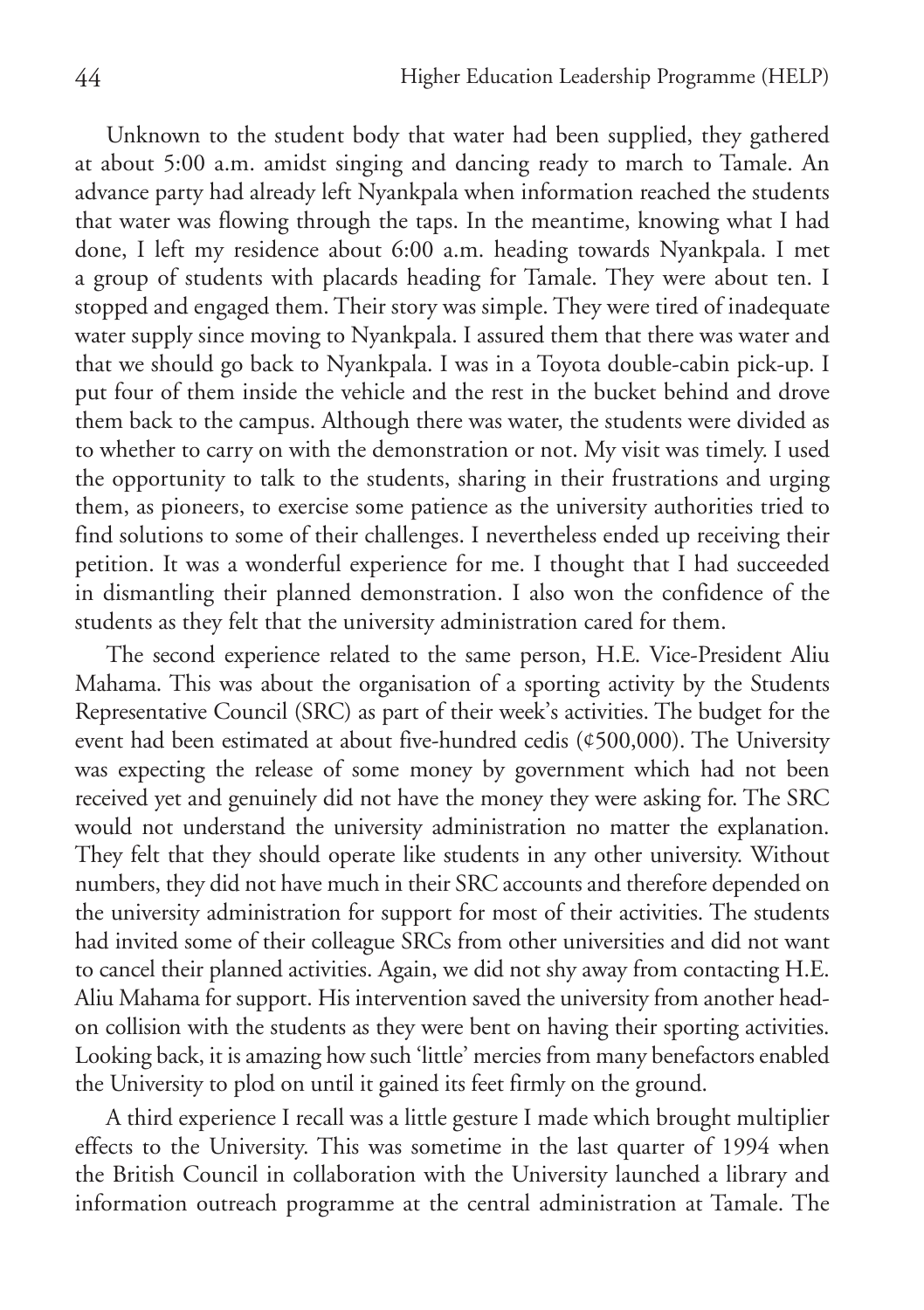Unknown to the student body that water had been supplied, they gathered at about 5:00 a.m. amidst singing and dancing ready to march to Tamale. An advance party had already left Nyankpala when information reached the students that water was flowing through the taps. In the meantime, knowing what I had done, I left my residence about 6:00 a.m. heading towards Nyankpala. I met a group of students with placards heading for Tamale. They were about ten. I stopped and engaged them. Their story was simple. They were tired of inadequate water supply since moving to Nyankpala. I assured them that there was water and that we should go back to Nyankpala. I was in a Toyota double-cabin pick-up. I put four of them inside the vehicle and the rest in the bucket behind and drove them back to the campus. Although there was water, the students were divided as to whether to carry on with the demonstration or not. My visit was timely. I used the opportunity to talk to the students, sharing in their frustrations and urging them, as pioneers, to exercise some patience as the university authorities tried to find solutions to some of their challenges. I nevertheless ended up receiving their petition. It was a wonderful experience for me. I thought that I had succeeded in dismantling their planned demonstration. I also won the confidence of the students as they felt that the university administration cared for them.

The second experience related to the same person, H.E. Vice-President Aliu Mahama. This was about the organisation of a sporting activity by the Students Representative Council (SRC) as part of their week's activities. The budget for the event had been estimated at about five-hundred cedis (¢500,000). The University was expecting the release of some money by government which had not been received yet and genuinely did not have the money they were asking for. The SRC would not understand the university administration no matter the explanation. They felt that they should operate like students in any other university. Without numbers, they did not have much in their SRC accounts and therefore depended on the university administration for support for most of their activities. The students had invited some of their colleague SRCs from other universities and did not want to cancel their planned activities. Again, we did not shy away from contacting H.E. Aliu Mahama for support. His intervention saved the university from another head-on collision with the students as they were bent on having their sporting activities. Looking back, it is amazing how such 'little' mercies from many benefactors enabled the University to plod on until it gained its feet firmly on the ground.

A third experience I recall was a little gesture I made which brought multiplier effects to the University. This was sometime in the last quarter of 1994 when the British Council in collaboration with the University launched a library and information outreach programme at the central administration at Tamale. The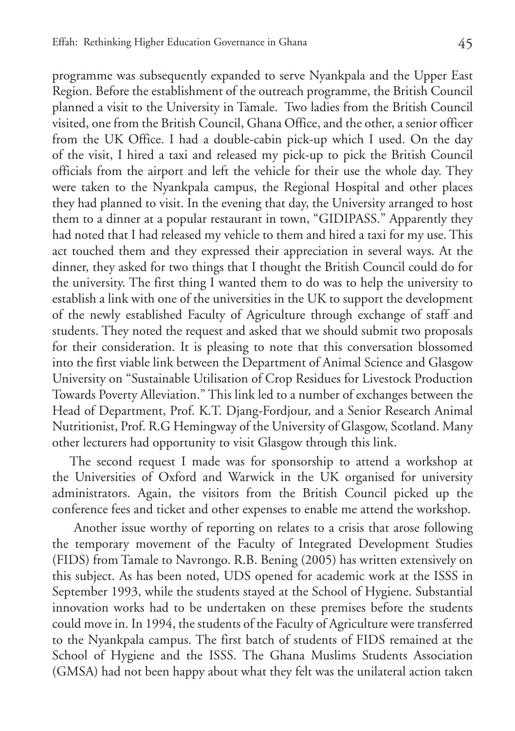programme was subsequently expanded to serve Nyankpala and the Upper East Region. Before the establishment of the outreach programme, the British Council planned a visit to the University in Tamale. Two ladies from the British Council visited, one from the British Council, Ghana Office, and the other, a senior officer from the UK Office. I had a double-cabin pick-up which I used. On the day of the visit, I hired a taxi and released my pick-up to pick the British Council officials from the airport and left the vehicle for their use the whole day. They were taken to the Nyankpala campus, the Regional Hospital and other places they had planned to visit. In the evening that day, the University arranged to host them to a dinner at a popular restaurant in town, "GIDIPASS." Apparently they had noted that I had released my vehicle to them and hired a taxi for my use. This act touched them and they expressed their appreciation in several ways. At the dinner, they asked for two things that I thought the British Council could do for the university. The first thing I wanted them to do was to help the university to establish a link with one of the universities in the UK to support the development of the newly established Faculty of Agriculture through exchange of staff and students. They noted the request and asked that we should submit two proposals for their consideration. It is pleasing to note that this conversation blossomed into the first viable link between the Department of Animal Science and Glasgow University on "Sustainable Utilisation of Crop Residues for Livestock Production Towards Poverty Alleviation." This link led to a number of exchanges between the Head of Department, Prof. K.T. Djang-Fordjour, and a Senior Research Animal Nutritionist, Prof. R.G Hemingway of the University of Glasgow, Scotland. Many other lecturers had opportunity to visit Glasgow through this link.

The second request I made was for sponsorship to attend a workshop at the Universities of Oxford and Warwick in the UK organised for university administrators. Again, the visitors from the British Council picked up the conference fees and ticket and other expenses to enable me attend the workshop.

Another issue worthy of reporting on relates to a crisis that arose following the temporary movement of the Faculty of Integrated Development Studies (FIDS) from Tamale to Navrongo. R.B. Bening (2005) has written extensively on this subject. As has been noted, UDS opened for academic work at the ISSS in September 1993, while the students stayed at the School of Hygiene. Substantial innovation works had to be undertaken on these premises before the students could move in. In 1994, the students of the Faculty of Agriculture were transferred to the Nyankpala campus. The first batch of students of FIDS remained at the School of Hygiene and the ISSS. The Ghana Muslims Students Association (GMSA) had not been happy about what they felt was the unilateral action taken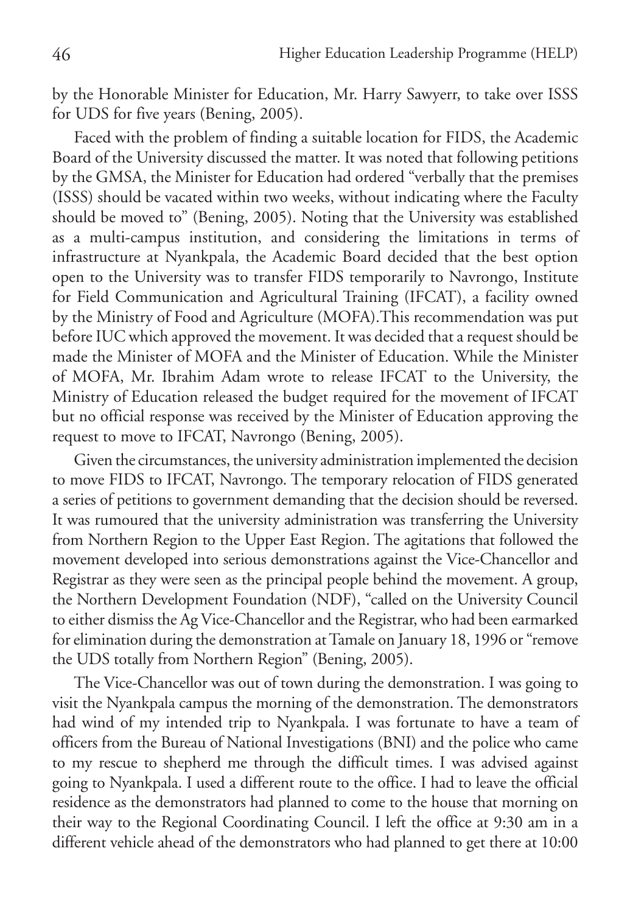by the Honorable Minister for Education, Mr. Harry Sawyerr, to take over ISSS for UDS for five years (Bening, 2005).

Faced with the problem of finding a suitable location for FIDS, the Academic Board of the University discussed the matter. It was noted that following petitions by the GMSA, the Minister for Education had ordered "verbally that the premises (ISSS) should be vacated within two weeks, without indicating where the Faculty should be moved to" (Bening, 2005). Noting that the University was established as a multi-campus institution, and considering the limitations in terms of infrastructure at Nyankpala, the Academic Board decided that the best option open to the University was to transfer FIDS temporarily to Navrongo, Institute for Field Communication and Agricultural Training (IFCAT), a facility owned by the Ministry of Food and Agriculture (MOFA).This recommendation was put before IUC which approved the movement. It was decided that a request should be made the Minister of MOFA and the Minister of Education. While the Minister of MOFA, Mr. Ibrahim Adam wrote to release IFCAT to the University, the Ministry of Education released the budget required for the movement of IFCAT but no official response was received by the Minister of Education approving the request to move to IFCAT, Navrongo (Bening, 2005).

Given the circumstances, the university administration implemented the decision to move FIDS to IFCAT, Navrongo. The temporary relocation of FIDS generated a series of petitions to government demanding that the decision should be reversed. It was rumoured that the university administration was transferring the University from Northern Region to the Upper East Region. The agitations that followed the movement developed into serious demonstrations against the Vice-Chancellor and Registrar as they were seen as the principal people behind the movement. A group, the Northern Development Foundation (NDF), "called on the University Council to either dismiss the Ag Vice-Chancellor and the Registrar, who had been earmarked for elimination during the demonstration at Tamale on January 18, 1996 or "remove the UDS totally from Northern Region" (Bening, 2005).

The Vice-Chancellor was out of town during the demonstration. I was going to visit the Nyankpala campus the morning of the demonstration. The demonstrators had wind of my intended trip to Nyankpala. I was fortunate to have a team of officers from the Bureau of National Investigations (BNI) and the police who came to my rescue to shepherd me through the difficult times. I was advised against going to Nyankpala. I used a different route to the office. I had to leave the official residence as the demonstrators had planned to come to the house that morning on their way to the Regional Coordinating Council. I left the office at 9:30 am in a different vehicle ahead of the demonstrators who had planned to get there at 10:00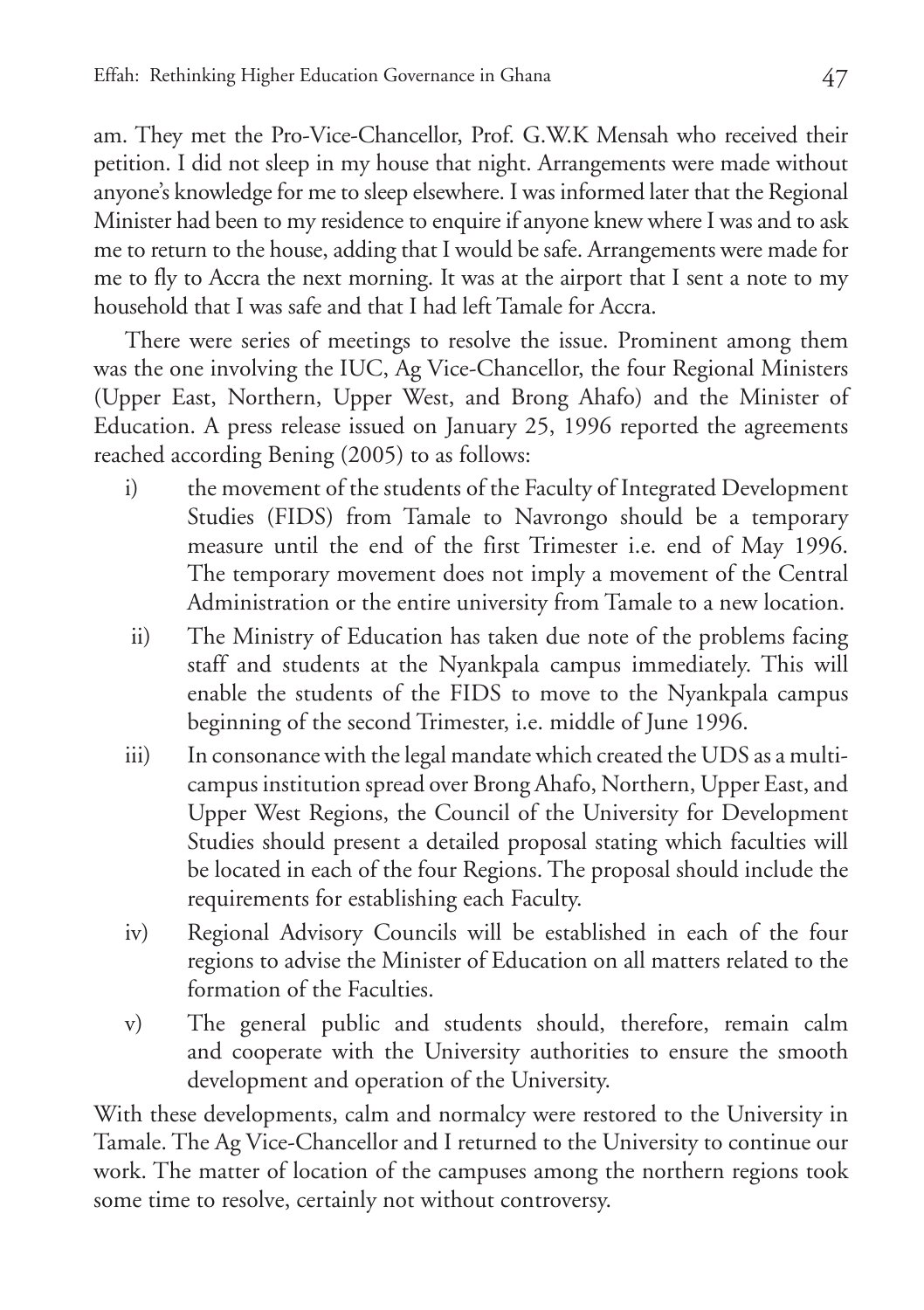am. They met the Pro-Vice-Chancellor, Prof. G.W.K Mensah who received their petition. I did not sleep in my house that night. Arrangements were made without anyone's knowledge for me to sleep elsewhere. I was informed later that the Regional Minister had been to my residence to enquire if anyone knew where I was and to ask me to return to the house, adding that I would be safe. Arrangements were made for me to fly to Accra the next morning. It was at the airport that I sent a note to my household that I was safe and that I had left Tamale for Accra.

There were series of meetings to resolve the issue. Prominent among them was the one involving the IUC, Ag Vice-Chancellor, the four Regional Ministers (Upper East, Northern, Upper West, and Brong Ahafo) and the Minister of Education. A press release issued on January 25, 1996 reported the agreements reached according Bening (2005) to as follows:

i) the movement of the students of the Faculty of Integrated Development Studies (FIDS) from Tamale to Navrongo should be a temporary measure until the end of the first Trimester i.e. end of May 1996. The temporary movement does not imply a movement of the Central Administration or the entire university from Tamale to a new location.

ii) The Ministry of Education has taken due note of the problems facing staff and students at the Nyankpala campus immediately. This will enable the students of the FIDS to move to the Nyankpala campus beginning of the second Trimester, i.e. middle of June 1996.

iii) In consonance with the legal mandate which created the UDS as a multi-campus institution spread over Brong Ahafo, Northern, Upper East, and Upper West Regions, the Council of the University for Development Studies should present a detailed proposal stating which faculties will be located in each of the four Regions. The proposal should include the requirements for establishing each Faculty.

iv) Regional Advisory Councils will be established in each of the four regions to advise the Minister of Education on all matters related to the formation of the Faculties.

v) The general public and students should, therefore, remain calm and cooperate with the University authorities to ensure the smooth development and operation of the University.

With these developments, calm and normalcy were restored to the University in Tamale. The Ag Vice-Chancellor and I returned to the University to continue our work. The matter of location of the campuses among the northern regions took some time to resolve, certainly not without controversy.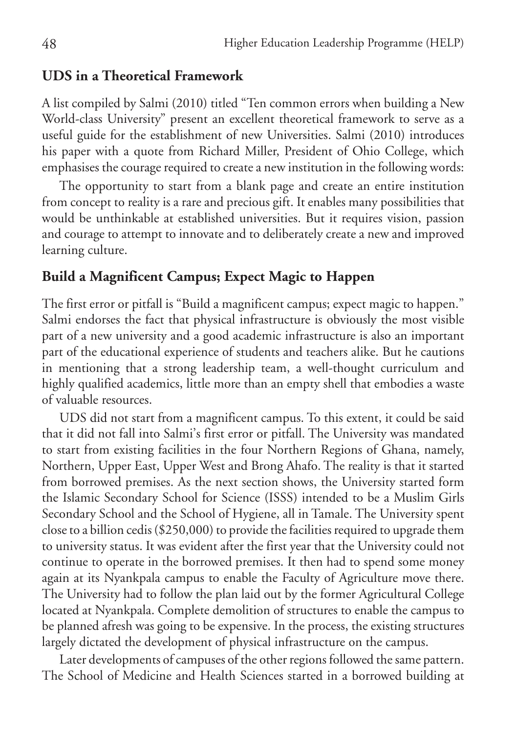## UDS in a Theoretical Framework

A list compiled by Salmi (2010) titled "Ten common errors when building a New World-class University" present an excellent theoretical framework to serve as a useful guide for the establishment of new Universities. Salmi (2010) introduces his paper with a quote from Richard Miller, President of Ohio College, which emphasises the courage required to create a new institution in the following words:

The opportunity to start from a blank page and create an entire institution from concept to reality is a rare and precious gift. It enables many possibilities that would be unthinkable at established universities. But it requires vision, passion and courage to attempt to innovate and to deliberately create a new and improved learning culture.

## Build a Magnificent Campus; Expect Magic to Happen

The first error or pitfall is "Build a magnificent campus; expect magic to happen." Salmi endorses the fact that physical infrastructure is obviously the most visible part of a new university and a good academic infrastructure is also an important part of the educational experience of students and teachers alike. But he cautions in mentioning that a strong leadership team, a well-thought curriculum and highly qualified academics, little more than an empty shell that embodies a waste of valuable resources.

UDS did not start from a magnificent campus. To this extent, it could be said that it did not fall into Salmi's first error or pitfall. The University was mandated to start from existing facilities in the four Northern Regions of Ghana, namely, Northern, Upper East, Upper West and Brong Ahafo. The reality is that it started from borrowed premises. As the next section shows, the University started form the Islamic Secondary School for Science (ISSS) intended to be a Muslim Girls Secondary School and the School of Hygiene, all in Tamale. The University spent close to a billion cedis ($250,000) to provide the facilities required to upgrade them to university status. It was evident after the first year that the University could not continue to operate in the borrowed premises. It then had to spend some money again at its Nyankpala campus to enable the Faculty of Agriculture move there. The University had to follow the plan laid out by the former Agricultural College located at Nyankpala. Complete demolition of structures to enable the campus to be planned afresh was going to be expensive. In the process, the existing structures largely dictated the development of physical infrastructure on the campus.

Later developments of campuses of the other regions followed the same pattern. The School of Medicine and Health Sciences started in a borrowed building at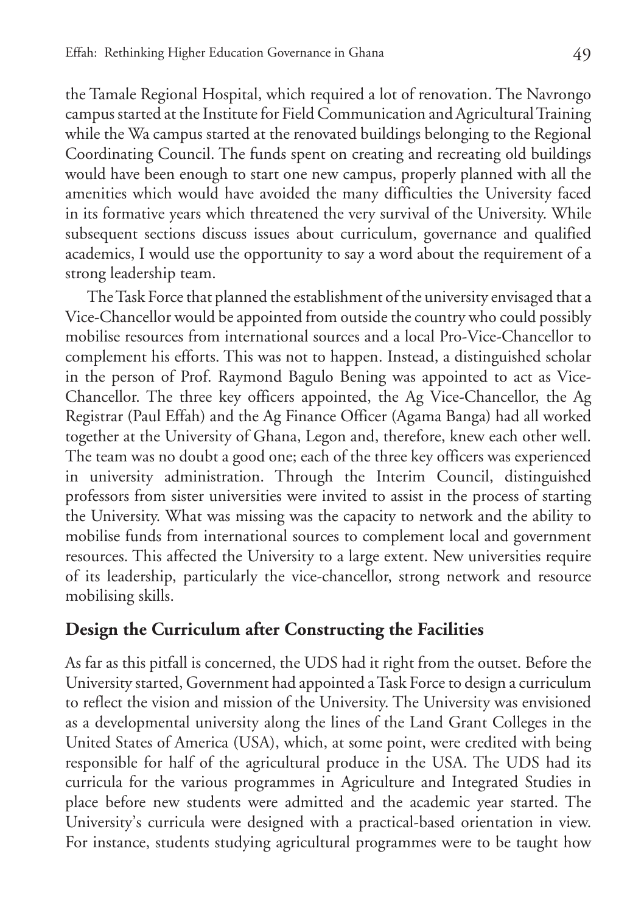the Tamale Regional Hospital, which required a lot of renovation. The Navrongo campus started at the Institute for Field Communication and Agricultural Training while the Wa campus started at the renovated buildings belonging to the Regional Coordinating Council. The funds spent on creating and recreating old buildings would have been enough to start one new campus, properly planned with all the amenities which would have avoided the many difficulties the University faced in its formative years which threatened the very survival of the University. While subsequent sections discuss issues about curriculum, governance and qualified academics, I would use the opportunity to say a word about the requirement of a strong leadership team.

The Task Force that planned the establishment of the university envisaged that a Vice-Chancellor would be appointed from outside the country who could possibly mobilise resources from international sources and a local Pro-Vice-Chancellor to complement his efforts. This was not to happen. Instead, a distinguished scholar in the person of Prof. Raymond Bagulo Bening was appointed to act as Vice-Chancellor. The three key officers appointed, the Ag Vice-Chancellor, the Ag Registrar (Paul Effah) and the Ag Finance Officer (Agama Banga) had all worked together at the University of Ghana, Legon and, therefore, knew each other well. The team was no doubt a good one; each of the three key officers was experienced in university administration. Through the Interim Council, distinguished professors from sister universities were invited to assist in the process of starting the University. What was missing was the capacity to network and the ability to mobilise funds from international sources to complement local and government resources. This affected the University to a large extent. New universities require of its leadership, particularly the vice-chancellor, strong network and resource mobilising skills.

## Design the Curriculum after Constructing the Facilities

As far as this pitfall is concerned, the UDS had it right from the outset. Before the University started, Government had appointed a Task Force to design a curriculum to reflect the vision and mission of the University. The University was envisioned as a developmental university along the lines of the Land Grant Colleges in the United States of America (USA), which, at some point, were credited with being responsible for half of the agricultural produce in the USA. The UDS had its curricula for the various programmes in Agriculture and Integrated Studies in place before new students were admitted and the academic year started. The University's curricula were designed with a practical-based orientation in view. For instance, students studying agricultural programmes were to be taught how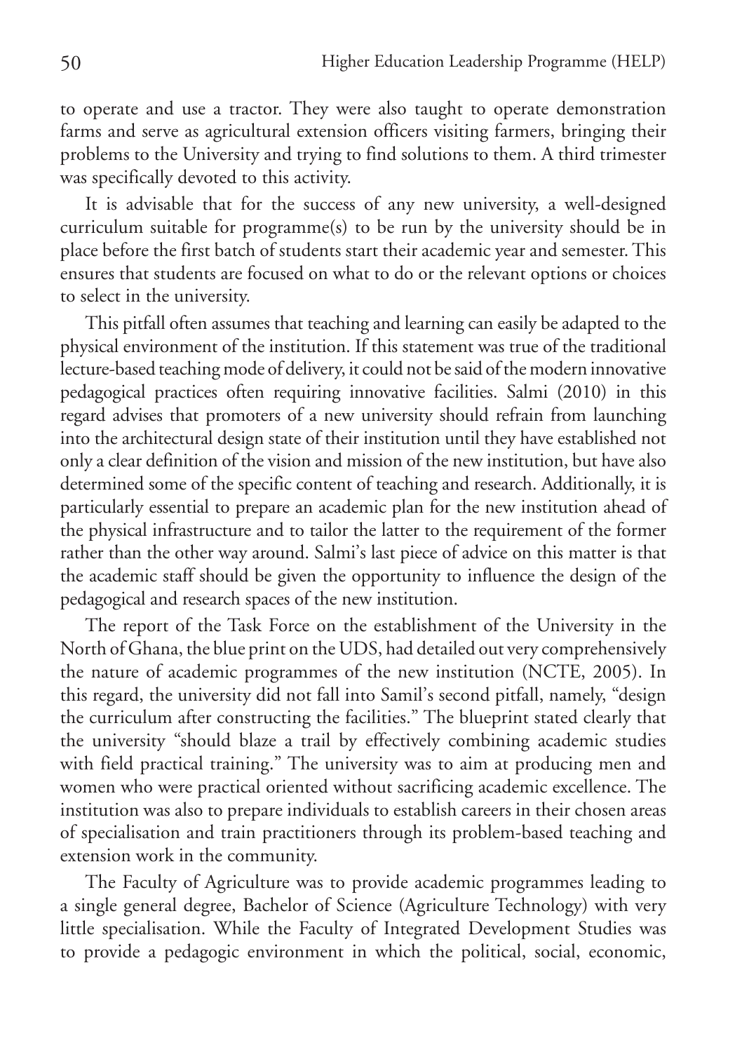to operate and use a tractor. They were also taught to operate demonstration farms and serve as agricultural extension officers visiting farmers, bringing their problems to the University and trying to find solutions to them. A third trimester was specifically devoted to this activity.

It is advisable that for the success of any new university, a well-designed curriculum suitable for programme(s) to be run by the university should be in place before the first batch of students start their academic year and semester. This ensures that students are focused on what to do or the relevant options or choices to select in the university.

This pitfall often assumes that teaching and learning can easily be adapted to the physical environment of the institution. If this statement was true of the traditional lecture-based teaching mode of delivery, it could not be said of the modern innovative pedagogical practices often requiring innovative facilities. Salmi (2010) in this regard advises that promoters of a new university should refrain from launching into the architectural design state of their institution until they have established not only a clear definition of the vision and mission of the new institution, but have also determined some of the specific content of teaching and research. Additionally, it is particularly essential to prepare an academic plan for the new institution ahead of the physical infrastructure and to tailor the latter to the requirement of the former rather than the other way around. Salmi's last piece of advice on this matter is that the academic staff should be given the opportunity to influence the design of the pedagogical and research spaces of the new institution.

The report of the Task Force on the establishment of the University in the North of Ghana, the blue print on the UDS, had detailed out very comprehensively the nature of academic programmes of the new institution (NCTE, 2005). In this regard, the university did not fall into Samil's second pitfall, namely, "design the curriculum after constructing the facilities." The blueprint stated clearly that the university "should blaze a trail by effectively combining academic studies with field practical training." The university was to aim at producing men and women who were practical oriented without sacrificing academic excellence. The institution was also to prepare individuals to establish careers in their chosen areas of specialisation and train practitioners through its problem-based teaching and extension work in the community.

The Faculty of Agriculture was to provide academic programmes leading to a single general degree, Bachelor of Science (Agriculture Technology) with very little specialisation. While the Faculty of Integrated Development Studies was to provide a pedagogic environment in which the political, social, economic,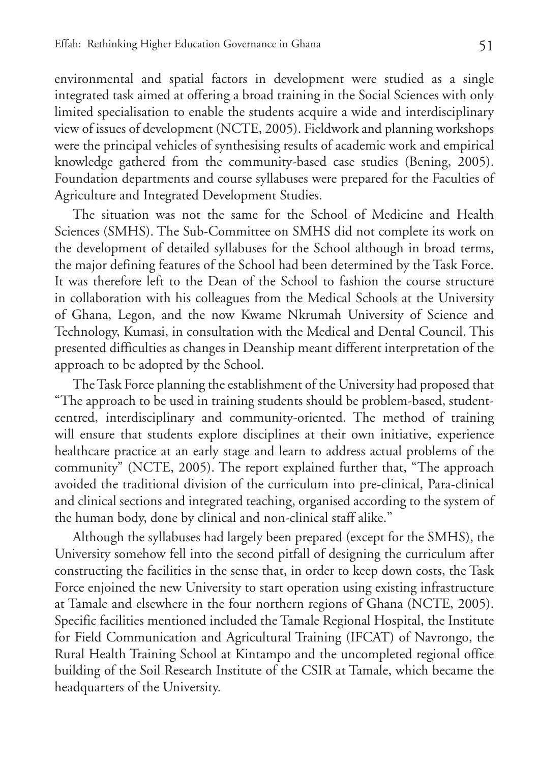environmental and spatial factors in development were studied as a single integrated task aimed at offering a broad training in the Social Sciences with only limited specialisation to enable the students acquire a wide and interdisciplinary view of issues of development (NCTE, 2005). Fieldwork and planning workshops were the principal vehicles of synthesising results of academic work and empirical knowledge gathered from the community-based case studies (Bening, 2005). Foundation departments and course syllabuses were prepared for the Faculties of Agriculture and Integrated Development Studies.

The situation was not the same for the School of Medicine and Health Sciences (SMHS). The Sub-Committee on SMHS did not complete its work on the development of detailed syllabuses for the School although in broad terms, the major defining features of the School had been determined by the Task Force. It was therefore left to the Dean of the School to fashion the course structure in collaboration with his colleagues from the Medical Schools at the University of Ghana, Legon, and the now Kwame Nkrumah University of Science and Technology, Kumasi, in consultation with the Medical and Dental Council. This presented difficulties as changes in Deanship meant different interpretation of the approach to be adopted by the School.

The Task Force planning the establishment of the University had proposed that "The approach to be used in training students should be problem-based, student-centred, interdisciplinary and community-oriented. The method of training will ensure that students explore disciplines at their own initiative, experience healthcare practice at an early stage and learn to address actual problems of the community" (NCTE, 2005). The report explained further that, "The approach avoided the traditional division of the curriculum into pre-clinical, Para-clinical and clinical sections and integrated teaching, organised according to the system of the human body, done by clinical and non-clinical staff alike."

Although the syllabuses had largely been prepared (except for the SMHS), the University somehow fell into the second pitfall of designing the curriculum after constructing the facilities in the sense that, in order to keep down costs, the Task Force enjoined the new University to start operation using existing infrastructure at Tamale and elsewhere in the four northern regions of Ghana (NCTE, 2005). Specific facilities mentioned included the Tamale Regional Hospital, the Institute for Field Communication and Agricultural Training (IFCAT) of Navrongo, the Rural Health Training School at Kintampo and the uncompleted regional office building of the Soil Research Institute of the CSIR at Tamale, which became the headquarters of the University.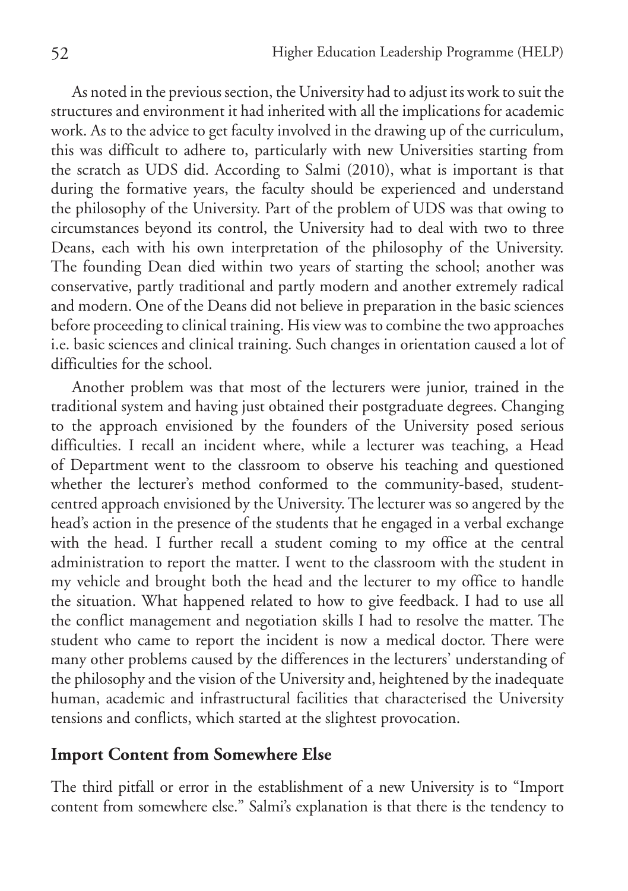As noted in the previous section, the University had to adjust its work to suit the structures and environment it had inherited with all the implications for academic work. As to the advice to get faculty involved in the drawing up of the curriculum, this was difficult to adhere to, particularly with new Universities starting from the scratch as UDS did. According to Salmi (2010), what is important is that during the formative years, the faculty should be experienced and understand the philosophy of the University. Part of the problem of UDS was that owing to circumstances beyond its control, the University had to deal with two to three Deans, each with his own interpretation of the philosophy of the University. The founding Dean died within two years of starting the school; another was conservative, partly traditional and partly modern and another extremely radical and modern. One of the Deans did not believe in preparation in the basic sciences before proceeding to clinical training. His view was to combine the two approaches i.e. basic sciences and clinical training. Such changes in orientation caused a lot of difficulties for the school.

Another problem was that most of the lecturers were junior, trained in the traditional system and having just obtained their postgraduate degrees. Changing to the approach envisioned by the founders of the University posed serious difficulties. I recall an incident where, while a lecturer was teaching, a Head of Department went to the classroom to observe his teaching and questioned whether the lecturer's method conformed to the community-based, student-centred approach envisioned by the University. The lecturer was so angered by the head's action in the presence of the students that he engaged in a verbal exchange with the head. I further recall a student coming to my office at the central administration to report the matter. I went to the classroom with the student in my vehicle and brought both the head and the lecturer to my office to handle the situation. What happened related to how to give feedback. I had to use all the conflict management and negotiation skills I had to resolve the matter. The student who came to report the incident is now a medical doctor. There were many other problems caused by the differences in the lecturers' understanding of the philosophy and the vision of the University and, heightened by the inadequate human, academic and infrastructural facilities that characterised the University tensions and conflicts, which started at the slightest provocation.

## Import Content from Somewhere Else

The third pitfall or error in the establishment of a new University is to "Import content from somewhere else." Salmi's explanation is that there is the tendency to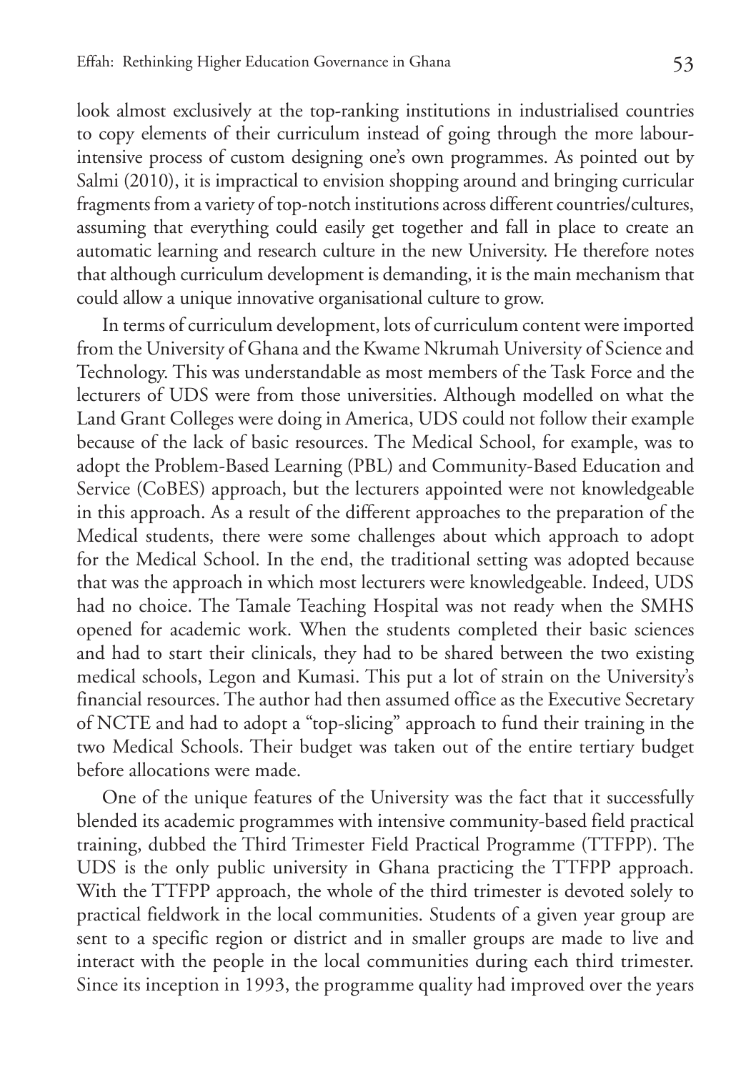look almost exclusively at the top-ranking institutions in industrialised countries to copy elements of their curriculum instead of going through the more labour-intensive process of custom designing one's own programmes. As pointed out by Salmi (2010), it is impractical to envision shopping around and bringing curricular fragments from a variety of top-notch institutions across different countries/cultures, assuming that everything could easily get together and fall in place to create an automatic learning and research culture in the new University. He therefore notes that although curriculum development is demanding, it is the main mechanism that could allow a unique innovative organisational culture to grow.

In terms of curriculum development, lots of curriculum content were imported from the University of Ghana and the Kwame Nkrumah University of Science and Technology. This was understandable as most members of the Task Force and the lecturers of UDS were from those universities. Although modelled on what the Land Grant Colleges were doing in America, UDS could not follow their example because of the lack of basic resources. The Medical School, for example, was to adopt the Problem-Based Learning (PBL) and Community-Based Education and Service (CoBES) approach, but the lecturers appointed were not knowledgeable in this approach. As a result of the different approaches to the preparation of the Medical students, there were some challenges about which approach to adopt for the Medical School. In the end, the traditional setting was adopted because that was the approach in which most lecturers were knowledgeable. Indeed, UDS had no choice. The Tamale Teaching Hospital was not ready when the SMHS opened for academic work. When the students completed their basic sciences and had to start their clinicals, they had to be shared between the two existing medical schools, Legon and Kumasi. This put a lot of strain on the University's financial resources. The author had then assumed office as the Executive Secretary of NCTE and had to adopt a "top-slicing" approach to fund their training in the two Medical Schools. Their budget was taken out of the entire tertiary budget before allocations were made.

One of the unique features of the University was the fact that it successfully blended its academic programmes with intensive community-based field practical training, dubbed the Third Trimester Field Practical Programme (TTFPP). The UDS is the only public university in Ghana practicing the TTFPP approach. With the TTFPP approach, the whole of the third trimester is devoted solely to practical fieldwork in the local communities. Students of a given year group are sent to a specific region or district and in smaller groups are made to live and interact with the people in the local communities during each third trimester. Since its inception in 1993, the programme quality had improved over the years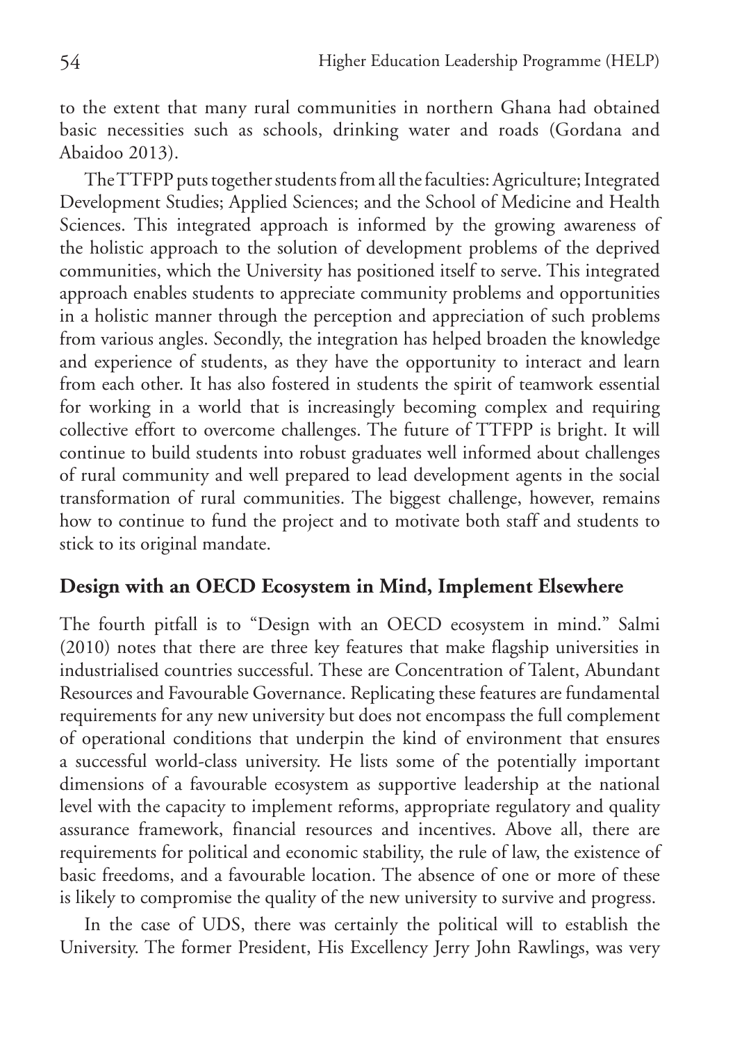to the extent that many rural communities in northern Ghana had obtained basic necessities such as schools, drinking water and roads (Gordana and Abaidoo 2013).

The TTFPP puts together students from all the faculties: Agriculture; Integrated Development Studies; Applied Sciences; and the School of Medicine and Health Sciences. This integrated approach is informed by the growing awareness of the holistic approach to the solution of development problems of the deprived communities, which the University has positioned itself to serve. This integrated approach enables students to appreciate community problems and opportunities in a holistic manner through the perception and appreciation of such problems from various angles. Secondly, the integration has helped broaden the knowledge and experience of students, as they have the opportunity to interact and learn from each other. It has also fostered in students the spirit of teamwork essential for working in a world that is increasingly becoming complex and requiring collective effort to overcome challenges. The future of TTFPP is bright. It will continue to build students into robust graduates well informed about challenges of rural community and well prepared to lead development agents in the social transformation of rural communities. The biggest challenge, however, remains how to continue to fund the project and to motivate both staff and students to stick to its original mandate.

## Design with an OECD Ecosystem in Mind, Implement Elsewhere

The fourth pitfall is to "Design with an OECD ecosystem in mind." Salmi (2010) notes that there are three key features that make flagship universities in industrialised countries successful. These are Concentration of Talent, Abundant Resources and Favourable Governance. Replicating these features are fundamental requirements for any new university but does not encompass the full complement of operational conditions that underpin the kind of environment that ensures a successful world-class university. He lists some of the potentially important dimensions of a favourable ecosystem as supportive leadership at the national level with the capacity to implement reforms, appropriate regulatory and quality assurance framework, financial resources and incentives. Above all, there are requirements for political and economic stability, the rule of law, the existence of basic freedoms, and a favourable location. The absence of one or more of these is likely to compromise the quality of the new university to survive and progress.

In the case of UDS, there was certainly the political will to establish the University. The former President, His Excellency Jerry John Rawlings, was very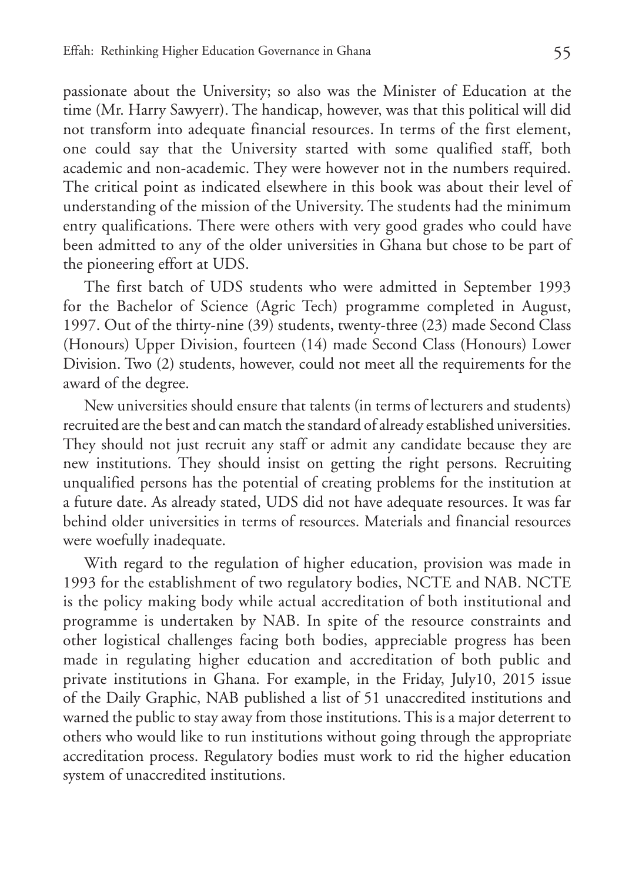passionate about the University; so also was the Minister of Education at the time (Mr. Harry Sawyerr). The handicap, however, was that this political will did not transform into adequate financial resources. In terms of the first element, one could say that the University started with some qualified staff, both academic and non-academic. They were however not in the numbers required. The critical point as indicated elsewhere in this book was about their level of understanding of the mission of the University. The students had the minimum entry qualifications. There were others with very good grades who could have been admitted to any of the older universities in Ghana but chose to be part of the pioneering effort at UDS.

The first batch of UDS students who were admitted in September 1993 for the Bachelor of Science (Agric Tech) programme completed in August, 1997. Out of the thirty-nine (39) students, twenty-three (23) made Second Class (Honours) Upper Division, fourteen (14) made Second Class (Honours) Lower Division. Two (2) students, however, could not meet all the requirements for the award of the degree.

New universities should ensure that talents (in terms of lecturers and students) recruited are the best and can match the standard of already established universities. They should not just recruit any staff or admit any candidate because they are new institutions. They should insist on getting the right persons. Recruiting unqualified persons has the potential of creating problems for the institution at a future date. As already stated, UDS did not have adequate resources. It was far behind older universities in terms of resources. Materials and financial resources were woefully inadequate.

With regard to the regulation of higher education, provision was made in 1993 for the establishment of two regulatory bodies, NCTE and NAB. NCTE is the policy making body while actual accreditation of both institutional and programme is undertaken by NAB. In spite of the resource constraints and other logistical challenges facing both bodies, appreciable progress has been made in regulating higher education and accreditation of both public and private institutions in Ghana. For example, in the Friday, July10, 2015 issue of the Daily Graphic, NAB published a list of 51 unaccredited institutions and warned the public to stay away from those institutions. This is a major deterrent to others who would like to run institutions without going through the appropriate accreditation process. Regulatory bodies must work to rid the higher education system of unaccredited institutions.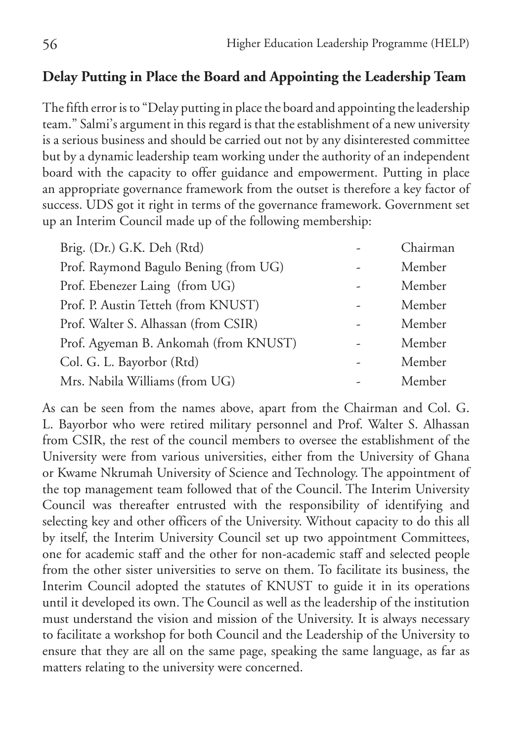## Delay Putting in Place the Board and Appointing the Leadership Team

The fifth error is to "Delay putting in place the board and appointing the leadership team." Salmi's argument in this regard is that the establishment of a new university is a serious business and should be carried out not by any disinterested committee but by a dynamic leadership team working under the authority of an independent board with the capacity to offer guidance and empowerment. Putting in place an appropriate governance framework from the outset is therefore a key factor of success. UDS got it right in terms of the governance framework. Government set up an Interim Council made up of the following membership:

| | | |
|---|---|---|
| Brig. (Dr.) G.K. Deh (Rtd) | - | Chairman |
| Prof. Raymond Bagulo Bening (from UG) | - | Member |
| Prof. Ebenezer Laing (from UG) | - | Member |
| Prof. P. Austin Tetteh (from KNUST) | - | Member |
| Prof. Walter S. Alhassan (from CSIR) | - | Member |
| Prof. Agyeman B. Ankomah (from KNUST) | - | Member |
| Col. G. L. Bayorbor (Rtd) | - | Member |
| Mrs. Nabila Williams (from UG) | - | Member |

As can be seen from the names above, apart from the Chairman and Col. G. L. Bayorbor who were retired military personnel and Prof. Walter S. Alhassan from CSIR, the rest of the council members to oversee the establishment of the University were from various universities, either from the University of Ghana or Kwame Nkrumah University of Science and Technology. The appointment of the top management team followed that of the Council. The Interim University Council was thereafter entrusted with the responsibility of identifying and selecting key and other officers of the University. Without capacity to do this all by itself, the Interim University Council set up two appointment Committees, one for academic staff and the other for non-academic staff and selected people from the other sister universities to serve on them. To facilitate its business, the Interim Council adopted the statutes of KNUST to guide it in its operations until it developed its own. The Council as well as the leadership of the institution must understand the vision and mission of the University. It is always necessary to facilitate a workshop for both Council and the Leadership of the University to ensure that they are all on the same page, speaking the same language, as far as matters relating to the university were concerned.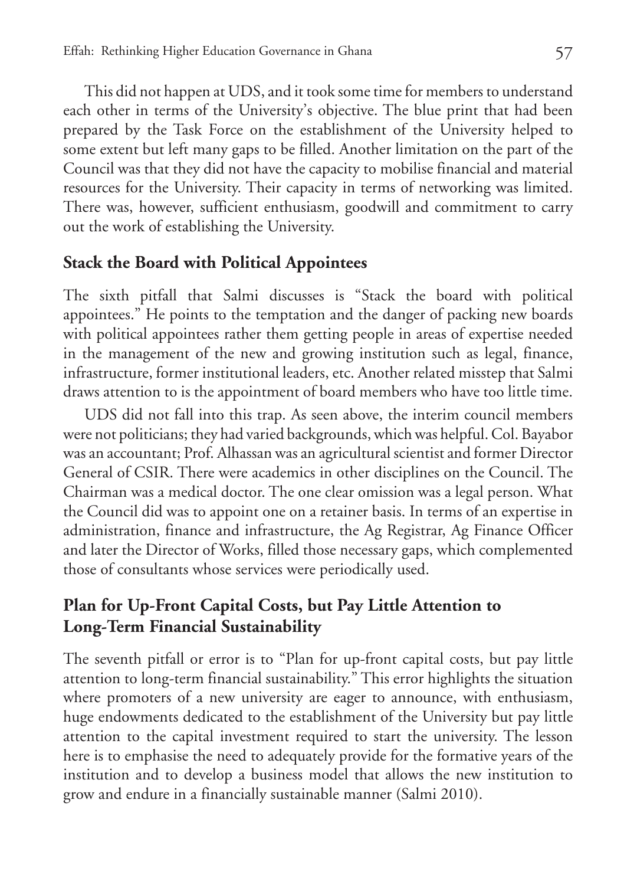This did not happen at UDS, and it took some time for members to understand each other in terms of the University's objective. The blue print that had been prepared by the Task Force on the establishment of the University helped to some extent but left many gaps to be filled. Another limitation on the part of the Council was that they did not have the capacity to mobilise financial and material resources for the University. Their capacity in terms of networking was limited. There was, however, sufficient enthusiasm, goodwill and commitment to carry out the work of establishing the University.

## Stack the Board with Political Appointees

The sixth pitfall that Salmi discusses is "Stack the board with political appointees." He points to the temptation and the danger of packing new boards with political appointees rather them getting people in areas of expertise needed in the management of the new and growing institution such as legal, finance, infrastructure, former institutional leaders, etc. Another related misstep that Salmi draws attention to is the appointment of board members who have too little time.

UDS did not fall into this trap. As seen above, the interim council members were not politicians; they had varied backgrounds, which was helpful. Col. Bayabor was an accountant; Prof. Alhassan was an agricultural scientist and former Director General of CSIR. There were academics in other disciplines on the Council. The Chairman was a medical doctor. The one clear omission was a legal person. What the Council did was to appoint one on a retainer basis. In terms of an expertise in administration, finance and infrastructure, the Ag Registrar, Ag Finance Officer and later the Director of Works, filled those necessary gaps, which complemented those of consultants whose services were periodically used.

## Plan for Up-Front Capital Costs, but Pay Little Attention to Long-Term Financial Sustainability

The seventh pitfall or error is to "Plan for up-front capital costs, but pay little attention to long-term financial sustainability." This error highlights the situation where promoters of a new university are eager to announce, with enthusiasm, huge endowments dedicated to the establishment of the University but pay little attention to the capital investment required to start the university. The lesson here is to emphasise the need to adequately provide for the formative years of the institution and to develop a business model that allows the new institution to grow and endure in a financially sustainable manner (Salmi 2010).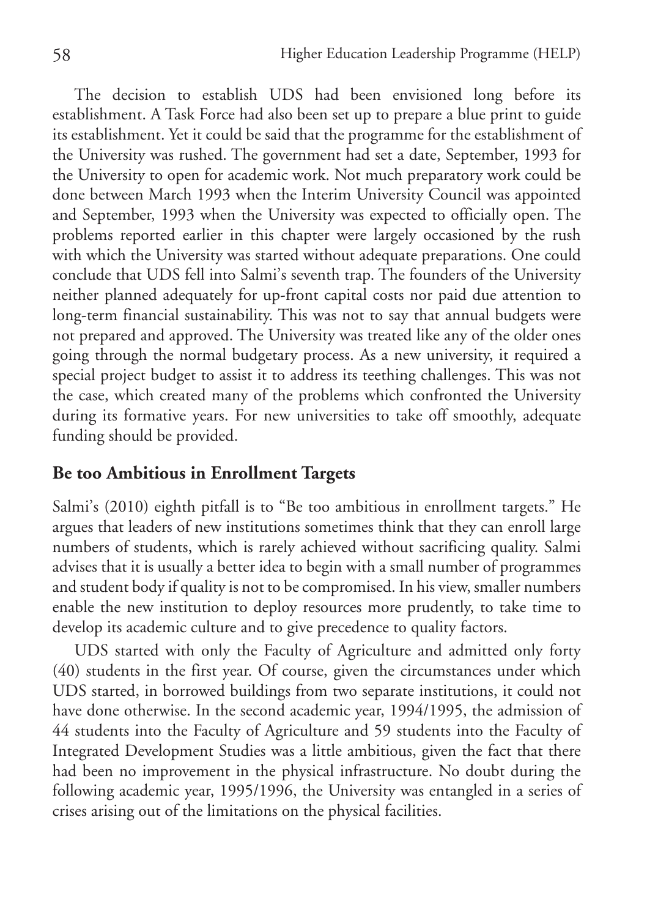The decision to establish UDS had been envisioned long before its establishment. A Task Force had also been set up to prepare a blue print to guide its establishment. Yet it could be said that the programme for the establishment of the University was rushed. The government had set a date, September, 1993 for the University to open for academic work. Not much preparatory work could be done between March 1993 when the Interim University Council was appointed and September, 1993 when the University was expected to officially open. The problems reported earlier in this chapter were largely occasioned by the rush with which the University was started without adequate preparations. One could conclude that UDS fell into Salmi's seventh trap. The founders of the University neither planned adequately for up-front capital costs nor paid due attention to long-term financial sustainability. This was not to say that annual budgets were not prepared and approved. The University was treated like any of the older ones going through the normal budgetary process. As a new university, it required a special project budget to assist it to address its teething challenges. This was not the case, which created many of the problems which confronted the University during its formative years. For new universities to take off smoothly, adequate funding should be provided.

## Be too Ambitious in Enrollment Targets

Salmi's (2010) eighth pitfall is to "Be too ambitious in enrollment targets." He argues that leaders of new institutions sometimes think that they can enroll large numbers of students, which is rarely achieved without sacrificing quality. Salmi advises that it is usually a better idea to begin with a small number of programmes and student body if quality is not to be compromised. In his view, smaller numbers enable the new institution to deploy resources more prudently, to take time to develop its academic culture and to give precedence to quality factors.

UDS started with only the Faculty of Agriculture and admitted only forty (40) students in the first year. Of course, given the circumstances under which UDS started, in borrowed buildings from two separate institutions, it could not have done otherwise. In the second academic year, 1994/1995, the admission of 44 students into the Faculty of Agriculture and 59 students into the Faculty of Integrated Development Studies was a little ambitious, given the fact that there had been no improvement in the physical infrastructure. No doubt during the following academic year, 1995/1996, the University was entangled in a series of crises arising out of the limitations on the physical facilities.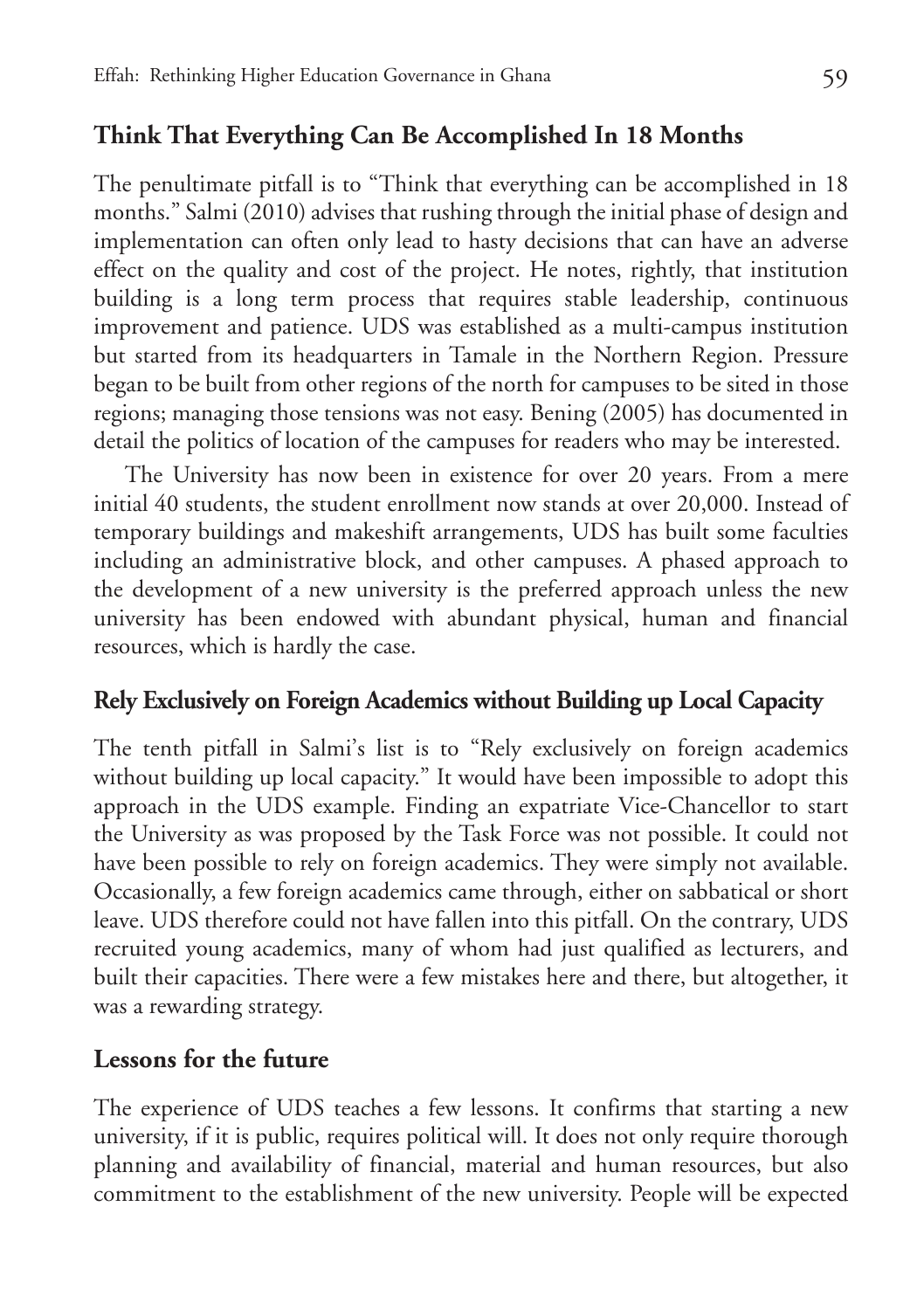## Think That Everything Can Be Accomplished In 18 Months

The penultimate pitfall is to "Think that everything can be accomplished in 18 months." Salmi (2010) advises that rushing through the initial phase of design and implementation can often only lead to hasty decisions that can have an adverse effect on the quality and cost of the project. He notes, rightly, that institution building is a long term process that requires stable leadership, continuous improvement and patience. UDS was established as a multi-campus institution but started from its headquarters in Tamale in the Northern Region. Pressure began to be built from other regions of the north for campuses to be sited in those regions; managing those tensions was not easy. Bening (2005) has documented in detail the politics of location of the campuses for readers who may be interested.

The University has now been in existence for over 20 years. From a mere initial 40 students, the student enrollment now stands at over 20,000. Instead of temporary buildings and makeshift arrangements, UDS has built some faculties including an administrative block, and other campuses. A phased approach to the development of a new university is the preferred approach unless the new university has been endowed with abundant physical, human and financial resources, which is hardly the case.

## Rely Exclusively on Foreign Academics without Building up Local Capacity

The tenth pitfall in Salmi's list is to "Rely exclusively on foreign academics without building up local capacity." It would have been impossible to adopt this approach in the UDS example. Finding an expatriate Vice-Chancellor to start the University as was proposed by the Task Force was not possible. It could not have been possible to rely on foreign academics. They were simply not available. Occasionally, a few foreign academics came through, either on sabbatical or short leave. UDS therefore could not have fallen into this pitfall. On the contrary, UDS recruited young academics, many of whom had just qualified as lecturers, and built their capacities. There were a few mistakes here and there, but altogether, it was a rewarding strategy.

## Lessons for the future

The experience of UDS teaches a few lessons. It confirms that starting a new university, if it is public, requires political will. It does not only require thorough planning and availability of financial, material and human resources, but also commitment to the establishment of the new university. People will be expected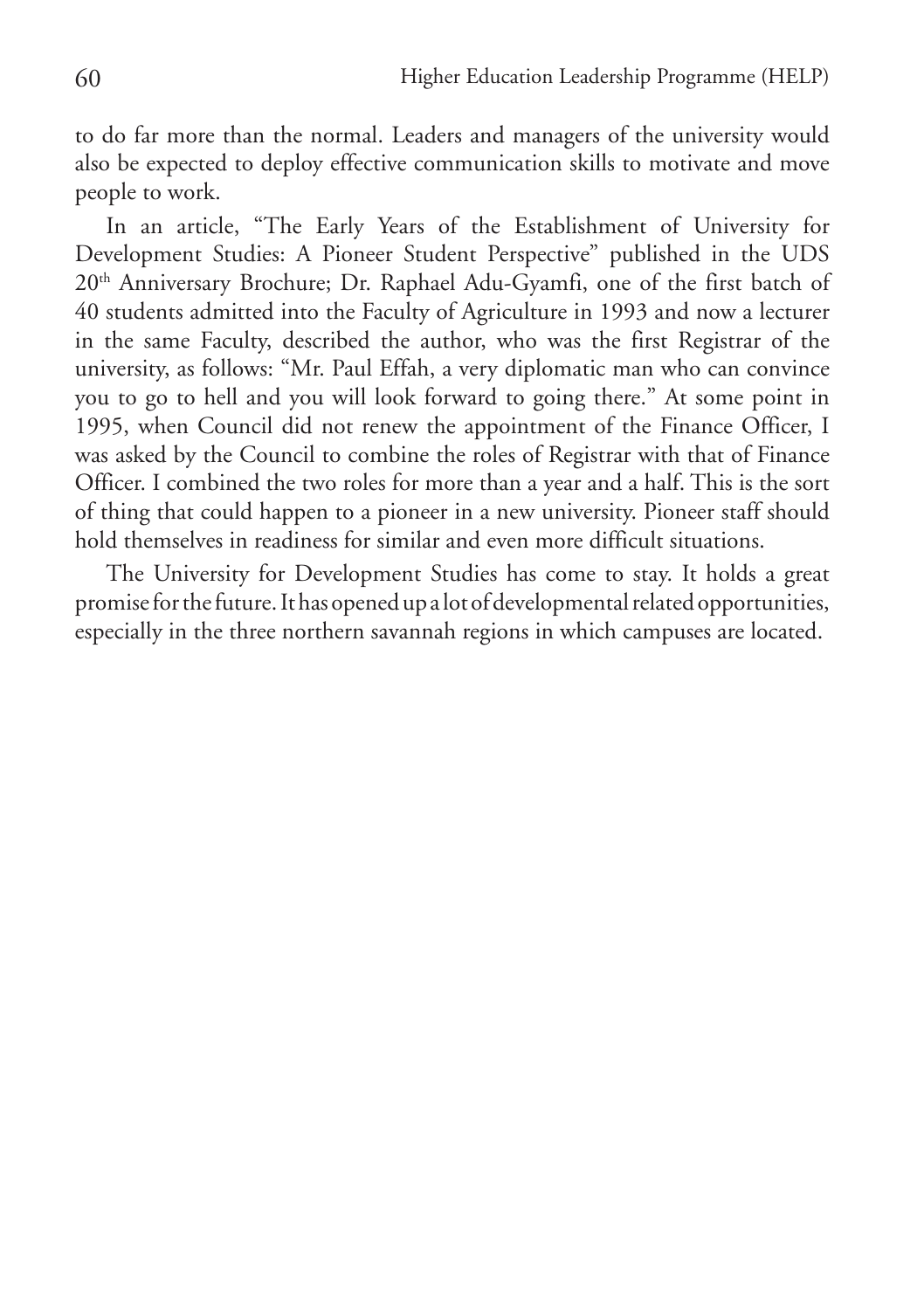to do far more than the normal. Leaders and managers of the university would also be expected to deploy effective communication skills to motivate and move people to work.

In an article, "The Early Years of the Establishment of University for Development Studies: A Pioneer Student Perspective" published in the UDS 20th Anniversary Brochure; Dr. Raphael Adu-Gyamfi, one of the first batch of 40 students admitted into the Faculty of Agriculture in 1993 and now a lecturer in the same Faculty, described the author, who was the first Registrar of the university, as follows: "Mr. Paul Effah, a very diplomatic man who can convince you to go to hell and you will look forward to going there." At some point in 1995, when Council did not renew the appointment of the Finance Officer, I was asked by the Council to combine the roles of Registrar with that of Finance Officer. I combined the two roles for more than a year and a half. This is the sort of thing that could happen to a pioneer in a new university. Pioneer staff should hold themselves in readiness for similar and even more difficult situations.

The University for Development Studies has come to stay. It holds a great promise for the future. It has opened up a lot of developmental related opportunities, especially in the three northern savannah regions in which campuses are located.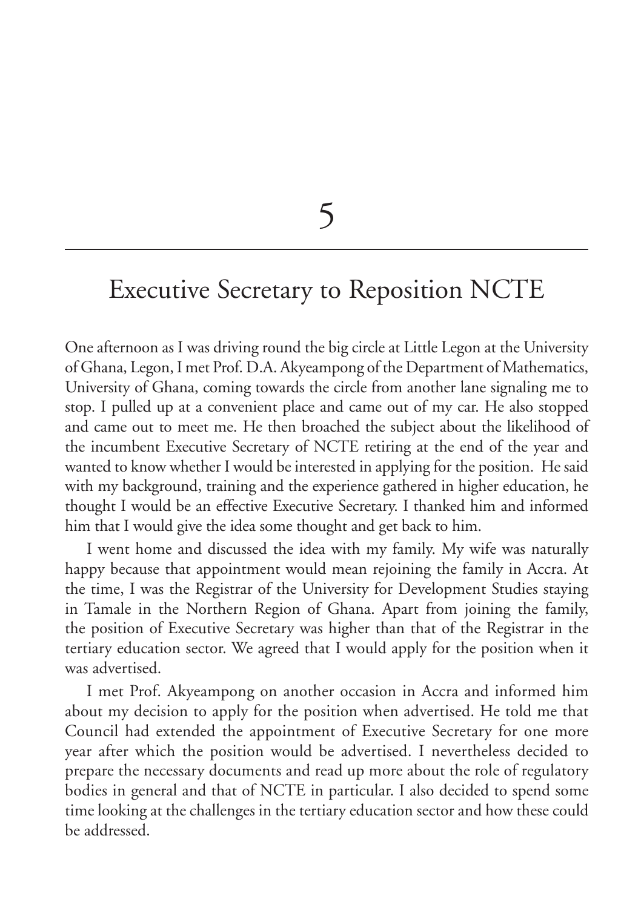# 5

## Executive Secretary to Reposition NCTE

One afternoon as I was driving round the big circle at Little Legon at the University of Ghana, Legon, I met Prof. D.A. Akyeampong of the Department of Mathematics, University of Ghana, coming towards the circle from another lane signaling me to stop. I pulled up at a convenient place and came out of my car. He also stopped and came out to meet me. He then broached the subject about the likelihood of the incumbent Executive Secretary of NCTE retiring at the end of the year and wanted to know whether I would be interested in applying for the position. He said with my background, training and the experience gathered in higher education, he thought I would be an effective Executive Secretary. I thanked him and informed him that I would give the idea some thought and get back to him.

I went home and discussed the idea with my family. My wife was naturally happy because that appointment would mean rejoining the family in Accra. At the time, I was the Registrar of the University for Development Studies staying in Tamale in the Northern Region of Ghana. Apart from joining the family, the position of Executive Secretary was higher than that of the Registrar in the tertiary education sector. We agreed that I would apply for the position when it was advertised.

I met Prof. Akyeampong on another occasion in Accra and informed him about my decision to apply for the position when advertised. He told me that Council had extended the appointment of Executive Secretary for one more year after which the position would be advertised. I nevertheless decided to prepare the necessary documents and read up more about the role of regulatory bodies in general and that of NCTE in particular. I also decided to spend some time looking at the challenges in the tertiary education sector and how these could be addressed.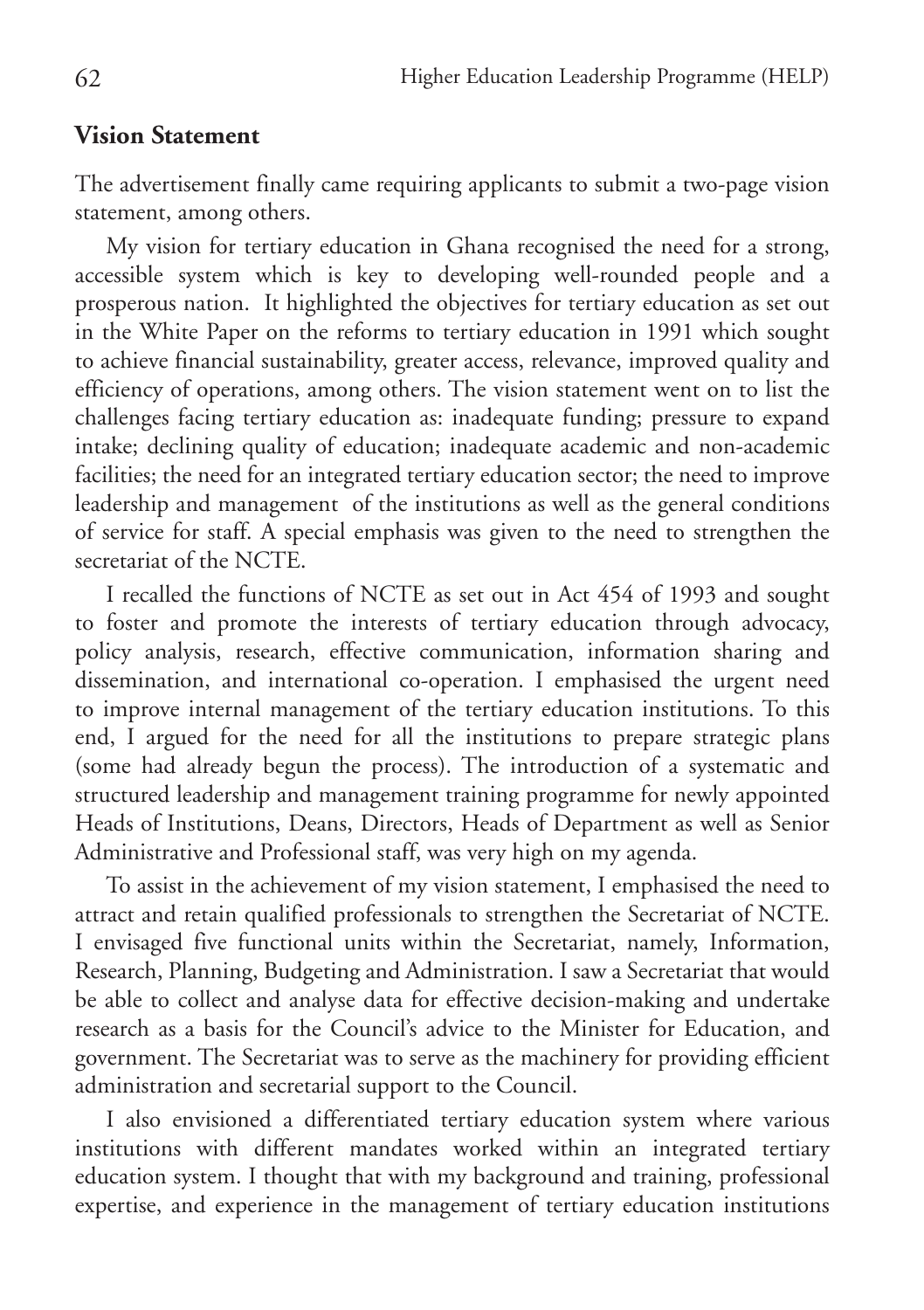## Vision Statement

The advertisement finally came requiring applicants to submit a two-page vision statement, among others.

My vision for tertiary education in Ghana recognised the need for a strong, accessible system which is key to developing well-rounded people and a prosperous nation. It highlighted the objectives for tertiary education as set out in the White Paper on the reforms to tertiary education in 1991 which sought to achieve financial sustainability, greater access, relevance, improved quality and efficiency of operations, among others. The vision statement went on to list the challenges facing tertiary education as: inadequate funding; pressure to expand intake; declining quality of education; inadequate academic and non-academic facilities; the need for an integrated tertiary education sector; the need to improve leadership and management of the institutions as well as the general conditions of service for staff. A special emphasis was given to the need to strengthen the secretariat of the NCTE.

I recalled the functions of NCTE as set out in Act 454 of 1993 and sought to foster and promote the interests of tertiary education through advocacy, policy analysis, research, effective communication, information sharing and dissemination, and international co-operation. I emphasised the urgent need to improve internal management of the tertiary education institutions. To this end, I argued for the need for all the institutions to prepare strategic plans (some had already begun the process). The introduction of a systematic and structured leadership and management training programme for newly appointed Heads of Institutions, Deans, Directors, Heads of Department as well as Senior Administrative and Professional staff, was very high on my agenda.

To assist in the achievement of my vision statement, I emphasised the need to attract and retain qualified professionals to strengthen the Secretariat of NCTE. I envisaged five functional units within the Secretariat, namely, Information, Research, Planning, Budgeting and Administration. I saw a Secretariat that would be able to collect and analyse data for effective decision-making and undertake research as a basis for the Council's advice to the Minister for Education, and government. The Secretariat was to serve as the machinery for providing efficient administration and secretarial support to the Council.

I also envisioned a differentiated tertiary education system where various institutions with different mandates worked within an integrated tertiary education system. I thought that with my background and training, professional expertise, and experience in the management of tertiary education institutions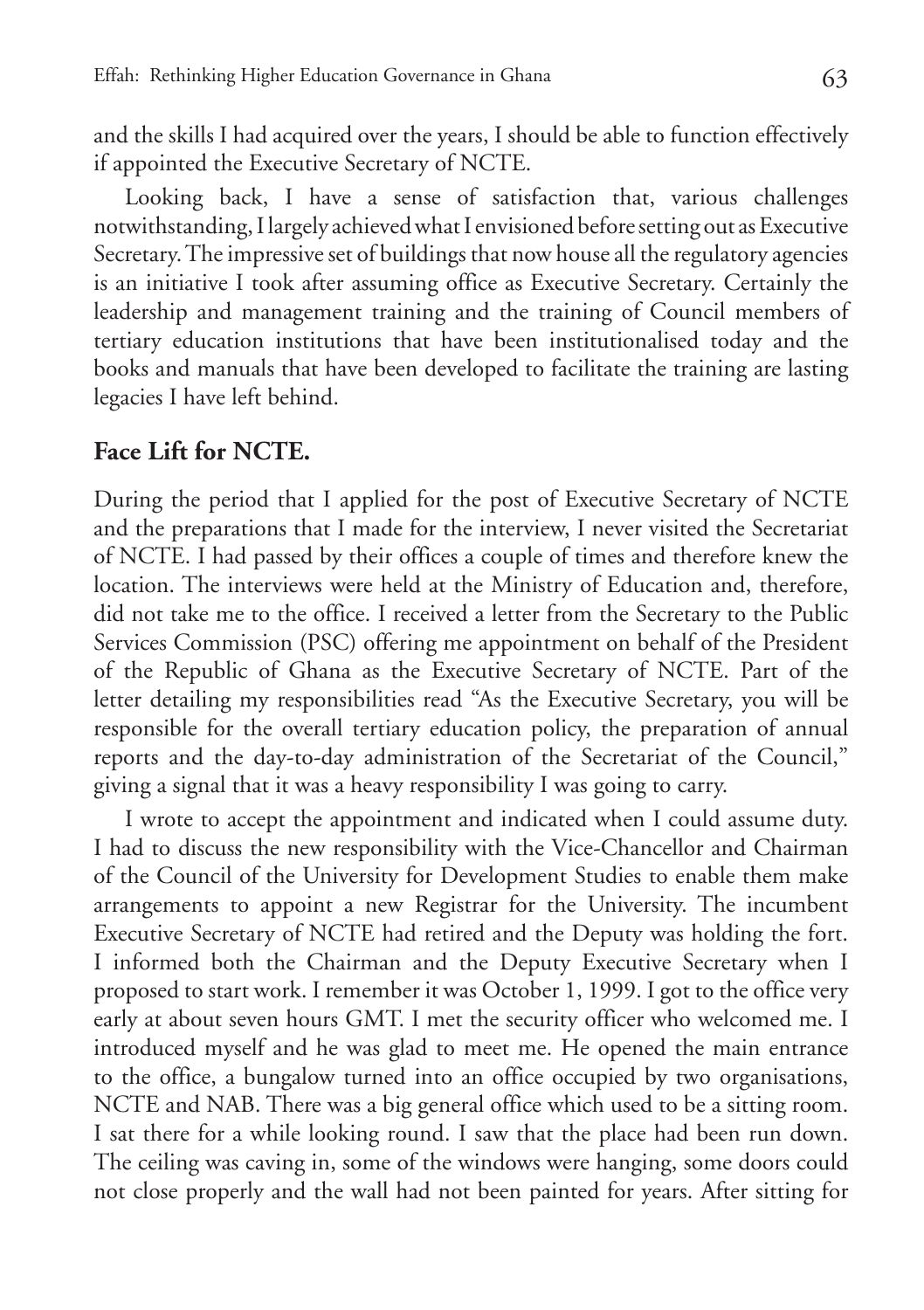and the skills I had acquired over the years, I should be able to function effectively if appointed the Executive Secretary of NCTE.

Looking back, I have a sense of satisfaction that, various challenges notwithstanding, I largely achieved what I envisioned before setting out as Executive Secretary. The impressive set of buildings that now house all the regulatory agencies is an initiative I took after assuming office as Executive Secretary. Certainly the leadership and management training and the training of Council members of tertiary education institutions that have been institutionalised today and the books and manuals that have been developed to facilitate the training are lasting legacies I have left behind.

## Face Lift for NCTE.

During the period that I applied for the post of Executive Secretary of NCTE and the preparations that I made for the interview, I never visited the Secretariat of NCTE. I had passed by their offices a couple of times and therefore knew the location. The interviews were held at the Ministry of Education and, therefore, did not take me to the office. I received a letter from the Secretary to the Public Services Commission (PSC) offering me appointment on behalf of the President of the Republic of Ghana as the Executive Secretary of NCTE. Part of the letter detailing my responsibilities read "As the Executive Secretary, you will be responsible for the overall tertiary education policy, the preparation of annual reports and the day-to-day administration of the Secretariat of the Council," giving a signal that it was a heavy responsibility I was going to carry.

I wrote to accept the appointment and indicated when I could assume duty. I had to discuss the new responsibility with the Vice-Chancellor and Chairman of the Council of the University for Development Studies to enable them make arrangements to appoint a new Registrar for the University. The incumbent Executive Secretary of NCTE had retired and the Deputy was holding the fort. I informed both the Chairman and the Deputy Executive Secretary when I proposed to start work. I remember it was October 1, 1999. I got to the office very early at about seven hours GMT. I met the security officer who welcomed me. I introduced myself and he was glad to meet me. He opened the main entrance to the office, a bungalow turned into an office occupied by two organisations, NCTE and NAB. There was a big general office which used to be a sitting room. I sat there for a while looking round. I saw that the place had been run down. The ceiling was caving in, some of the windows were hanging, some doors could not close properly and the wall had not been painted for years. After sitting for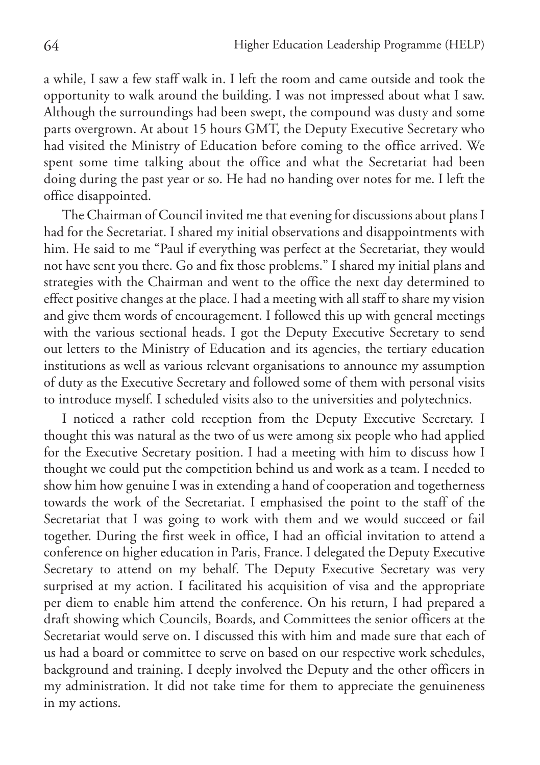a while, I saw a few staff walk in. I left the room and came outside and took the opportunity to walk around the building. I was not impressed about what I saw. Although the surroundings had been swept, the compound was dusty and some parts overgrown. At about 15 hours GMT, the Deputy Executive Secretary who had visited the Ministry of Education before coming to the office arrived. We spent some time talking about the office and what the Secretariat had been doing during the past year or so. He had no handing over notes for me. I left the office disappointed.

The Chairman of Council invited me that evening for discussions about plans I had for the Secretariat. I shared my initial observations and disappointments with him. He said to me "Paul if everything was perfect at the Secretariat, they would not have sent you there. Go and fix those problems." I shared my initial plans and strategies with the Chairman and went to the office the next day determined to effect positive changes at the place. I had a meeting with all staff to share my vision and give them words of encouragement. I followed this up with general meetings with the various sectional heads. I got the Deputy Executive Secretary to send out letters to the Ministry of Education and its agencies, the tertiary education institutions as well as various relevant organisations to announce my assumption of duty as the Executive Secretary and followed some of them with personal visits to introduce myself. I scheduled visits also to the universities and polytechnics.

I noticed a rather cold reception from the Deputy Executive Secretary. I thought this was natural as the two of us were among six people who had applied for the Executive Secretary position. I had a meeting with him to discuss how I thought we could put the competition behind us and work as a team. I needed to show him how genuine I was in extending a hand of cooperation and togetherness towards the work of the Secretariat. I emphasised the point to the staff of the Secretariat that I was going to work with them and we would succeed or fail together. During the first week in office, I had an official invitation to attend a conference on higher education in Paris, France. I delegated the Deputy Executive Secretary to attend on my behalf. The Deputy Executive Secretary was very surprised at my action. I facilitated his acquisition of visa and the appropriate per diem to enable him attend the conference. On his return, I had prepared a draft showing which Councils, Boards, and Committees the senior officers at the Secretariat would serve on. I discussed this with him and made sure that each of us had a board or committee to serve on based on our respective work schedules, background and training. I deeply involved the Deputy and the other officers in my administration. It did not take time for them to appreciate the genuineness in my actions.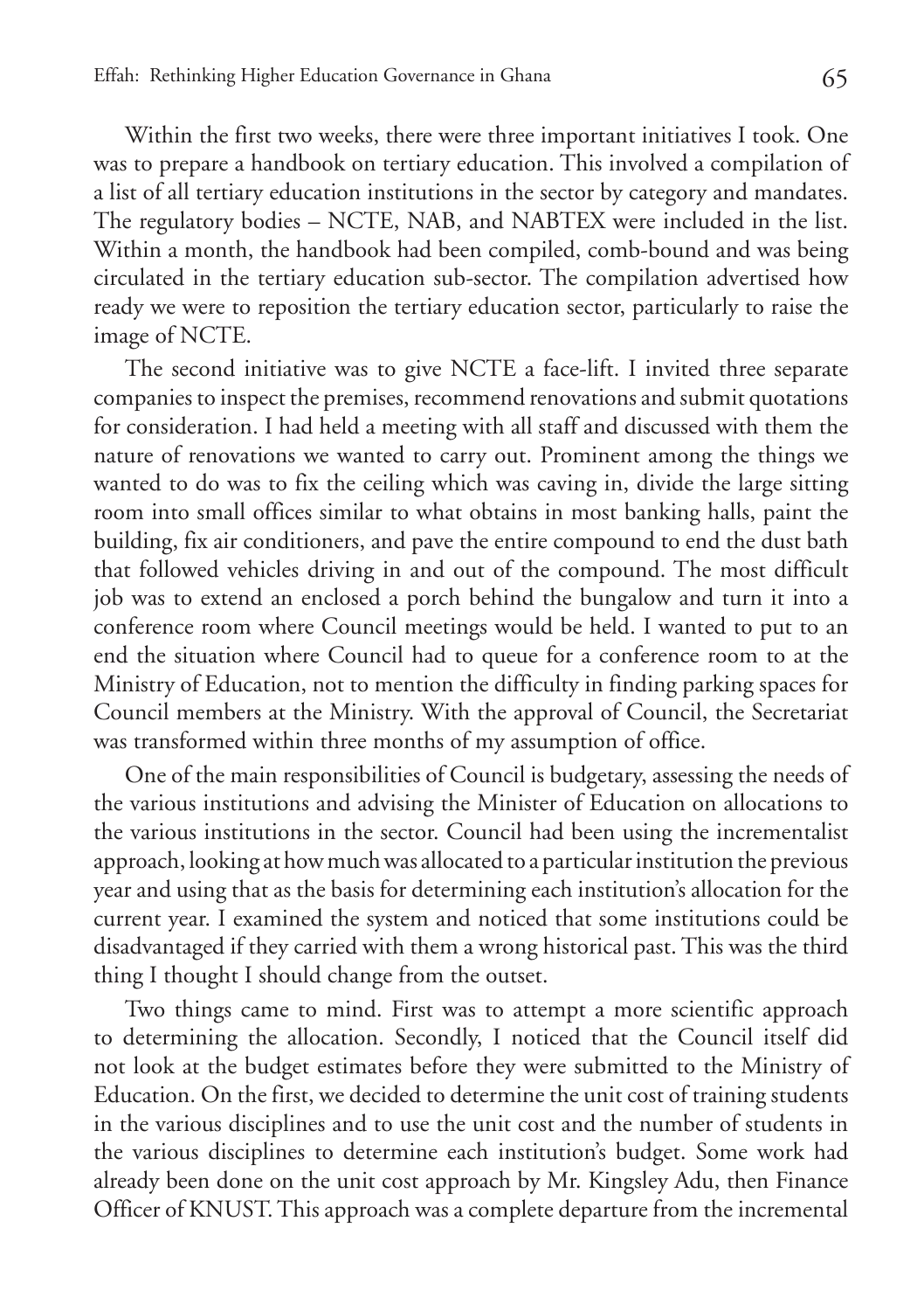Within the first two weeks, there were three important initiatives I took. One was to prepare a handbook on tertiary education. This involved a compilation of a list of all tertiary education institutions in the sector by category and mandates. The regulatory bodies – NCTE, NAB, and NABTEX were included in the list. Within a month, the handbook had been compiled, comb-bound and was being circulated in the tertiary education sub-sector. The compilation advertised how ready we were to reposition the tertiary education sector, particularly to raise the image of NCTE.

The second initiative was to give NCTE a face-lift. I invited three separate companies to inspect the premises, recommend renovations and submit quotations for consideration. I had held a meeting with all staff and discussed with them the nature of renovations we wanted to carry out. Prominent among the things we wanted to do was to fix the ceiling which was caving in, divide the large sitting room into small offices similar to what obtains in most banking halls, paint the building, fix air conditioners, and pave the entire compound to end the dust bath that followed vehicles driving in and out of the compound. The most difficult job was to extend an enclosed a porch behind the bungalow and turn it into a conference room where Council meetings would be held. I wanted to put to an end the situation where Council had to queue for a conference room to at the Ministry of Education, not to mention the difficulty in finding parking spaces for Council members at the Ministry. With the approval of Council, the Secretariat was transformed within three months of my assumption of office.

One of the main responsibilities of Council is budgetary, assessing the needs of the various institutions and advising the Minister of Education on allocations to the various institutions in the sector. Council had been using the incrementalist approach, looking at how much was allocated to a particular institution the previous year and using that as the basis for determining each institution's allocation for the current year. I examined the system and noticed that some institutions could be disadvantaged if they carried with them a wrong historical past. This was the third thing I thought I should change from the outset.

Two things came to mind. First was to attempt a more scientific approach to determining the allocation. Secondly, I noticed that the Council itself did not look at the budget estimates before they were submitted to the Ministry of Education. On the first, we decided to determine the unit cost of training students in the various disciplines and to use the unit cost and the number of students in the various disciplines to determine each institution's budget. Some work had already been done on the unit cost approach by Mr. Kingsley Adu, then Finance Officer of KNUST. This approach was a complete departure from the incremental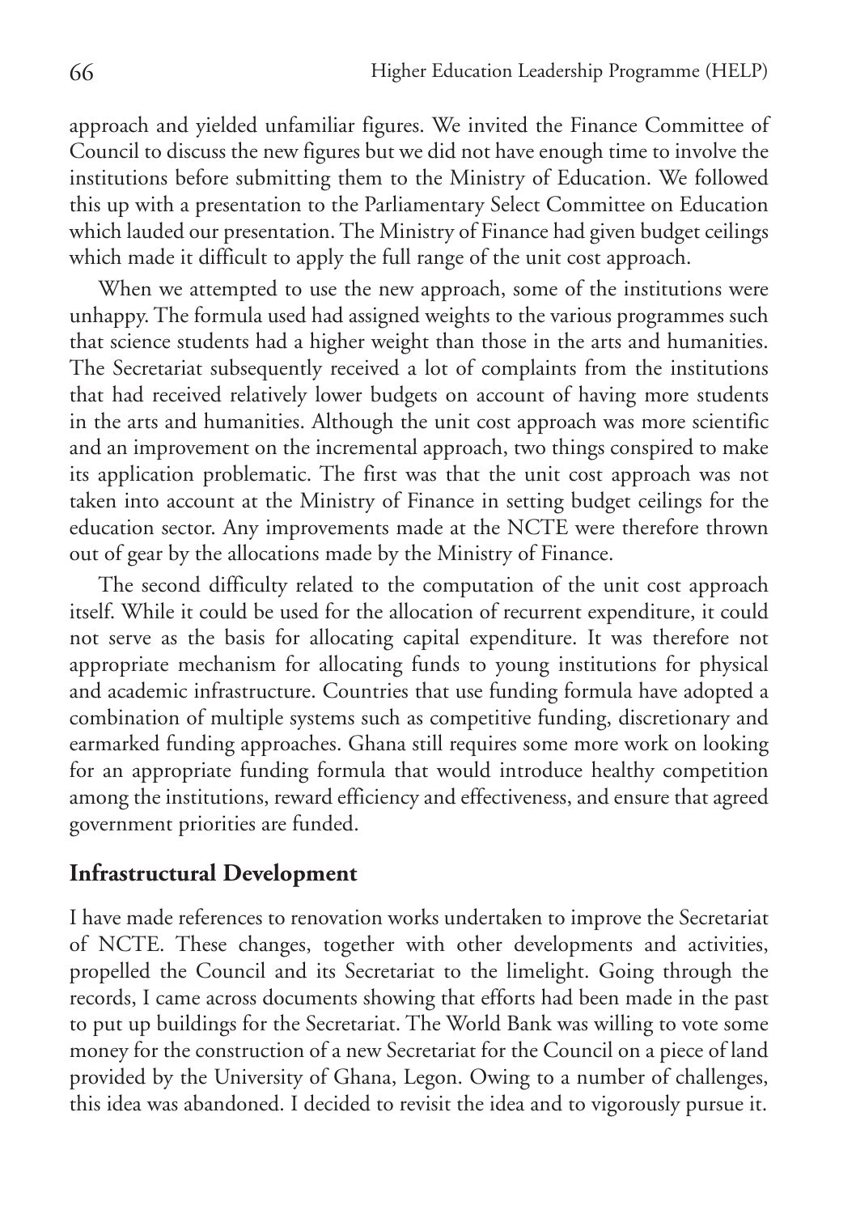approach and yielded unfamiliar figures. We invited the Finance Committee of Council to discuss the new figures but we did not have enough time to involve the institutions before submitting them to the Ministry of Education. We followed this up with a presentation to the Parliamentary Select Committee on Education which lauded our presentation. The Ministry of Finance had given budget ceilings which made it difficult to apply the full range of the unit cost approach.

When we attempted to use the new approach, some of the institutions were unhappy. The formula used had assigned weights to the various programmes such that science students had a higher weight than those in the arts and humanities. The Secretariat subsequently received a lot of complaints from the institutions that had received relatively lower budgets on account of having more students in the arts and humanities. Although the unit cost approach was more scientific and an improvement on the incremental approach, two things conspired to make its application problematic. The first was that the unit cost approach was not taken into account at the Ministry of Finance in setting budget ceilings for the education sector. Any improvements made at the NCTE were therefore thrown out of gear by the allocations made by the Ministry of Finance.

The second difficulty related to the computation of the unit cost approach itself. While it could be used for the allocation of recurrent expenditure, it could not serve as the basis for allocating capital expenditure. It was therefore not appropriate mechanism for allocating funds to young institutions for physical and academic infrastructure. Countries that use funding formula have adopted a combination of multiple systems such as competitive funding, discretionary and earmarked funding approaches. Ghana still requires some more work on looking for an appropriate funding formula that would introduce healthy competition among the institutions, reward efficiency and effectiveness, and ensure that agreed government priorities are funded.

## Infrastructural Development

I have made references to renovation works undertaken to improve the Secretariat of NCTE. These changes, together with other developments and activities, propelled the Council and its Secretariat to the limelight. Going through the records, I came across documents showing that efforts had been made in the past to put up buildings for the Secretariat. The World Bank was willing to vote some money for the construction of a new Secretariat for the Council on a piece of land provided by the University of Ghana, Legon. Owing to a number of challenges, this idea was abandoned. I decided to revisit the idea and to vigorously pursue it.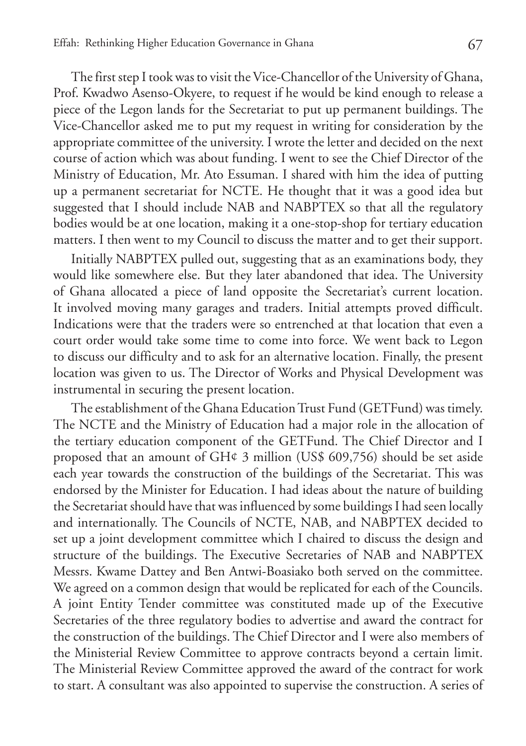The first step I took was to visit the Vice-Chancellor of the University of Ghana, Prof. Kwadwo Asenso-Okyere, to request if he would be kind enough to release a piece of the Legon lands for the Secretariat to put up permanent buildings. The Vice-Chancellor asked me to put my request in writing for consideration by the appropriate committee of the university. I wrote the letter and decided on the next course of action which was about funding. I went to see the Chief Director of the Ministry of Education, Mr. Ato Essuman. I shared with him the idea of putting up a permanent secretariat for NCTE. He thought that it was a good idea but suggested that I should include NAB and NABPTEX so that all the regulatory bodies would be at one location, making it a one-stop-shop for tertiary education matters. I then went to my Council to discuss the matter and to get their support.

Initially NABPTEX pulled out, suggesting that as an examinations body, they would like somewhere else. But they later abandoned that idea. The University of Ghana allocated a piece of land opposite the Secretariat's current location. It involved moving many garages and traders. Initial attempts proved difficult. Indications were that the traders were so entrenched at that location that even a court order would take some time to come into force. We went back to Legon to discuss our difficulty and to ask for an alternative location. Finally, the present location was given to us. The Director of Works and Physical Development was instrumental in securing the present location.

The establishment of the Ghana Education Trust Fund (GETFund) was timely. The NCTE and the Ministry of Education had a major role in the allocation of the tertiary education component of the GETFund. The Chief Director and I proposed that an amount of GH¢ 3 million (US$ 609,756) should be set aside each year towards the construction of the buildings of the Secretariat. This was endorsed by the Minister for Education. I had ideas about the nature of building the Secretariat should have that was influenced by some buildings I had seen locally and internationally. The Councils of NCTE, NAB, and NABPTEX decided to set up a joint development committee which I chaired to discuss the design and structure of the buildings. The Executive Secretaries of NAB and NABPTEX Messrs. Kwame Dattey and Ben Antwi-Boasiako both served on the committee. We agreed on a common design that would be replicated for each of the Councils. A joint Entity Tender committee was constituted made up of the Executive Secretaries of the three regulatory bodies to advertise and award the contract for the construction of the buildings. The Chief Director and I were also members of the Ministerial Review Committee to approve contracts beyond a certain limit. The Ministerial Review Committee approved the award of the contract for work to start. A consultant was also appointed to supervise the construction. A series of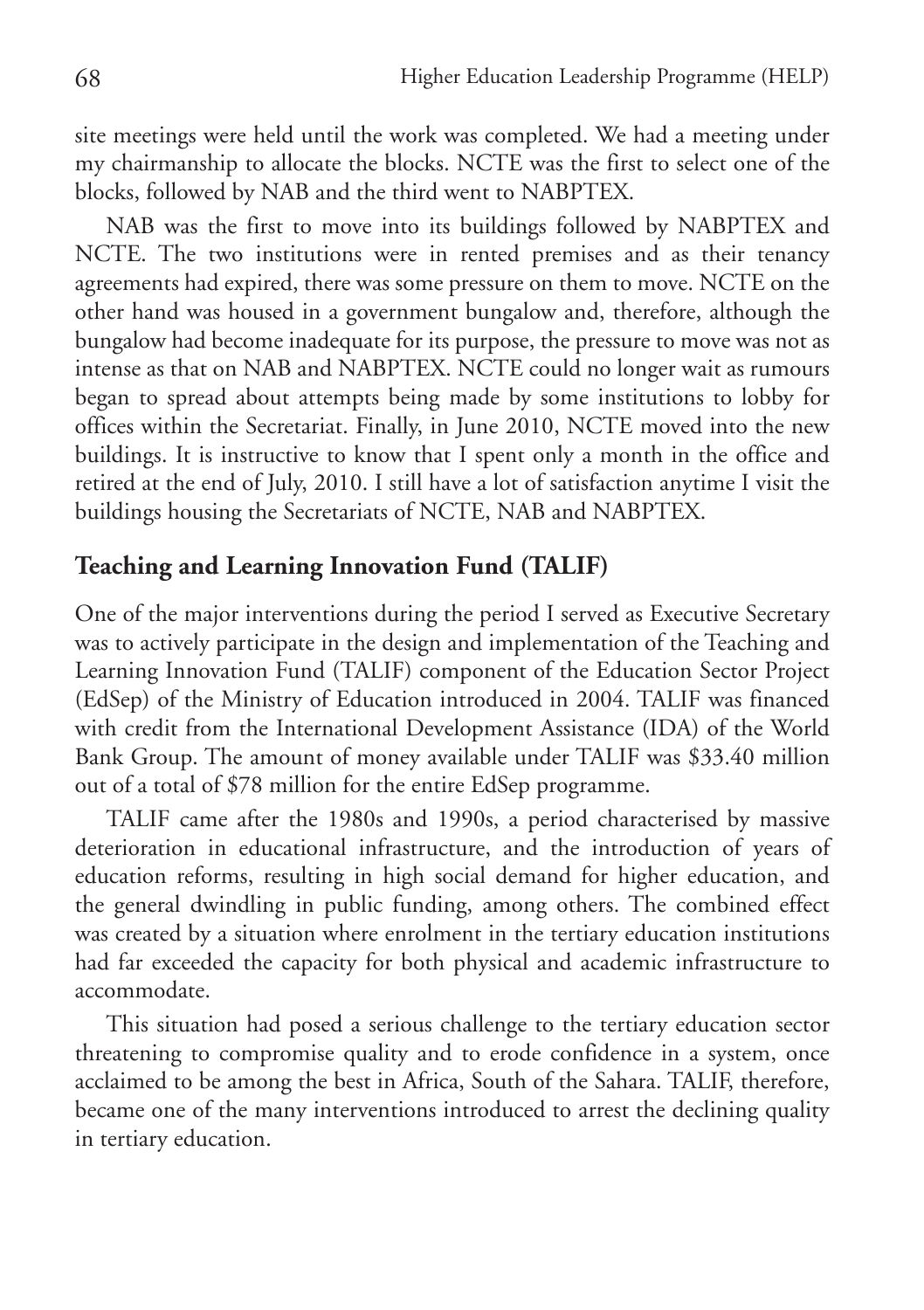site meetings were held until the work was completed. We had a meeting under my chairmanship to allocate the blocks. NCTE was the first to select one of the blocks, followed by NAB and the third went to NABPTEX.

NAB was the first to move into its buildings followed by NABPTEX and NCTE. The two institutions were in rented premises and as their tenancy agreements had expired, there was some pressure on them to move. NCTE on the other hand was housed in a government bungalow and, therefore, although the bungalow had become inadequate for its purpose, the pressure to move was not as intense as that on NAB and NABPTEX. NCTE could no longer wait as rumours began to spread about attempts being made by some institutions to lobby for offices within the Secretariat. Finally, in June 2010, NCTE moved into the new buildings. It is instructive to know that I spent only a month in the office and retired at the end of July, 2010. I still have a lot of satisfaction anytime I visit the buildings housing the Secretariats of NCTE, NAB and NABPTEX.

## Teaching and Learning Innovation Fund (TALIF)

One of the major interventions during the period I served as Executive Secretary was to actively participate in the design and implementation of the Teaching and Learning Innovation Fund (TALIF) component of the Education Sector Project (EdSep) of the Ministry of Education introduced in 2004. TALIF was financed with credit from the International Development Assistance (IDA) of the World Bank Group. The amount of money available under TALIF was $33.40 million out of a total of $78 million for the entire EdSep programme.

TALIF came after the 1980s and 1990s, a period characterised by massive deterioration in educational infrastructure, and the introduction of years of education reforms, resulting in high social demand for higher education, and the general dwindling in public funding, among others. The combined effect was created by a situation where enrolment in the tertiary education institutions had far exceeded the capacity for both physical and academic infrastructure to accommodate.

This situation had posed a serious challenge to the tertiary education sector threatening to compromise quality and to erode confidence in a system, once acclaimed to be among the best in Africa, South of the Sahara. TALIF, therefore, became one of the many interventions introduced to arrest the declining quality in tertiary education.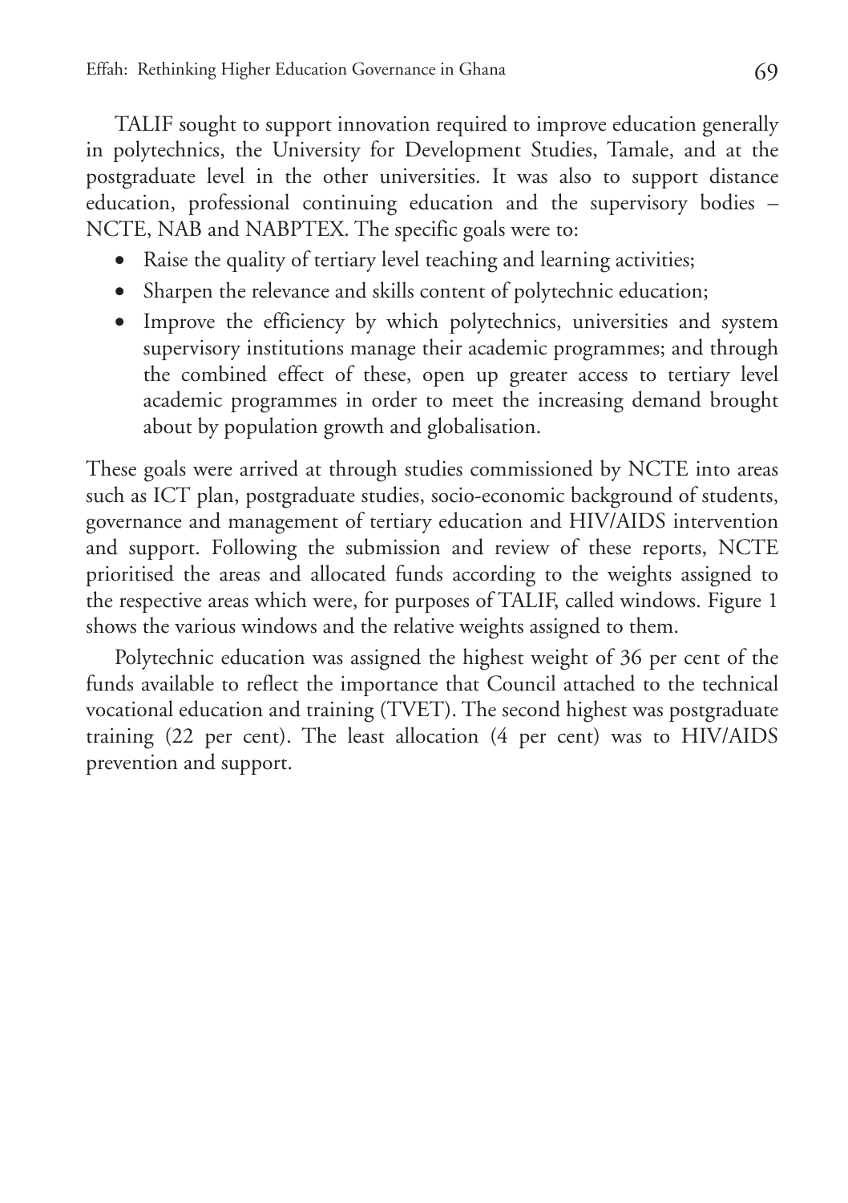TALIF sought to support innovation required to improve education generally in polytechnics, the University for Development Studies, Tamale, and at the postgraduate level in the other universities. It was also to support distance education, professional continuing education and the supervisory bodies – NCTE, NAB and NABPTEX. The specific goals were to:

- Raise the quality of tertiary level teaching and learning activities;
- Sharpen the relevance and skills content of polytechnic education;
- Improve the efficiency by which polytechnics, universities and system supervisory institutions manage their academic programmes; and through the combined effect of these, open up greater access to tertiary level academic programmes in order to meet the increasing demand brought about by population growth and globalisation.

These goals were arrived at through studies commissioned by NCTE into areas such as ICT plan, postgraduate studies, socio-economic background of students, governance and management of tertiary education and HIV/AIDS intervention and support. Following the submission and review of these reports, NCTE prioritised the areas and allocated funds according to the weights assigned to the respective areas which were, for purposes of TALIF, called windows. Figure 1 shows the various windows and the relative weights assigned to them.

Polytechnic education was assigned the highest weight of 36 per cent of the funds available to reflect the importance that Council attached to the technical vocational education and training (TVET). The second highest was postgraduate training (22 per cent). The least allocation (4 per cent) was to HIV/AIDS prevention and support.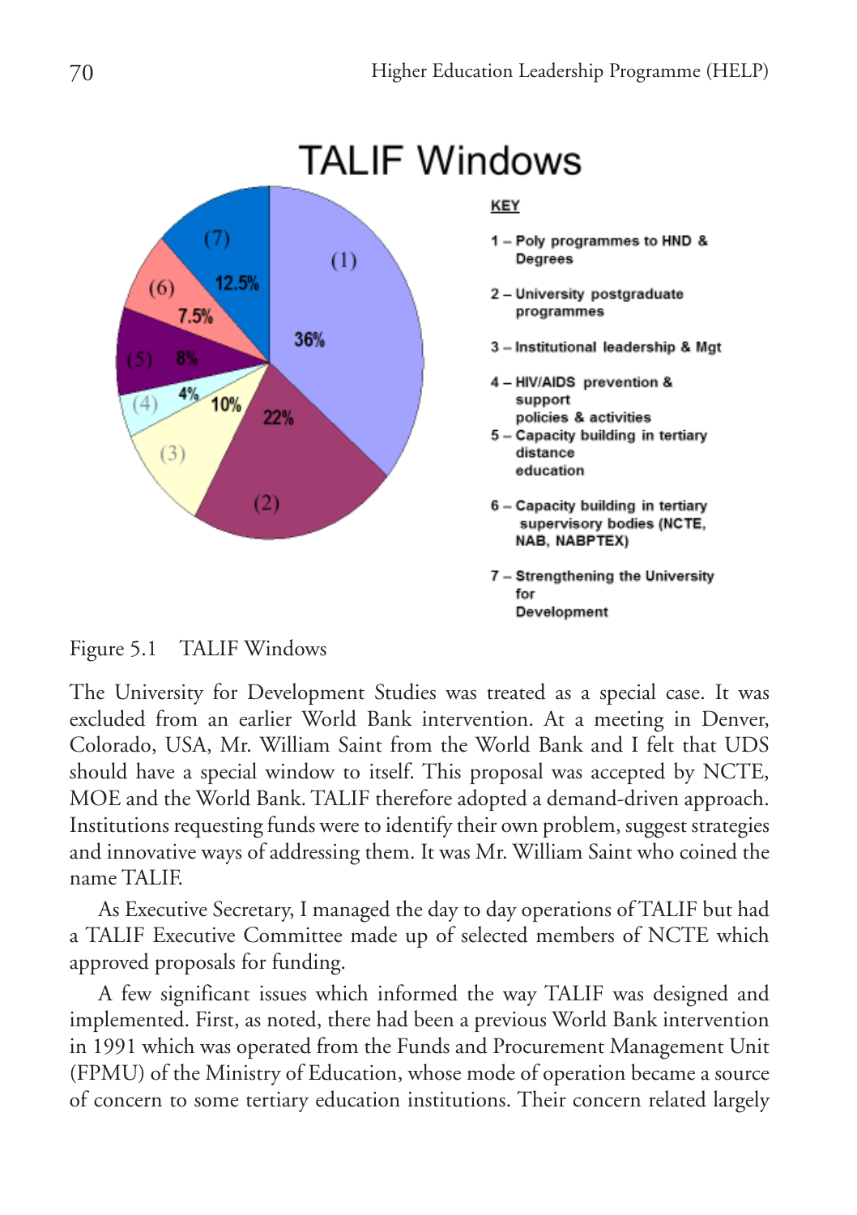TALIF Windows

KEY

1 – Poly programmes to HND & Degrees

2 – University postgraduate programmes

3 – Institutional leadership & Mgt

4 – HIV/AIDS prevention & support policies & activities

5 – Capacity building in tertiary distance education

6 – Capacity building in tertiary supervisory bodies (NCTE, NAB, NABPTEX)

7 – Strengthening the University for Development

(1) 36%, (2) 22%, (3) 10%, (4) 4%, (5) 8%, (6) 7.5%, (7) 12.5%

Figure 5.1 TALIF Windows

The University for Development Studies was treated as a special case. It was excluded from an earlier World Bank intervention. At a meeting in Denver, Colorado, USA, Mr. William Saint from the World Bank and I felt that UDS should have a special window to itself. This proposal was accepted by NCTE, MOE and the World Bank. TALIF therefore adopted a demand-driven approach. Institutions requesting funds were to identify their own problem, suggest strategies and innovative ways of addressing them. It was Mr. William Saint who coined the name TALIF.

As Executive Secretary, I managed the day to day operations of TALIF but had a TALIF Executive Committee made up of selected members of NCTE which approved proposals for funding.

A few significant issues which informed the way TALIF was designed and implemented. First, as noted, there had been a previous World Bank intervention in 1991 which was operated from the Funds and Procurement Management Unit (FPMU) of the Ministry of Education, whose mode of operation became a source of concern to some tertiary education institutions. Their concern related largely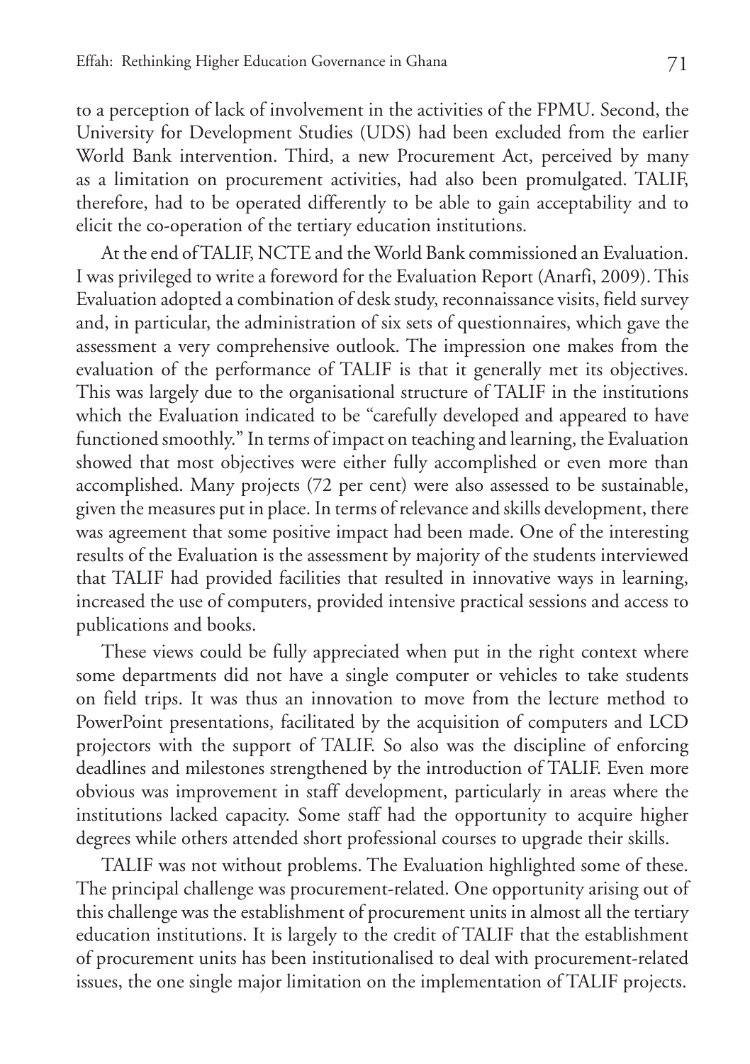to a perception of lack of involvement in the activities of the FPMU. Second, the University for Development Studies (UDS) had been excluded from the earlier World Bank intervention. Third, a new Procurement Act, perceived by many as a limitation on procurement activities, had also been promulgated. TALIF, therefore, had to be operated differently to be able to gain acceptability and to elicit the co-operation of the tertiary education institutions.

At the end of TALIF, NCTE and the World Bank commissioned an Evaluation. I was privileged to write a foreword for the Evaluation Report (Anarfi, 2009). This Evaluation adopted a combination of desk study, reconnaissance visits, field survey and, in particular, the administration of six sets of questionnaires, which gave the assessment a very comprehensive outlook. The impression one makes from the evaluation of the performance of TALIF is that it generally met its objectives. This was largely due to the organisational structure of TALIF in the institutions which the Evaluation indicated to be "carefully developed and appeared to have functioned smoothly." In terms of impact on teaching and learning, the Evaluation showed that most objectives were either fully accomplished or even more than accomplished. Many projects (72 per cent) were also assessed to be sustainable, given the measures put in place. In terms of relevance and skills development, there was agreement that some positive impact had been made. One of the interesting results of the Evaluation is the assessment by majority of the students interviewed that TALIF had provided facilities that resulted in innovative ways in learning, increased the use of computers, provided intensive practical sessions and access to publications and books.

These views could be fully appreciated when put in the right context where some departments did not have a single computer or vehicles to take students on field trips. It was thus an innovation to move from the lecture method to PowerPoint presentations, facilitated by the acquisition of computers and LCD projectors with the support of TALIF. So also was the discipline of enforcing deadlines and milestones strengthened by the introduction of TALIF. Even more obvious was improvement in staff development, particularly in areas where the institutions lacked capacity. Some staff had the opportunity to acquire higher degrees while others attended short professional courses to upgrade their skills.

TALIF was not without problems. The Evaluation highlighted some of these. The principal challenge was procurement-related. One opportunity arising out of this challenge was the establishment of procurement units in almost all the tertiary education institutions. It is largely to the credit of TALIF that the establishment of procurement units has been institutionalised to deal with procurement-related issues, the one single major limitation on the implementation of TALIF projects.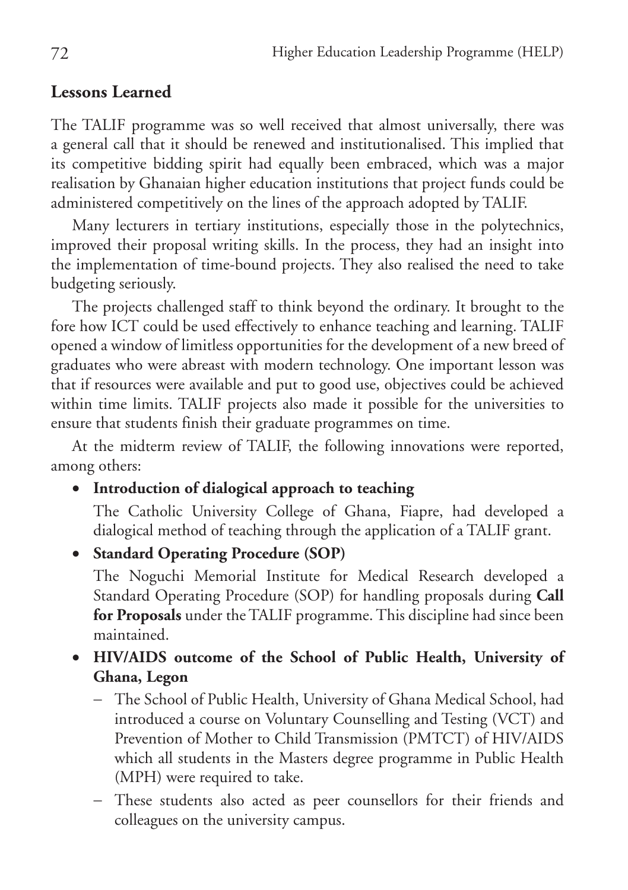## Lessons Learned

The TALIF programme was so well received that almost universally, there was a general call that it should be renewed and institutionalised. This implied that its competitive bidding spirit had equally been embraced, which was a major realisation by Ghanaian higher education institutions that project funds could be administered competitively on the lines of the approach adopted by TALIF.

Many lecturers in tertiary institutions, especially those in the polytechnics, improved their proposal writing skills. In the process, they had an insight into the implementation of time-bound projects. They also realised the need to take budgeting seriously.

The projects challenged staff to think beyond the ordinary. It brought to the fore how ICT could be used effectively to enhance teaching and learning. TALIF opened a window of limitless opportunities for the development of a new breed of graduates who were abreast with modern technology. One important lesson was that if resources were available and put to good use, objectives could be achieved within time limits. TALIF projects also made it possible for the universities to ensure that students finish their graduate programmes on time.

At the midterm review of TALIF, the following innovations were reported, among others:

- **Introduction of dialogical approach to teaching**

  The Catholic University College of Ghana, Fiapre, had developed a dialogical method of teaching through the application of a TALIF grant.

- **Standard Operating Procedure (SOP)**

  The Noguchi Memorial Institute for Medical Research developed a Standard Operating Procedure (SOP) for handling proposals during **Call for Proposals** under the TALIF programme. This discipline had since been maintained.

- **HIV/AIDS outcome of the School of Public Health, University of Ghana, Legon**
  - The School of Public Health, University of Ghana Medical School, had introduced a course on Voluntary Counselling and Testing (VCT) and Prevention of Mother to Child Transmission (PMTCT) of HIV/AIDS which all students in the Masters degree programme in Public Health (MPH) were required to take.
  - These students also acted as peer counsellors for their friends and colleagues on the university campus.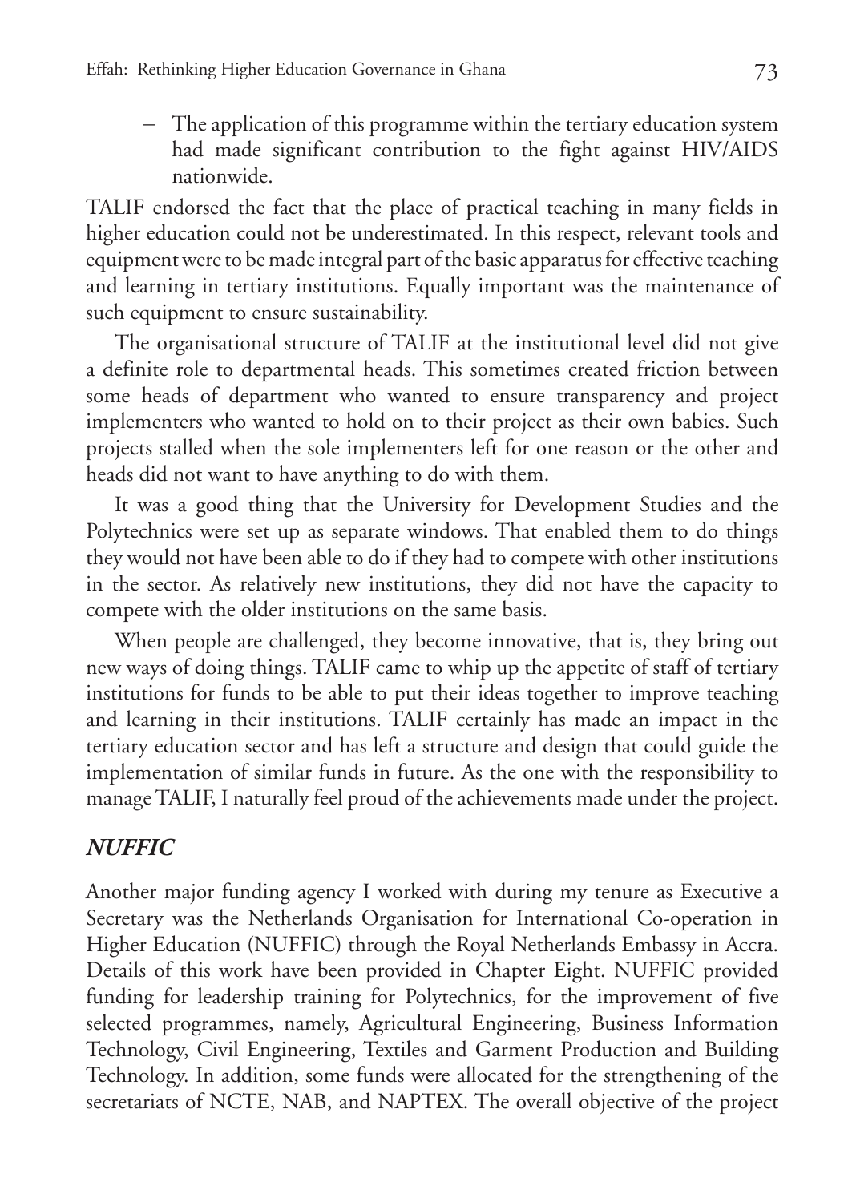- The application of this programme within the tertiary education system had made significant contribution to the fight against HIV/AIDS nationwide.

TALIF endorsed the fact that the place of practical teaching in many fields in higher education could not be underestimated. In this respect, relevant tools and equipment were to be made integral part of the basic apparatus for effective teaching and learning in tertiary institutions. Equally important was the maintenance of such equipment to ensure sustainability.

The organisational structure of TALIF at the institutional level did not give a definite role to departmental heads. This sometimes created friction between some heads of department who wanted to ensure transparency and project implementers who wanted to hold on to their project as their own babies. Such projects stalled when the sole implementers left for one reason or the other and heads did not want to have anything to do with them.

It was a good thing that the University for Development Studies and the Polytechnics were set up as separate windows. That enabled them to do things they would not have been able to do if they had to compete with other institutions in the sector. As relatively new institutions, they did not have the capacity to compete with the older institutions on the same basis.

When people are challenged, they become innovative, that is, they bring out new ways of doing things. TALIF came to whip up the appetite of staff of tertiary institutions for funds to be able to put their ideas together to improve teaching and learning in their institutions. TALIF certainly has made an impact in the tertiary education sector and has left a structure and design that could guide the implementation of similar funds in future. As the one with the responsibility to manage TALIF, I naturally feel proud of the achievements made under the project.

### *NUFFIC*

Another major funding agency I worked with during my tenure as Executive a Secretary was the Netherlands Organisation for International Co-operation in Higher Education (NUFFIC) through the Royal Netherlands Embassy in Accra. Details of this work have been provided in Chapter Eight. NUFFIC provided funding for leadership training for Polytechnics, for the improvement of five selected programmes, namely, Agricultural Engineering, Business Information Technology, Civil Engineering, Textiles and Garment Production and Building Technology. In addition, some funds were allocated for the strengthening of the secretariats of NCTE, NAB, and NAPTEX. The overall objective of the project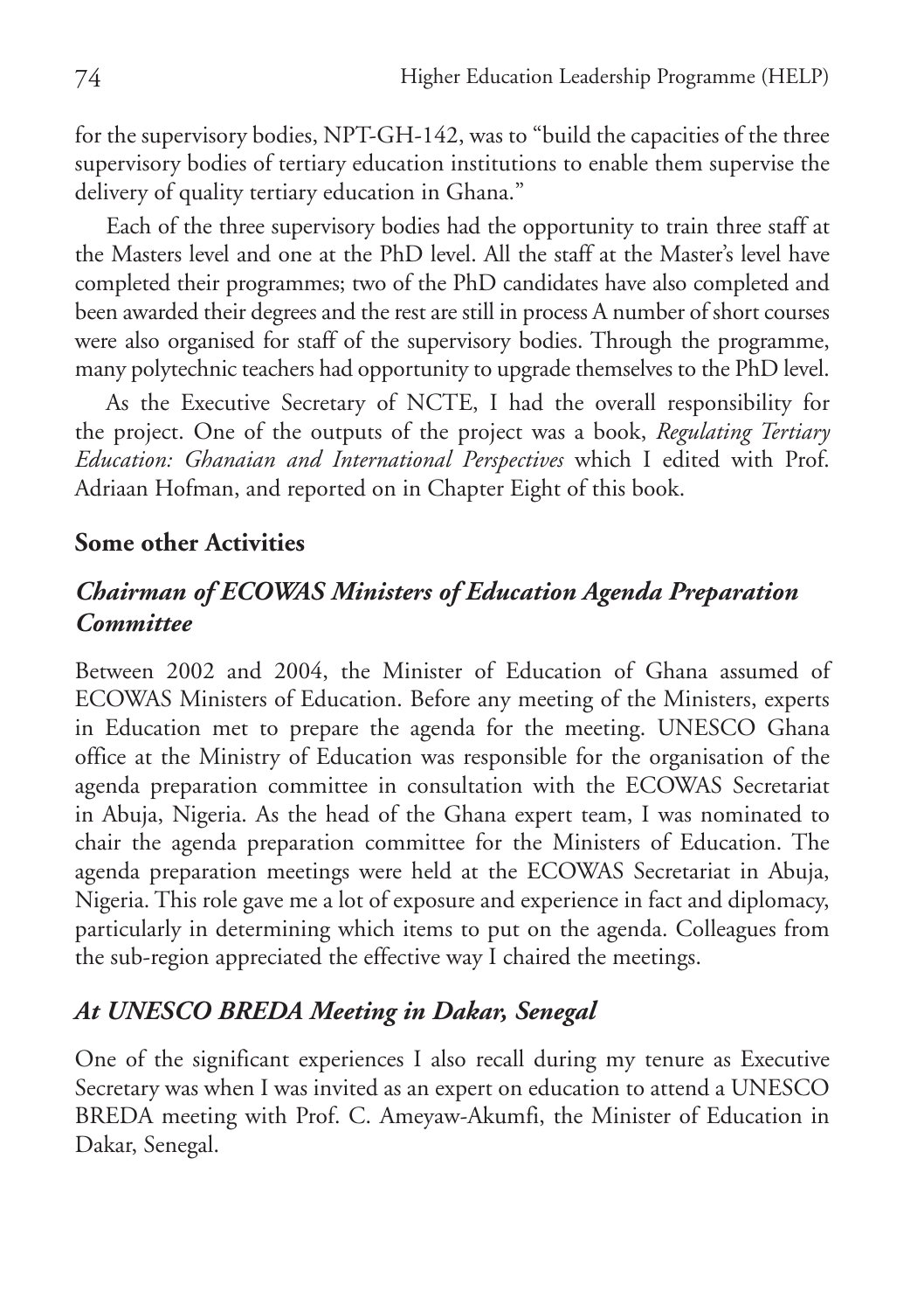for the supervisory bodies, NPT-GH-142, was to "build the capacities of the three supervisory bodies of tertiary education institutions to enable them supervise the delivery of quality tertiary education in Ghana."

Each of the three supervisory bodies had the opportunity to train three staff at the Masters level and one at the PhD level. All the staff at the Master's level have completed their programmes; two of the PhD candidates have also completed and been awarded their degrees and the rest are still in process A number of short courses were also organised for staff of the supervisory bodies. Through the programme, many polytechnic teachers had opportunity to upgrade themselves to the PhD level.

As the Executive Secretary of NCTE, I had the overall responsibility for the project. One of the outputs of the project was a book, *Regulating Tertiary Education: Ghanaian and International Perspectives* which I edited with Prof. Adriaan Hofman, and reported on in Chapter Eight of this book.

## Some other Activities

### *Chairman of ECOWAS Ministers of Education Agenda Preparation Committee*

Between 2002 and 2004, the Minister of Education of Ghana assumed of ECOWAS Ministers of Education. Before any meeting of the Ministers, experts in Education met to prepare the agenda for the meeting. UNESCO Ghana office at the Ministry of Education was responsible for the organisation of the agenda preparation committee in consultation with the ECOWAS Secretariat in Abuja, Nigeria. As the head of the Ghana expert team, I was nominated to chair the agenda preparation committee for the Ministers of Education. The agenda preparation meetings were held at the ECOWAS Secretariat in Abuja, Nigeria. This role gave me a lot of exposure and experience in fact and diplomacy, particularly in determining which items to put on the agenda. Colleagues from the sub-region appreciated the effective way I chaired the meetings.

### *At UNESCO BREDA Meeting in Dakar, Senegal*

One of the significant experiences I also recall during my tenure as Executive Secretary was when I was invited as an expert on education to attend a UNESCO BREDA meeting with Prof. C. Ameyaw-Akumfi, the Minister of Education in Dakar, Senegal.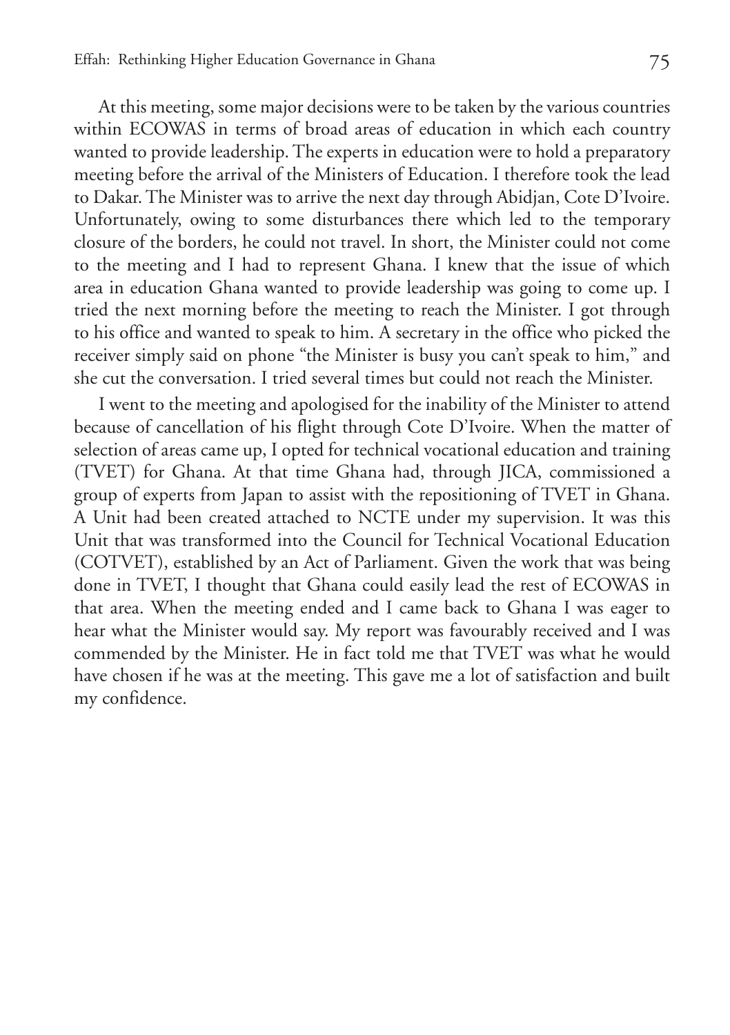At this meeting, some major decisions were to be taken by the various countries within ECOWAS in terms of broad areas of education in which each country wanted to provide leadership. The experts in education were to hold a preparatory meeting before the arrival of the Ministers of Education. I therefore took the lead to Dakar. The Minister was to arrive the next day through Abidjan, Cote D'Ivoire. Unfortunately, owing to some disturbances there which led to the temporary closure of the borders, he could not travel. In short, the Minister could not come to the meeting and I had to represent Ghana. I knew that the issue of which area in education Ghana wanted to provide leadership was going to come up. I tried the next morning before the meeting to reach the Minister. I got through to his office and wanted to speak to him. A secretary in the office who picked the receiver simply said on phone "the Minister is busy you can't speak to him," and she cut the conversation. I tried several times but could not reach the Minister.

I went to the meeting and apologised for the inability of the Minister to attend because of cancellation of his flight through Cote D'Ivoire. When the matter of selection of areas came up, I opted for technical vocational education and training (TVET) for Ghana. At that time Ghana had, through JICA, commissioned a group of experts from Japan to assist with the repositioning of TVET in Ghana. A Unit had been created attached to NCTE under my supervision. It was this Unit that was transformed into the Council for Technical Vocational Education (COTVET), established by an Act of Parliament. Given the work that was being done in TVET, I thought that Ghana could easily lead the rest of ECOWAS in that area. When the meeting ended and I came back to Ghana I was eager to hear what the Minister would say. My report was favourably received and I was commended by the Minister. He in fact told me that TVET was what he would have chosen if he was at the meeting. This gave me a lot of satisfaction and built my confidence.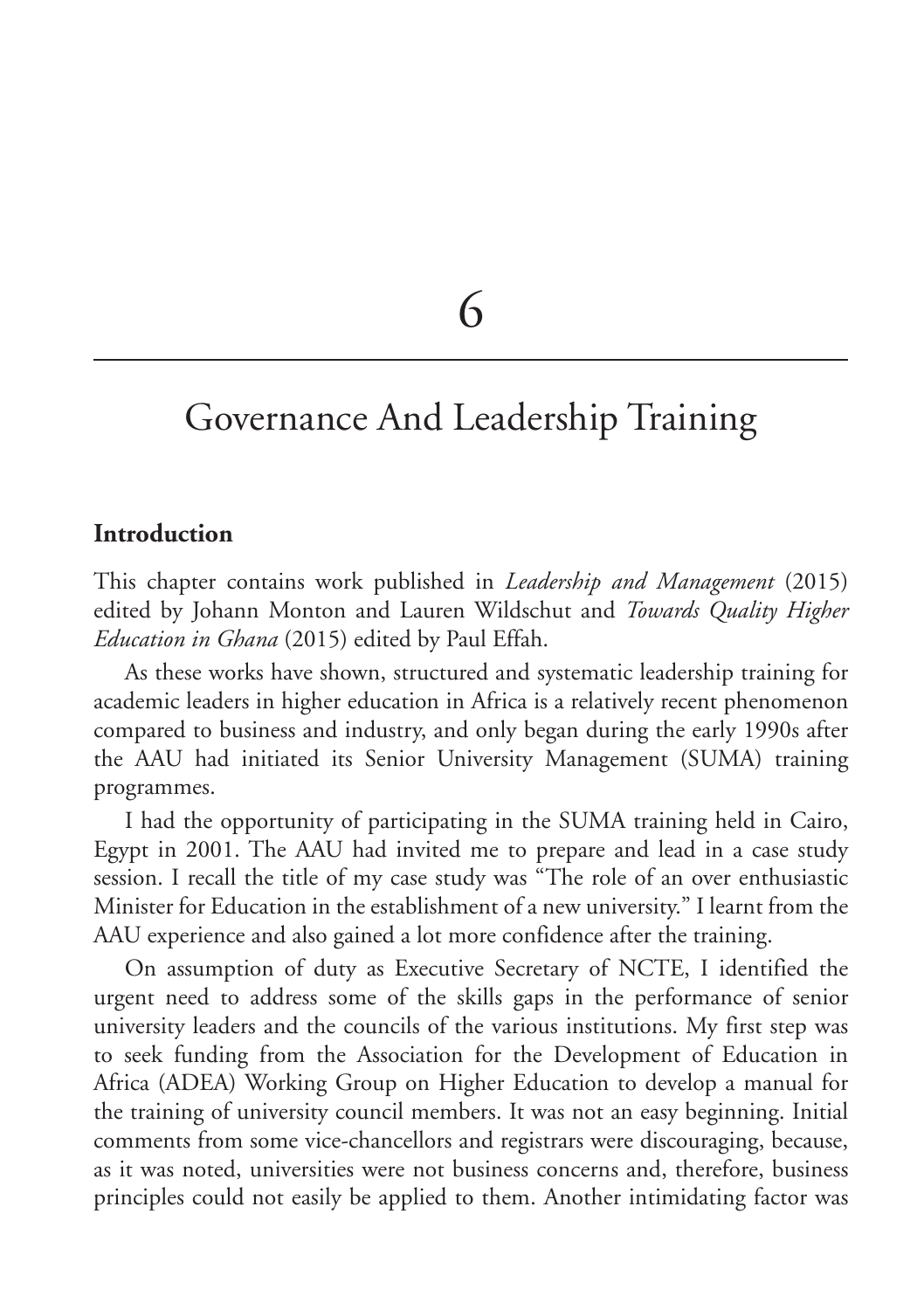# 6

# Governance And Leadership Training

## Introduction

This chapter contains work published in *Leadership and Management* (2015) edited by Johann Monton and Lauren Wildschut and *Towards Quality Higher Education in Ghana* (2015) edited by Paul Effah.

As these works have shown, structured and systematic leadership training for academic leaders in higher education in Africa is a relatively recent phenomenon compared to business and industry, and only began during the early 1990s after the AAU had initiated its Senior University Management (SUMA) training programmes.

I had the opportunity of participating in the SUMA training held in Cairo, Egypt in 2001. The AAU had invited me to prepare and lead in a case study session. I recall the title of my case study was "The role of an over enthusiastic Minister for Education in the establishment of a new university." I learnt from the AAU experience and also gained a lot more confidence after the training.

On assumption of duty as Executive Secretary of NCTE, I identified the urgent need to address some of the skills gaps in the performance of senior university leaders and the councils of the various institutions. My first step was to seek funding from the Association for the Development of Education in Africa (ADEA) Working Group on Higher Education to develop a manual for the training of university council members. It was not an easy beginning. Initial comments from some vice-chancellors and registrars were discouraging, because, as it was noted, universities were not business concerns and, therefore, business principles could not easily be applied to them. Another intimidating factor was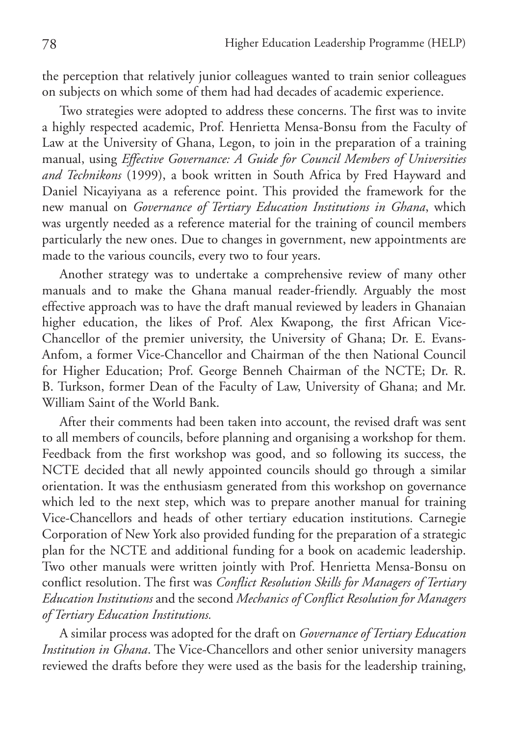the perception that relatively junior colleagues wanted to train senior colleagues on subjects on which some of them had had decades of academic experience.

Two strategies were adopted to address these concerns. The first was to invite a highly respected academic, Prof. Henrietta Mensa-Bonsu from the Faculty of Law at the University of Ghana, Legon, to join in the preparation of a training manual, using *Effective Governance: A Guide for Council Members of Universities and Technikons* (1999), a book written in South Africa by Fred Hayward and Daniel Nicayiyana as a reference point. This provided the framework for the new manual on *Governance of Tertiary Education Institutions in Ghana*, which was urgently needed as a reference material for the training of council members particularly the new ones. Due to changes in government, new appointments are made to the various councils, every two to four years.

Another strategy was to undertake a comprehensive review of many other manuals and to make the Ghana manual reader-friendly. Arguably the most effective approach was to have the draft manual reviewed by leaders in Ghanaian higher education, the likes of Prof. Alex Kwapong, the first African Vice-Chancellor of the premier university, the University of Ghana; Dr. E. Evans-Anfom, a former Vice-Chancellor and Chairman of the then National Council for Higher Education; Prof. George Benneh Chairman of the NCTE; Dr. R. B. Turkson, former Dean of the Faculty of Law, University of Ghana; and Mr. William Saint of the World Bank.

After their comments had been taken into account, the revised draft was sent to all members of councils, before planning and organising a workshop for them. Feedback from the first workshop was good, and so following its success, the NCTE decided that all newly appointed councils should go through a similar orientation. It was the enthusiasm generated from this workshop on governance which led to the next step, which was to prepare another manual for training Vice-Chancellors and heads of other tertiary education institutions. Carnegie Corporation of New York also provided funding for the preparation of a strategic plan for the NCTE and additional funding for a book on academic leadership. Two other manuals were written jointly with Prof. Henrietta Mensa-Bonsu on conflict resolution. The first was *Conflict Resolution Skills for Managers of Tertiary Education Institutions* and the second *Mechanics of Conflict Resolution for Managers of Tertiary Education Institutions.*

A similar process was adopted for the draft on *Governance of Tertiary Education Institution in Ghana*. The Vice-Chancellors and other senior university managers reviewed the drafts before they were used as the basis for the leadership training,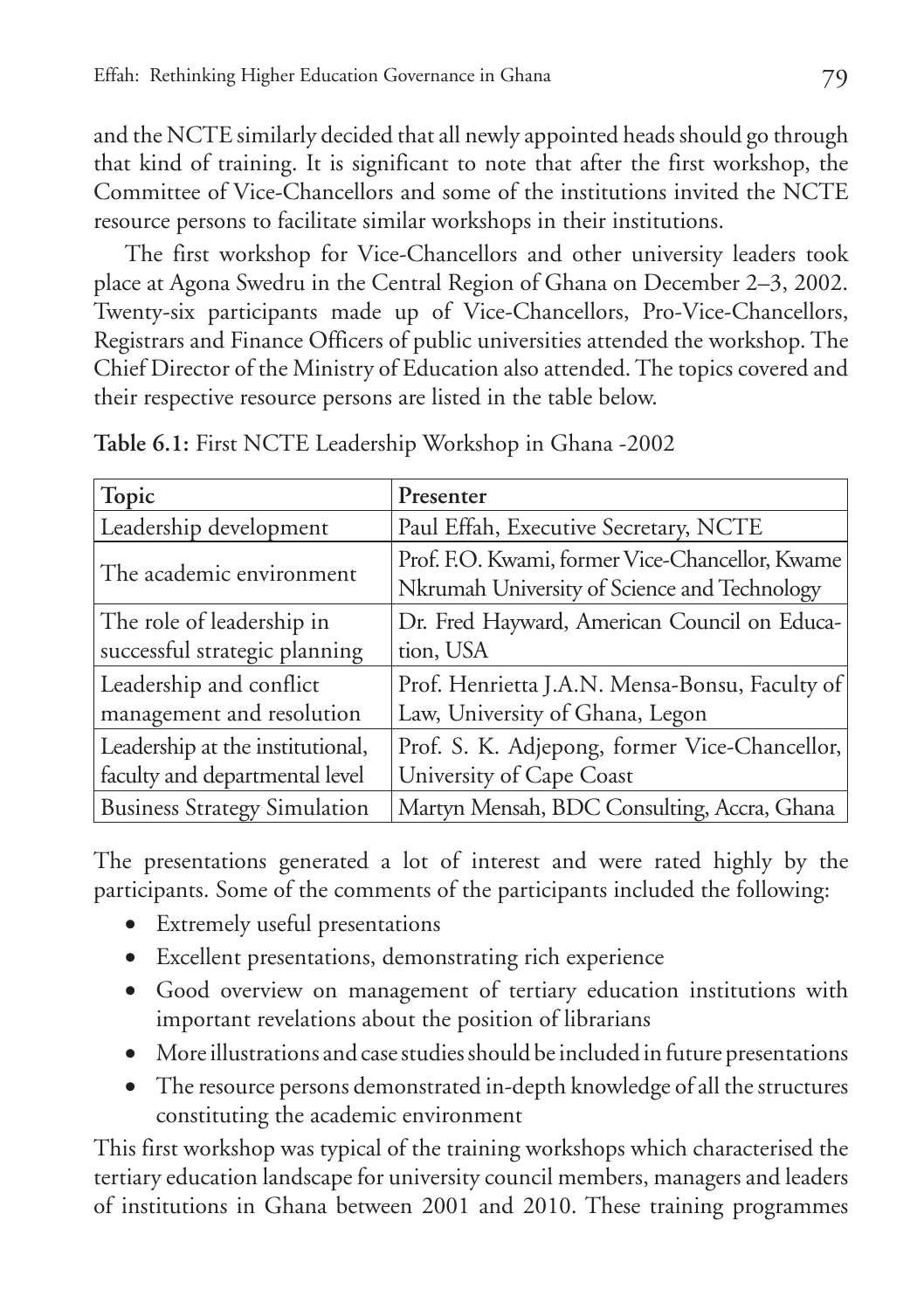and the NCTE similarly decided that all newly appointed heads should go through that kind of training. It is significant to note that after the first workshop, the Committee of Vice-Chancellors and some of the institutions invited the NCTE resource persons to facilitate similar workshops in their institutions.

The first workshop for Vice-Chancellors and other university leaders took place at Agona Swedru in the Central Region of Ghana on December 2–3, 2002. Twenty-six participants made up of Vice-Chancellors, Pro-Vice-Chancellors, Registrars and Finance Officers of public universities attended the workshop. The Chief Director of the Ministry of Education also attended. The topics covered and their respective resource persons are listed in the table below.

**Table 6.1:** First NCTE Leadership Workshop in Ghana -2002

| Topic | Presenter |
|---|---|
| Leadership development | Paul Effah, Executive Secretary, NCTE |
| The academic environment | Prof. F.O. Kwami, former Vice-Chancellor, Kwame Nkrumah University of Science and Technology |
| The role of leadership in successful strategic planning | Dr. Fred Hayward, American Council on Education, USA |
| Leadership and conflict management and resolution | Prof. Henrietta J.A.N. Mensa-Bonsu, Faculty of Law, University of Ghana, Legon |
| Leadership at the institutional, faculty and departmental level | Prof. S. K. Adjepong, former Vice-Chancellor, University of Cape Coast |
| Business Strategy Simulation | Martyn Mensah, BDC Consulting, Accra, Ghana |

The presentations generated a lot of interest and were rated highly by the participants. Some of the comments of the participants included the following:

- Extremely useful presentations
- Excellent presentations, demonstrating rich experience
- Good overview on management of tertiary education institutions with important revelations about the position of librarians
- More illustrations and case studies should be included in future presentations
- The resource persons demonstrated in-depth knowledge of all the structures constituting the academic environment

This first workshop was typical of the training workshops which characterised the tertiary education landscape for university council members, managers and leaders of institutions in Ghana between 2001 and 2010. These training programmes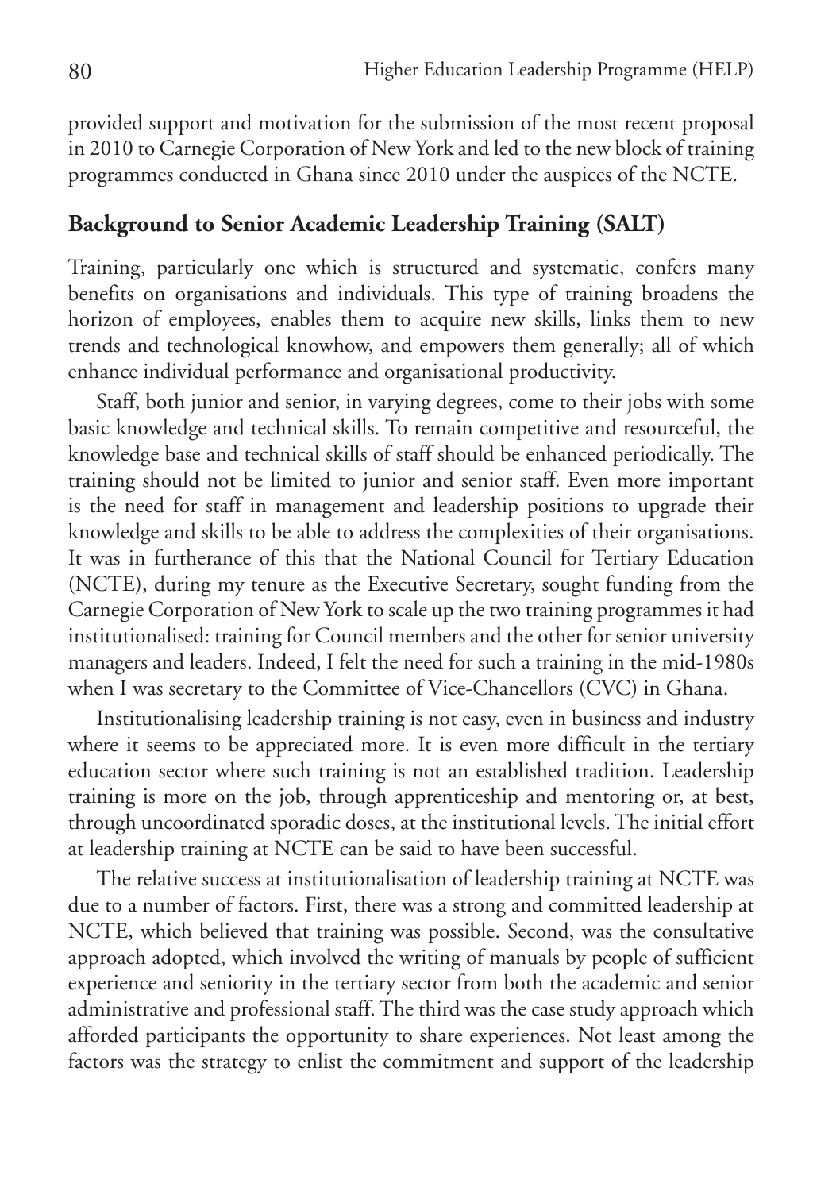provided support and motivation for the submission of the most recent proposal in 2010 to Carnegie Corporation of New York and led to the new block of training programmes conducted in Ghana since 2010 under the auspices of the NCTE.

## Background to Senior Academic Leadership Training (SALT)

Training, particularly one which is structured and systematic, confers many benefits on organisations and individuals. This type of training broadens the horizon of employees, enables them to acquire new skills, links them to new trends and technological knowhow, and empowers them generally; all of which enhance individual performance and organisational productivity.

Staff, both junior and senior, in varying degrees, come to their jobs with some basic knowledge and technical skills. To remain competitive and resourceful, the knowledge base and technical skills of staff should be enhanced periodically. The training should not be limited to junior and senior staff. Even more important is the need for staff in management and leadership positions to upgrade their knowledge and skills to be able to address the complexities of their organisations. It was in furtherance of this that the National Council for Tertiary Education (NCTE), during my tenure as the Executive Secretary, sought funding from the Carnegie Corporation of New York to scale up the two training programmes it had institutionalised: training for Council members and the other for senior university managers and leaders. Indeed, I felt the need for such a training in the mid-1980s when I was secretary to the Committee of Vice-Chancellors (CVC) in Ghana.

Institutionalising leadership training is not easy, even in business and industry where it seems to be appreciated more. It is even more difficult in the tertiary education sector where such training is not an established tradition. Leadership training is more on the job, through apprenticeship and mentoring or, at best, through uncoordinated sporadic doses, at the institutional levels. The initial effort at leadership training at NCTE can be said to have been successful.

The relative success at institutionalisation of leadership training at NCTE was due to a number of factors. First, there was a strong and committed leadership at NCTE, which believed that training was possible. Second, was the consultative approach adopted, which involved the writing of manuals by people of sufficient experience and seniority in the tertiary sector from both the academic and senior administrative and professional staff. The third was the case study approach which afforded participants the opportunity to share experiences. Not least among the factors was the strategy to enlist the commitment and support of the leadership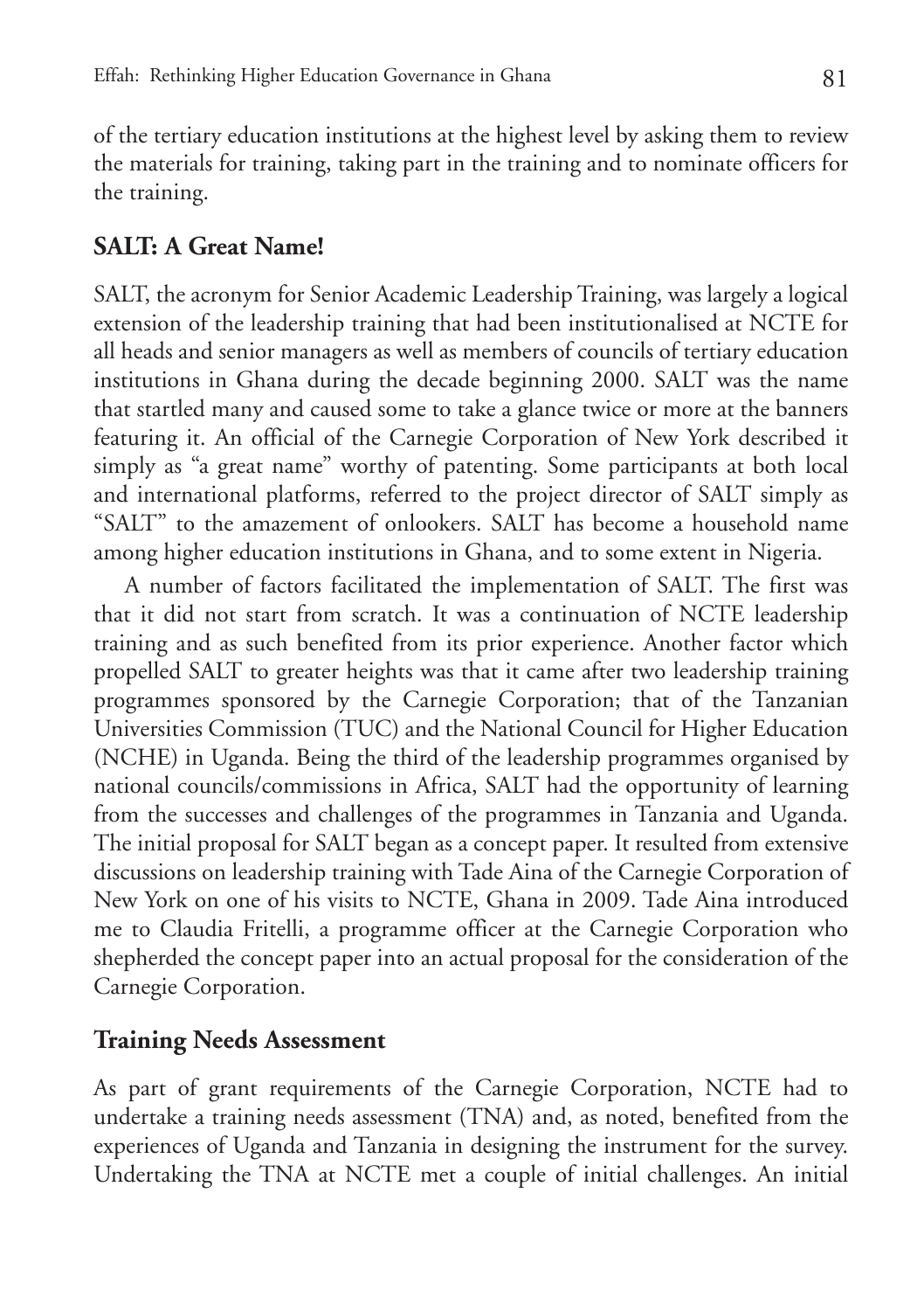of the tertiary education institutions at the highest level by asking them to review the materials for training, taking part in the training and to nominate officers for the training.

## SALT: A Great Name!

SALT, the acronym for Senior Academic Leadership Training, was largely a logical extension of the leadership training that had been institutionalised at NCTE for all heads and senior managers as well as members of councils of tertiary education institutions in Ghana during the decade beginning 2000. SALT was the name that startled many and caused some to take a glance twice or more at the banners featuring it. An official of the Carnegie Corporation of New York described it simply as "a great name" worthy of patenting. Some participants at both local and international platforms, referred to the project director of SALT simply as "SALT" to the amazement of onlookers. SALT has become a household name among higher education institutions in Ghana, and to some extent in Nigeria.

A number of factors facilitated the implementation of SALT. The first was that it did not start from scratch. It was a continuation of NCTE leadership training and as such benefited from its prior experience. Another factor which propelled SALT to greater heights was that it came after two leadership training programmes sponsored by the Carnegie Corporation; that of the Tanzanian Universities Commission (TUC) and the National Council for Higher Education (NCHE) in Uganda. Being the third of the leadership programmes organised by national councils/commissions in Africa, SALT had the opportunity of learning from the successes and challenges of the programmes in Tanzania and Uganda. The initial proposal for SALT began as a concept paper. It resulted from extensive discussions on leadership training with Tade Aina of the Carnegie Corporation of New York on one of his visits to NCTE, Ghana in 2009. Tade Aina introduced me to Claudia Fritelli, a programme officer at the Carnegie Corporation who shepherded the concept paper into an actual proposal for the consideration of the Carnegie Corporation.

## Training Needs Assessment

As part of grant requirements of the Carnegie Corporation, NCTE had to undertake a training needs assessment (TNA) and, as noted, benefited from the experiences of Uganda and Tanzania in designing the instrument for the survey. Undertaking the TNA at NCTE met a couple of initial challenges. An initial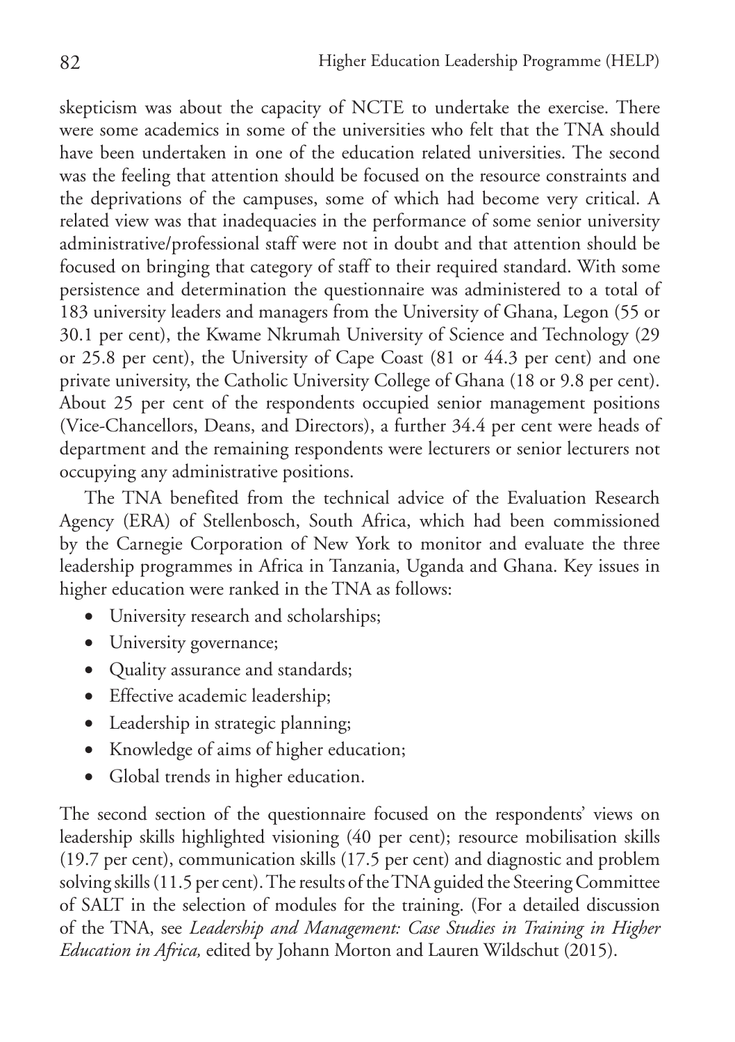skepticism was about the capacity of NCTE to undertake the exercise. There were some academics in some of the universities who felt that the TNA should have been undertaken in one of the education related universities. The second was the feeling that attention should be focused on the resource constraints and the deprivations of the campuses, some of which had become very critical. A related view was that inadequacies in the performance of some senior university administrative/professional staff were not in doubt and that attention should be focused on bringing that category of staff to their required standard. With some persistence and determination the questionnaire was administered to a total of 183 university leaders and managers from the University of Ghana, Legon (55 or 30.1 per cent), the Kwame Nkrumah University of Science and Technology (29 or 25.8 per cent), the University of Cape Coast (81 or 44.3 per cent) and one private university, the Catholic University College of Ghana (18 or 9.8 per cent). About 25 per cent of the respondents occupied senior management positions (Vice-Chancellors, Deans, and Directors), a further 34.4 per cent were heads of department and the remaining respondents were lecturers or senior lecturers not occupying any administrative positions.

The TNA benefited from the technical advice of the Evaluation Research Agency (ERA) of Stellenbosch, South Africa, which had been commissioned by the Carnegie Corporation of New York to monitor and evaluate the three leadership programmes in Africa in Tanzania, Uganda and Ghana. Key issues in higher education were ranked in the TNA as follows:

- University research and scholarships;
- University governance;
- Quality assurance and standards;
- Effective academic leadership;
- Leadership in strategic planning;
- Knowledge of aims of higher education;
- Global trends in higher education.

The second section of the questionnaire focused on the respondents' views on leadership skills highlighted visioning (40 per cent); resource mobilisation skills (19.7 per cent), communication skills (17.5 per cent) and diagnostic and problem solving skills (11.5 per cent). The results of the TNA guided the Steering Committee of SALT in the selection of modules for the training. (For a detailed discussion of the TNA, see *Leadership and Management: Case Studies in Training in Higher Education in Africa,* edited by Johann Morton and Lauren Wildschut (2015).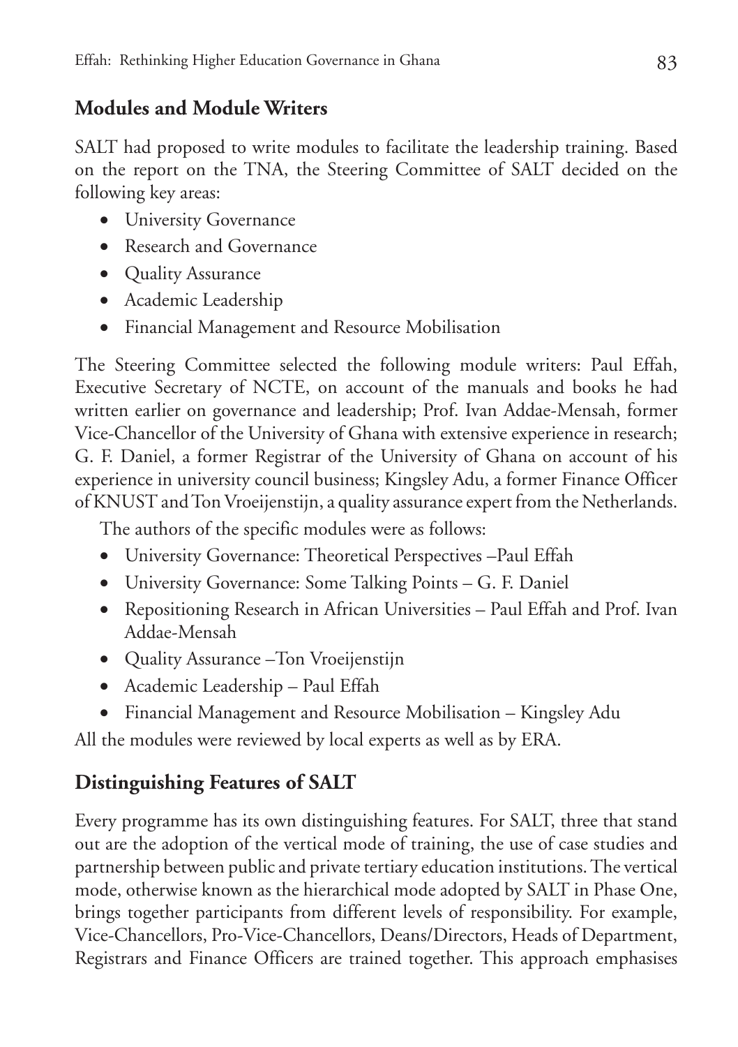## Modules and Module Writers

SALT had proposed to write modules to facilitate the leadership training. Based on the report on the TNA, the Steering Committee of SALT decided on the following key areas:

- University Governance
- Research and Governance
- Quality Assurance
- Academic Leadership
- Financial Management and Resource Mobilisation

The Steering Committee selected the following module writers: Paul Effah, Executive Secretary of NCTE, on account of the manuals and books he had written earlier on governance and leadership; Prof. Ivan Addae-Mensah, former Vice-Chancellor of the University of Ghana with extensive experience in research; G. F. Daniel, a former Registrar of the University of Ghana on account of his experience in university council business; Kingsley Adu, a former Finance Officer of KNUST and Ton Vroeijenstijn, a quality assurance expert from the Netherlands.

The authors of the specific modules were as follows:

- University Governance: Theoretical Perspectives –Paul Effah
- University Governance: Some Talking Points – G. F. Daniel
- Repositioning Research in African Universities – Paul Effah and Prof. Ivan Addae-Mensah
- Quality Assurance –Ton Vroeijenstijn
- Academic Leadership – Paul Effah
- Financial Management and Resource Mobilisation – Kingsley Adu

All the modules were reviewed by local experts as well as by ERA.

## Distinguishing Features of SALT

Every programme has its own distinguishing features. For SALT, three that stand out are the adoption of the vertical mode of training, the use of case studies and partnership between public and private tertiary education institutions. The vertical mode, otherwise known as the hierarchical mode adopted by SALT in Phase One, brings together participants from different levels of responsibility. For example, Vice-Chancellors, Pro-Vice-Chancellors, Deans/Directors, Heads of Department, Registrars and Finance Officers are trained together. This approach emphasises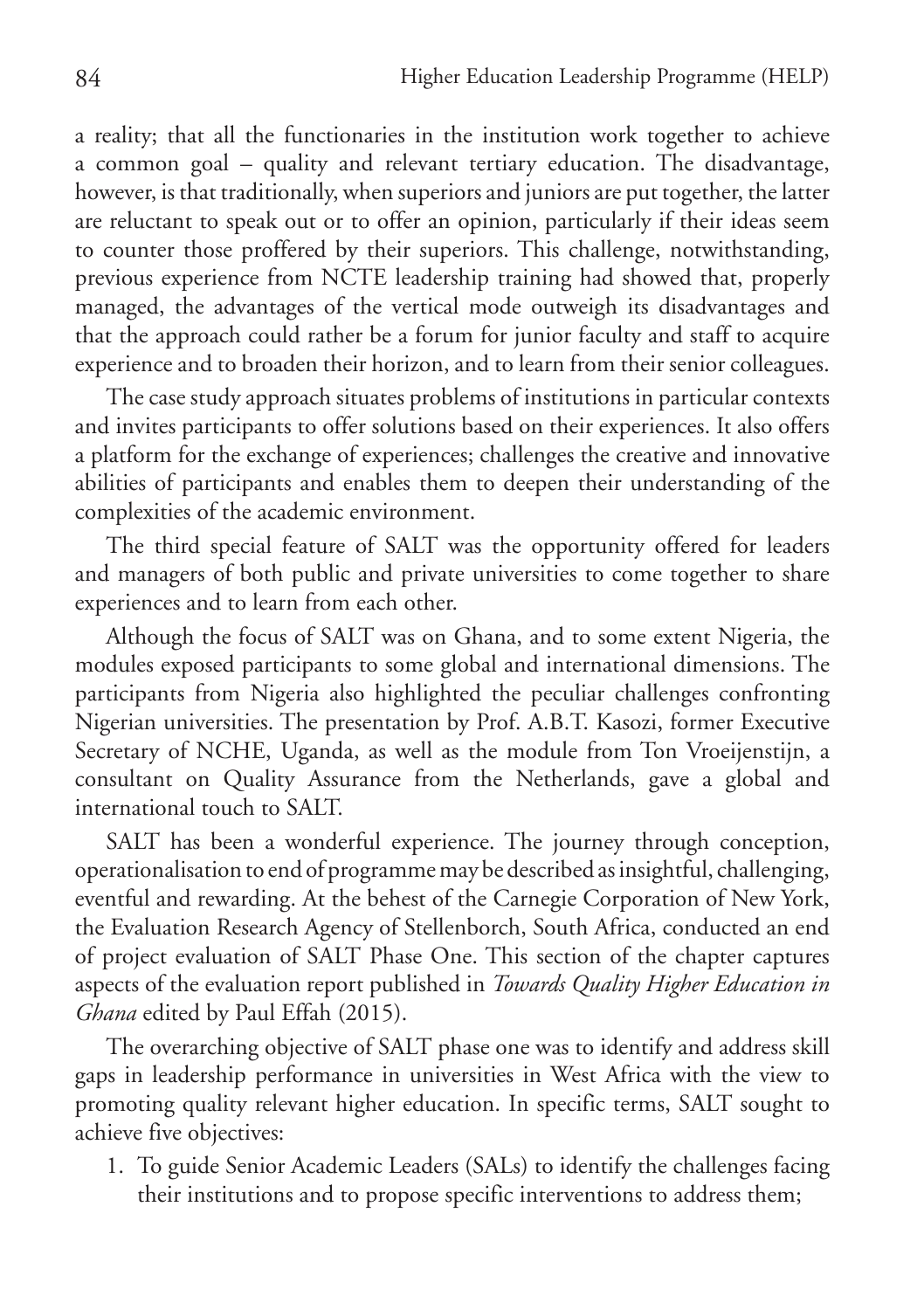a reality; that all the functionaries in the institution work together to achieve a common goal – quality and relevant tertiary education. The disadvantage, however, is that traditionally, when superiors and juniors are put together, the latter are reluctant to speak out or to offer an opinion, particularly if their ideas seem to counter those proffered by their superiors. This challenge, notwithstanding, previous experience from NCTE leadership training had showed that, properly managed, the advantages of the vertical mode outweigh its disadvantages and that the approach could rather be a forum for junior faculty and staff to acquire experience and to broaden their horizon, and to learn from their senior colleagues.

The case study approach situates problems of institutions in particular contexts and invites participants to offer solutions based on their experiences. It also offers a platform for the exchange of experiences; challenges the creative and innovative abilities of participants and enables them to deepen their understanding of the complexities of the academic environment.

The third special feature of SALT was the opportunity offered for leaders and managers of both public and private universities to come together to share experiences and to learn from each other.

Although the focus of SALT was on Ghana, and to some extent Nigeria, the modules exposed participants to some global and international dimensions. The participants from Nigeria also highlighted the peculiar challenges confronting Nigerian universities. The presentation by Prof. A.B.T. Kasozi, former Executive Secretary of NCHE, Uganda, as well as the module from Ton Vroeijenstijn, a consultant on Quality Assurance from the Netherlands, gave a global and international touch to SALT.

SALT has been a wonderful experience. The journey through conception, operationalisation to end of programme may be described as insightful, challenging, eventful and rewarding. At the behest of the Carnegie Corporation of New York, the Evaluation Research Agency of Stellenborch, South Africa, conducted an end of project evaluation of SALT Phase One. This section of the chapter captures aspects of the evaluation report published in *Towards Quality Higher Education in Ghana* edited by Paul Effah (2015).

The overarching objective of SALT phase one was to identify and address skill gaps in leadership performance in universities in West Africa with the view to promoting quality relevant higher education. In specific terms, SALT sought to achieve five objectives:

1. To guide Senior Academic Leaders (SALs) to identify the challenges facing their institutions and to propose specific interventions to address them;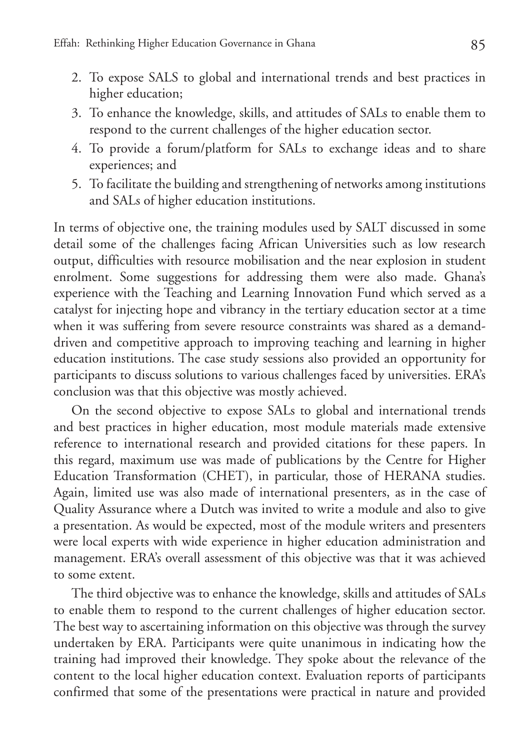2. To expose SALS to global and international trends and best practices in higher education;
3. To enhance the knowledge, skills, and attitudes of SALs to enable them to respond to the current challenges of the higher education sector.
4. To provide a forum/platform for SALs to exchange ideas and to share experiences; and
5. To facilitate the building and strengthening of networks among institutions and SALs of higher education institutions.

In terms of objective one, the training modules used by SALT discussed in some detail some of the challenges facing African Universities such as low research output, difficulties with resource mobilisation and the near explosion in student enrolment. Some suggestions for addressing them were also made. Ghana's experience with the Teaching and Learning Innovation Fund which served as a catalyst for injecting hope and vibrancy in the tertiary education sector at a time when it was suffering from severe resource constraints was shared as a demand-driven and competitive approach to improving teaching and learning in higher education institutions. The case study sessions also provided an opportunity for participants to discuss solutions to various challenges faced by universities. ERA's conclusion was that this objective was mostly achieved.

On the second objective to expose SALs to global and international trends and best practices in higher education, most module materials made extensive reference to international research and provided citations for these papers. In this regard, maximum use was made of publications by the Centre for Higher Education Transformation (CHET), in particular, those of HERANA studies. Again, limited use was also made of international presenters, as in the case of Quality Assurance where a Dutch was invited to write a module and also to give a presentation. As would be expected, most of the module writers and presenters were local experts with wide experience in higher education administration and management. ERA's overall assessment of this objective was that it was achieved to some extent.

The third objective was to enhance the knowledge, skills and attitudes of SALs to enable them to respond to the current challenges of higher education sector. The best way to ascertaining information on this objective was through the survey undertaken by ERA. Participants were quite unanimous in indicating how the training had improved their knowledge. They spoke about the relevance of the content to the local higher education context. Evaluation reports of participants confirmed that some of the presentations were practical in nature and provided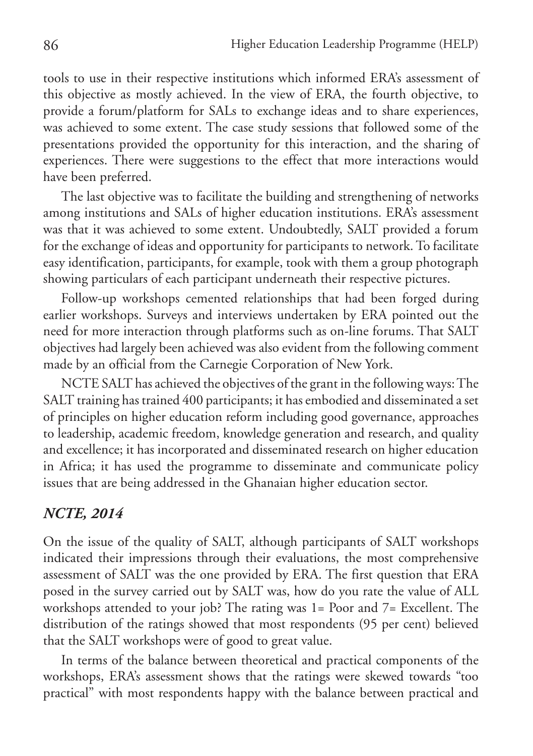tools to use in their respective institutions which informed ERA's assessment of this objective as mostly achieved. In the view of ERA, the fourth objective, to provide a forum/platform for SALs to exchange ideas and to share experiences, was achieved to some extent. The case study sessions that followed some of the presentations provided the opportunity for this interaction, and the sharing of experiences. There were suggestions to the effect that more interactions would have been preferred.

The last objective was to facilitate the building and strengthening of networks among institutions and SALs of higher education institutions. ERA's assessment was that it was achieved to some extent. Undoubtedly, SALT provided a forum for the exchange of ideas and opportunity for participants to network. To facilitate easy identification, participants, for example, took with them a group photograph showing particulars of each participant underneath their respective pictures.

Follow-up workshops cemented relationships that had been forged during earlier workshops. Surveys and interviews undertaken by ERA pointed out the need for more interaction through platforms such as on-line forums. That SALT objectives had largely been achieved was also evident from the following comment made by an official from the Carnegie Corporation of New York.

NCTE SALT has achieved the objectives of the grant in the following ways: The SALT training has trained 400 participants; it has embodied and disseminated a set of principles on higher education reform including good governance, approaches to leadership, academic freedom, knowledge generation and research, and quality and excellence; it has incorporated and disseminated research on higher education in Africa; it has used the programme to disseminate and communicate policy issues that are being addressed in the Ghanaian higher education sector.

### *NCTE, 2014*

On the issue of the quality of SALT, although participants of SALT workshops indicated their impressions through their evaluations, the most comprehensive assessment of SALT was the one provided by ERA. The first question that ERA posed in the survey carried out by SALT was, how do you rate the value of ALL workshops attended to your job? The rating was 1= Poor and 7= Excellent. The distribution of the ratings showed that most respondents (95 per cent) believed that the SALT workshops were of good to great value.

In terms of the balance between theoretical and practical components of the workshops, ERA's assessment shows that the ratings were skewed towards "too practical" with most respondents happy with the balance between practical and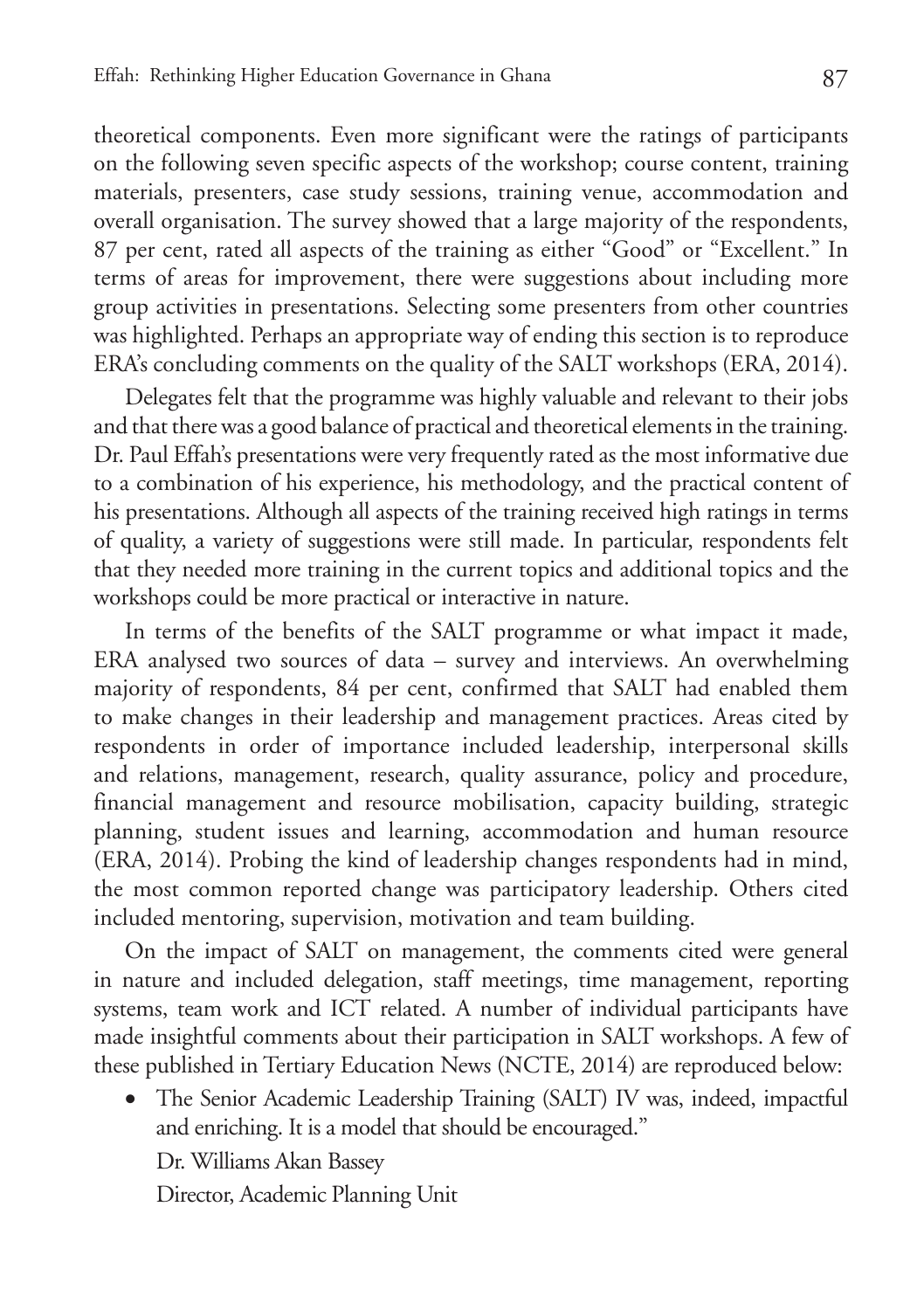theoretical components. Even more significant were the ratings of participants on the following seven specific aspects of the workshop; course content, training materials, presenters, case study sessions, training venue, accommodation and overall organisation. The survey showed that a large majority of the respondents, 87 per cent, rated all aspects of the training as either "Good" or "Excellent." In terms of areas for improvement, there were suggestions about including more group activities in presentations. Selecting some presenters from other countries was highlighted. Perhaps an appropriate way of ending this section is to reproduce ERA's concluding comments on the quality of the SALT workshops (ERA, 2014).

Delegates felt that the programme was highly valuable and relevant to their jobs and that there was a good balance of practical and theoretical elements in the training. Dr. Paul Effah's presentations were very frequently rated as the most informative due to a combination of his experience, his methodology, and the practical content of his presentations. Although all aspects of the training received high ratings in terms of quality, a variety of suggestions were still made. In particular, respondents felt that they needed more training in the current topics and additional topics and the workshops could be more practical or interactive in nature.

In terms of the benefits of the SALT programme or what impact it made, ERA analysed two sources of data – survey and interviews. An overwhelming majority of respondents, 84 per cent, confirmed that SALT had enabled them to make changes in their leadership and management practices. Areas cited by respondents in order of importance included leadership, interpersonal skills and relations, management, research, quality assurance, policy and procedure, financial management and resource mobilisation, capacity building, strategic planning, student issues and learning, accommodation and human resource (ERA, 2014). Probing the kind of leadership changes respondents had in mind, the most common reported change was participatory leadership. Others cited included mentoring, supervision, motivation and team building.

On the impact of SALT on management, the comments cited were general in nature and included delegation, staff meetings, time management, reporting systems, team work and ICT related. A number of individual participants have made insightful comments about their participation in SALT workshops. A few of these published in Tertiary Education News (NCTE, 2014) are reproduced below:

- The Senior Academic Leadership Training (SALT) IV was, indeed, impactful and enriching. It is a model that should be encouraged."

  Dr. Williams Akan Bassey

  Director, Academic Planning Unit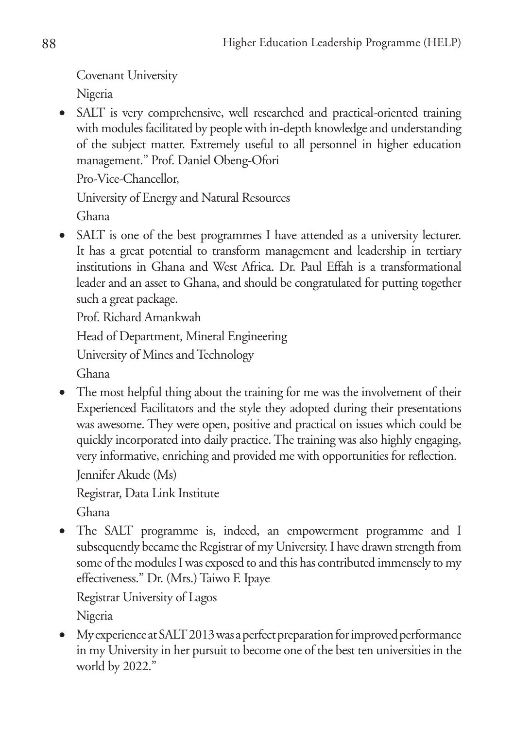Covenant University

Nigeria

- SALT is very comprehensive, well researched and practical-oriented training with modules facilitated by people with in-depth knowledge and understanding of the subject matter. Extremely useful to all personnel in higher education management." Prof. Daniel Obeng-Ofori

  Pro-Vice-Chancellor,

  University of Energy and Natural Resources

  Ghana

- SALT is one of the best programmes I have attended as a university lecturer. It has a great potential to transform management and leadership in tertiary institutions in Ghana and West Africa. Dr. Paul Effah is a transformational leader and an asset to Ghana, and should be congratulated for putting together such a great package.

  Prof. Richard Amankwah

  Head of Department, Mineral Engineering

  University of Mines and Technology

  Ghana

- The most helpful thing about the training for me was the involvement of their Experienced Facilitators and the style they adopted during their presentations was awesome. They were open, positive and practical on issues which could be quickly incorporated into daily practice. The training was also highly engaging, very informative, enriching and provided me with opportunities for reflection.

  Jennifer Akude (Ms)

  Registrar, Data Link Institute

  Ghana

- The SALT programme is, indeed, an empowerment programme and I subsequently became the Registrar of my University. I have drawn strength from some of the modules I was exposed to and this has contributed immensely to my effectiveness." Dr. (Mrs.) Taiwo F. Ipaye

  Registrar University of Lagos

  Nigeria

- My experience at SALT 2013 was a perfect preparation for improved performance in my University in her pursuit to become one of the best ten universities in the world by 2022."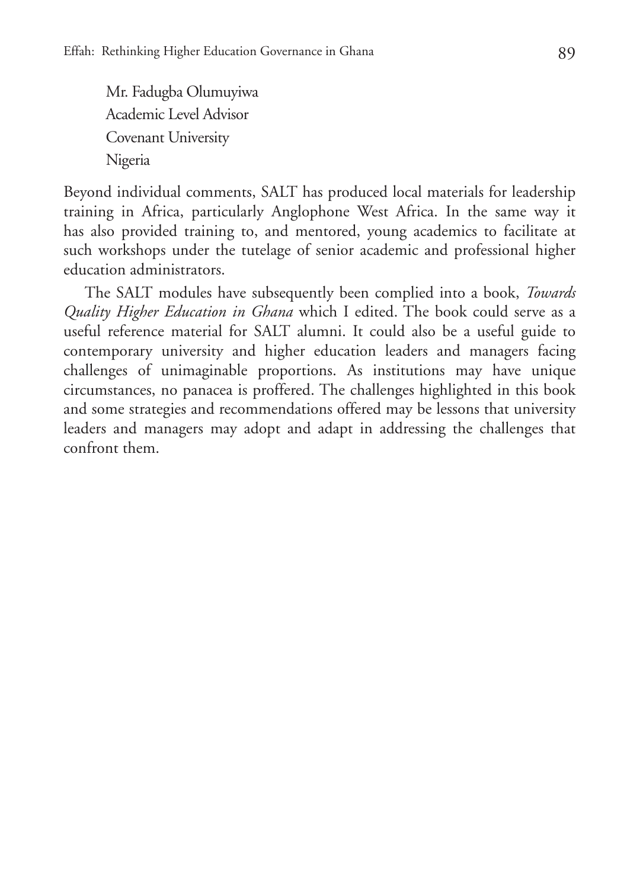Mr. Fadugba Olumuyiwa  
Academic Level Advisor  
Covenant University  
Nigeria

Beyond individual comments, SALT has produced local materials for leadership training in Africa, particularly Anglophone West Africa. In the same way it has also provided training to, and mentored, young academics to facilitate at such workshops under the tutelage of senior academic and professional higher education administrators.

The SALT modules have subsequently been complied into a book, *Towards Quality Higher Education in Ghana* which I edited. The book could serve as a useful reference material for SALT alumni. It could also be a useful guide to contemporary university and higher education leaders and managers facing challenges of unimaginable proportions. As institutions may have unique circumstances, no panacea is proffered. The challenges highlighted in this book and some strategies and recommendations offered may be lessons that university leaders and managers may adopt and adapt in addressing the challenges that confront them.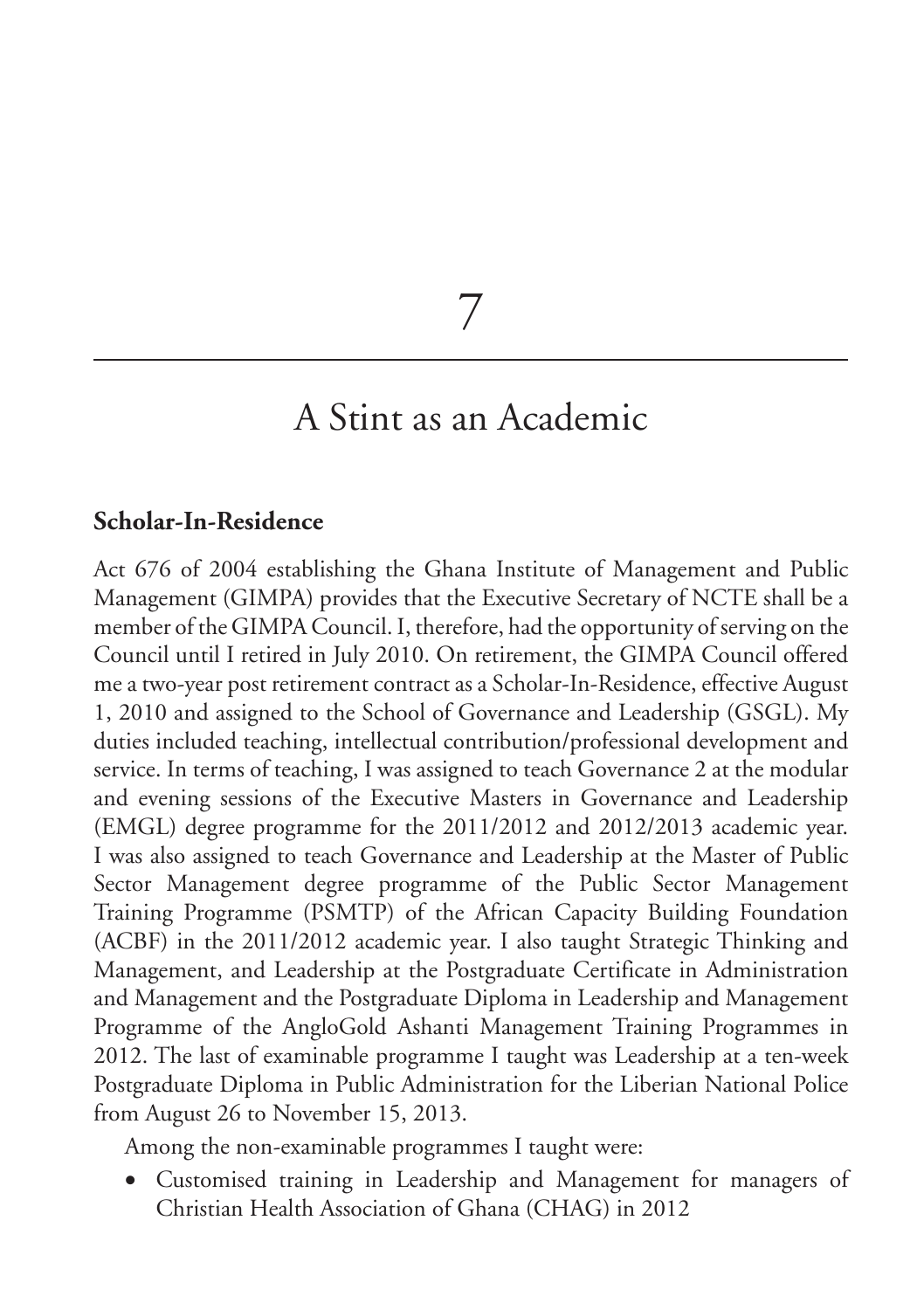# 7

# A Stint as an Academic

## Scholar-In-Residence

Act 676 of 2004 establishing the Ghana Institute of Management and Public Management (GIMPA) provides that the Executive Secretary of NCTE shall be a member of the GIMPA Council. I, therefore, had the opportunity of serving on the Council until I retired in July 2010. On retirement, the GIMPA Council offered me a two-year post retirement contract as a Scholar-In-Residence, effective August 1, 2010 and assigned to the School of Governance and Leadership (GSGL). My duties included teaching, intellectual contribution/professional development and service. In terms of teaching, I was assigned to teach Governance 2 at the modular and evening sessions of the Executive Masters in Governance and Leadership (EMGL) degree programme for the 2011/2012 and 2012/2013 academic year. I was also assigned to teach Governance and Leadership at the Master of Public Sector Management degree programme of the Public Sector Management Training Programme (PSMTP) of the African Capacity Building Foundation (ACBF) in the 2011/2012 academic year. I also taught Strategic Thinking and Management, and Leadership at the Postgraduate Certificate in Administration and Management and the Postgraduate Diploma in Leadership and Management Programme of the AngloGold Ashanti Management Training Programmes in 2012. The last of examinable programme I taught was Leadership at a ten-week Postgraduate Diploma in Public Administration for the Liberian National Police from August 26 to November 15, 2013.

Among the non-examinable programmes I taught were:

- Customised training in Leadership and Management for managers of Christian Health Association of Ghana (CHAG) in 2012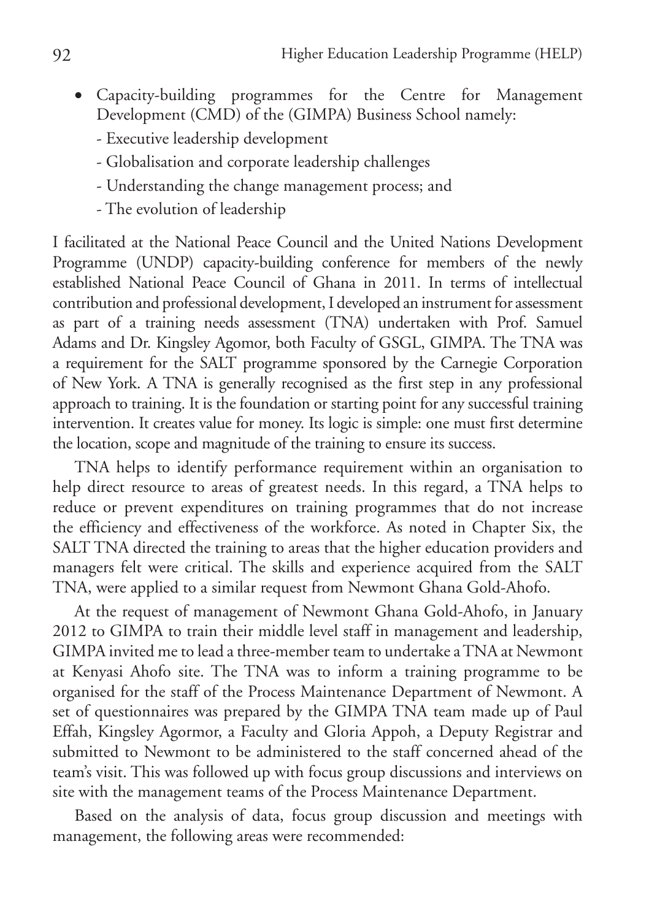- Capacity-building programmes for the Centre for Management Development (CMD) of the (GIMPA) Business School namely:
  - Executive leadership development
  - Globalisation and corporate leadership challenges
  - Understanding the change management process; and
  - The evolution of leadership

I facilitated at the National Peace Council and the United Nations Development Programme (UNDP) capacity-building conference for members of the newly established National Peace Council of Ghana in 2011. In terms of intellectual contribution and professional development, I developed an instrument for assessment as part of a training needs assessment (TNA) undertaken with Prof. Samuel Adams and Dr. Kingsley Agomor, both Faculty of GSGL, GIMPA. The TNA was a requirement for the SALT programme sponsored by the Carnegie Corporation of New York. A TNA is generally recognised as the first step in any professional approach to training. It is the foundation or starting point for any successful training intervention. It creates value for money. Its logic is simple: one must first determine the location, scope and magnitude of the training to ensure its success.

TNA helps to identify performance requirement within an organisation to help direct resource to areas of greatest needs. In this regard, a TNA helps to reduce or prevent expenditures on training programmes that do not increase the efficiency and effectiveness of the workforce. As noted in Chapter Six, the SALT TNA directed the training to areas that the higher education providers and managers felt were critical. The skills and experience acquired from the SALT TNA, were applied to a similar request from Newmont Ghana Gold-Ahofo.

At the request of management of Newmont Ghana Gold-Ahofo, in January 2012 to GIMPA to train their middle level staff in management and leadership, GIMPA invited me to lead a three-member team to undertake a TNA at Newmont at Kenyasi Ahofo site. The TNA was to inform a training programme to be organised for the staff of the Process Maintenance Department of Newmont. A set of questionnaires was prepared by the GIMPA TNA team made up of Paul Effah, Kingsley Agormor, a Faculty and Gloria Appoh, a Deputy Registrar and submitted to Newmont to be administered to the staff concerned ahead of the team's visit. This was followed up with focus group discussions and interviews on site with the management teams of the Process Maintenance Department.

Based on the analysis of data, focus group discussion and meetings with management, the following areas were recommended: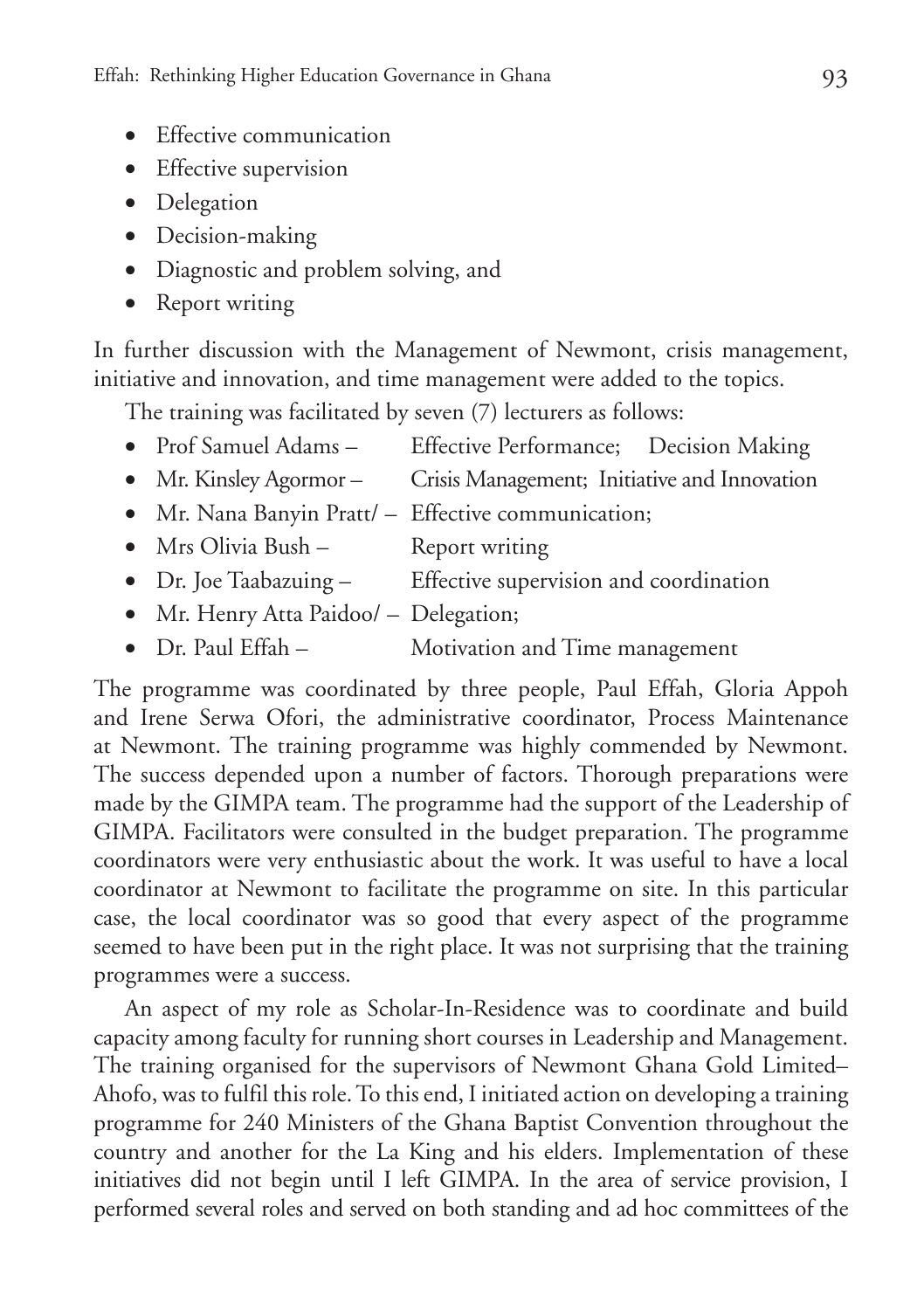- Effective communication
- Effective supervision
- Delegation
- Decision-making
- Diagnostic and problem solving, and
- Report writing

In further discussion with the Management of Newmont, crisis management, initiative and innovation, and time management were added to the topics.

The training was facilitated by seven (7) lecturers as follows:

- Prof Samuel Adams – Effective Performance; Decision Making
- Mr. Kinsley Agormor – Crisis Management; Initiative and Innovation
- Mr. Nana Banyin Pratt/ – Effective communication;
- Mrs Olivia Bush – Report writing
- Dr. Joe Taabazuing – Effective supervision and coordination
- Mr. Henry Atta Paidoo/ – Delegation;
- Dr. Paul Effah – Motivation and Time management

The programme was coordinated by three people, Paul Effah, Gloria Appoh and Irene Serwa Ofori, the administrative coordinator, Process Maintenance at Newmont. The training programme was highly commended by Newmont. The success depended upon a number of factors. Thorough preparations were made by the GIMPA team. The programme had the support of the Leadership of GIMPA. Facilitators were consulted in the budget preparation. The programme coordinators were very enthusiastic about the work. It was useful to have a local coordinator at Newmont to facilitate the programme on site. In this particular case, the local coordinator was so good that every aspect of the programme seemed to have been put in the right place. It was not surprising that the training programmes were a success.

An aspect of my role as Scholar-In-Residence was to coordinate and build capacity among faculty for running short courses in Leadership and Management. The training organised for the supervisors of Newmont Ghana Gold Limited–Ahofo, was to fulfil this role. To this end, I initiated action on developing a training programme for 240 Ministers of the Ghana Baptist Convention throughout the country and another for the La King and his elders. Implementation of these initiatives did not begin until I left GIMPA. In the area of service provision, I performed several roles and served on both standing and ad hoc committees of the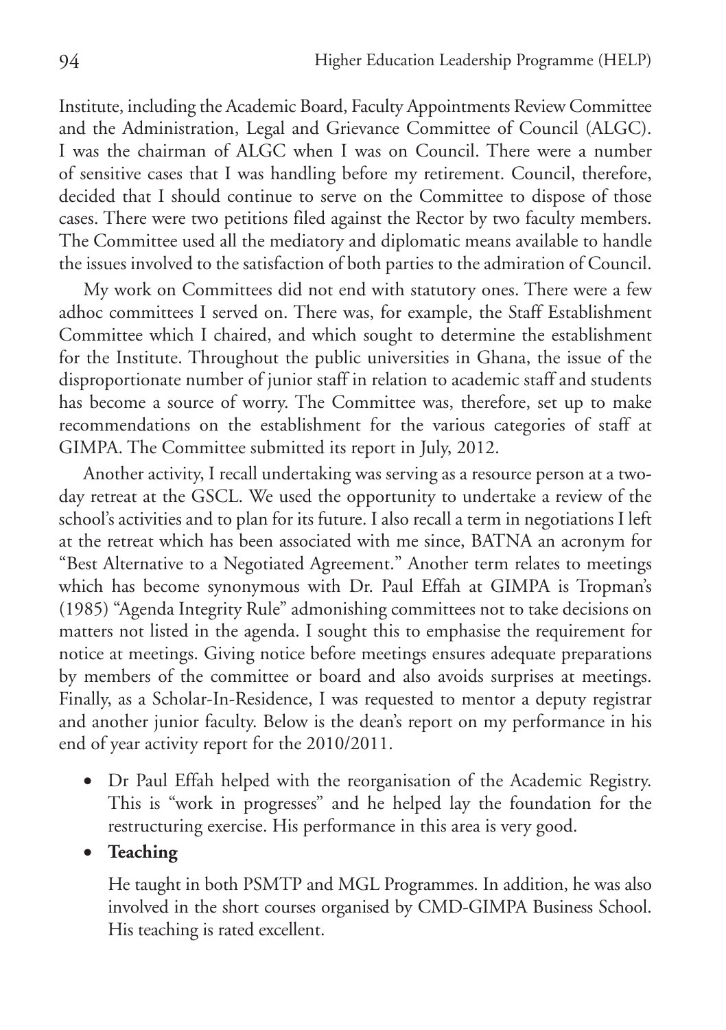Institute, including the Academic Board, Faculty Appointments Review Committee and the Administration, Legal and Grievance Committee of Council (ALGC). I was the chairman of ALGC when I was on Council. There were a number of sensitive cases that I was handling before my retirement. Council, therefore, decided that I should continue to serve on the Committee to dispose of those cases. There were two petitions filed against the Rector by two faculty members. The Committee used all the mediatory and diplomatic means available to handle the issues involved to the satisfaction of both parties to the admiration of Council.

My work on Committees did not end with statutory ones. There were a few adhoc committees I served on. There was, for example, the Staff Establishment Committee which I chaired, and which sought to determine the establishment for the Institute. Throughout the public universities in Ghana, the issue of the disproportionate number of junior staff in relation to academic staff and students has become a source of worry. The Committee was, therefore, set up to make recommendations on the establishment for the various categories of staff at GIMPA. The Committee submitted its report in July, 2012.

Another activity, I recall undertaking was serving as a resource person at a two-day retreat at the GSCL. We used the opportunity to undertake a review of the school's activities and to plan for its future. I also recall a term in negotiations I left at the retreat which has been associated with me since, BATNA an acronym for "Best Alternative to a Negotiated Agreement." Another term relates to meetings which has become synonymous with Dr. Paul Effah at GIMPA is Tropman's (1985) "Agenda Integrity Rule" admonishing committees not to take decisions on matters not listed in the agenda. I sought this to emphasise the requirement for notice at meetings. Giving notice before meetings ensures adequate preparations by members of the committee or board and also avoids surprises at meetings. Finally, as a Scholar-In-Residence, I was requested to mentor a deputy registrar and another junior faculty. Below is the dean's report on my performance in his end of year activity report for the 2010/2011.

- Dr Paul Effah helped with the reorganisation of the Academic Registry. This is "work in progresses" and he helped lay the foundation for the restructuring exercise. His performance in this area is very good.
- **Teaching**

  He taught in both PSMTP and MGL Programmes. In addition, he was also involved in the short courses organised by CMD-GIMPA Business School. His teaching is rated excellent.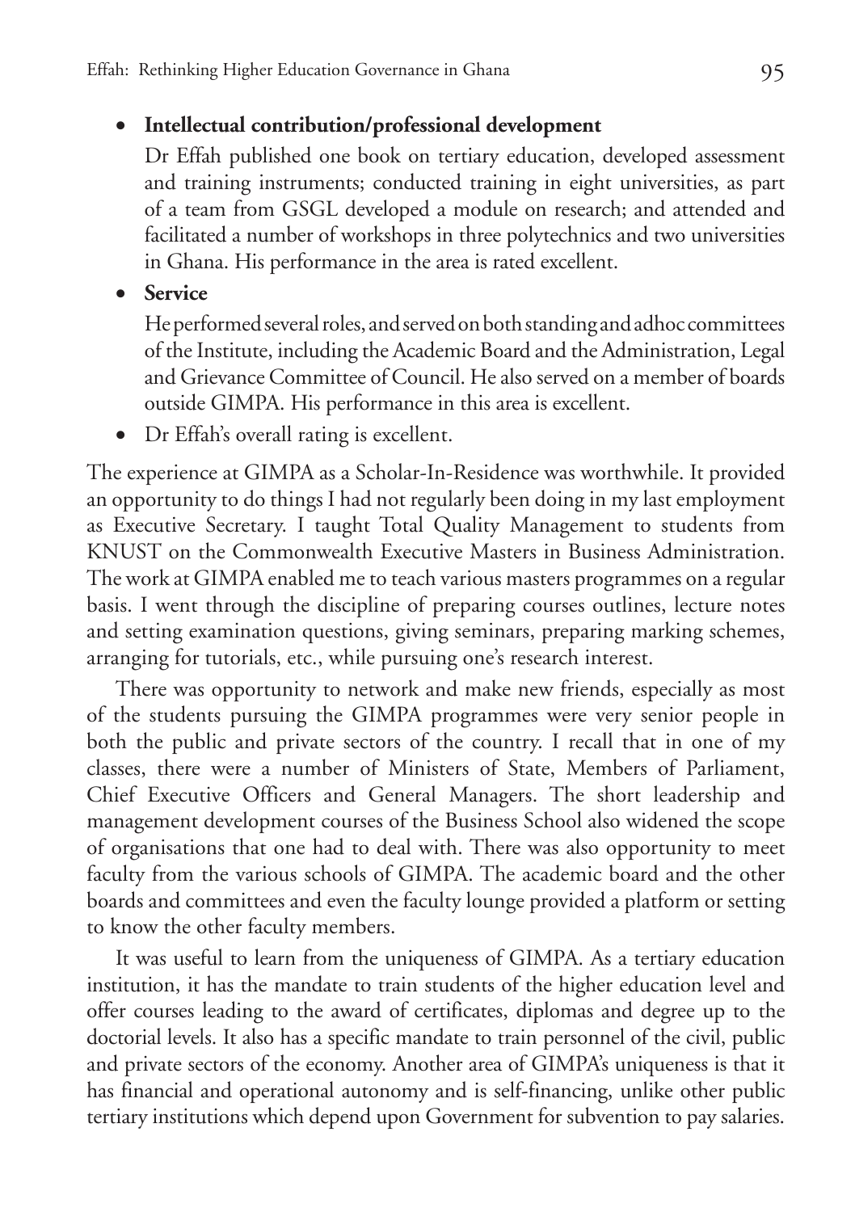- **Intellectual contribution/professional development**

  Dr Effah published one book on tertiary education, developed assessment and training instruments; conducted training in eight universities, as part of a team from GSGL developed a module on research; and attended and facilitated a number of workshops in three polytechnics and two universities in Ghana. His performance in the area is rated excellent.

- **Service**

  He performed several roles, and served on both standing and adhoc committees of the Institute, including the Academic Board and the Administration, Legal and Grievance Committee of Council. He also served on a member of boards outside GIMPA. His performance in this area is excellent.

- Dr Effah's overall rating is excellent.

The experience at GIMPA as a Scholar-In-Residence was worthwhile. It provided an opportunity to do things I had not regularly been doing in my last employment as Executive Secretary. I taught Total Quality Management to students from KNUST on the Commonwealth Executive Masters in Business Administration. The work at GIMPA enabled me to teach various masters programmes on a regular basis. I went through the discipline of preparing courses outlines, lecture notes and setting examination questions, giving seminars, preparing marking schemes, arranging for tutorials, etc., while pursuing one's research interest.

There was opportunity to network and make new friends, especially as most of the students pursuing the GIMPA programmes were very senior people in both the public and private sectors of the country. I recall that in one of my classes, there were a number of Ministers of State, Members of Parliament, Chief Executive Officers and General Managers. The short leadership and management development courses of the Business School also widened the scope of organisations that one had to deal with. There was also opportunity to meet faculty from the various schools of GIMPA. The academic board and the other boards and committees and even the faculty lounge provided a platform or setting to know the other faculty members.

It was useful to learn from the uniqueness of GIMPA. As a tertiary education institution, it has the mandate to train students of the higher education level and offer courses leading to the award of certificates, diplomas and degree up to the doctorial levels. It also has a specific mandate to train personnel of the civil, public and private sectors of the economy. Another area of GIMPA's uniqueness is that it has financial and operational autonomy and is self-financing, unlike other public tertiary institutions which depend upon Government for subvention to pay salaries.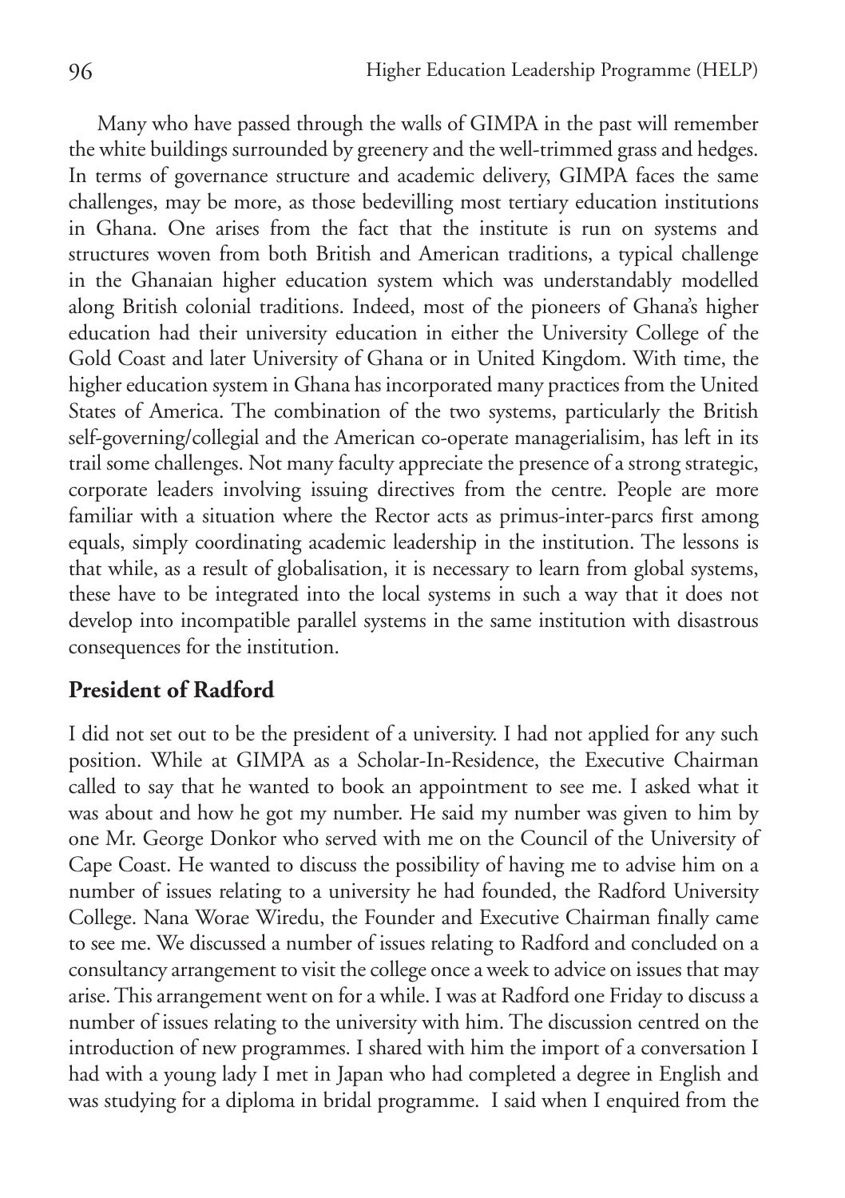Many who have passed through the walls of GIMPA in the past will remember the white buildings surrounded by greenery and the well-trimmed grass and hedges. In terms of governance structure and academic delivery, GIMPA faces the same challenges, may be more, as those bedevilling most tertiary education institutions in Ghana. One arises from the fact that the institute is run on systems and structures woven from both British and American traditions, a typical challenge in the Ghanaian higher education system which was understandably modelled along British colonial traditions. Indeed, most of the pioneers of Ghana's higher education had their university education in either the University College of the Gold Coast and later University of Ghana or in United Kingdom. With time, the higher education system in Ghana has incorporated many practices from the United States of America. The combination of the two systems, particularly the British self-governing/collegial and the American co-operate managerialisim, has left in its trail some challenges. Not many faculty appreciate the presence of a strong strategic, corporate leaders involving issuing directives from the centre. People are more familiar with a situation where the Rector acts as primus-inter-parcs first among equals, simply coordinating academic leadership in the institution. The lessons is that while, as a result of globalisation, it is necessary to learn from global systems, these have to be integrated into the local systems in such a way that it does not develop into incompatible parallel systems in the same institution with disastrous consequences for the institution.

## President of Radford

I did not set out to be the president of a university. I had not applied for any such position. While at GIMPA as a Scholar-In-Residence, the Executive Chairman called to say that he wanted to book an appointment to see me. I asked what it was about and how he got my number. He said my number was given to him by one Mr. George Donkor who served with me on the Council of the University of Cape Coast. He wanted to discuss the possibility of having me to advise him on a number of issues relating to a university he had founded, the Radford University College. Nana Worae Wiredu, the Founder and Executive Chairman finally came to see me. We discussed a number of issues relating to Radford and concluded on a consultancy arrangement to visit the college once a week to advice on issues that may arise. This arrangement went on for a while. I was at Radford one Friday to discuss a number of issues relating to the university with him. The discussion centred on the introduction of new programmes. I shared with him the import of a conversation I had with a young lady I met in Japan who had completed a degree in English and was studying for a diploma in bridal programme. I said when I enquired from the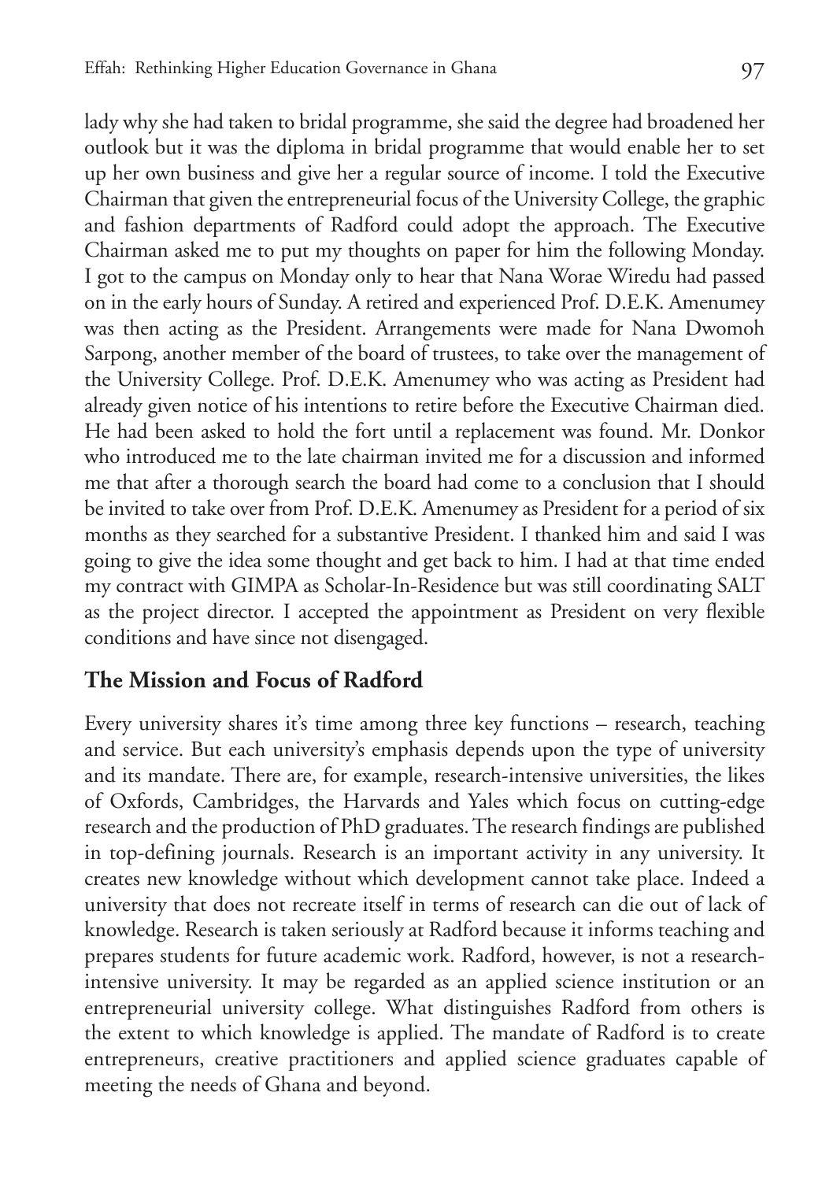lady why she had taken to bridal programme, she said the degree had broadened her outlook but it was the diploma in bridal programme that would enable her to set up her own business and give her a regular source of income. I told the Executive Chairman that given the entrepreneurial focus of the University College, the graphic and fashion departments of Radford could adopt the approach. The Executive Chairman asked me to put my thoughts on paper for him the following Monday. I got to the campus on Monday only to hear that Nana Worae Wiredu had passed on in the early hours of Sunday. A retired and experienced Prof. D.E.K. Amenumey was then acting as the President. Arrangements were made for Nana Dwomoh Sarpong, another member of the board of trustees, to take over the management of the University College. Prof. D.E.K. Amenumey who was acting as President had already given notice of his intentions to retire before the Executive Chairman died. He had been asked to hold the fort until a replacement was found. Mr. Donkor who introduced me to the late chairman invited me for a discussion and informed me that after a thorough search the board had come to a conclusion that I should be invited to take over from Prof. D.E.K. Amenumey as President for a period of six months as they searched for a substantive President. I thanked him and said I was going to give the idea some thought and get back to him. I had at that time ended my contract with GIMPA as Scholar-In-Residence but was still coordinating SALT as the project director. I accepted the appointment as President on very flexible conditions and have since not disengaged.

## The Mission and Focus of Radford

Every university shares it's time among three key functions – research, teaching and service. But each university's emphasis depends upon the type of university and its mandate. There are, for example, research-intensive universities, the likes of Oxfords, Cambridges, the Harvards and Yales which focus on cutting-edge research and the production of PhD graduates. The research findings are published in top-defining journals. Research is an important activity in any university. It creates new knowledge without which development cannot take place. Indeed a university that does not recreate itself in terms of research can die out of lack of knowledge. Research is taken seriously at Radford because it informs teaching and prepares students for future academic work. Radford, however, is not a research-intensive university. It may be regarded as an applied science institution or an entrepreneurial university college. What distinguishes Radford from others is the extent to which knowledge is applied. The mandate of Radford is to create entrepreneurs, creative practitioners and applied science graduates capable of meeting the needs of Ghana and beyond.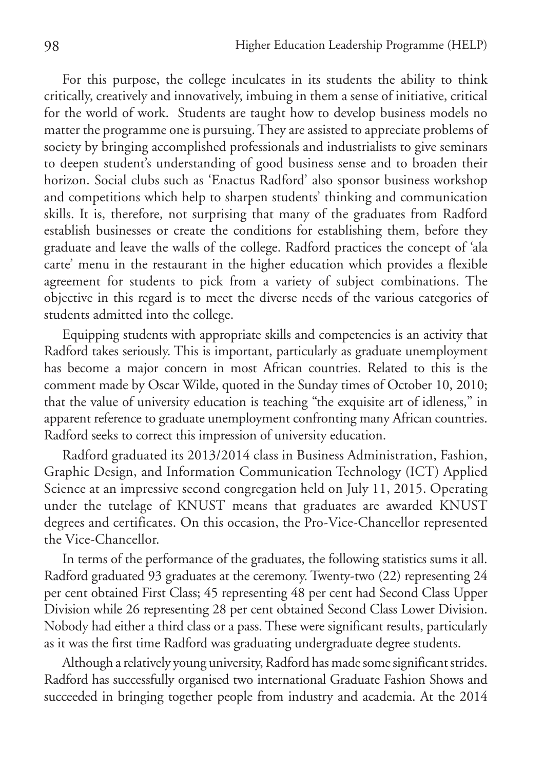For this purpose, the college inculcates in its students the ability to think critically, creatively and innovatively, imbuing in them a sense of initiative, critical for the world of work. Students are taught how to develop business models no matter the programme one is pursuing. They are assisted to appreciate problems of society by bringing accomplished professionals and industrialists to give seminars to deepen student's understanding of good business sense and to broaden their horizon. Social clubs such as 'Enactus Radford' also sponsor business workshop and competitions which help to sharpen students' thinking and communication skills. It is, therefore, not surprising that many of the graduates from Radford establish businesses or create the conditions for establishing them, before they graduate and leave the walls of the college. Radford practices the concept of 'ala carte' menu in the restaurant in the higher education which provides a flexible agreement for students to pick from a variety of subject combinations. The objective in this regard is to meet the diverse needs of the various categories of students admitted into the college.

Equipping students with appropriate skills and competencies is an activity that Radford takes seriously. This is important, particularly as graduate unemployment has become a major concern in most African countries. Related to this is the comment made by Oscar Wilde, quoted in the Sunday times of October 10, 2010; that the value of university education is teaching "the exquisite art of idleness," in apparent reference to graduate unemployment confronting many African countries. Radford seeks to correct this impression of university education.

Radford graduated its 2013/2014 class in Business Administration, Fashion, Graphic Design, and Information Communication Technology (ICT) Applied Science at an impressive second congregation held on July 11, 2015. Operating under the tutelage of KNUST means that graduates are awarded KNUST degrees and certificates. On this occasion, the Pro-Vice-Chancellor represented the Vice-Chancellor.

In terms of the performance of the graduates, the following statistics sums it all. Radford graduated 93 graduates at the ceremony. Twenty-two (22) representing 24 per cent obtained First Class; 45 representing 48 per cent had Second Class Upper Division while 26 representing 28 per cent obtained Second Class Lower Division. Nobody had either a third class or a pass. These were significant results, particularly as it was the first time Radford was graduating undergraduate degree students.

Although a relatively young university, Radford has made some significant strides. Radford has successfully organised two international Graduate Fashion Shows and succeeded in bringing together people from industry and academia. At the 2014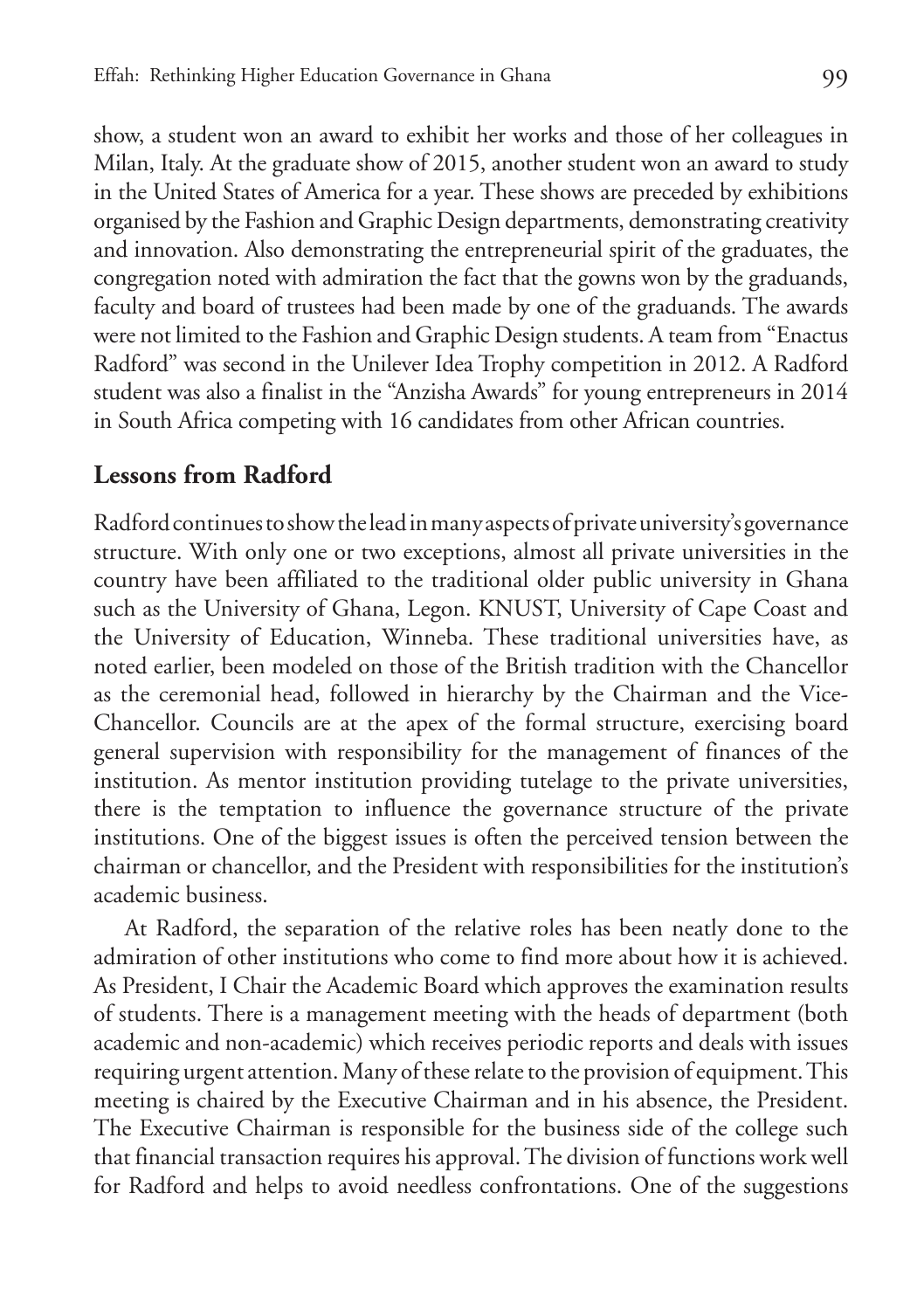show, a student won an award to exhibit her works and those of her colleagues in Milan, Italy. At the graduate show of 2015, another student won an award to study in the United States of America for a year. These shows are preceded by exhibitions organised by the Fashion and Graphic Design departments, demonstrating creativity and innovation. Also demonstrating the entrepreneurial spirit of the graduates, the congregation noted with admiration the fact that the gowns won by the graduands, faculty and board of trustees had been made by one of the graduands. The awards were not limited to the Fashion and Graphic Design students. A team from "Enactus Radford" was second in the Unilever Idea Trophy competition in 2012. A Radford student was also a finalist in the "Anzisha Awards" for young entrepreneurs in 2014 in South Africa competing with 16 candidates from other African countries.

## Lessons from Radford

Radford continues to show the lead in many aspects of private university's governance structure. With only one or two exceptions, almost all private universities in the country have been affiliated to the traditional older public university in Ghana such as the University of Ghana, Legon. KNUST, University of Cape Coast and the University of Education, Winneba. These traditional universities have, as noted earlier, been modeled on those of the British tradition with the Chancellor as the ceremonial head, followed in hierarchy by the Chairman and the Vice-Chancellor. Councils are at the apex of the formal structure, exercising board general supervision with responsibility for the management of finances of the institution. As mentor institution providing tutelage to the private universities, there is the temptation to influence the governance structure of the private institutions. One of the biggest issues is often the perceived tension between the chairman or chancellor, and the President with responsibilities for the institution's academic business.

At Radford, the separation of the relative roles has been neatly done to the admiration of other institutions who come to find more about how it is achieved. As President, I Chair the Academic Board which approves the examination results of students. There is a management meeting with the heads of department (both academic and non-academic) which receives periodic reports and deals with issues requiring urgent attention. Many of these relate to the provision of equipment. This meeting is chaired by the Executive Chairman and in his absence, the President. The Executive Chairman is responsible for the business side of the college such that financial transaction requires his approval. The division of functions work well for Radford and helps to avoid needless confrontations. One of the suggestions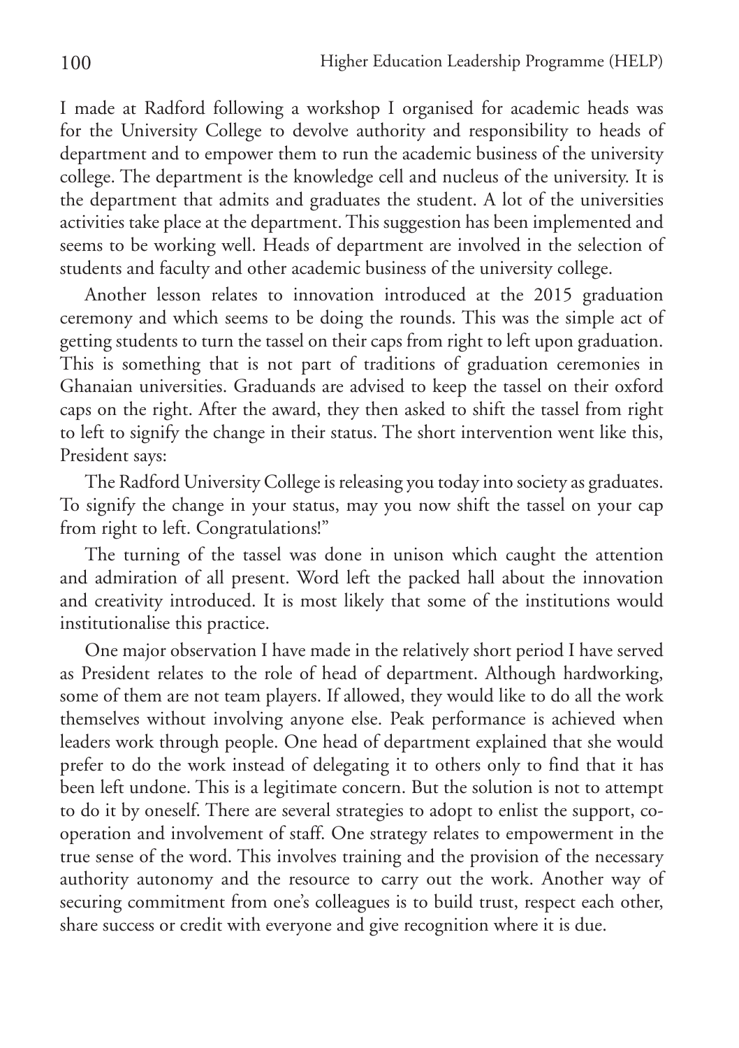I made at Radford following a workshop I organised for academic heads was for the University College to devolve authority and responsibility to heads of department and to empower them to run the academic business of the university college. The department is the knowledge cell and nucleus of the university. It is the department that admits and graduates the student. A lot of the universities activities take place at the department. This suggestion has been implemented and seems to be working well. Heads of department are involved in the selection of students and faculty and other academic business of the university college.

Another lesson relates to innovation introduced at the 2015 graduation ceremony and which seems to be doing the rounds. This was the simple act of getting students to turn the tassel on their caps from right to left upon graduation. This is something that is not part of traditions of graduation ceremonies in Ghanaian universities. Graduands are advised to keep the tassel on their oxford caps on the right. After the award, they then asked to shift the tassel from right to left to signify the change in their status. The short intervention went like this, President says:

The Radford University College is releasing you today into society as graduates. To signify the change in your status, may you now shift the tassel on your cap from right to left. Congratulations!"

The turning of the tassel was done in unison which caught the attention and admiration of all present. Word left the packed hall about the innovation and creativity introduced. It is most likely that some of the institutions would institutionalise this practice.

One major observation I have made in the relatively short period I have served as President relates to the role of head of department. Although hardworking, some of them are not team players. If allowed, they would like to do all the work themselves without involving anyone else. Peak performance is achieved when leaders work through people. One head of department explained that she would prefer to do the work instead of delegating it to others only to find that it has been left undone. This is a legitimate concern. But the solution is not to attempt to do it by oneself. There are several strategies to adopt to enlist the support, co-operation and involvement of staff. One strategy relates to empowerment in the true sense of the word. This involves training and the provision of the necessary authority autonomy and the resource to carry out the work. Another way of securing commitment from one's colleagues is to build trust, respect each other, share success or credit with everyone and give recognition where it is due.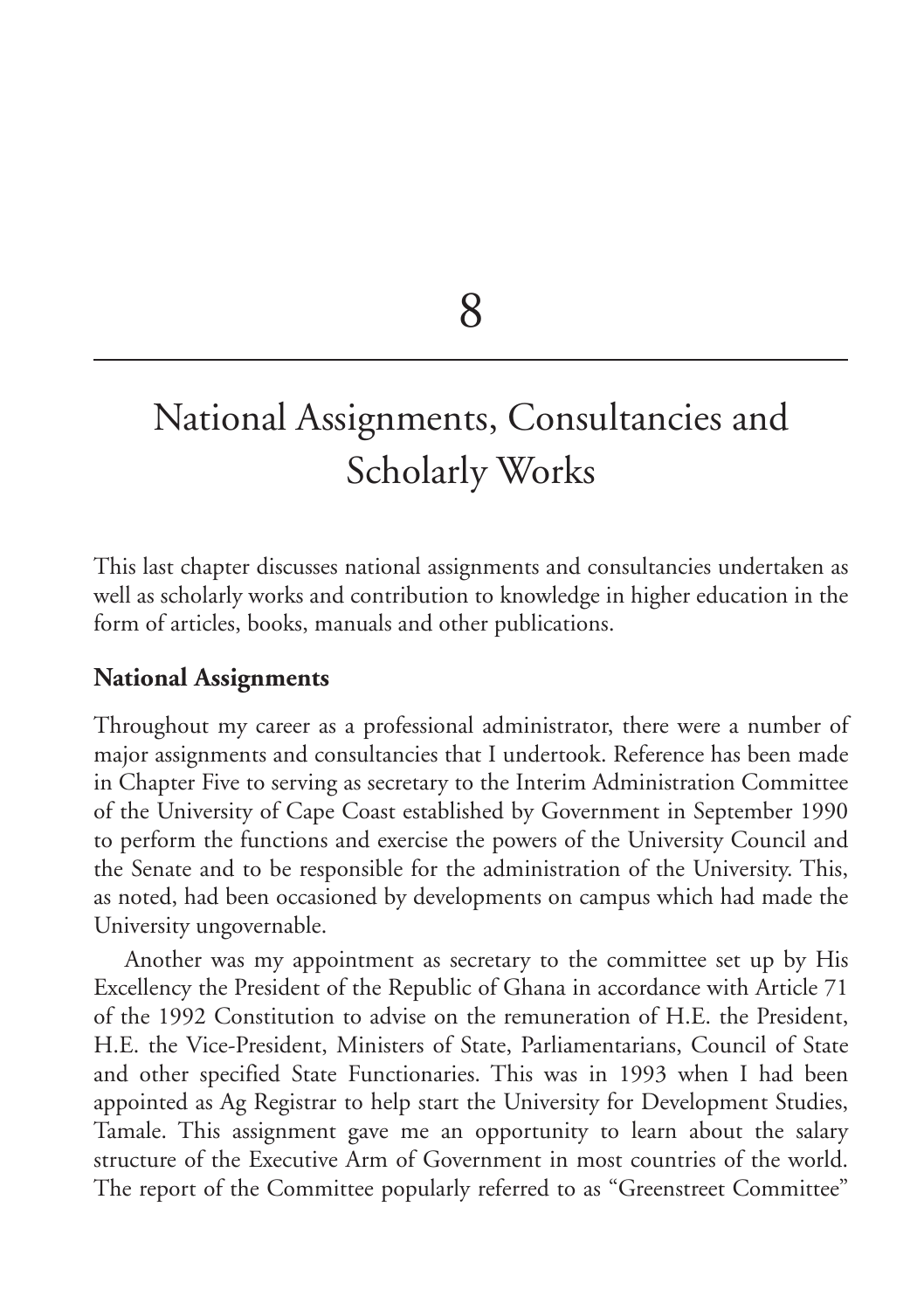# 8

# National Assignments, Consultancies and Scholarly Works

This last chapter discusses national assignments and consultancies undertaken as well as scholarly works and contribution to knowledge in higher education in the form of articles, books, manuals and other publications.

## National Assignments

Throughout my career as a professional administrator, there were a number of major assignments and consultancies that I undertook. Reference has been made in Chapter Five to serving as secretary to the Interim Administration Committee of the University of Cape Coast established by Government in September 1990 to perform the functions and exercise the powers of the University Council and the Senate and to be responsible for the administration of the University. This, as noted, had been occasioned by developments on campus which had made the University ungovernable.

Another was my appointment as secretary to the committee set up by His Excellency the President of the Republic of Ghana in accordance with Article 71 of the 1992 Constitution to advise on the remuneration of H.E. the President, H.E. the Vice-President, Ministers of State, Parliamentarians, Council of State and other specified State Functionaries. This was in 1993 when I had been appointed as Ag Registrar to help start the University for Development Studies, Tamale. This assignment gave me an opportunity to learn about the salary structure of the Executive Arm of Government in most countries of the world. The report of the Committee popularly referred to as "Greenstreet Committee"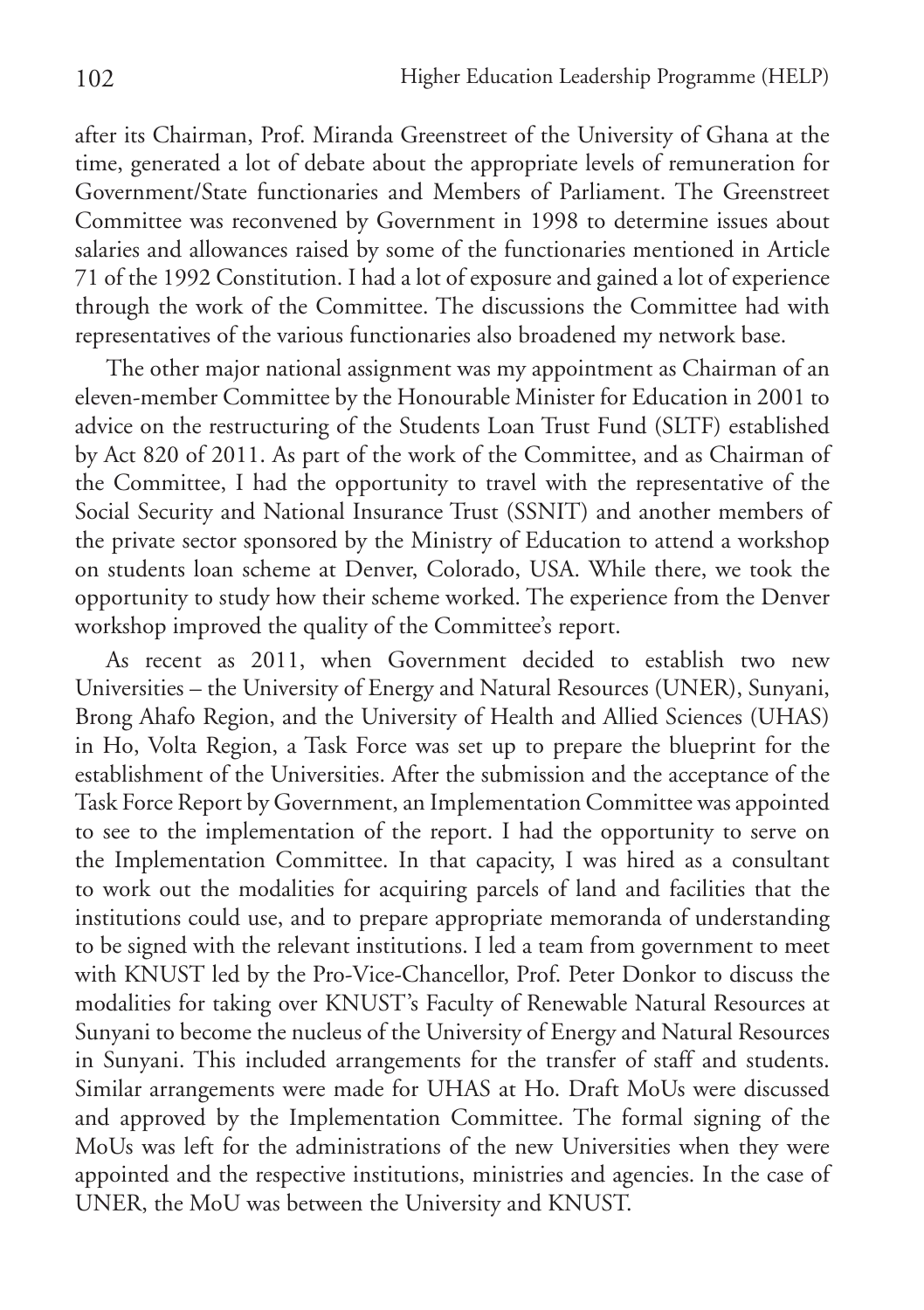after its Chairman, Prof. Miranda Greenstreet of the University of Ghana at the time, generated a lot of debate about the appropriate levels of remuneration for Government/State functionaries and Members of Parliament. The Greenstreet Committee was reconvened by Government in 1998 to determine issues about salaries and allowances raised by some of the functionaries mentioned in Article 71 of the 1992 Constitution. I had a lot of exposure and gained a lot of experience through the work of the Committee. The discussions the Committee had with representatives of the various functionaries also broadened my network base.

The other major national assignment was my appointment as Chairman of an eleven-member Committee by the Honourable Minister for Education in 2001 to advice on the restructuring of the Students Loan Trust Fund (SLTF) established by Act 820 of 2011. As part of the work of the Committee, and as Chairman of the Committee, I had the opportunity to travel with the representative of the Social Security and National Insurance Trust (SSNIT) and another members of the private sector sponsored by the Ministry of Education to attend a workshop on students loan scheme at Denver, Colorado, USA. While there, we took the opportunity to study how their scheme worked. The experience from the Denver workshop improved the quality of the Committee's report.

As recent as 2011, when Government decided to establish two new Universities – the University of Energy and Natural Resources (UNER), Sunyani, Brong Ahafo Region, and the University of Health and Allied Sciences (UHAS) in Ho, Volta Region, a Task Force was set up to prepare the blueprint for the establishment of the Universities. After the submission and the acceptance of the Task Force Report by Government, an Implementation Committee was appointed to see to the implementation of the report. I had the opportunity to serve on the Implementation Committee. In that capacity, I was hired as a consultant to work out the modalities for acquiring parcels of land and facilities that the institutions could use, and to prepare appropriate memoranda of understanding to be signed with the relevant institutions. I led a team from government to meet with KNUST led by the Pro-Vice-Chancellor, Prof. Peter Donkor to discuss the modalities for taking over KNUST's Faculty of Renewable Natural Resources at Sunyani to become the nucleus of the University of Energy and Natural Resources in Sunyani. This included arrangements for the transfer of staff and students. Similar arrangements were made for UHAS at Ho. Draft MoUs were discussed and approved by the Implementation Committee. The formal signing of the MoUs was left for the administrations of the new Universities when they were appointed and the respective institutions, ministries and agencies. In the case of UNER, the MoU was between the University and KNUST.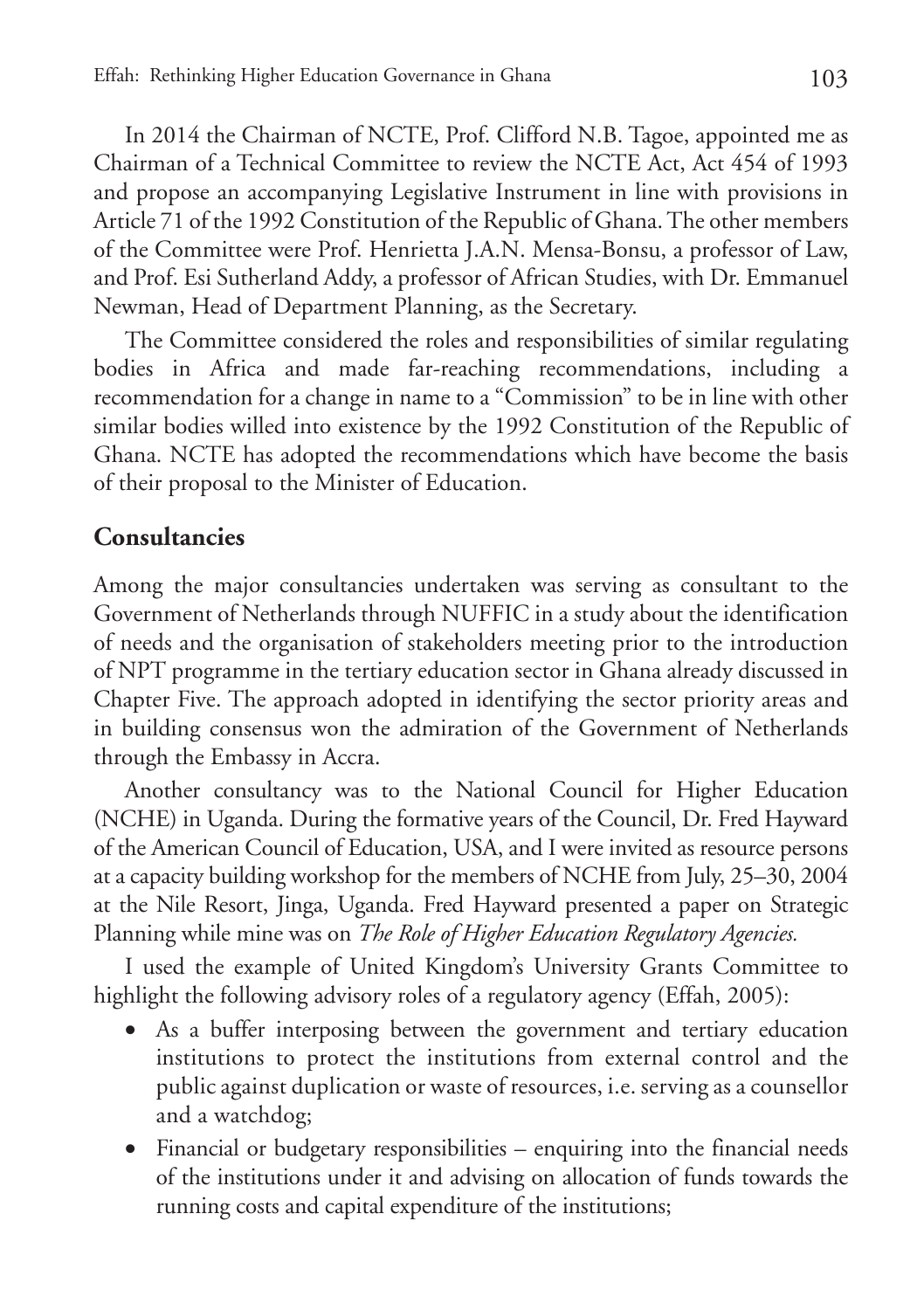In 2014 the Chairman of NCTE, Prof. Clifford N.B. Tagoe, appointed me as Chairman of a Technical Committee to review the NCTE Act, Act 454 of 1993 and propose an accompanying Legislative Instrument in line with provisions in Article 71 of the 1992 Constitution of the Republic of Ghana. The other members of the Committee were Prof. Henrietta J.A.N. Mensa-Bonsu, a professor of Law, and Prof. Esi Sutherland Addy, a professor of African Studies, with Dr. Emmanuel Newman, Head of Department Planning, as the Secretary.

The Committee considered the roles and responsibilities of similar regulating bodies in Africa and made far-reaching recommendations, including a recommendation for a change in name to a "Commission" to be in line with other similar bodies willed into existence by the 1992 Constitution of the Republic of Ghana. NCTE has adopted the recommendations which have become the basis of their proposal to the Minister of Education.

## Consultancies

Among the major consultancies undertaken was serving as consultant to the Government of Netherlands through NUFFIC in a study about the identification of needs and the organisation of stakeholders meeting prior to the introduction of NPT programme in the tertiary education sector in Ghana already discussed in Chapter Five. The approach adopted in identifying the sector priority areas and in building consensus won the admiration of the Government of Netherlands through the Embassy in Accra.

Another consultancy was to the National Council for Higher Education (NCHE) in Uganda. During the formative years of the Council, Dr. Fred Hayward of the American Council of Education, USA, and I were invited as resource persons at a capacity building workshop for the members of NCHE from July, 25–30, 2004 at the Nile Resort, Jinga, Uganda. Fred Hayward presented a paper on Strategic Planning while mine was on *The Role of Higher Education Regulatory Agencies.*

I used the example of United Kingdom's University Grants Committee to highlight the following advisory roles of a regulatory agency (Effah, 2005):

- As a buffer interposing between the government and tertiary education institutions to protect the institutions from external control and the public against duplication or waste of resources, i.e. serving as a counsellor and a watchdog;
- Financial or budgetary responsibilities – enquiring into the financial needs of the institutions under it and advising on allocation of funds towards the running costs and capital expenditure of the institutions;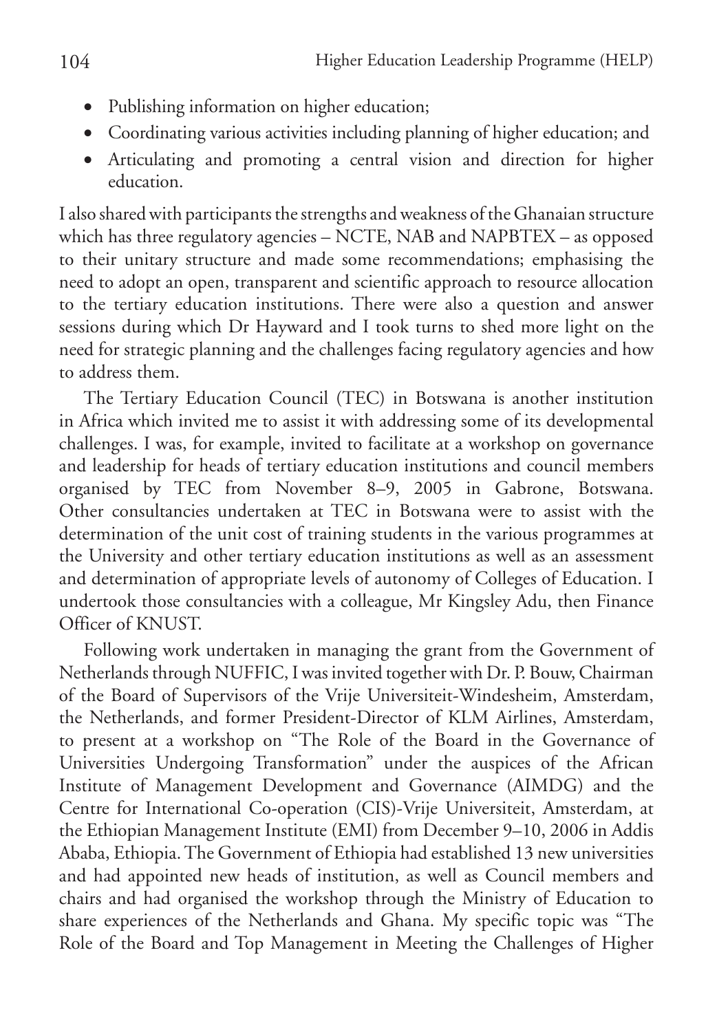- Publishing information on higher education;
- Coordinating various activities including planning of higher education; and
- Articulating and promoting a central vision and direction for higher education.

I also shared with participants the strengths and weakness of the Ghanaian structure which has three regulatory agencies – NCTE, NAB and NAPBTEX – as opposed to their unitary structure and made some recommendations; emphasising the need to adopt an open, transparent and scientific approach to resource allocation to the tertiary education institutions. There were also a question and answer sessions during which Dr Hayward and I took turns to shed more light on the need for strategic planning and the challenges facing regulatory agencies and how to address them.

The Tertiary Education Council (TEC) in Botswana is another institution in Africa which invited me to assist it with addressing some of its developmental challenges. I was, for example, invited to facilitate at a workshop on governance and leadership for heads of tertiary education institutions and council members organised by TEC from November 8–9, 2005 in Gabrone, Botswana. Other consultancies undertaken at TEC in Botswana were to assist with the determination of the unit cost of training students in the various programmes at the University and other tertiary education institutions as well as an assessment and determination of appropriate levels of autonomy of Colleges of Education. I undertook those consultancies with a colleague, Mr Kingsley Adu, then Finance Officer of KNUST.

Following work undertaken in managing the grant from the Government of Netherlands through NUFFIC, I was invited together with Dr. P. Bouw, Chairman of the Board of Supervisors of the Vrije Universiteit-Windesheim, Amsterdam, the Netherlands, and former President-Director of KLM Airlines, Amsterdam, to present at a workshop on "The Role of the Board in the Governance of Universities Undergoing Transformation" under the auspices of the African Institute of Management Development and Governance (AIMDG) and the Centre for International Co-operation (CIS)-Vrije Universiteit, Amsterdam, at the Ethiopian Management Institute (EMI) from December 9–10, 2006 in Addis Ababa, Ethiopia. The Government of Ethiopia had established 13 new universities and had appointed new heads of institution, as well as Council members and chairs and had organised the workshop through the Ministry of Education to share experiences of the Netherlands and Ghana. My specific topic was "The Role of the Board and Top Management in Meeting the Challenges of Higher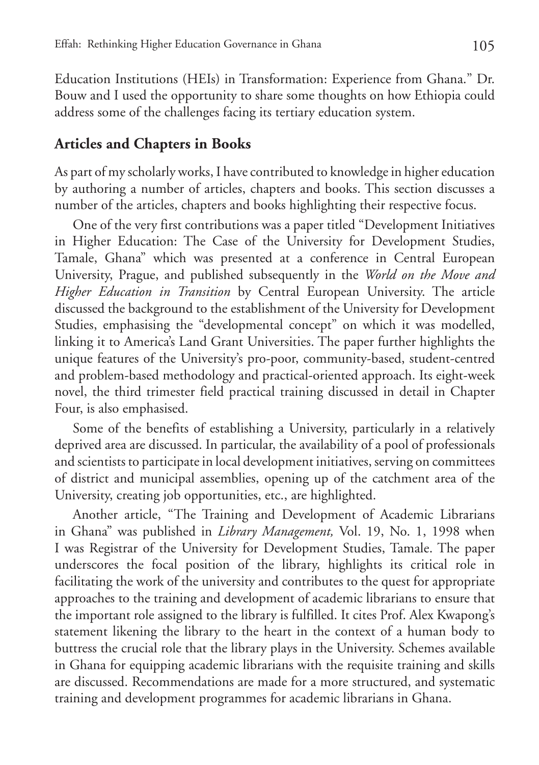Education Institutions (HEIs) in Transformation: Experience from Ghana." Dr. Bouw and I used the opportunity to share some thoughts on how Ethiopia could address some of the challenges facing its tertiary education system.

## Articles and Chapters in Books

As part of my scholarly works, I have contributed to knowledge in higher education by authoring a number of articles, chapters and books. This section discusses a number of the articles, chapters and books highlighting their respective focus.

One of the very first contributions was a paper titled "Development Initiatives in Higher Education: The Case of the University for Development Studies, Tamale, Ghana" which was presented at a conference in Central European University, Prague, and published subsequently in the *World on the Move and Higher Education in Transition* by Central European University. The article discussed the background to the establishment of the University for Development Studies, emphasising the "developmental concept" on which it was modelled, linking it to America's Land Grant Universities. The paper further highlights the unique features of the University's pro-poor, community-based, student-centred and problem-based methodology and practical-oriented approach. Its eight-week novel, the third trimester field practical training discussed in detail in Chapter Four, is also emphasised.

Some of the benefits of establishing a University, particularly in a relatively deprived area are discussed. In particular, the availability of a pool of professionals and scientists to participate in local development initiatives, serving on committees of district and municipal assemblies, opening up of the catchment area of the University, creating job opportunities, etc., are highlighted.

Another article, "The Training and Development of Academic Librarians in Ghana" was published in *Library Management,* Vol. 19, No. 1, 1998 when I was Registrar of the University for Development Studies, Tamale. The paper underscores the focal position of the library, highlights its critical role in facilitating the work of the university and contributes to the quest for appropriate approaches to the training and development of academic librarians to ensure that the important role assigned to the library is fulfilled. It cites Prof. Alex Kwapong's statement likening the library to the heart in the context of a human body to buttress the crucial role that the library plays in the University. Schemes available in Ghana for equipping academic librarians with the requisite training and skills are discussed. Recommendations are made for a more structured, and systematic training and development programmes for academic librarians in Ghana.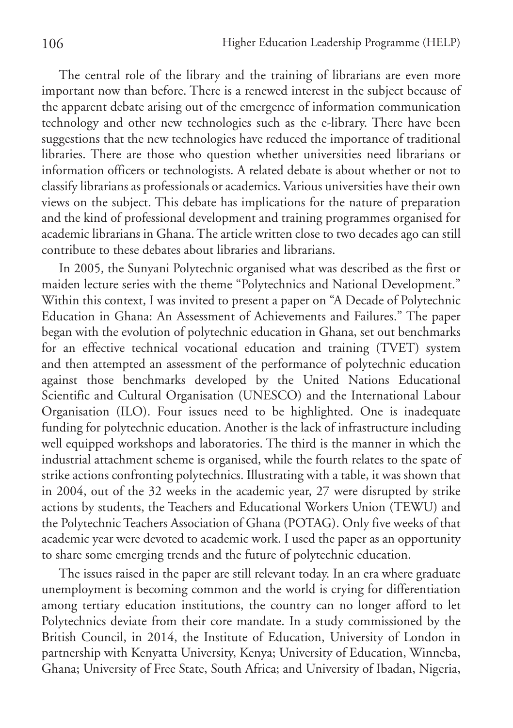The central role of the library and the training of librarians are even more important now than before. There is a renewed interest in the subject because of the apparent debate arising out of the emergence of information communication technology and other new technologies such as the e-library. There have been suggestions that the new technologies have reduced the importance of traditional libraries. There are those who question whether universities need librarians or information officers or technologists. A related debate is about whether or not to classify librarians as professionals or academics. Various universities have their own views on the subject. This debate has implications for the nature of preparation and the kind of professional development and training programmes organised for academic librarians in Ghana. The article written close to two decades ago can still contribute to these debates about libraries and librarians.

In 2005, the Sunyani Polytechnic organised what was described as the first or maiden lecture series with the theme "Polytechnics and National Development." Within this context, I was invited to present a paper on "A Decade of Polytechnic Education in Ghana: An Assessment of Achievements and Failures." The paper began with the evolution of polytechnic education in Ghana, set out benchmarks for an effective technical vocational education and training (TVET) system and then attempted an assessment of the performance of polytechnic education against those benchmarks developed by the United Nations Educational Scientific and Cultural Organisation (UNESCO) and the International Labour Organisation (ILO). Four issues need to be highlighted. One is inadequate funding for polytechnic education. Another is the lack of infrastructure including well equipped workshops and laboratories. The third is the manner in which the industrial attachment scheme is organised, while the fourth relates to the spate of strike actions confronting polytechnics. Illustrating with a table, it was shown that in 2004, out of the 32 weeks in the academic year, 27 were disrupted by strike actions by students, the Teachers and Educational Workers Union (TEWU) and the Polytechnic Teachers Association of Ghana (POTAG). Only five weeks of that academic year were devoted to academic work. I used the paper as an opportunity to share some emerging trends and the future of polytechnic education.

The issues raised in the paper are still relevant today. In an era where graduate unemployment is becoming common and the world is crying for differentiation among tertiary education institutions, the country can no longer afford to let Polytechnics deviate from their core mandate. In a study commissioned by the British Council, in 2014, the Institute of Education, University of London in partnership with Kenyatta University, Kenya; University of Education, Winneba, Ghana; University of Free State, South Africa; and University of Ibadan, Nigeria,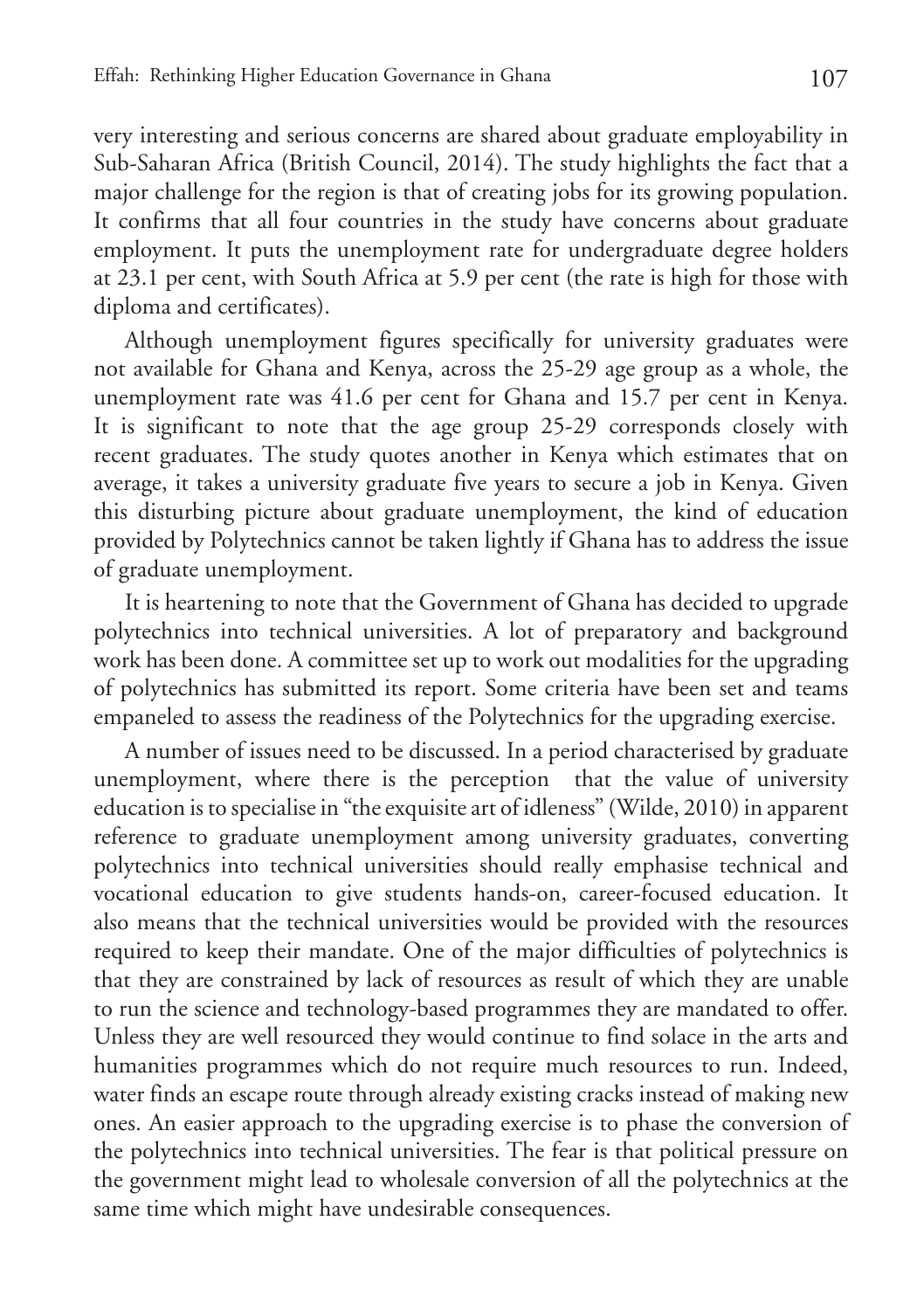very interesting and serious concerns are shared about graduate employability in Sub-Saharan Africa (British Council, 2014). The study highlights the fact that a major challenge for the region is that of creating jobs for its growing population. It confirms that all four countries in the study have concerns about graduate employment. It puts the unemployment rate for undergraduate degree holders at 23.1 per cent, with South Africa at 5.9 per cent (the rate is high for those with diploma and certificates).

Although unemployment figures specifically for university graduates were not available for Ghana and Kenya, across the 25-29 age group as a whole, the unemployment rate was 41.6 per cent for Ghana and 15.7 per cent in Kenya. It is significant to note that the age group 25-29 corresponds closely with recent graduates. The study quotes another in Kenya which estimates that on average, it takes a university graduate five years to secure a job in Kenya. Given this disturbing picture about graduate unemployment, the kind of education provided by Polytechnics cannot be taken lightly if Ghana has to address the issue of graduate unemployment.

It is heartening to note that the Government of Ghana has decided to upgrade polytechnics into technical universities. A lot of preparatory and background work has been done. A committee set up to work out modalities for the upgrading of polytechnics has submitted its report. Some criteria have been set and teams empaneled to assess the readiness of the Polytechnics for the upgrading exercise.

A number of issues need to be discussed. In a period characterised by graduate unemployment, where there is the perception that the value of university education is to specialise in "the exquisite art of idleness" (Wilde, 2010) in apparent reference to graduate unemployment among university graduates, converting polytechnics into technical universities should really emphasise technical and vocational education to give students hands-on, career-focused education. It also means that the technical universities would be provided with the resources required to keep their mandate. One of the major difficulties of polytechnics is that they are constrained by lack of resources as result of which they are unable to run the science and technology-based programmes they are mandated to offer. Unless they are well resourced they would continue to find solace in the arts and humanities programmes which do not require much resources to run. Indeed, water finds an escape route through already existing cracks instead of making new ones. An easier approach to the upgrading exercise is to phase the conversion of the polytechnics into technical universities. The fear is that political pressure on the government might lead to wholesale conversion of all the polytechnics at the same time which might have undesirable consequences.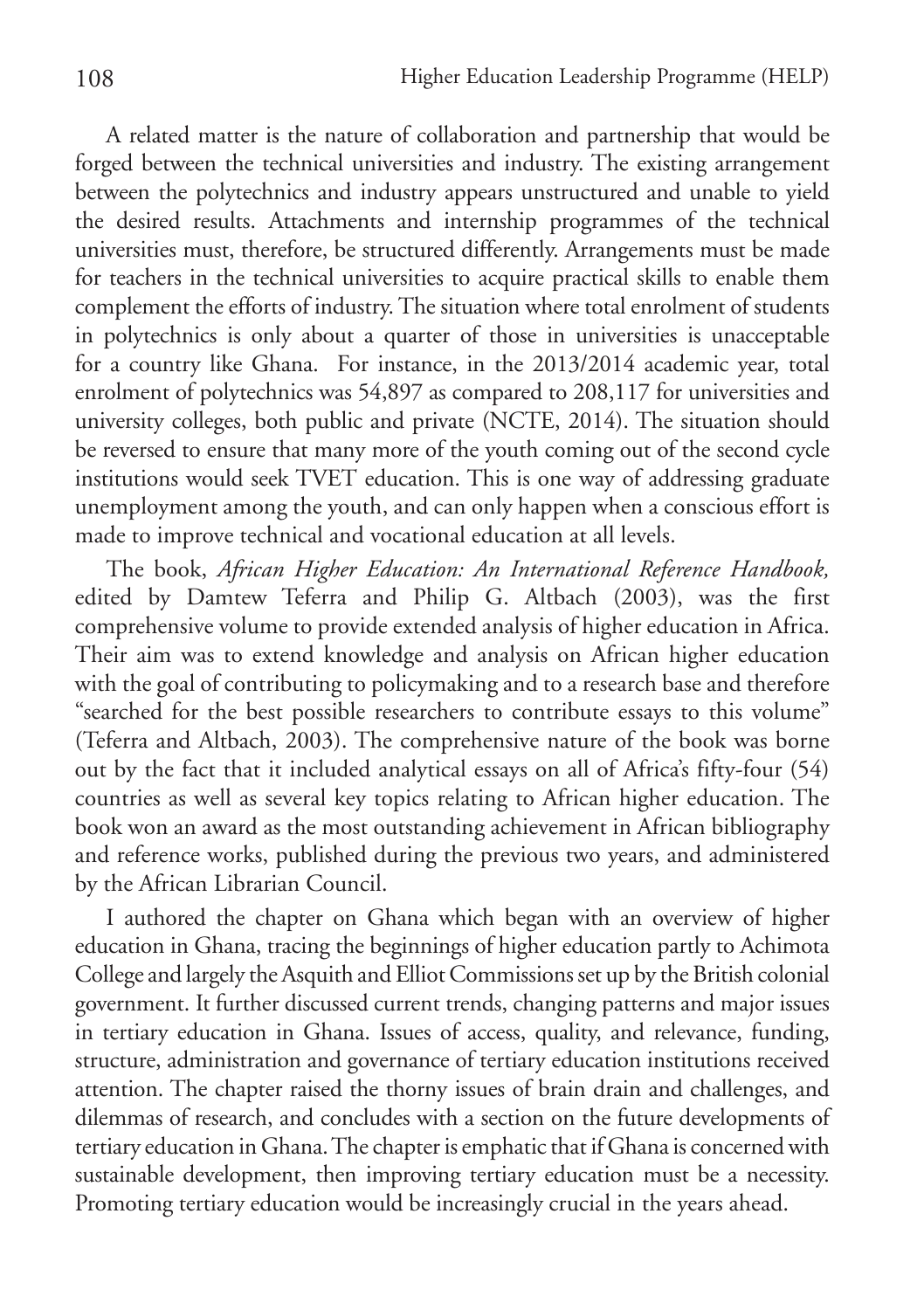A related matter is the nature of collaboration and partnership that would be forged between the technical universities and industry. The existing arrangement between the polytechnics and industry appears unstructured and unable to yield the desired results. Attachments and internship programmes of the technical universities must, therefore, be structured differently. Arrangements must be made for teachers in the technical universities to acquire practical skills to enable them complement the efforts of industry. The situation where total enrolment of students in polytechnics is only about a quarter of those in universities is unacceptable for a country like Ghana. For instance, in the 2013/2014 academic year, total enrolment of polytechnics was 54,897 as compared to 208,117 for universities and university colleges, both public and private (NCTE, 2014). The situation should be reversed to ensure that many more of the youth coming out of the second cycle institutions would seek TVET education. This is one way of addressing graduate unemployment among the youth, and can only happen when a conscious effort is made to improve technical and vocational education at all levels.

The book, *African Higher Education: An International Reference Handbook,* edited by Damtew Teferra and Philip G. Altbach (2003), was the first comprehensive volume to provide extended analysis of higher education in Africa. Their aim was to extend knowledge and analysis on African higher education with the goal of contributing to policymaking and to a research base and therefore "searched for the best possible researchers to contribute essays to this volume" (Teferra and Altbach, 2003). The comprehensive nature of the book was borne out by the fact that it included analytical essays on all of Africa's fifty-four (54) countries as well as several key topics relating to African higher education. The book won an award as the most outstanding achievement in African bibliography and reference works, published during the previous two years, and administered by the African Librarian Council.

I authored the chapter on Ghana which began with an overview of higher education in Ghana, tracing the beginnings of higher education partly to Achimota College and largely the Asquith and Elliot Commissions set up by the British colonial government. It further discussed current trends, changing patterns and major issues in tertiary education in Ghana. Issues of access, quality, and relevance, funding, structure, administration and governance of tertiary education institutions received attention. The chapter raised the thorny issues of brain drain and challenges, and dilemmas of research, and concludes with a section on the future developments of tertiary education in Ghana. The chapter is emphatic that if Ghana is concerned with sustainable development, then improving tertiary education must be a necessity. Promoting tertiary education would be increasingly crucial in the years ahead.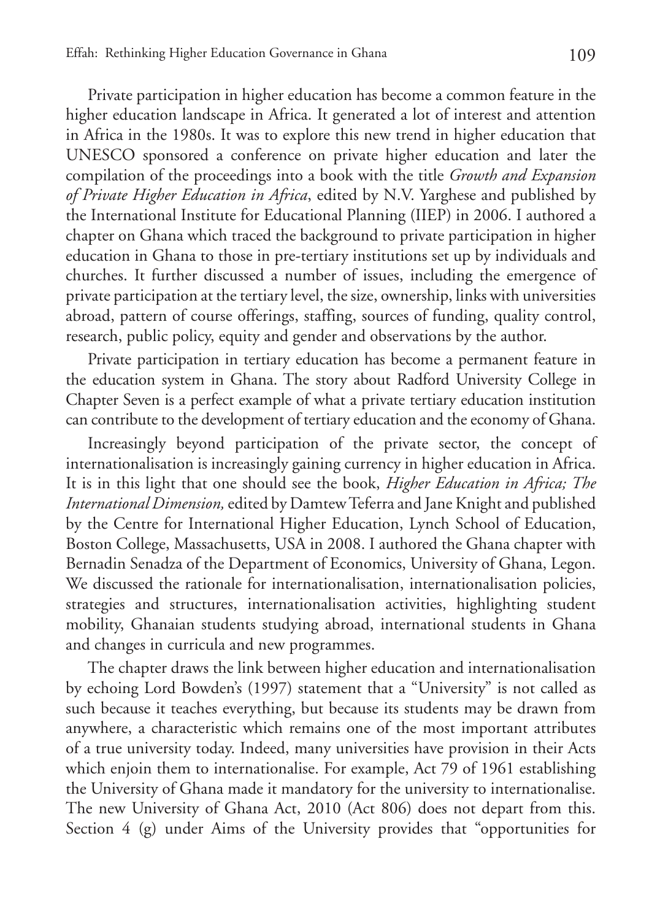Private participation in higher education has become a common feature in the higher education landscape in Africa. It generated a lot of interest and attention in Africa in the 1980s. It was to explore this new trend in higher education that UNESCO sponsored a conference on private higher education and later the compilation of the proceedings into a book with the title *Growth and Expansion of Private Higher Education in Africa*, edited by N.V. Yarghese and published by the International Institute for Educational Planning (IIEP) in 2006. I authored a chapter on Ghana which traced the background to private participation in higher education in Ghana to those in pre-tertiary institutions set up by individuals and churches. It further discussed a number of issues, including the emergence of private participation at the tertiary level, the size, ownership, links with universities abroad, pattern of course offerings, staffing, sources of funding, quality control, research, public policy, equity and gender and observations by the author.

Private participation in tertiary education has become a permanent feature in the education system in Ghana. The story about Radford University College in Chapter Seven is a perfect example of what a private tertiary education institution can contribute to the development of tertiary education and the economy of Ghana.

Increasingly beyond participation of the private sector, the concept of internationalisation is increasingly gaining currency in higher education in Africa. It is in this light that one should see the book, *Higher Education in Africa; The International Dimension,* edited by Damtew Teferra and Jane Knight and published by the Centre for International Higher Education, Lynch School of Education, Boston College, Massachusetts, USA in 2008. I authored the Ghana chapter with Bernadin Senadza of the Department of Economics, University of Ghana, Legon. We discussed the rationale for internationalisation, internationalisation policies, strategies and structures, internationalisation activities, highlighting student mobility, Ghanaian students studying abroad, international students in Ghana and changes in curricula and new programmes.

The chapter draws the link between higher education and internationalisation by echoing Lord Bowden's (1997) statement that a "University" is not called as such because it teaches everything, but because its students may be drawn from anywhere, a characteristic which remains one of the most important attributes of a true university today. Indeed, many universities have provision in their Acts which enjoin them to internationalise. For example, Act 79 of 1961 establishing the University of Ghana made it mandatory for the university to internationalise. The new University of Ghana Act, 2010 (Act 806) does not depart from this. Section 4 (g) under Aims of the University provides that "opportunities for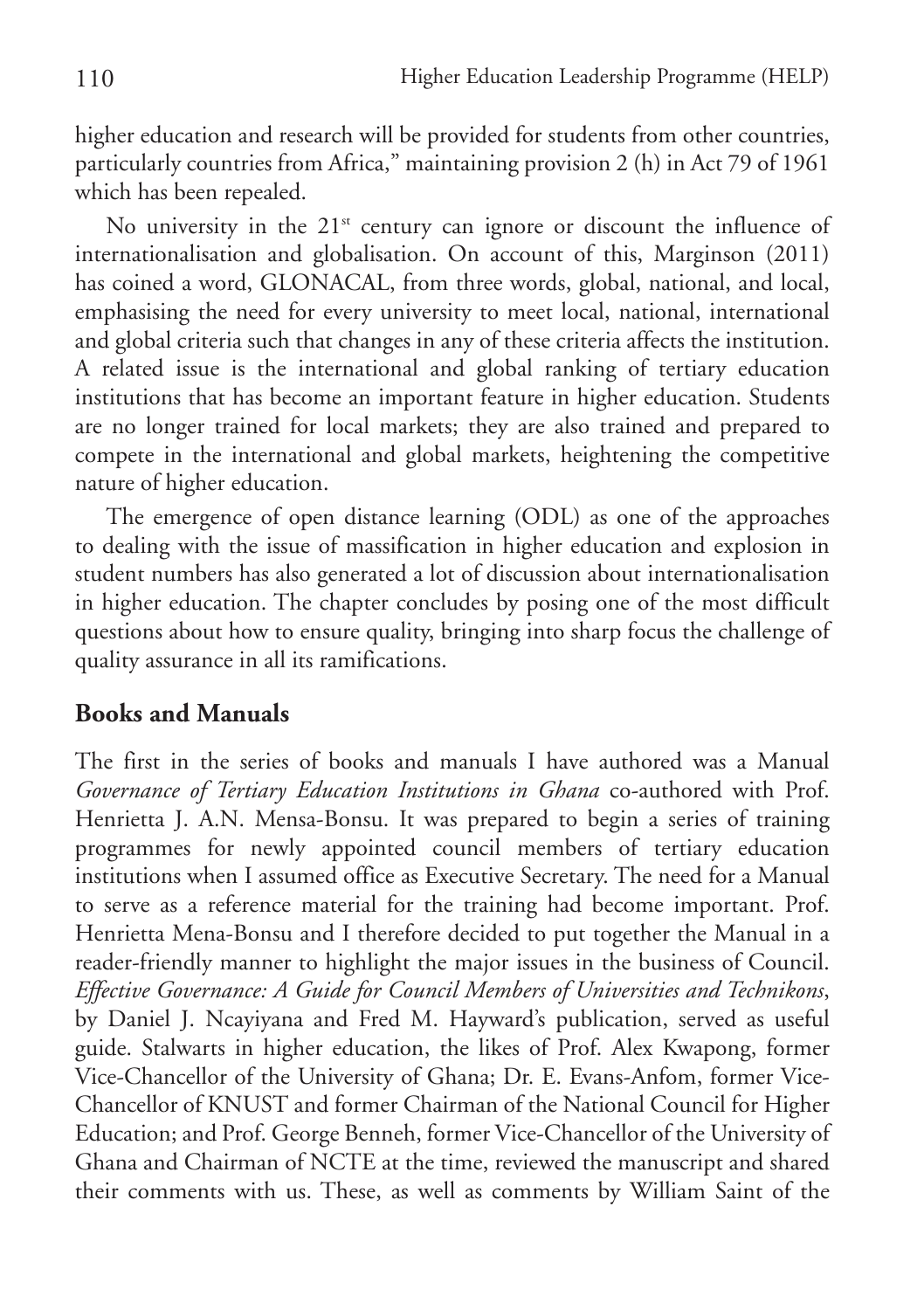higher education and research will be provided for students from other countries, particularly countries from Africa," maintaining provision 2 (h) in Act 79 of 1961 which has been repealed.

No university in the 21st century can ignore or discount the influence of internationalisation and globalisation. On account of this, Marginson (2011) has coined a word, GLONACAL, from three words, global, national, and local, emphasising the need for every university to meet local, national, international and global criteria such that changes in any of these criteria affects the institution. A related issue is the international and global ranking of tertiary education institutions that has become an important feature in higher education. Students are no longer trained for local markets; they are also trained and prepared to compete in the international and global markets, heightening the competitive nature of higher education.

The emergence of open distance learning (ODL) as one of the approaches to dealing with the issue of massification in higher education and explosion in student numbers has also generated a lot of discussion about internationalisation in higher education. The chapter concludes by posing one of the most difficult questions about how to ensure quality, bringing into sharp focus the challenge of quality assurance in all its ramifications.

## Books and Manuals

The first in the series of books and manuals I have authored was a Manual *Governance of Tertiary Education Institutions in Ghana* co-authored with Prof. Henrietta J. A.N. Mensa-Bonsu. It was prepared to begin a series of training programmes for newly appointed council members of tertiary education institutions when I assumed office as Executive Secretary. The need for a Manual to serve as a reference material for the training had become important. Prof. Henrietta Mena-Bonsu and I therefore decided to put together the Manual in a reader-friendly manner to highlight the major issues in the business of Council. *Effective Governance: A Guide for Council Members of Universities and Technikons*, by Daniel J. Ncayiyana and Fred M. Hayward's publication, served as useful guide. Stalwarts in higher education, the likes of Prof. Alex Kwapong, former Vice-Chancellor of the University of Ghana; Dr. E. Evans-Anfom, former Vice-Chancellor of KNUST and former Chairman of the National Council for Higher Education; and Prof. George Benneh, former Vice-Chancellor of the University of Ghana and Chairman of NCTE at the time, reviewed the manuscript and shared their comments with us. These, as well as comments by William Saint of the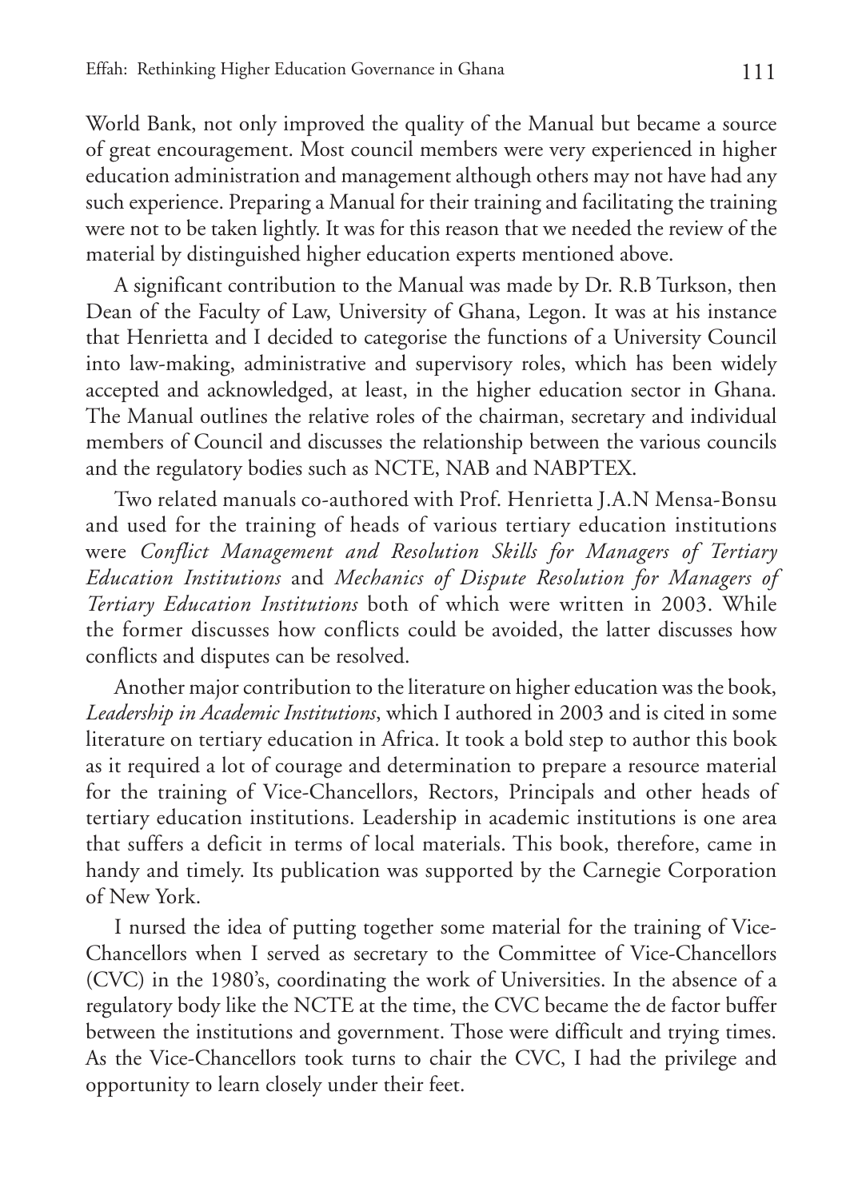World Bank, not only improved the quality of the Manual but became a source of great encouragement. Most council members were very experienced in higher education administration and management although others may not have had any such experience. Preparing a Manual for their training and facilitating the training were not to be taken lightly. It was for this reason that we needed the review of the material by distinguished higher education experts mentioned above.

A significant contribution to the Manual was made by Dr. R.B Turkson, then Dean of the Faculty of Law, University of Ghana, Legon. It was at his instance that Henrietta and I decided to categorise the functions of a University Council into law-making, administrative and supervisory roles, which has been widely accepted and acknowledged, at least, in the higher education sector in Ghana. The Manual outlines the relative roles of the chairman, secretary and individual members of Council and discusses the relationship between the various councils and the regulatory bodies such as NCTE, NAB and NABPTEX.

Two related manuals co-authored with Prof. Henrietta J.A.N Mensa-Bonsu and used for the training of heads of various tertiary education institutions were *Conflict Management and Resolution Skills for Managers of Tertiary Education Institutions* and *Mechanics of Dispute Resolution for Managers of Tertiary Education Institutions* both of which were written in 2003. While the former discusses how conflicts could be avoided, the latter discusses how conflicts and disputes can be resolved.

Another major contribution to the literature on higher education was the book, *Leadership in Academic Institutions*, which I authored in 2003 and is cited in some literature on tertiary education in Africa. It took a bold step to author this book as it required a lot of courage and determination to prepare a resource material for the training of Vice-Chancellors, Rectors, Principals and other heads of tertiary education institutions. Leadership in academic institutions is one area that suffers a deficit in terms of local materials. This book, therefore, came in handy and timely. Its publication was supported by the Carnegie Corporation of New York.

I nursed the idea of putting together some material for the training of Vice-Chancellors when I served as secretary to the Committee of Vice-Chancellors (CVC) in the 1980's, coordinating the work of Universities. In the absence of a regulatory body like the NCTE at the time, the CVC became the de factor buffer between the institutions and government. Those were difficult and trying times. As the Vice-Chancellors took turns to chair the CVC, I had the privilege and opportunity to learn closely under their feet.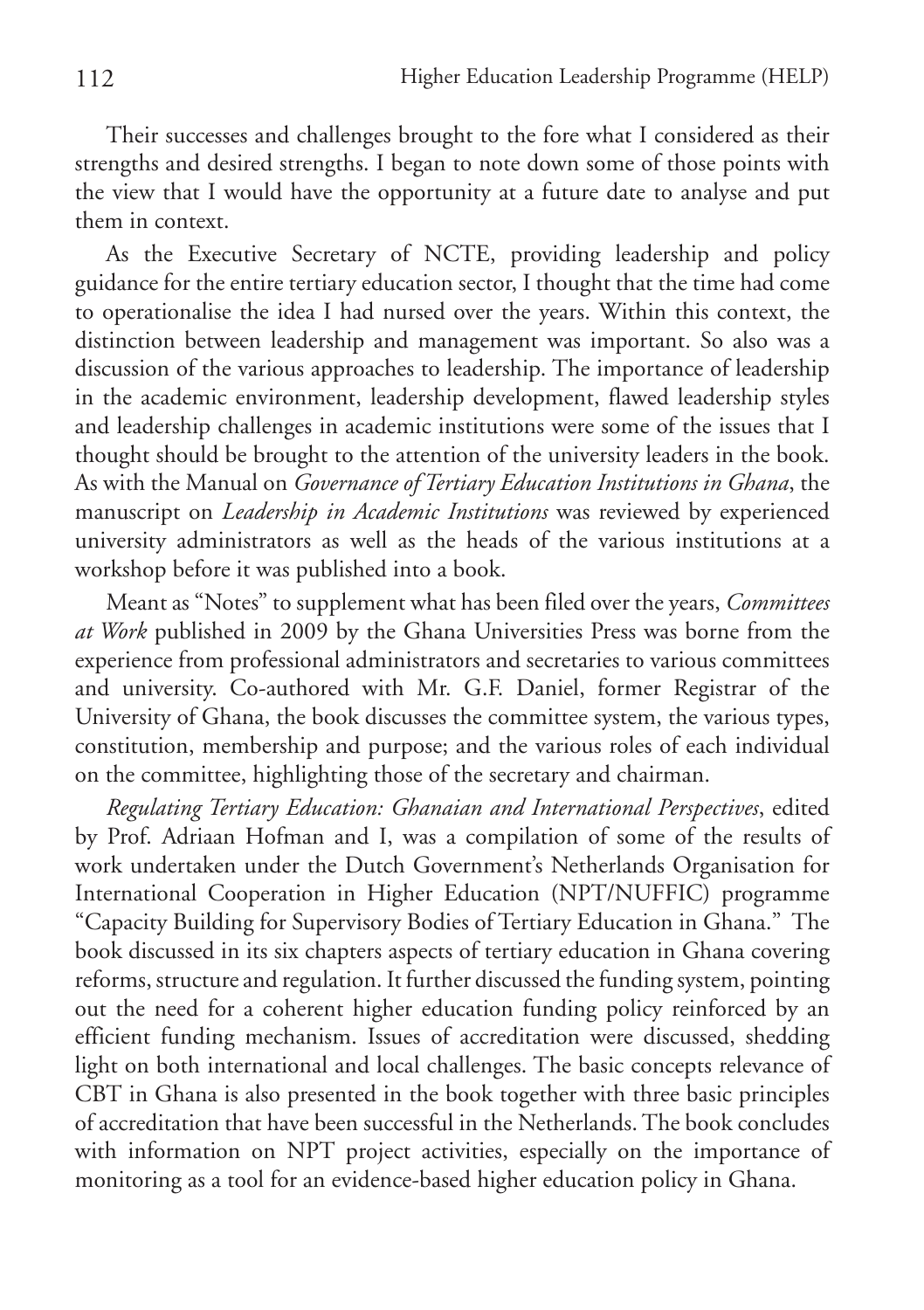Their successes and challenges brought to the fore what I considered as their strengths and desired strengths. I began to note down some of those points with the view that I would have the opportunity at a future date to analyse and put them in context.

As the Executive Secretary of NCTE, providing leadership and policy guidance for the entire tertiary education sector, I thought that the time had come to operationalise the idea I had nursed over the years. Within this context, the distinction between leadership and management was important. So also was a discussion of the various approaches to leadership. The importance of leadership in the academic environment, leadership development, flawed leadership styles and leadership challenges in academic institutions were some of the issues that I thought should be brought to the attention of the university leaders in the book. As with the Manual on *Governance of Tertiary Education Institutions in Ghana*, the manuscript on *Leadership in Academic Institutions* was reviewed by experienced university administrators as well as the heads of the various institutions at a workshop before it was published into a book.

Meant as "Notes" to supplement what has been filed over the years, *Committees at Work* published in 2009 by the Ghana Universities Press was borne from the experience from professional administrators and secretaries to various committees and university. Co-authored with Mr. G.F. Daniel, former Registrar of the University of Ghana, the book discusses the committee system, the various types, constitution, membership and purpose; and the various roles of each individual on the committee, highlighting those of the secretary and chairman.

*Regulating Tertiary Education: Ghanaian and International Perspectives*, edited by Prof. Adriaan Hofman and I, was a compilation of some of the results of work undertaken under the Dutch Government's Netherlands Organisation for International Cooperation in Higher Education (NPT/NUFFIC) programme "Capacity Building for Supervisory Bodies of Tertiary Education in Ghana." The book discussed in its six chapters aspects of tertiary education in Ghana covering reforms, structure and regulation. It further discussed the funding system, pointing out the need for a coherent higher education funding policy reinforced by an efficient funding mechanism. Issues of accreditation were discussed, shedding light on both international and local challenges. The basic concepts relevance of CBT in Ghana is also presented in the book together with three basic principles of accreditation that have been successful in the Netherlands. The book concludes with information on NPT project activities, especially on the importance of monitoring as a tool for an evidence-based higher education policy in Ghana.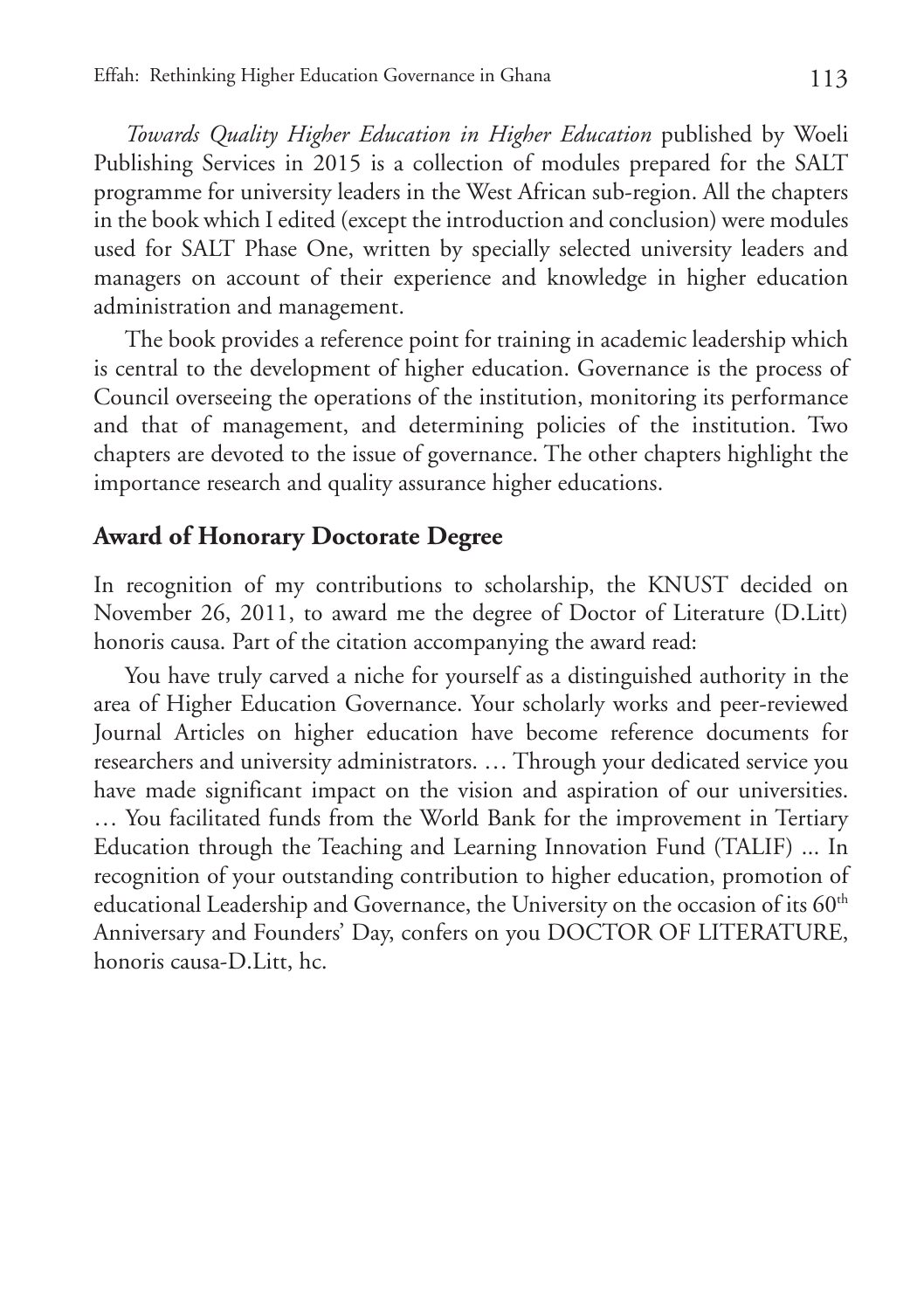*Towards Quality Higher Education in Higher Education* published by Woeli Publishing Services in 2015 is a collection of modules prepared for the SALT programme for university leaders in the West African sub-region. All the chapters in the book which I edited (except the introduction and conclusion) were modules used for SALT Phase One, written by specially selected university leaders and managers on account of their experience and knowledge in higher education administration and management.

The book provides a reference point for training in academic leadership which is central to the development of higher education. Governance is the process of Council overseeing the operations of the institution, monitoring its performance and that of management, and determining policies of the institution. Two chapters are devoted to the issue of governance. The other chapters highlight the importance research and quality assurance higher educations.

## Award of Honorary Doctorate Degree

In recognition of my contributions to scholarship, the KNUST decided on November 26, 2011, to award me the degree of Doctor of Literature (D.Litt) honoris causa. Part of the citation accompanying the award read:

You have truly carved a niche for yourself as a distinguished authority in the area of Higher Education Governance. Your scholarly works and peer-reviewed Journal Articles on higher education have become reference documents for researchers and university administrators. … Through your dedicated service you have made significant impact on the vision and aspiration of our universities. … You facilitated funds from the World Bank for the improvement in Tertiary Education through the Teaching and Learning Innovation Fund (TALIF) ... In recognition of your outstanding contribution to higher education, promotion of educational Leadership and Governance, the University on the occasion of its 60th Anniversary and Founders' Day, confers on you DOCTOR OF LITERATURE, honoris causa-D.Litt, hc.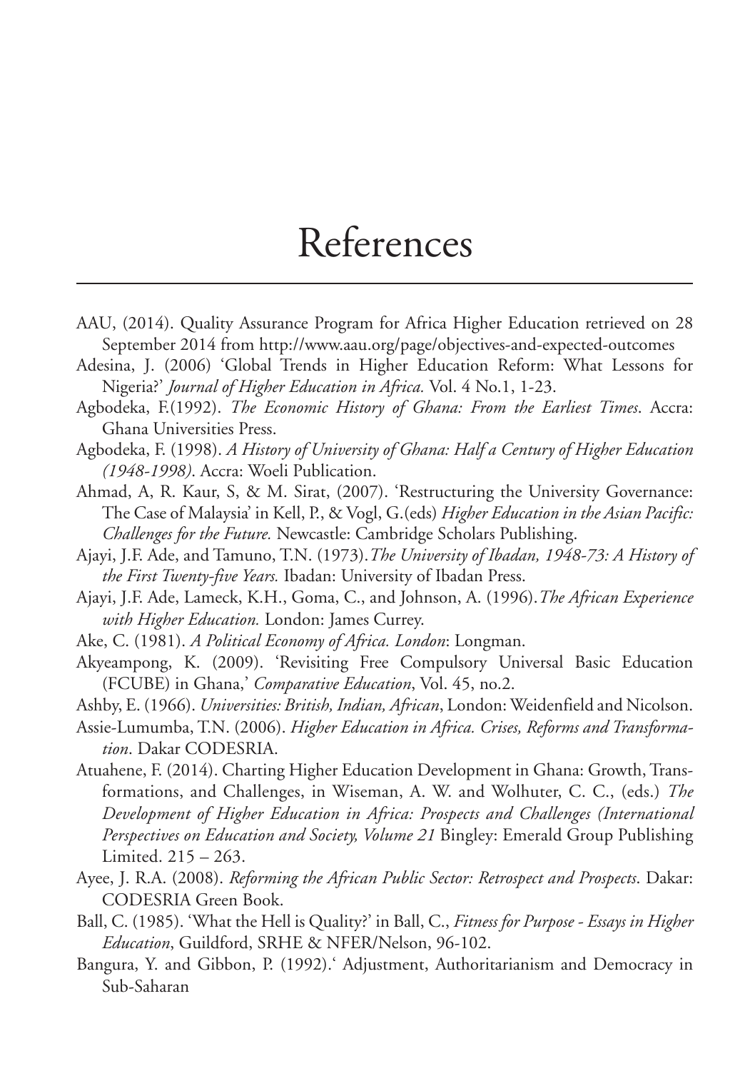# References

AAU, (2014). Quality Assurance Program for Africa Higher Education retrieved on 28 September 2014 from http://www.aau.org/page/objectives-and-expected-outcomes

Adesina, J. (2006) 'Global Trends in Higher Education Reform: What Lessons for Nigeria?' *Journal of Higher Education in Africa.* Vol. 4 No.1, 1-23.

Agbodeka, F.(1992). *The Economic History of Ghana: From the Earliest Times*. Accra: Ghana Universities Press.

Agbodeka, F. (1998). *A History of University of Ghana: Half a Century of Higher Education (1948-1998)*. Accra: Woeli Publication.

Ahmad, A, R. Kaur, S, & M. Sirat, (2007). 'Restructuring the University Governance: The Case of Malaysia' in Kell, P., & Vogl, G.(eds) *Higher Education in the Asian Pacific: Challenges for the Future.* Newcastle: Cambridge Scholars Publishing.

Ajayi, J.F. Ade, and Tamuno, T.N. (1973).*The University of Ibadan, 1948-73: A History of the First Twenty-five Years.* Ibadan: University of Ibadan Press.

Ajayi, J.F. Ade, Lameck, K.H., Goma, C., and Johnson, A. (1996).*The African Experience with Higher Education.* London: James Currey.

Ake, C. (1981). *A Political Economy of Africa. London*: Longman.

Akyeampong, K. (2009). 'Revisiting Free Compulsory Universal Basic Education (FCUBE) in Ghana,' *Comparative Education*, Vol. 45, no.2.

Ashby, E. (1966). *Universities: British, Indian, African*, London: Weidenfield and Nicolson.

Assie-Lumumba, T.N. (2006). *Higher Education in Africa. Crises, Reforms and Transformation*. Dakar CODESRIA.

Atuahene, F. (2014). Charting Higher Education Development in Ghana: Growth, Transformations, and Challenges, in Wiseman, A. W. and Wolhuter, C. C., (eds.) *The Development of Higher Education in Africa: Prospects and Challenges (International Perspectives on Education and Society, Volume 21* Bingley: Emerald Group Publishing Limited. 215 – 263.

Ayee, J. R.A. (2008). *Reforming the African Public Sector: Retrospect and Prospects*. Dakar: CODESRIA Green Book.

Ball, C. (1985). 'What the Hell is Quality?' in Ball, C., *Fitness for Purpose - Essays in Higher Education*, Guildford, SRHE & NFER/Nelson, 96-102.

Bangura, Y. and Gibbon, P. (1992).' Adjustment, Authoritarianism and Democracy in Sub-Saharan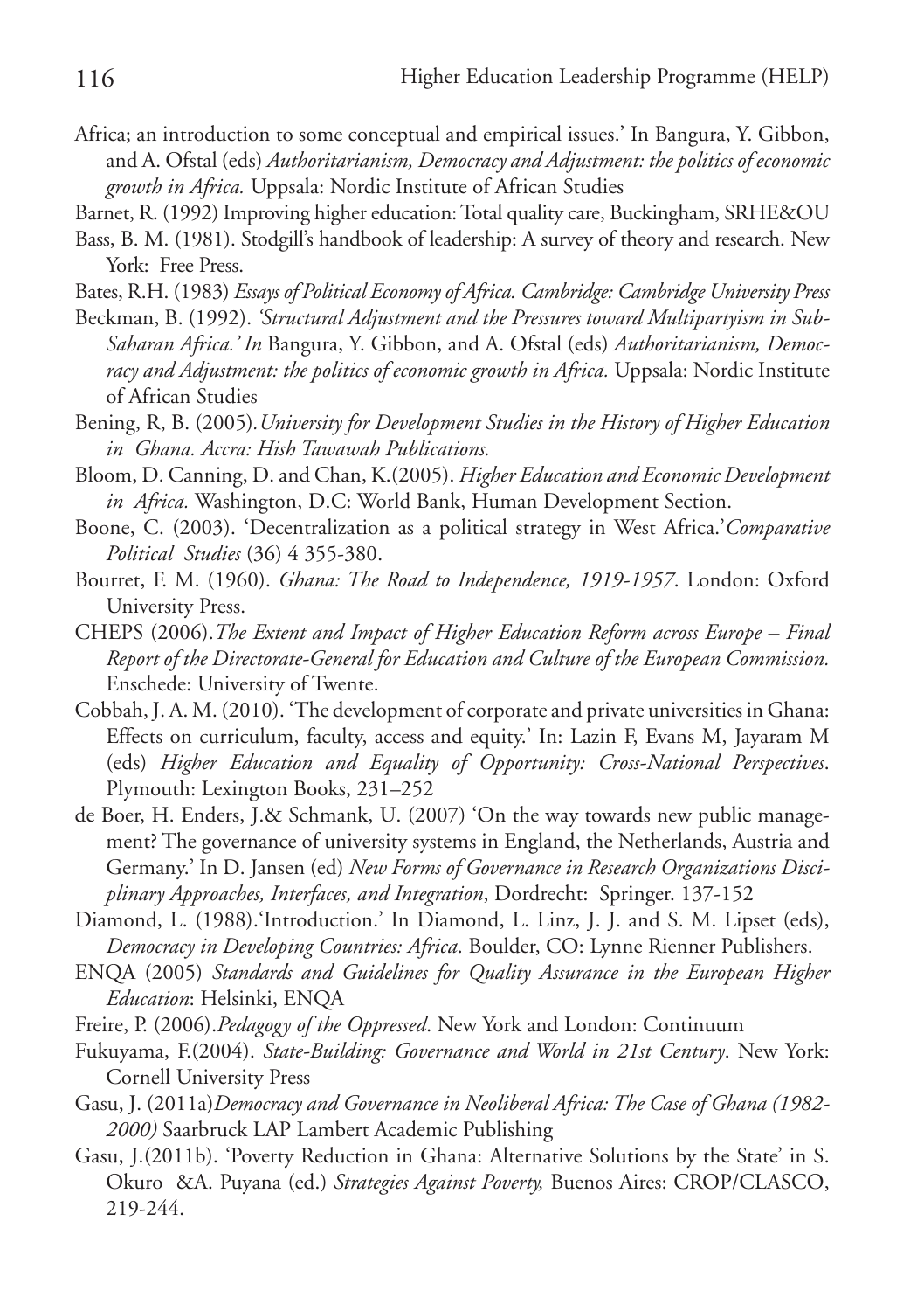Africa; an introduction to some conceptual and empirical issues.' In Bangura, Y. Gibbon, and A. Ofstal (eds) *Authoritarianism, Democracy and Adjustment: the politics of economic growth in Africa.* Uppsala: Nordic Institute of African Studies

Barnet, R. (1992) Improving higher education: Total quality care, Buckingham, SRHE&OU

Bass, B. M. (1981). Stodgill's handbook of leadership: A survey of theory and research. New York: Free Press.

Bates, R.H. (1983) *Essays of Political Economy of Africa. Cambridge: Cambridge University Press*

Beckman, B. (1992). *'Structural Adjustment and the Pressures toward Multipartyism in Sub-Saharan Africa.' In* Bangura, Y. Gibbon, and A. Ofstal (eds) *Authoritarianism, Democracy and Adjustment: the politics of economic growth in Africa.* Uppsala: Nordic Institute of African Studies

Bening, R, B. (2005).*University for Development Studies in the History of Higher Education in Ghana. Accra: Hish Tawawah Publications.*

Bloom, D. Canning, D. and Chan, K.(2005). *Higher Education and Economic Development in Africa.* Washington, D.C: World Bank, Human Development Section.

Boone, C. (2003). 'Decentralization as a political strategy in West Africa.'*Comparative Political Studies* (36) 4 355-380.

Bourret, F. M. (1960). *Ghana: The Road to Independence, 1919-1957*. London: Oxford University Press.

CHEPS (2006).*The Extent and Impact of Higher Education Reform across Europe – Final Report of the Directorate-General for Education and Culture of the European Commission.* Enschede: University of Twente.

Cobbah, J. A. M. (2010). 'The development of corporate and private universities in Ghana: Effects on curriculum, faculty, access and equity.' In: Lazin F, Evans M, Jayaram M (eds) *Higher Education and Equality of Opportunity: Cross-National Perspectives*. Plymouth: Lexington Books, 231–252

de Boer, H. Enders, J.& Schmank, U. (2007) 'On the way towards new public management? The governance of university systems in England, the Netherlands, Austria and Germany.' In D. Jansen (ed) *New Forms of Governance in Research Organizations Disciplinary Approaches, Interfaces, and Integration*, Dordrecht: Springer. 137-152

Diamond, L. (1988).'Introduction.' In Diamond, L. Linz, J. J. and S. M. Lipset (eds), *Democracy in Developing Countries: Africa*. Boulder, CO: Lynne Rienner Publishers.

ENQA (2005) *Standards and Guidelines for Quality Assurance in the European Higher Education*: Helsinki, ENQA

Freire, P. (2006).*Pedagogy of the Oppressed*. New York and London: Continuum

Fukuyama, F.(2004). *State-Building: Governance and World in 21st Century*. New York: Cornell University Press

Gasu, J. (2011a)*Democracy and Governance in Neoliberal Africa: The Case of Ghana (1982-2000)* Saarbruck LAP Lambert Academic Publishing

Gasu, J.(2011b). 'Poverty Reduction in Ghana: Alternative Solutions by the State' in S. Okuro &A. Puyana (ed.) *Strategies Against Poverty,* Buenos Aires: CROP/CLASCO, 219-244.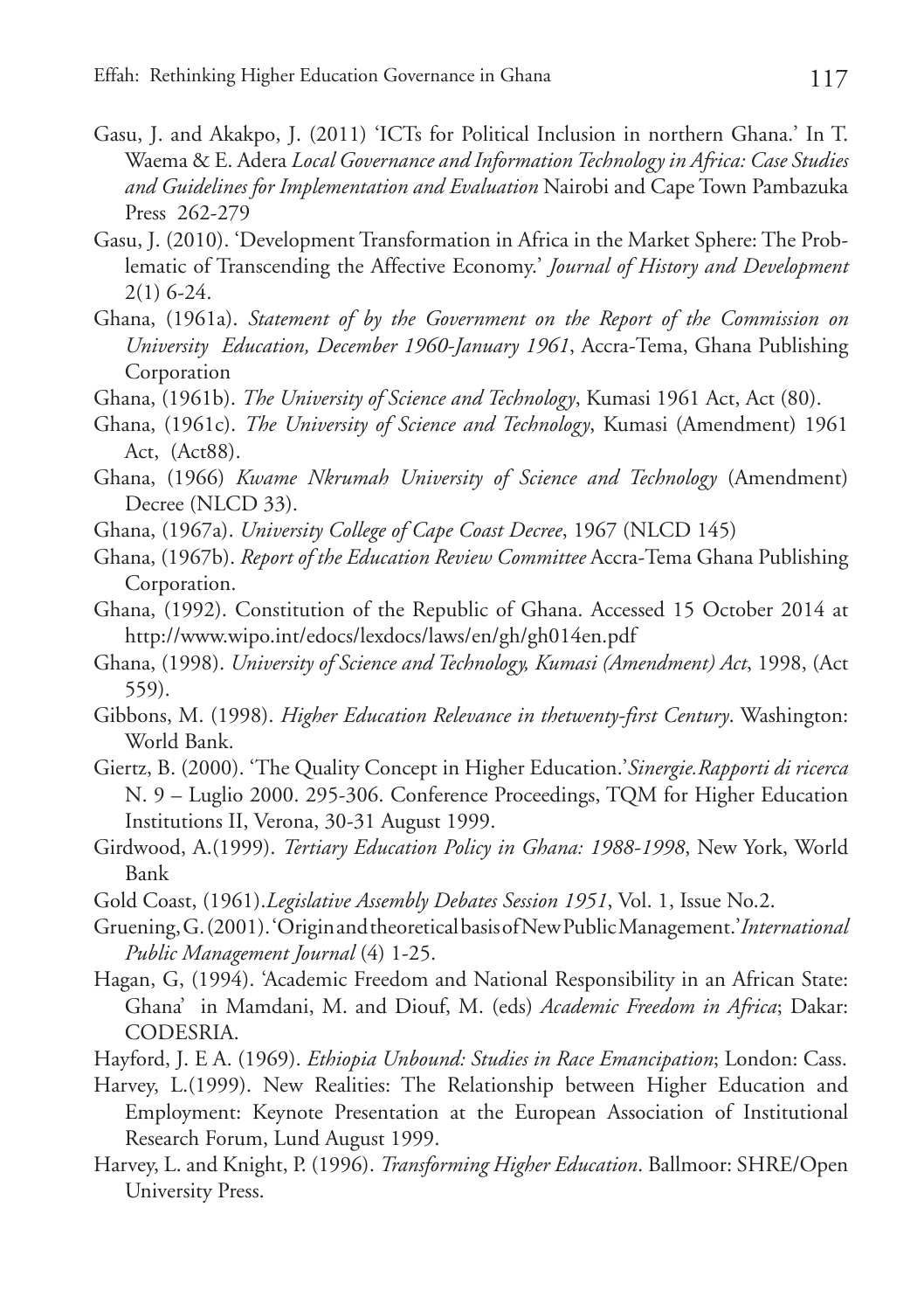Gasu, J. and Akakpo, J. (2011) 'ICTs for Political Inclusion in northern Ghana.' In T. Waema & E. Adera *Local Governance and Information Technology in Africa: Case Studies and Guidelines for Implementation and Evaluation* Nairobi and Cape Town Pambazuka Press 262-279

Gasu, J. (2010). 'Development Transformation in Africa in the Market Sphere: The Problematic of Transcending the Affective Economy.' *Journal of History and Development* 2(1) 6-24.

Ghana, (1961a). *Statement of by the Government on the Report of the Commission on University Education, December 1960-January 1961*, Accra-Tema, Ghana Publishing Corporation

Ghana, (1961b). *The University of Science and Technology*, Kumasi 1961 Act, Act (80).

Ghana, (1961c). *The University of Science and Technology*, Kumasi (Amendment) 1961 Act, (Act88).

Ghana, (1966) *Kwame Nkrumah University of Science and Technology* (Amendment) Decree (NLCD 33).

Ghana, (1967a). *University College of Cape Coast Decree*, 1967 (NLCD 145)

Ghana, (1967b). *Report of the Education Review Committee* Accra-Tema Ghana Publishing Corporation.

Ghana, (1992). Constitution of the Republic of Ghana. Accessed 15 October 2014 at http://www.wipo.int/edocs/lexdocs/laws/en/gh/gh014en.pdf

Ghana, (1998). *University of Science and Technology, Kumasi (Amendment) Act*, 1998, (Act 559).

Gibbons, M. (1998). *Higher Education Relevance in thetwenty-first Century*. Washington: World Bank.

Giertz, B. (2000). 'The Quality Concept in Higher Education.' *Sinergie.Rapporti di ricerca* N. 9 – Luglio 2000. 295-306. Conference Proceedings, TQM for Higher Education Institutions II, Verona, 30-31 August 1999.

Girdwood, A.(1999). *Tertiary Education Policy in Ghana: 1988-1998*, New York, World Bank

Gold Coast, (1961).*Legislative Assembly Debates Session 1951*, Vol. 1, Issue No.2.

Gruening, G. (2001). 'Origin and theoretical basis of New Public Management.' *International Public Management Journal* (4) 1-25.

Hagan, G, (1994). 'Academic Freedom and National Responsibility in an African State: Ghana' in Mamdani, M. and Diouf, M. (eds) *Academic Freedom in Africa*; Dakar: CODESRIA.

Hayford, J. E A. (1969). *Ethiopia Unbound: Studies in Race Emancipation*; London: Cass.

Harvey, L.(1999). New Realities: The Relationship between Higher Education and Employment: Keynote Presentation at the European Association of Institutional Research Forum, Lund August 1999.

Harvey, L. and Knight, P. (1996). *Transforming Higher Education*. Ballmoor: SHRE/Open University Press.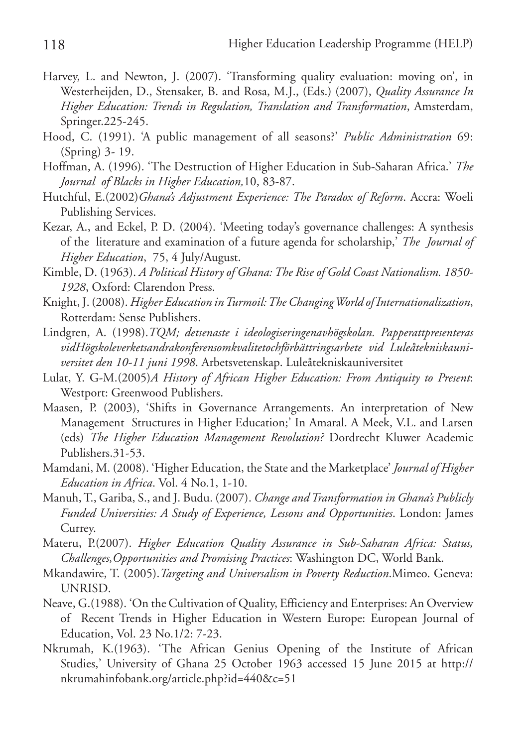Harvey, L. and Newton, J. (2007). 'Transforming quality evaluation: moving on', in Westerheijden, D., Stensaker, B. and Rosa, M.J., (Eds.) (2007), *Quality Assurance In Higher Education: Trends in Regulation, Translation and Transformation*, Amsterdam, Springer.225-245.

Hood, C. (1991). 'A public management of all seasons?' *Public Administration* 69: (Spring) 3- 19.

Hoffman, A. (1996). 'The Destruction of Higher Education in Sub-Saharan Africa.' *The Journal of Blacks in Higher Education,*10, 83-87.

Hutchful, E.(2002)*Ghana's Adjustment Experience: The Paradox of Reform*. Accra: Woeli Publishing Services.

Kezar, A., and Eckel, P. D. (2004). 'Meeting today's governance challenges: A synthesis of the literature and examination of a future agenda for scholarship,' *The Journal of Higher Education*, 75, 4 July/August.

Kimble, D. (1963). *A Political History of Ghana: The Rise of Gold Coast Nationalism. 1850-1928*, Oxford: Clarendon Press.

Knight, J. (2008). *Higher Education in Turmoil: The Changing World of Internationalization*, Rotterdam: Sense Publishers.

Lindgren, A. (1998).*TQM; detsenaste i ideologiseringenavhögskolan. Papperattpresenteras vidHögskoleverketsandrakonferensomkvalitetochförbättringsarbete vid Luleåtekniskauniversitet den 10-11 juni 1998*. Arbetsvetenskap. Luleåtekniskauniversitet

Lulat, Y. G-M.(2005)*A History of African Higher Education: From Antiquity to Present*: Westport: Greenwood Publishers.

Maasen, P. (2003), 'Shifts in Governance Arrangements. An interpretation of New Management Structures in Higher Education;' In Amaral. A Meek, V.L. and Larsen (eds) *The Higher Education Management Revolution?* Dordrecht Kluwer Academic Publishers.31-53.

Mamdani, M. (2008). 'Higher Education, the State and the Marketplace' *Journal of Higher Education in Africa*. Vol. 4 No.1, 1-10.

Manuh, T., Gariba, S., and J. Budu. (2007). *Change and Transformation in Ghana's Publicly Funded Universities: A Study of Experience, Lessons and Opportunities*. London: James Currey.

Materu, P.(2007). *Higher Education Quality Assurance in Sub-Saharan Africa: Status, Challenges,Opportunities and Promising Practices*: Washington DC, World Bank.

Mkandawire, T. (2005).*Targeting and Universalism in Poverty Reduction*.Mimeo. Geneva: UNRISD.

Neave, G.(1988). 'On the Cultivation of Quality, Efficiency and Enterprises: An Overview of Recent Trends in Higher Education in Western Europe: European Journal of Education, Vol. 23 No.1/2: 7-23.

Nkrumah, K.(1963). 'The African Genius Opening of the Institute of African Studies,' University of Ghana 25 October 1963 accessed 15 June 2015 at http://nkrumahinfobank.org/article.php?id=440&c=51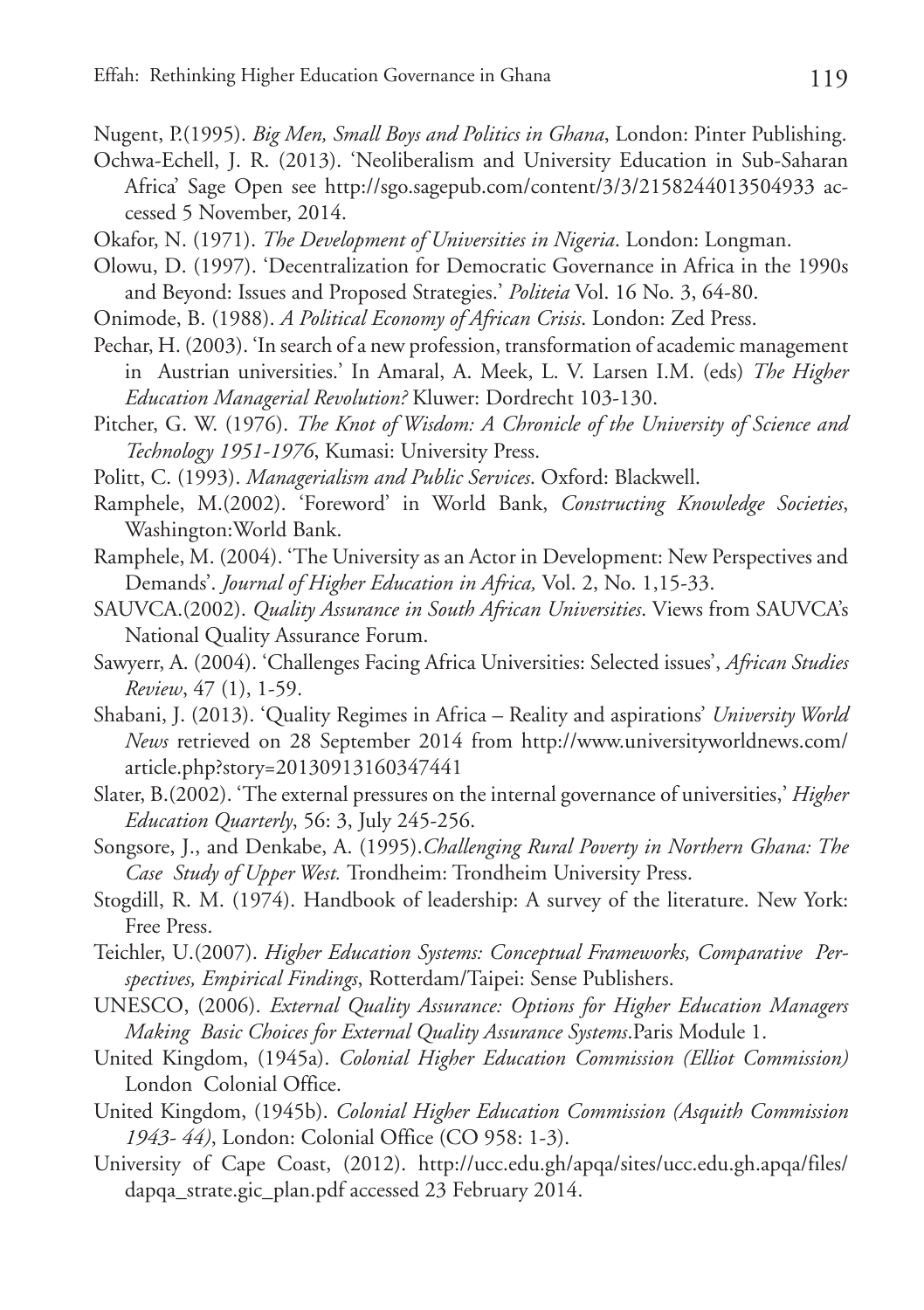Nugent, P.(1995). *Big Men, Small Boys and Politics in Ghana*, London: Pinter Publishing.

Ochwa-Echell, J. R. (2013). 'Neoliberalism and University Education in Sub-Saharan Africa' Sage Open see http://sgo.sagepub.com/content/3/3/2158244013504933 accessed 5 November, 2014.

Okafor, N. (1971). *The Development of Universities in Nigeria*. London: Longman.

Olowu, D. (1997). 'Decentralization for Democratic Governance in Africa in the 1990s and Beyond: Issues and Proposed Strategies.' *Politeia* Vol. 16 No. 3, 64-80.

Onimode, B. (1988). *A Political Economy of African Crisis*. London: Zed Press.

Pechar, H. (2003). 'In search of a new profession, transformation of academic management in Austrian universities.' In Amaral, A. Meek, L. V. Larsen I.M. (eds) *The Higher Education Managerial Revolution?* Kluwer: Dordrecht 103-130.

Pitcher, G. W. (1976). *The Knot of Wisdom: A Chronicle of the University of Science and Technology 1951-1976*, Kumasi: University Press.

Politt, C. (1993). *Managerialism and Public Services*. Oxford: Blackwell.

Ramphele, M.(2002). 'Foreword' in World Bank, *Constructing Knowledge Societies*, Washington:World Bank.

Ramphele, M. (2004). 'The University as an Actor in Development: New Perspectives and Demands'. *Journal of Higher Education in Africa,* Vol. 2, No. 1,15-33.

SAUVCA.(2002). *Quality Assurance in South African Universities*. Views from SAUVCA's National Quality Assurance Forum.

Sawyerr, A. (2004). 'Challenges Facing Africa Universities: Selected issues', *African Studies Review*, 47 (1), 1-59.

Shabani, J. (2013). 'Quality Regimes in Africa – Reality and aspirations' *University World News* retrieved on 28 September 2014 from http://www.universityworldnews.com/article.php?story=20130913160347441

Slater, B.(2002). 'The external pressures on the internal governance of universities,' *Higher Education Quarterly*, 56: 3, July 245-256.

Songsore, J., and Denkabe, A. (1995).*Challenging Rural Poverty in Northern Ghana: The Case Study of Upper West.* Trondheim: Trondheim University Press.

Stogdill, R. M. (1974). Handbook of leadership: A survey of the literature. New York: Free Press.

Teichler, U.(2007). *Higher Education Systems: Conceptual Frameworks, Comparative Perspectives, Empirical Findings*, Rotterdam/Taipei: Sense Publishers.

UNESCO, (2006). *External Quality Assurance: Options for Higher Education Managers Making Basic Choices for External Quality Assurance Systems*.Paris Module 1.

United Kingdom, (1945a). *Colonial Higher Education Commission (Elliot Commission)* London Colonial Office.

United Kingdom, (1945b). *Colonial Higher Education Commission (Asquith Commission 1943- 44)*, London: Colonial Office (CO 958: 1-3).

University of Cape Coast, (2012). http://ucc.edu.gh/apqa/sites/ucc.edu.gh.apqa/files/dapqa_strate.gic_plan.pdf accessed 23 February 2014.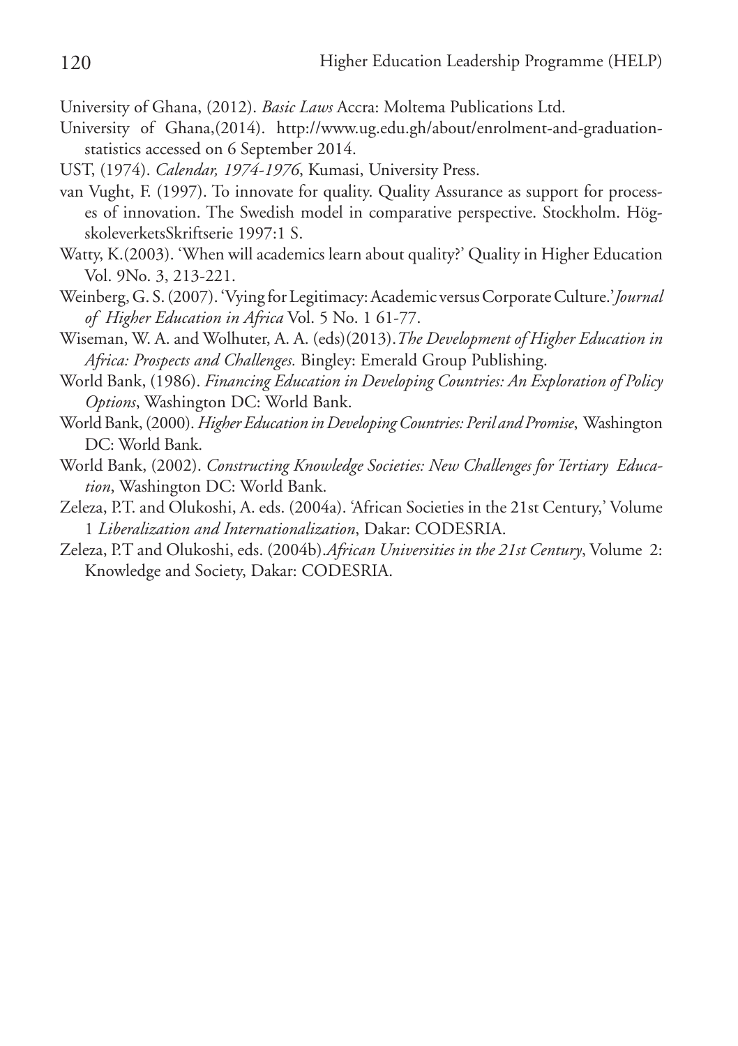University of Ghana, (2012). *Basic Laws* Accra: Moltema Publications Ltd.

University of Ghana,(2014). http://www.ug.edu.gh/about/enrolment-and-graduation-statistics accessed on 6 September 2014.

UST, (1974). *Calendar, 1974-1976*, Kumasi, University Press.

van Vught, F. (1997). To innovate for quality. Quality Assurance as support for processes of innovation. The Swedish model in comparative perspective. Stockholm. HögskoleverketsSkriftserie 1997:1 S.

Watty, K.(2003). 'When will academics learn about quality?' Quality in Higher Education Vol. 9No. 3, 213-221.

Weinberg, G. S. (2007). 'Vying for Legitimacy: Academic versus Corporate Culture.' *Journal of Higher Education in Africa* Vol. 5 No. 1 61-77.

Wiseman, W. A. and Wolhuter, A. A. (eds)(2013).*The Development of Higher Education in Africa: Prospects and Challenges.* Bingley: Emerald Group Publishing.

World Bank, (1986). *Financing Education in Developing Countries: An Exploration of Policy Options*, Washington DC: World Bank.

World Bank, (2000). *Higher Education in Developing Countries: Peril and Promise*, Washington DC: World Bank.

World Bank, (2002). *Constructing Knowledge Societies: New Challenges for Tertiary Education*, Washington DC: World Bank.

Zeleza, P.T. and Olukoshi, A. eds. (2004a). 'African Societies in the 21st Century,' Volume 1 *Liberalization and Internationalization*, Dakar: CODESRIA.

Zeleza, P.T and Olukoshi, eds. (2004b).*African Universities in the 21st Century*, Volume 2: Knowledge and Society, Dakar: CODESRIA.